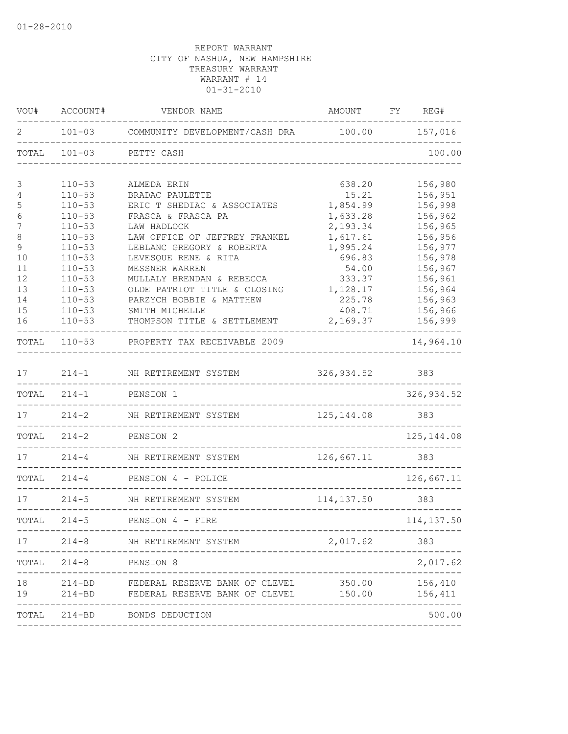01-28-2010

REPORT WARRANT
CITY OF NASHUA, NEW HAMPSHIRE
TREASURY WARRANT
WARRANT # 14
01-31-2010

| VOU# | ACCOUNT# | VENDOR NAME | AMOUNT | FY | REG# |
|---|---|---|---|---|---|
| 2 | 101-03 | COMMUNITY DEVELOPMENT/CASH DRA | 100.00 | | 157,016 |
| TOTAL | 101-03 | PETTY CASH | | | 100.00 |
| 3 | 110-53 | ALMEDA ERIN | 638.20 | | 156,980 |
| 4 | 110-53 | BRADAC PAULETTE | 15.21 | | 156,951 |
| 5 | 110-53 | ERIC T SHEDIAC & ASSOCIATES | 1,854.99 | | 156,998 |
| 6 | 110-53 | FRASCA & FRASCA PA | 1,633.28 | | 156,962 |
| 7 | 110-53 | LAW HADLOCK | 2,193.34 | | 156,965 |
| 8 | 110-53 | LAW OFFICE OF JEFFREY FRANKEL | 1,617.61 | | 156,956 |
| 9 | 110-53 | LEBLANC GREGORY & ROBERTA | 1,995.24 | | 156,977 |
| 10 | 110-53 | LEVESQUE RENE & RITA | 696.83 | | 156,978 |
| 11 | 110-53 | MESSNER WARREN | 54.00 | | 156,967 |
| 12 | 110-53 | MULLALY BRENDAN & REBECCA | 333.37 | | 156,961 |
| 13 | 110-53 | OLDE PATRIOT TITLE & CLOSING | 1,128.17 | | 156,964 |
| 14 | 110-53 | PARZYCH BOBBIE & MATTHEW | 225.78 | | 156,963 |
| 15 | 110-53 | SMITH MICHELLE | 408.71 | | 156,966 |
| 16 | 110-53 | THOMPSON TITLE & SETTLEMENT | 2,169.37 | | 156,999 |
| TOTAL | 110-53 | PROPERTY TAX RECEIVABLE 2009 | | | 14,964.10 |
| 17 | 214-1 | NH RETIREMENT SYSTEM | 326,934.52 | | 383 |
| TOTAL | 214-1 | PENSION 1 | | | 326,934.52 |
| 17 | 214-2 | NH RETIREMENT SYSTEM | 125,144.08 | | 383 |
| TOTAL | 214-2 | PENSION 2 | | | 125,144.08 |
| 17 | 214-4 | NH RETIREMENT SYSTEM | 126,667.11 | | 383 |
| TOTAL | 214-4 | PENSION 4 - POLICE | | | 126,667.11 |
| 17 | 214-5 | NH RETIREMENT SYSTEM | 114,137.50 | | 383 |
| TOTAL | 214-5 | PENSION 4 - FIRE | | | 114,137.50 |
| 17 | 214-8 | NH RETIREMENT SYSTEM | 2,017.62 | | 383 |
| TOTAL | 214-8 | PENSION 8 | | | 2,017.62 |
| 18 | 214-BD | FEDERAL RESERVE BANK OF CLEVEL | 350.00 | | 156,410 |
| 19 | 214-BD | FEDERAL RESERVE BANK OF CLEVEL | 150.00 | | 156,411 |
| TOTAL | 214-BD | BONDS DEDUCTION | | | 500.00 |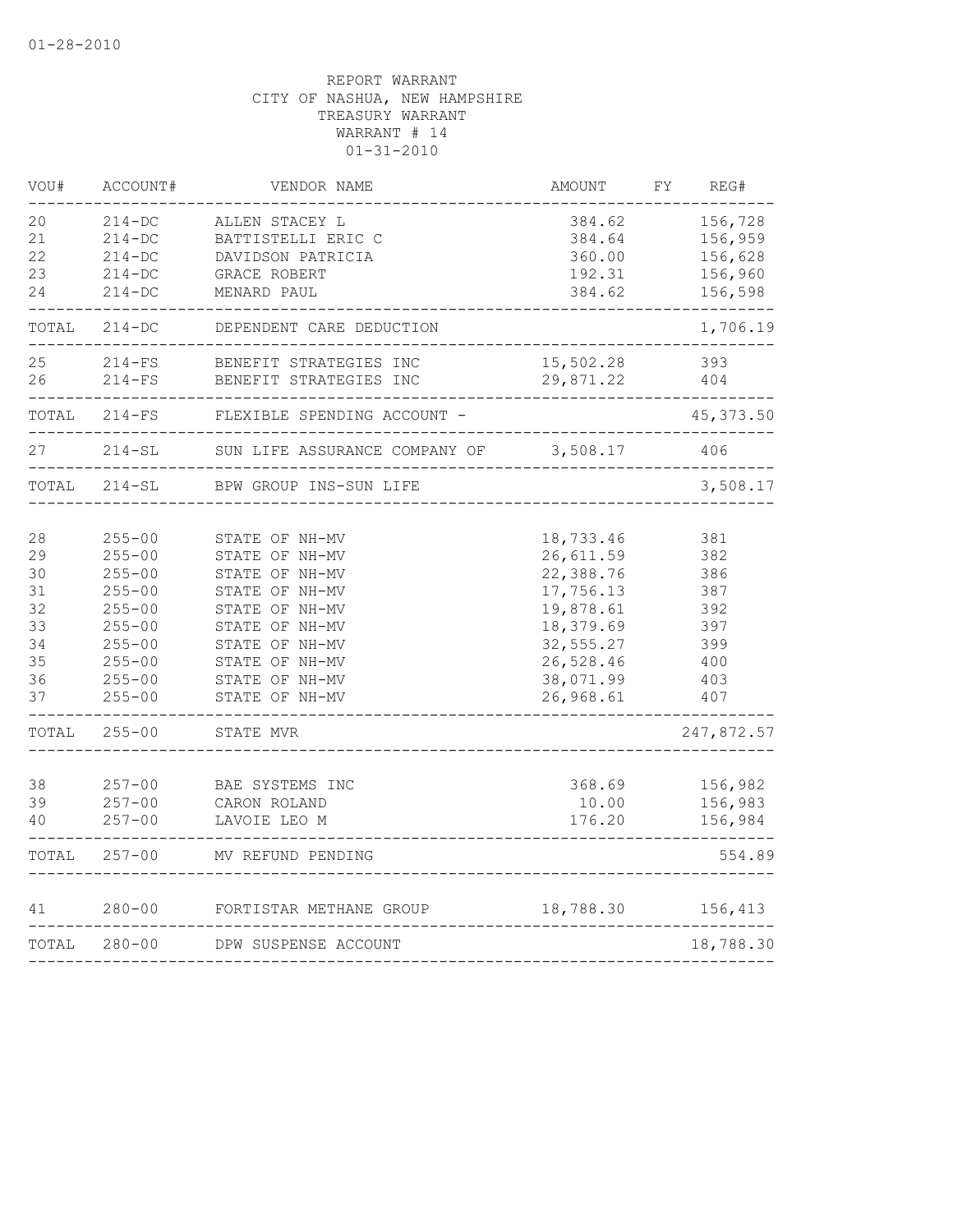01-28-2010

REPORT WARRANT
CITY OF NASHUA, NEW HAMPSHIRE
TREASURY WARRANT
WARRANT # 14
01-31-2010

| VOU# | ACCOUNT# | VENDOR NAME | AMOUNT | FY | REG# |
|---|---|---|---|---|---|
| 20 | 214-DC | ALLEN STACEY L | 384.62 | | 156,728 |
| 21 | 214-DC | BATTISTELLI ERIC C | 384.64 | | 156,959 |
| 22 | 214-DC | DAVIDSON PATRICIA | 360.00 | | 156,628 |
| 23 | 214-DC | GRACE ROBERT | 192.31 | | 156,960 |
| 24 | 214-DC | MENARD PAUL | 384.62 | | 156,598 |
| TOTAL | 214-DC | DEPENDENT CARE DEDUCTION | | | 1,706.19 |
| 25 | 214-FS | BENEFIT STRATEGIES INC | 15,502.28 | | 393 |
| 26 | 214-FS | BENEFIT STRATEGIES INC | 29,871.22 | | 404 |
| TOTAL | 214-FS | FLEXIBLE SPENDING ACCOUNT - | | | 45,373.50 |
| 27 | 214-SL | SUN LIFE ASSURANCE COMPANY OF | 3,508.17 | | 406 |
| TOTAL | 214-SL | BPW GROUP INS-SUN LIFE | | | 3,508.17 |
| 28 | 255-00 | STATE OF NH-MV | 18,733.46 | | 381 |
| 29 | 255-00 | STATE OF NH-MV | 26,611.59 | | 382 |
| 30 | 255-00 | STATE OF NH-MV | 22,388.76 | | 386 |
| 31 | 255-00 | STATE OF NH-MV | 17,756.13 | | 387 |
| 32 | 255-00 | STATE OF NH-MV | 19,878.61 | | 392 |
| 33 | 255-00 | STATE OF NH-MV | 18,379.69 | | 397 |
| 34 | 255-00 | STATE OF NH-MV | 32,555.27 | | 399 |
| 35 | 255-00 | STATE OF NH-MV | 26,528.46 | | 400 |
| 36 | 255-00 | STATE OF NH-MV | 38,071.99 | | 403 |
| 37 | 255-00 | STATE OF NH-MV | 26,968.61 | | 407 |
| TOTAL | 255-00 | STATE MVR | | | 247,872.57 |
| 38 | 257-00 | BAE SYSTEMS INC | 368.69 | | 156,982 |
| 39 | 257-00 | CARON ROLAND | 10.00 | | 156,983 |
| 40 | 257-00 | LAVOIE LEO M | 176.20 | | 156,984 |
| TOTAL | 257-00 | MV REFUND PENDING | | | 554.89 |
| 41 | 280-00 | FORTISTAR METHANE GROUP | 18,788.30 | | 156,413 |
| TOTAL | 280-00 | DPW SUSPENSE ACCOUNT | | | 18,788.30 |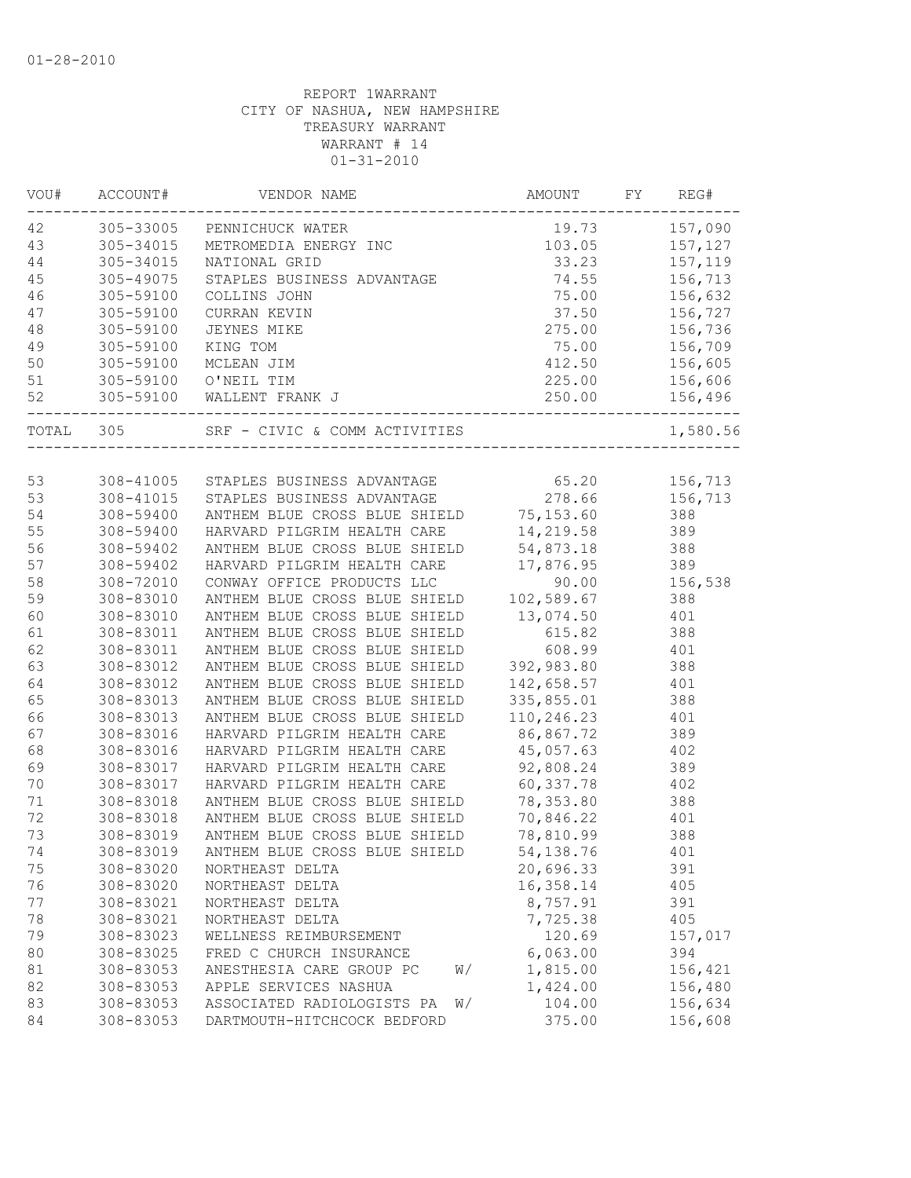01-28-2010

REPORT 1WARRANT
CITY OF NASHUA, NEW HAMPSHIRE
TREASURY WARRANT
WARRANT # 14
01-31-2010

| VOU# | ACCOUNT# | VENDOR NAME | AMOUNT | FY | REG# |
|---|---|---|---|---|---|
| 42 | 305-33005 | PENNICHUCK WATER | 19.73 | | 157,090 |
| 43 | 305-34015 | METROMEDIA ENERGY INC | 103.05 | | 157,127 |
| 44 | 305-34015 | NATIONAL GRID | 33.23 | | 157,119 |
| 45 | 305-49075 | STAPLES BUSINESS ADVANTAGE | 74.55 | | 156,713 |
| 46 | 305-59100 | COLLINS JOHN | 75.00 | | 156,632 |
| 47 | 305-59100 | CURRAN KEVIN | 37.50 | | 156,727 |
| 48 | 305-59100 | JEYNES MIKE | 275.00 | | 156,736 |
| 49 | 305-59100 | KING TOM | 75.00 | | 156,709 |
| 50 | 305-59100 | MCLEAN JIM | 412.50 | | 156,605 |
| 51 | 305-59100 | O'NEIL TIM | 225.00 | | 156,606 |
| 52 | 305-59100 | WALLENT FRANK J | 250.00 | | 156,496 |
| TOTAL | 305 | SRF - CIVIC & COMM ACTIVITIES | | | 1,580.56 |
| 53 | 308-41005 | STAPLES BUSINESS ADVANTAGE | 65.20 | | 156,713 |
| 53 | 308-41015 | STAPLES BUSINESS ADVANTAGE | 278.66 | | 156,713 |
| 54 | 308-59400 | ANTHEM BLUE CROSS BLUE SHIELD | 75,153.60 | | 388 |
| 55 | 308-59400 | HARVARD PILGRIM HEALTH CARE | 14,219.58 | | 389 |
| 56 | 308-59402 | ANTHEM BLUE CROSS BLUE SHIELD | 54,873.18 | | 388 |
| 57 | 308-59402 | HARVARD PILGRIM HEALTH CARE | 17,876.95 | | 389 |
| 58 | 308-72010 | CONWAY OFFICE PRODUCTS LLC | 90.00 | | 156,538 |
| 59 | 308-83010 | ANTHEM BLUE CROSS BLUE SHIELD | 102,589.67 | | 388 |
| 60 | 308-83010 | ANTHEM BLUE CROSS BLUE SHIELD | 13,074.50 | | 401 |
| 61 | 308-83011 | ANTHEM BLUE CROSS BLUE SHIELD | 615.82 | | 388 |
| 62 | 308-83011 | ANTHEM BLUE CROSS BLUE SHIELD | 608.99 | | 401 |
| 63 | 308-83012 | ANTHEM BLUE CROSS BLUE SHIELD | 392,983.80 | | 388 |
| 64 | 308-83012 | ANTHEM BLUE CROSS BLUE SHIELD | 142,658.57 | | 401 |
| 65 | 308-83013 | ANTHEM BLUE CROSS BLUE SHIELD | 335,855.01 | | 388 |
| 66 | 308-83013 | ANTHEM BLUE CROSS BLUE SHIELD | 110,246.23 | | 401 |
| 67 | 308-83016 | HARVARD PILGRIM HEALTH CARE | 86,867.72 | | 389 |
| 68 | 308-83016 | HARVARD PILGRIM HEALTH CARE | 45,057.63 | | 402 |
| 69 | 308-83017 | HARVARD PILGRIM HEALTH CARE | 92,808.24 | | 389 |
| 70 | 308-83017 | HARVARD PILGRIM HEALTH CARE | 60,337.78 | | 402 |
| 71 | 308-83018 | ANTHEM BLUE CROSS BLUE SHIELD | 78,353.80 | | 388 |
| 72 | 308-83018 | ANTHEM BLUE CROSS BLUE SHIELD | 70,846.22 | | 401 |
| 73 | 308-83019 | ANTHEM BLUE CROSS BLUE SHIELD | 78,810.99 | | 388 |
| 74 | 308-83019 | ANTHEM BLUE CROSS BLUE SHIELD | 54,138.76 | | 401 |
| 75 | 308-83020 | NORTHEAST DELTA | 20,696.33 | | 391 |
| 76 | 308-83020 | NORTHEAST DELTA | 16,358.14 | | 405 |
| 77 | 308-83021 | NORTHEAST DELTA | 8,757.91 | | 391 |
| 78 | 308-83021 | NORTHEAST DELTA | 7,725.38 | | 405 |
| 79 | 308-83023 | WELLNESS REIMBURSEMENT | 120.69 | | 157,017 |
| 80 | 308-83025 | FRED C CHURCH INSURANCE | 6,063.00 | | 394 |
| 81 | 308-83053 | ANESTHESIA CARE GROUP PC W/ | 1,815.00 | | 156,421 |
| 82 | 308-83053 | APPLE SERVICES NASHUA | 1,424.00 | | 156,480 |
| 83 | 308-83053 | ASSOCIATED RADIOLOGISTS PA W/ | 104.00 | | 156,634 |
| 84 | 308-83053 | DARTMOUTH-HITCHCOCK BEDFORD | 375.00 | | 156,608 |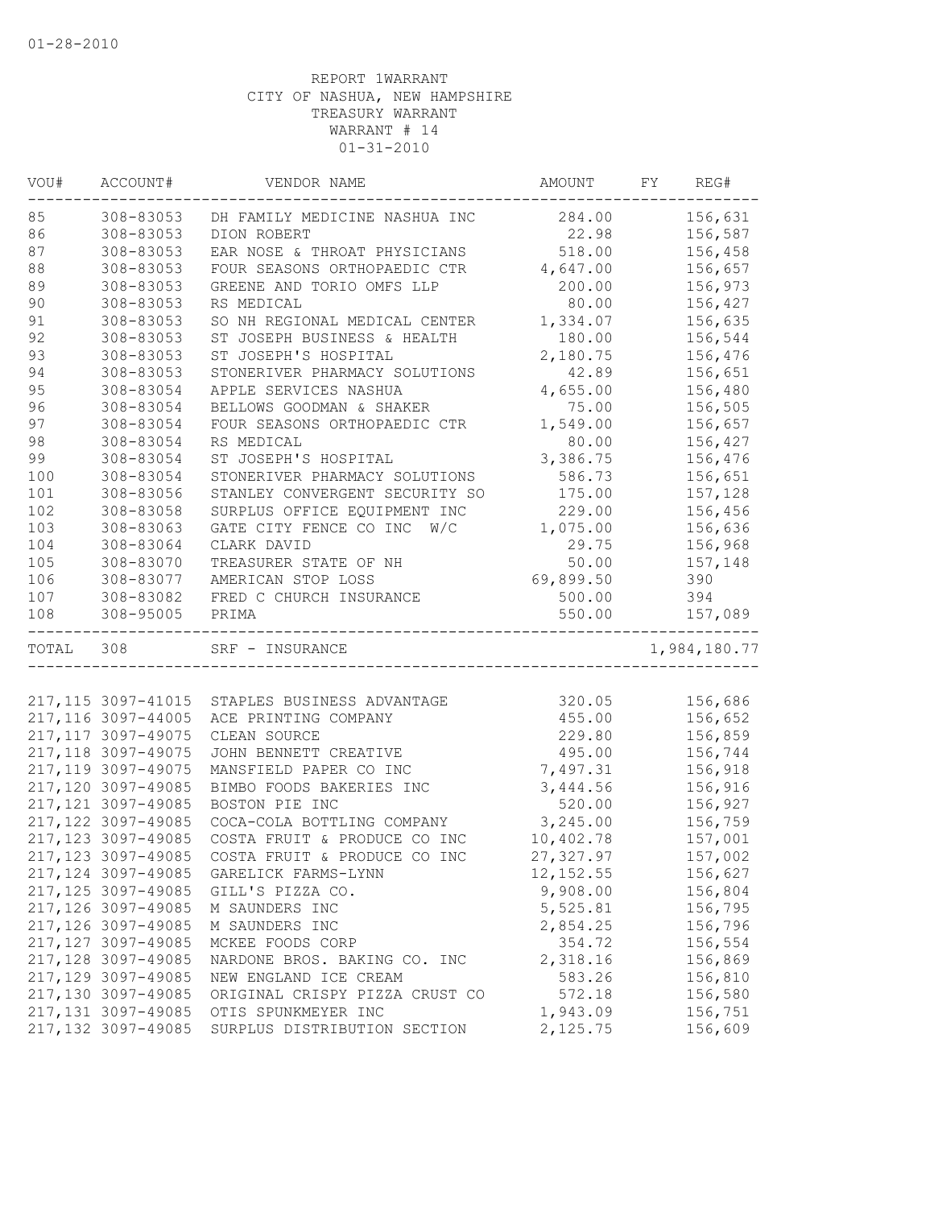01-28-2010

REPORT 1WARRANT
CITY OF NASHUA, NEW HAMPSHIRE
TREASURY WARRANT
WARRANT # 14
01-31-2010

| VOU# | ACCOUNT# | VENDOR NAME | AMOUNT | FY | REG# |
|---|---|---|---|---|---|
| 85 | 308-83053 | DH FAMILY MEDICINE NASHUA INC | 284.00 | | 156,631 |
| 86 | 308-83053 | DION ROBERT | 22.98 | | 156,587 |
| 87 | 308-83053 | EAR NOSE & THROAT PHYSICIANS | 518.00 | | 156,458 |
| 88 | 308-83053 | FOUR SEASONS ORTHOPAEDIC CTR | 4,647.00 | | 156,657 |
| 89 | 308-83053 | GREENE AND TORIO OMFS LLP | 200.00 | | 156,973 |
| 90 | 308-83053 | RS MEDICAL | 80.00 | | 156,427 |
| 91 | 308-83053 | SO NH REGIONAL MEDICAL CENTER | 1,334.07 | | 156,635 |
| 92 | 308-83053 | ST JOSEPH BUSINESS & HEALTH | 180.00 | | 156,544 |
| 93 | 308-83053 | ST JOSEPH'S HOSPITAL | 2,180.75 | | 156,476 |
| 94 | 308-83053 | STONERIVER PHARMACY SOLUTIONS | 42.89 | | 156,651 |
| 95 | 308-83054 | APPLE SERVICES NASHUA | 4,655.00 | | 156,480 |
| 96 | 308-83054 | BELLOWS GOODMAN & SHAKER | 75.00 | | 156,505 |
| 97 | 308-83054 | FOUR SEASONS ORTHOPAEDIC CTR | 1,549.00 | | 156,657 |
| 98 | 308-83054 | RS MEDICAL | 80.00 | | 156,427 |
| 99 | 308-83054 | ST JOSEPH'S HOSPITAL | 3,386.75 | | 156,476 |
| 100 | 308-83054 | STONERIVER PHARMACY SOLUTIONS | 586.73 | | 156,651 |
| 101 | 308-83056 | STANLEY CONVERGENT SECURITY SO | 175.00 | | 157,128 |
| 102 | 308-83058 | SURPLUS OFFICE EQUIPMENT INC | 229.00 | | 156,456 |
| 103 | 308-83063 | GATE CITY FENCE CO INC W/C | 1,075.00 | | 156,636 |
| 104 | 308-83064 | CLARK DAVID | 29.75 | | 156,968 |
| 105 | 308-83070 | TREASURER STATE OF NH | 50.00 | | 157,148 |
| 106 | 308-83077 | AMERICAN STOP LOSS | 69,899.50 | | 390 |
| 107 | 308-83082 | FRED C CHURCH INSURANCE | 500.00 | | 394 |
| 108 | 308-95005 | PRIMA | 550.00 | | 157,089 |
| TOTAL | 308 | SRF - INSURANCE | | | 1,984,180.77 |

| VOU# | ACCOUNT# | VENDOR NAME | AMOUNT | FY | REG# |
|---|---|---|---|---|---|
| 217,115 | 3097-41015 | STAPLES BUSINESS ADVANTAGE | 320.05 | | 156,686 |
| 217,116 | 3097-44005 | ACE PRINTING COMPANY | 455.00 | | 156,652 |
| 217,117 | 3097-49075 | CLEAN SOURCE | 229.80 | | 156,859 |
| 217,118 | 3097-49075 | JOHN BENNETT CREATIVE | 495.00 | | 156,744 |
| 217,119 | 3097-49075 | MANSFIELD PAPER CO INC | 7,497.31 | | 156,918 |
| 217,120 | 3097-49085 | BIMBO FOODS BAKERIES INC | 3,444.56 | | 156,916 |
| 217,121 | 3097-49085 | BOSTON PIE INC | 520.00 | | 156,927 |
| 217,122 | 3097-49085 | COCA-COLA BOTTLING COMPANY | 3,245.00 | | 156,759 |
| 217,123 | 3097-49085 | COSTA FRUIT & PRODUCE CO INC | 10,402.78 | | 157,001 |
| 217,123 | 3097-49085 | COSTA FRUIT & PRODUCE CO INC | 27,327.97 | | 157,002 |
| 217,124 | 3097-49085 | GARELICK FARMS-LYNN | 12,152.55 | | 156,627 |
| 217,125 | 3097-49085 | GILL'S PIZZA CO. | 9,908.00 | | 156,804 |
| 217,126 | 3097-49085 | M SAUNDERS INC | 5,525.81 | | 156,795 |
| 217,126 | 3097-49085 | M SAUNDERS INC | 2,854.25 | | 156,796 |
| 217,127 | 3097-49085 | MCKEE FOODS CORP | 354.72 | | 156,554 |
| 217,128 | 3097-49085 | NARDONE BROS. BAKING CO. INC | 2,318.16 | | 156,869 |
| 217,129 | 3097-49085 | NEW ENGLAND ICE CREAM | 583.26 | | 156,810 |
| 217,130 | 3097-49085 | ORIGINAL CRISPY PIZZA CRUST CO | 572.18 | | 156,580 |
| 217,131 | 3097-49085 | OTIS SPUNKMEYER INC | 1,943.09 | | 156,751 |
| 217,132 | 3097-49085 | SURPLUS DISTRIBUTION SECTION | 2,125.75 | | 156,609 |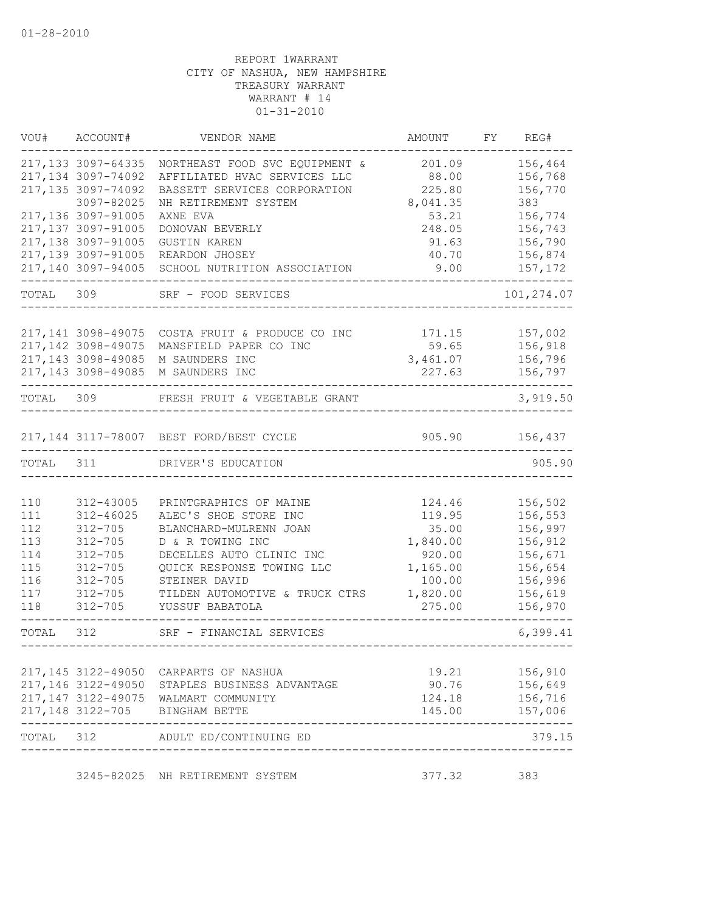01-28-2010

REPORT 1WARRANT
CITY OF NASHUA, NEW HAMPSHIRE
TREASURY WARRANT
WARRANT # 14
01-31-2010

| VOU# | ACCOUNT# | VENDOR NAME | AMOUNT | FY | REG# |
|---|---|---|---|---|---|
| 217,133 | 3097-64335 | NORTHEAST FOOD SVC EQUIPMENT & | 201.09 | | 156,464 |
| 217,134 | 3097-74092 | AFFILIATED HVAC SERVICES LLC | 88.00 | | 156,768 |
| 217,135 | 3097-74092 | BASSETT SERVICES CORPORATION | 225.80 | | 156,770 |
| | 3097-82025 | NH RETIREMENT SYSTEM | 8,041.35 | | 383 |
| 217,136 | 3097-91005 | AXNE EVA | 53.21 | | 156,774 |
| 217,137 | 3097-91005 | DONOVAN BEVERLY | 248.05 | | 156,743 |
| 217,138 | 3097-91005 | GUSTIN KAREN | 91.63 | | 156,790 |
| 217,139 | 3097-91005 | REARDON JHOSEY | 40.70 | | 156,874 |
| 217,140 | 3097-94005 | SCHOOL NUTRITION ASSOCIATION | 9.00 | | 157,172 |
| TOTAL | 309 | SRF - FOOD SERVICES | | | 101,274.07 |
| 217,141 | 3098-49075 | COSTA FRUIT & PRODUCE CO INC | 171.15 | | 157,002 |
| 217,142 | 3098-49075 | MANSFIELD PAPER CO INC | 59.65 | | 156,918 |
| 217,143 | 3098-49085 | M SAUNDERS INC | 3,461.07 | | 156,796 |
| 217,143 | 3098-49085 | M SAUNDERS INC | 227.63 | | 156,797 |
| TOTAL | 309 | FRESH FRUIT & VEGETABLE GRANT | | | 3,919.50 |
| 217,144 | 3117-78007 | BEST FORD/BEST CYCLE | 905.90 | | 156,437 |
| TOTAL | 311 | DRIVER'S EDUCATION | | | 905.90 |
| 110 | 312-43005 | PRINTGRAPHICS OF MAINE | 124.46 | | 156,502 |
| 111 | 312-46025 | ALEC'S SHOE STORE INC | 119.95 | | 156,553 |
| 112 | 312-705 | BLANCHARD-MULRENN JOAN | 35.00 | | 156,997 |
| 113 | 312-705 | D & R TOWING INC | 1,840.00 | | 156,912 |
| 114 | 312-705 | DECELLES AUTO CLINIC INC | 920.00 | | 156,671 |
| 115 | 312-705 | QUICK RESPONSE TOWING LLC | 1,165.00 | | 156,654 |
| 116 | 312-705 | STEINER DAVID | 100.00 | | 156,996 |
| 117 | 312-705 | TILDEN AUTOMOTIVE & TRUCK CTRS | 1,820.00 | | 156,619 |
| 118 | 312-705 | YUSSUF BABATOLA | 275.00 | | 156,970 |
| TOTAL | 312 | SRF - FINANCIAL SERVICES | | | 6,399.41 |
| 217,145 | 3122-49050 | CARPARTS OF NASHUA | 19.21 | | 156,910 |
| 217,146 | 3122-49050 | STAPLES BUSINESS ADVANTAGE | 90.76 | | 156,649 |
| 217,147 | 3122-49075 | WALMART COMMUNITY | 124.18 | | 156,716 |
| 217,148 | 3122-705 | BINGHAM BETTE | 145.00 | | 157,006 |
| TOTAL | 312 | ADULT ED/CONTINUING ED | | | 379.15 |
| | 3245-82025 | NH RETIREMENT SYSTEM | 377.32 | | 383 |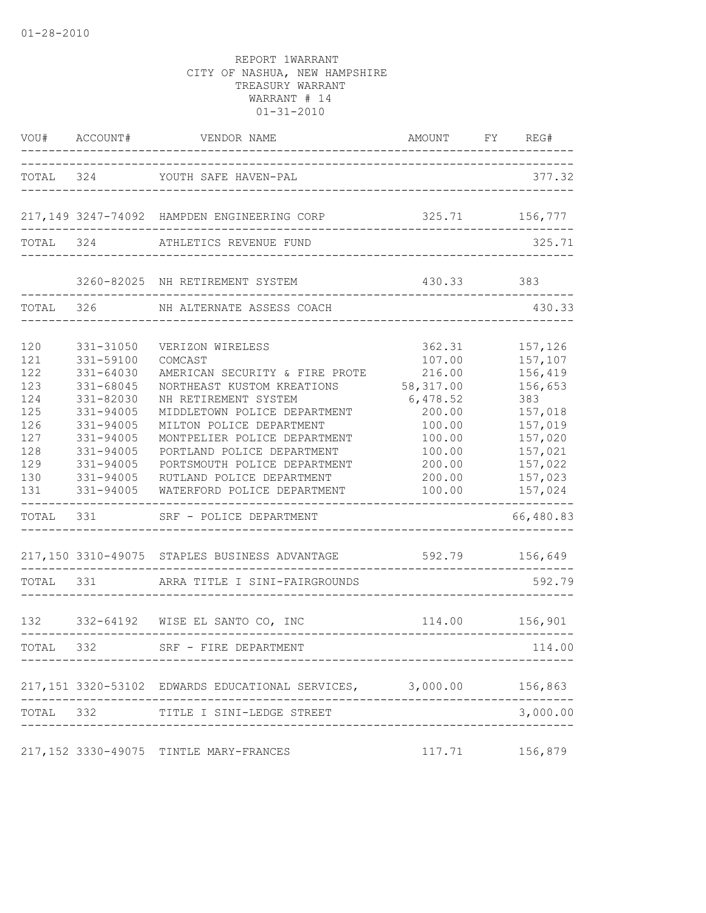01-28-2010

REPORT 1WARRANT
CITY OF NASHUA, NEW HAMPSHIRE
TREASURY WARRANT
WARRANT # 14
01-31-2010

| VOU# | ACCOUNT# | VENDOR NAME | AMOUNT | FY | REG# |
|---|---|---|---|---|---|
| TOTAL | 324 | YOUTH SAFE HAVEN-PAL | | | 377.32 |
| 217,149 | 3247-74092 | HAMPDEN ENGINEERING CORP | 325.71 | | 156,777 |
| TOTAL | 324 | ATHLETICS REVENUE FUND | | | 325.71 |
| | 3260-82025 | NH RETIREMENT SYSTEM | 430.33 | | 383 |
| TOTAL | 326 | NH ALTERNATE ASSESS COACH | | | 430.33 |
| 120 | 331-31050 | VERIZON WIRELESS | 362.31 | | 157,126 |
| 121 | 331-59100 | COMCAST | 107.00 | | 157,107 |
| 122 | 331-64030 | AMERICAN SECURITY & FIRE PROTE | 216.00 | | 156,419 |
| 123 | 331-68045 | NORTHEAST KUSTOM KREATIONS | 58,317.00 | | 156,653 |
| 124 | 331-82030 | NH RETIREMENT SYSTEM | 6,478.52 | | 383 |
| 125 | 331-94005 | MIDDLETOWN POLICE DEPARTMENT | 200.00 | | 157,018 |
| 126 | 331-94005 | MILTON POLICE DEPARTMENT | 100.00 | | 157,019 |
| 127 | 331-94005 | MONTPELIER POLICE DEPARTMENT | 100.00 | | 157,020 |
| 128 | 331-94005 | PORTLAND POLICE DEPARTMENT | 100.00 | | 157,021 |
| 129 | 331-94005 | PORTSMOUTH POLICE DEPARTMENT | 200.00 | | 157,022 |
| 130 | 331-94005 | RUTLAND POLICE DEPARTMENT | 200.00 | | 157,023 |
| 131 | 331-94005 | WATERFORD POLICE DEPARTMENT | 100.00 | | 157,024 |
| TOTAL | 331 | SRF - POLICE DEPARTMENT | | | 66,480.83 |
| 217,150 | 3310-49075 | STAPLES BUSINESS ADVANTAGE | 592.79 | | 156,649 |
| TOTAL | 331 | ARRA TITLE I SINI-FAIRGROUNDS | | | 592.79 |
| 132 | 332-64192 | WISE EL SANTO CO, INC | 114.00 | | 156,901 |
| TOTAL | 332 | SRF - FIRE DEPARTMENT | | | 114.00 |
| 217,151 | 3320-53102 | EDWARDS EDUCATIONAL SERVICES, | 3,000.00 | | 156,863 |
| TOTAL | 332 | TITLE I SINI-LEDGE STREET | | | 3,000.00 |
| 217,152 | 3330-49075 | TINTLE MARY-FRANCES | 117.71 | | 156,879 |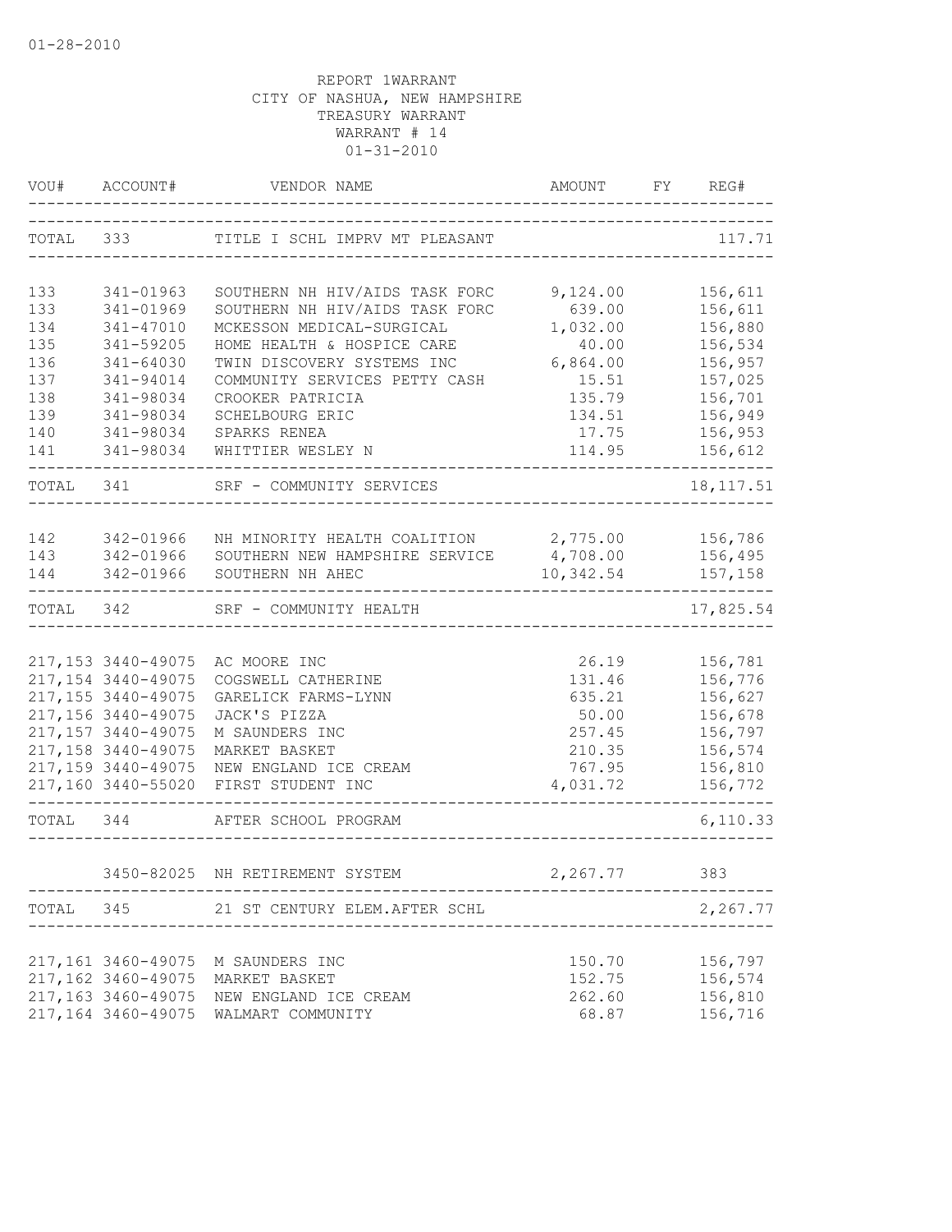01-28-2010

REPORT 1WARRANT
CITY OF NASHUA, NEW HAMPSHIRE
TREASURY WARRANT
WARRANT # 14
01-31-2010

| VOU# | ACCOUNT# | VENDOR NAME | AMOUNT | FY | REG# |
|---|---|---|---|---|---|
| TOTAL | 333 | TITLE I SCHL IMPRV MT PLEASANT | | | 117.71 |
| 133 | 341-01963 | SOUTHERN NH HIV/AIDS TASK FORC | 9,124.00 | | 156,611 |
| 133 | 341-01969 | SOUTHERN NH HIV/AIDS TASK FORC | 639.00 | | 156,611 |
| 134 | 341-47010 | MCKESSON MEDICAL-SURGICAL | 1,032.00 | | 156,880 |
| 135 | 341-59205 | HOME HEALTH & HOSPICE CARE | 40.00 | | 156,534 |
| 136 | 341-64030 | TWIN DISCOVERY SYSTEMS INC | 6,864.00 | | 156,957 |
| 137 | 341-94014 | COMMUNITY SERVICES PETTY CASH | 15.51 | | 157,025 |
| 138 | 341-98034 | CROOKER PATRICIA | 135.79 | | 156,701 |
| 139 | 341-98034 | SCHELBOURG ERIC | 134.51 | | 156,949 |
| 140 | 341-98034 | SPARKS RENEA | 17.75 | | 156,953 |
| 141 | 341-98034 | WHITTIER WESLEY N | 114.95 | | 156,612 |
| TOTAL | 341 | SRF - COMMUNITY SERVICES | | | 18,117.51 |
| 142 | 342-01966 | NH MINORITY HEALTH COALITION | 2,775.00 | | 156,786 |
| 143 | 342-01966 | SOUTHERN NEW HAMPSHIRE SERVICE | 4,708.00 | | 156,495 |
| 144 | 342-01966 | SOUTHERN NH AHEC | 10,342.54 | | 157,158 |
| TOTAL | 342 | SRF - COMMUNITY HEALTH | | | 17,825.54 |
| 217,153 | 3440-49075 | AC MOORE INC | 26.19 | | 156,781 |
| 217,154 | 3440-49075 | COGSWELL CATHERINE | 131.46 | | 156,776 |
| 217,155 | 3440-49075 | GARELICK FARMS-LYNN | 635.21 | | 156,627 |
| 217,156 | 3440-49075 | JACK'S PIZZA | 50.00 | | 156,678 |
| 217,157 | 3440-49075 | M SAUNDERS INC | 257.45 | | 156,797 |
| 217,158 | 3440-49075 | MARKET BASKET | 210.35 | | 156,574 |
| 217,159 | 3440-49075 | NEW ENGLAND ICE CREAM | 767.95 | | 156,810 |
| 217,160 | 3440-55020 | FIRST STUDENT INC | 4,031.72 | | 156,772 |
| TOTAL | 344 | AFTER SCHOOL PROGRAM | | | 6,110.33 |
| | 3450-82025 | NH RETIREMENT SYSTEM | 2,267.77 | | 383 |
| TOTAL | 345 | 21 ST CENTURY ELEM.AFTER SCHL | | | 2,267.77 |
| 217,161 | 3460-49075 | M SAUNDERS INC | 150.70 | | 156,797 |
| 217,162 | 3460-49075 | MARKET BASKET | 152.75 | | 156,574 |
| 217,163 | 3460-49075 | NEW ENGLAND ICE CREAM | 262.60 | | 156,810 |
| 217,164 | 3460-49075 | WALMART COMMUNITY | 68.87 | | 156,716 |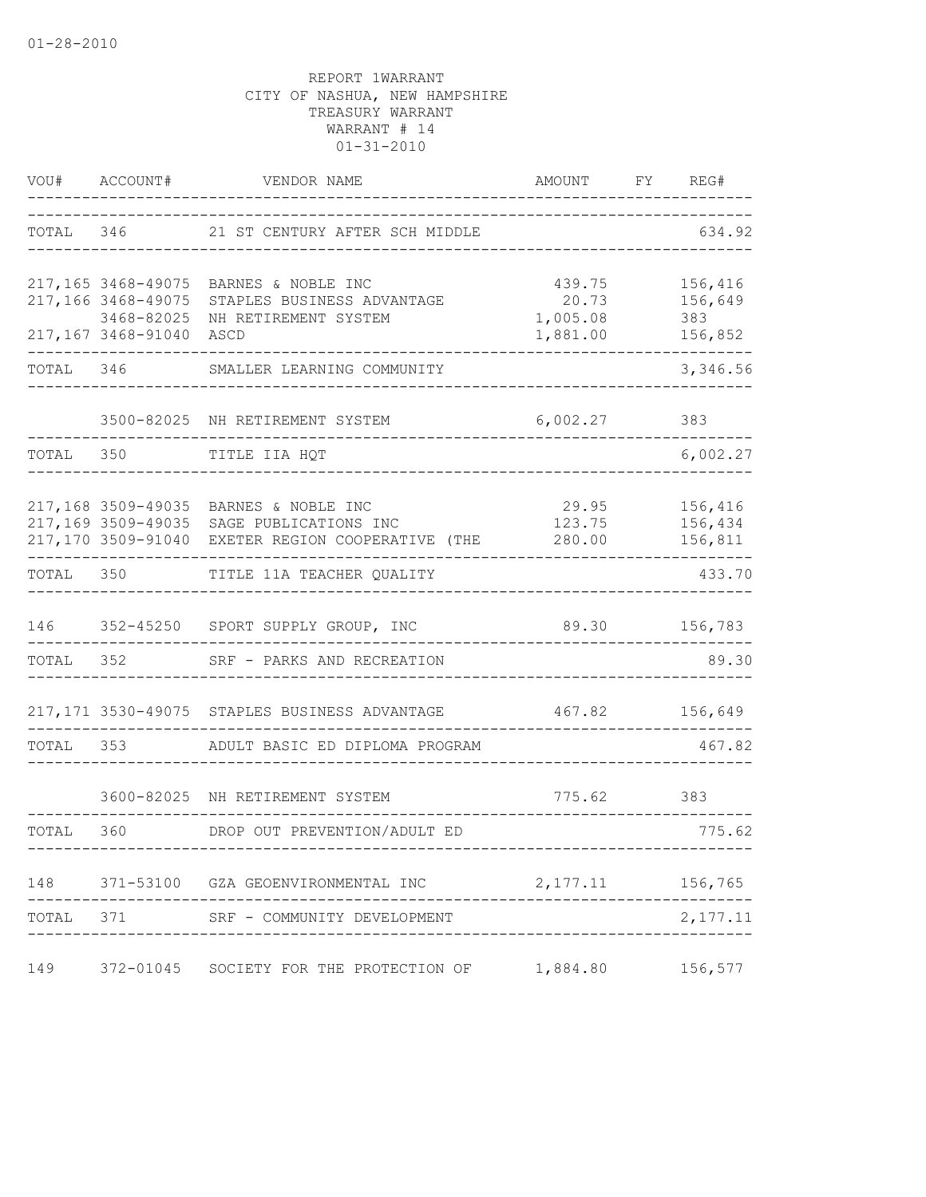01-28-2010

REPORT 1WARRANT
CITY OF NASHUA, NEW HAMPSHIRE
TREASURY WARRANT
WARRANT # 14
01-31-2010

| VOU# | ACCOUNT# | VENDOR NAME | AMOUNT | FY | REG# |
|---|---|---|---|---|---|
| TOTAL | 346 | 21 ST CENTURY AFTER SCH MIDDLE | | | 634.92 |
| 217,165 | 3468-49075 | BARNES & NOBLE INC | 439.75 | | 156,416 |
| 217,166 | 3468-49075 | STAPLES BUSINESS ADVANTAGE | 20.73 | | 156,649 |
| | 3468-82025 | NH RETIREMENT SYSTEM | 1,005.08 | | 383 |
| 217,167 | 3468-91040 | ASCD | 1,881.00 | | 156,852 |
| TOTAL | 346 | SMALLER LEARNING COMMUNITY | | | 3,346.56 |
| | 3500-82025 | NH RETIREMENT SYSTEM | 6,002.27 | | 383 |
| TOTAL | 350 | TITLE IIA HQT | | | 6,002.27 |
| 217,168 | 3509-49035 | BARNES & NOBLE INC | 29.95 | | 156,416 |
| 217,169 | 3509-49035 | SAGE PUBLICATIONS INC | 123.75 | | 156,434 |
| 217,170 | 3509-91040 | EXETER REGION COOPERATIVE (THE | 280.00 | | 156,811 |
| TOTAL | 350 | TITLE 11A TEACHER QUALITY | | | 433.70 |
| 146 | 352-45250 | SPORT SUPPLY GROUP, INC | 89.30 | | 156,783 |
| TOTAL | 352 | SRF - PARKS AND RECREATION | | | 89.30 |
| 217,171 | 3530-49075 | STAPLES BUSINESS ADVANTAGE | 467.82 | | 156,649 |
| TOTAL | 353 | ADULT BASIC ED DIPLOMA PROGRAM | | | 467.82 |
| | 3600-82025 | NH RETIREMENT SYSTEM | 775.62 | | 383 |
| TOTAL | 360 | DROP OUT PREVENTION/ADULT ED | | | 775.62 |
| 148 | 371-53100 | GZA GEOENVIRONMENTAL INC | 2,177.11 | | 156,765 |
| TOTAL | 371 | SRF - COMMUNITY DEVELOPMENT | | | 2,177.11 |
| 149 | 372-01045 | SOCIETY FOR THE PROTECTION OF | 1,884.80 | | 156,577 |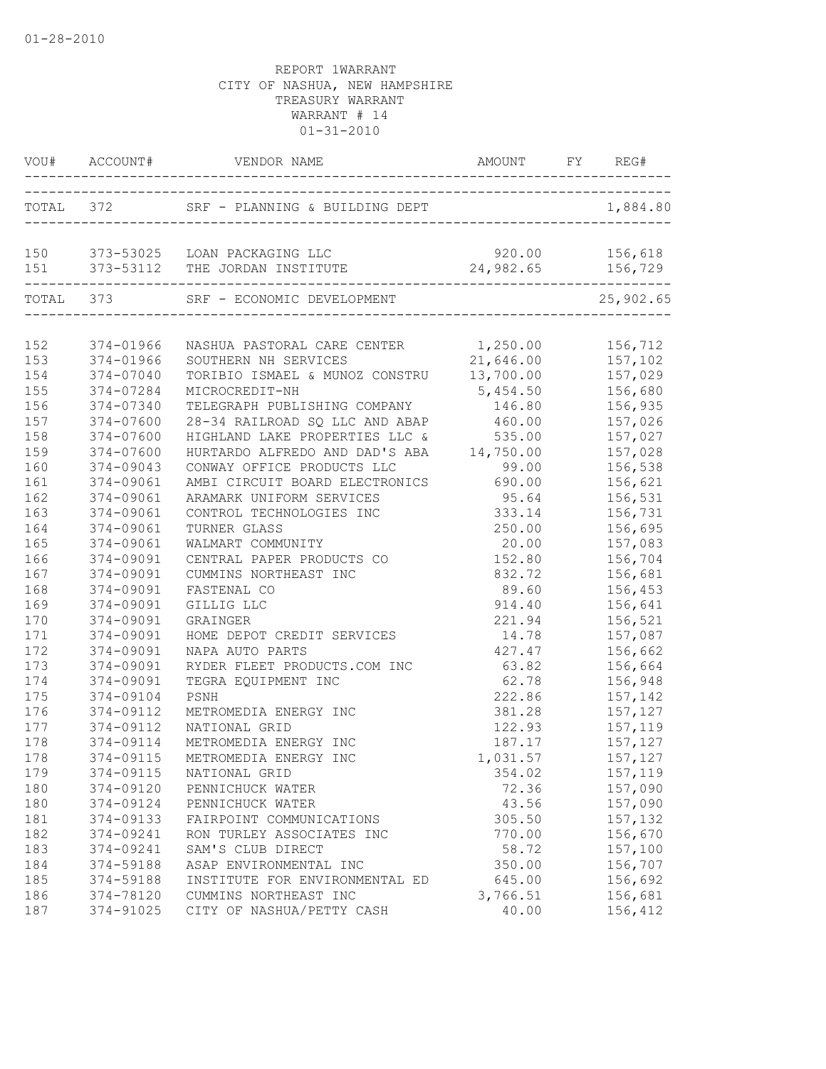01-28-2010

REPORT 1WARRANT
CITY OF NASHUA, NEW HAMPSHIRE
TREASURY WARRANT
WARRANT # 14
01-31-2010

| VOU# | ACCOUNT# | VENDOR NAME | AMOUNT | FY | REG# |
|---|---|---|---|---|---|
| TOTAL | 372 | SRF - PLANNING & BUILDING DEPT | | | 1,884.80 |
| 150 | 373-53025 | LOAN PACKAGING LLC | 920.00 | | 156,618 |
| 151 | 373-53112 | THE JORDAN INSTITUTE | 24,982.65 | | 156,729 |
| TOTAL | 373 | SRF - ECONOMIC DEVELOPMENT | | | 25,902.65 |
| 152 | 374-01966 | NASHUA PASTORAL CARE CENTER | 1,250.00 | | 156,712 |
| 153 | 374-01966 | SOUTHERN NH SERVICES | 21,646.00 | | 157,102 |
| 154 | 374-07040 | TORIBIO ISMAEL & MUNOZ CONSTRU | 13,700.00 | | 157,029 |
| 155 | 374-07284 | MICROCREDIT-NH | 5,454.50 | | 156,680 |
| 156 | 374-07340 | TELEGRAPH PUBLISHING COMPANY | 146.80 | | 156,935 |
| 157 | 374-07600 | 28-34 RAILROAD SQ LLC AND ABAP | 460.00 | | 157,026 |
| 158 | 374-07600 | HIGHLAND LAKE PROPERTIES LLC & | 535.00 | | 157,027 |
| 159 | 374-07600 | HURTARDO ALFREDO AND DAD'S ABA | 14,750.00 | | 157,028 |
| 160 | 374-09043 | CONWAY OFFICE PRODUCTS LLC | 99.00 | | 156,538 |
| 161 | 374-09061 | AMBI CIRCUIT BOARD ELECTRONICS | 690.00 | | 156,621 |
| 162 | 374-09061 | ARAMARK UNIFORM SERVICES | 95.64 | | 156,531 |
| 163 | 374-09061 | CONTROL TECHNOLOGIES INC | 333.14 | | 156,731 |
| 164 | 374-09061 | TURNER GLASS | 250.00 | | 156,695 |
| 165 | 374-09061 | WALMART COMMUNITY | 20.00 | | 157,083 |
| 166 | 374-09091 | CENTRAL PAPER PRODUCTS CO | 152.80 | | 156,704 |
| 167 | 374-09091 | CUMMINS NORTHEAST INC | 832.72 | | 156,681 |
| 168 | 374-09091 | FASTENAL CO | 89.60 | | 156,453 |
| 169 | 374-09091 | GILLIG LLC | 914.40 | | 156,641 |
| 170 | 374-09091 | GRAINGER | 221.94 | | 156,521 |
| 171 | 374-09091 | HOME DEPOT CREDIT SERVICES | 14.78 | | 157,087 |
| 172 | 374-09091 | NAPA AUTO PARTS | 427.47 | | 156,662 |
| 173 | 374-09091 | RYDER FLEET PRODUCTS.COM INC | 63.82 | | 156,664 |
| 174 | 374-09091 | TEGRA EQUIPMENT INC | 62.78 | | 156,948 |
| 175 | 374-09104 | PSNH | 222.86 | | 157,142 |
| 176 | 374-09112 | METROMEDIA ENERGY INC | 381.28 | | 157,127 |
| 177 | 374-09112 | NATIONAL GRID | 122.93 | | 157,119 |
| 178 | 374-09114 | METROMEDIA ENERGY INC | 187.17 | | 157,127 |
| 178 | 374-09115 | METROMEDIA ENERGY INC | 1,031.57 | | 157,127 |
| 179 | 374-09115 | NATIONAL GRID | 354.02 | | 157,119 |
| 180 | 374-09120 | PENNICHUCK WATER | 72.36 | | 157,090 |
| 180 | 374-09124 | PENNICHUCK WATER | 43.56 | | 157,090 |
| 181 | 374-09133 | FAIRPOINT COMMUNICATIONS | 305.50 | | 157,132 |
| 182 | 374-09241 | RON TURLEY ASSOCIATES INC | 770.00 | | 156,670 |
| 183 | 374-09241 | SAM'S CLUB DIRECT | 58.72 | | 157,100 |
| 184 | 374-59188 | ASAP ENVIRONMENTAL INC | 350.00 | | 156,707 |
| 185 | 374-59188 | INSTITUTE FOR ENVIRONMENTAL ED | 645.00 | | 156,692 |
| 186 | 374-78120 | CUMMINS NORTHEAST INC | 3,766.51 | | 156,681 |
| 187 | 374-91025 | CITY OF NASHUA/PETTY CASH | 40.00 | | 156,412 |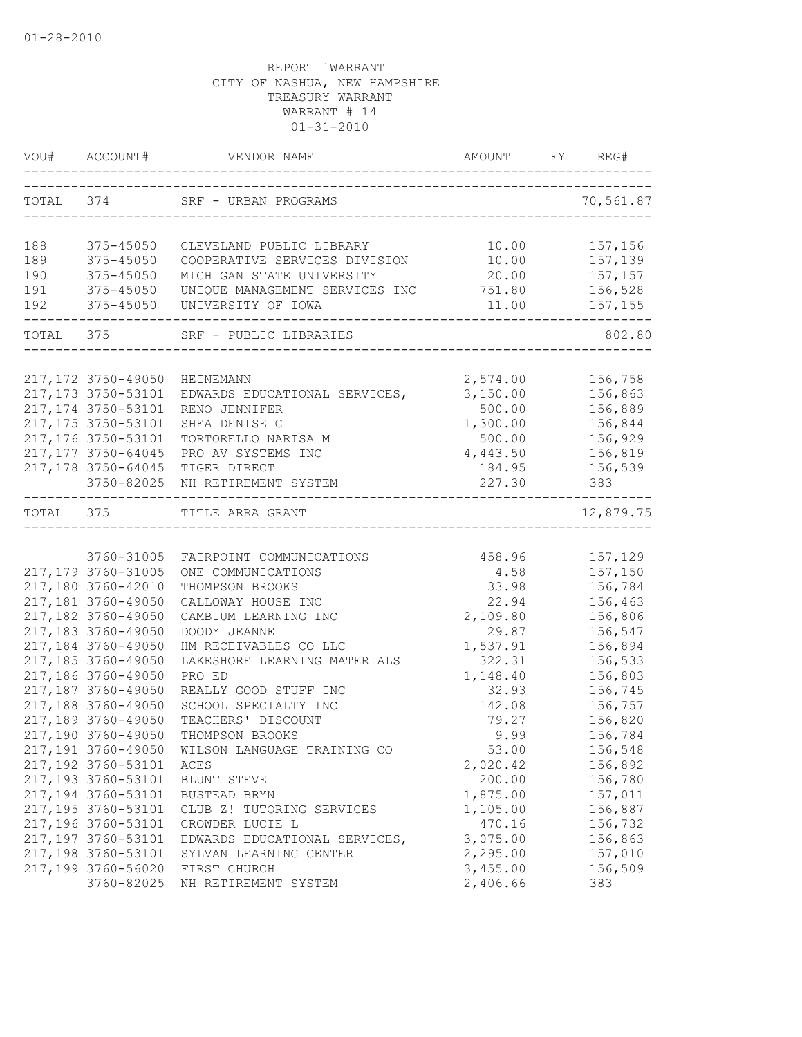01-28-2010

REPORT 1WARRANT
CITY OF NASHUA, NEW HAMPSHIRE
TREASURY WARRANT
WARRANT # 14
01-31-2010

| VOU# | ACCOUNT# | VENDOR NAME | AMOUNT | FY | REG# |
|---|---|---|---|---|---|
| TOTAL | 374 | SRF - URBAN PROGRAMS | | | 70,561.87 |
| 188 | 375-45050 | CLEVELAND PUBLIC LIBRARY | 10.00 | | 157,156 |
| 189 | 375-45050 | COOPERATIVE SERVICES DIVISION | 10.00 | | 157,139 |
| 190 | 375-45050 | MICHIGAN STATE UNIVERSITY | 20.00 | | 157,157 |
| 191 | 375-45050 | UNIQUE MANAGEMENT SERVICES INC | 751.80 | | 156,528 |
| 192 | 375-45050 | UNIVERSITY OF IOWA | 11.00 | | 157,155 |
| TOTAL | 375 | SRF - PUBLIC LIBRARIES | | | 802.80 |
| 217,172 | 3750-49050 | HEINEMANN | 2,574.00 | | 156,758 |
| 217,173 | 3750-53101 | EDWARDS EDUCATIONAL SERVICES, | 3,150.00 | | 156,863 |
| 217,174 | 3750-53101 | RENO JENNIFER | 500.00 | | 156,889 |
| 217,175 | 3750-53101 | SHEA DENISE C | 1,300.00 | | 156,844 |
| 217,176 | 3750-53101 | TORTORELLO NARISA M | 500.00 | | 156,929 |
| 217,177 | 3750-64045 | PRO AV SYSTEMS INC | 4,443.50 | | 156,819 |
| 217,178 | 3750-64045 | TIGER DIRECT | 184.95 | | 156,539 |
| | 3750-82025 | NH RETIREMENT SYSTEM | 227.30 | | 383 |
| TOTAL | 375 | TITLE ARRA GRANT | | | 12,879.75 |
| | 3760-31005 | FAIRPOINT COMMUNICATIONS | 458.96 | | 157,129 |
| 217,179 | 3760-31005 | ONE COMMUNICATIONS | 4.58 | | 157,150 |
| 217,180 | 3760-42010 | THOMPSON BROOKS | 33.98 | | 156,784 |
| 217,181 | 3760-49050 | CALLOWAY HOUSE INC | 22.94 | | 156,463 |
| 217,182 | 3760-49050 | CAMBIUM LEARNING INC | 2,109.80 | | 156,806 |
| 217,183 | 3760-49050 | DOODY JEANNE | 29.87 | | 156,547 |
| 217,184 | 3760-49050 | HM RECEIVABLES CO LLC | 1,537.91 | | 156,894 |
| 217,185 | 3760-49050 | LAKESHORE LEARNING MATERIALS | 322.31 | | 156,533 |
| 217,186 | 3760-49050 | PRO ED | 1,148.40 | | 156,803 |
| 217,187 | 3760-49050 | REALLY GOOD STUFF INC | 32.93 | | 156,745 |
| 217,188 | 3760-49050 | SCHOOL SPECIALTY INC | 142.08 | | 156,757 |
| 217,189 | 3760-49050 | TEACHERS' DISCOUNT | 79.27 | | 156,820 |
| 217,190 | 3760-49050 | THOMPSON BROOKS | 9.99 | | 156,784 |
| 217,191 | 3760-49050 | WILSON LANGUAGE TRAINING CO | 53.00 | | 156,548 |
| 217,192 | 3760-53101 | ACES | 2,020.42 | | 156,892 |
| 217,193 | 3760-53101 | BLUNT STEVE | 200.00 | | 156,780 |
| 217,194 | 3760-53101 | BUSTEAD BRYN | 1,875.00 | | 157,011 |
| 217,195 | 3760-53101 | CLUB Z! TUTORING SERVICES | 1,105.00 | | 156,887 |
| 217,196 | 3760-53101 | CROWDER LUCIE L | 470.16 | | 156,732 |
| 217,197 | 3760-53101 | EDWARDS EDUCATIONAL SERVICES, | 3,075.00 | | 156,863 |
| 217,198 | 3760-53101 | SYLVAN LEARNING CENTER | 2,295.00 | | 157,010 |
| 217,199 | 3760-56020 | FIRST CHURCH | 3,455.00 | | 156,509 |
| | 3760-82025 | NH RETIREMENT SYSTEM | 2,406.66 | | 383 |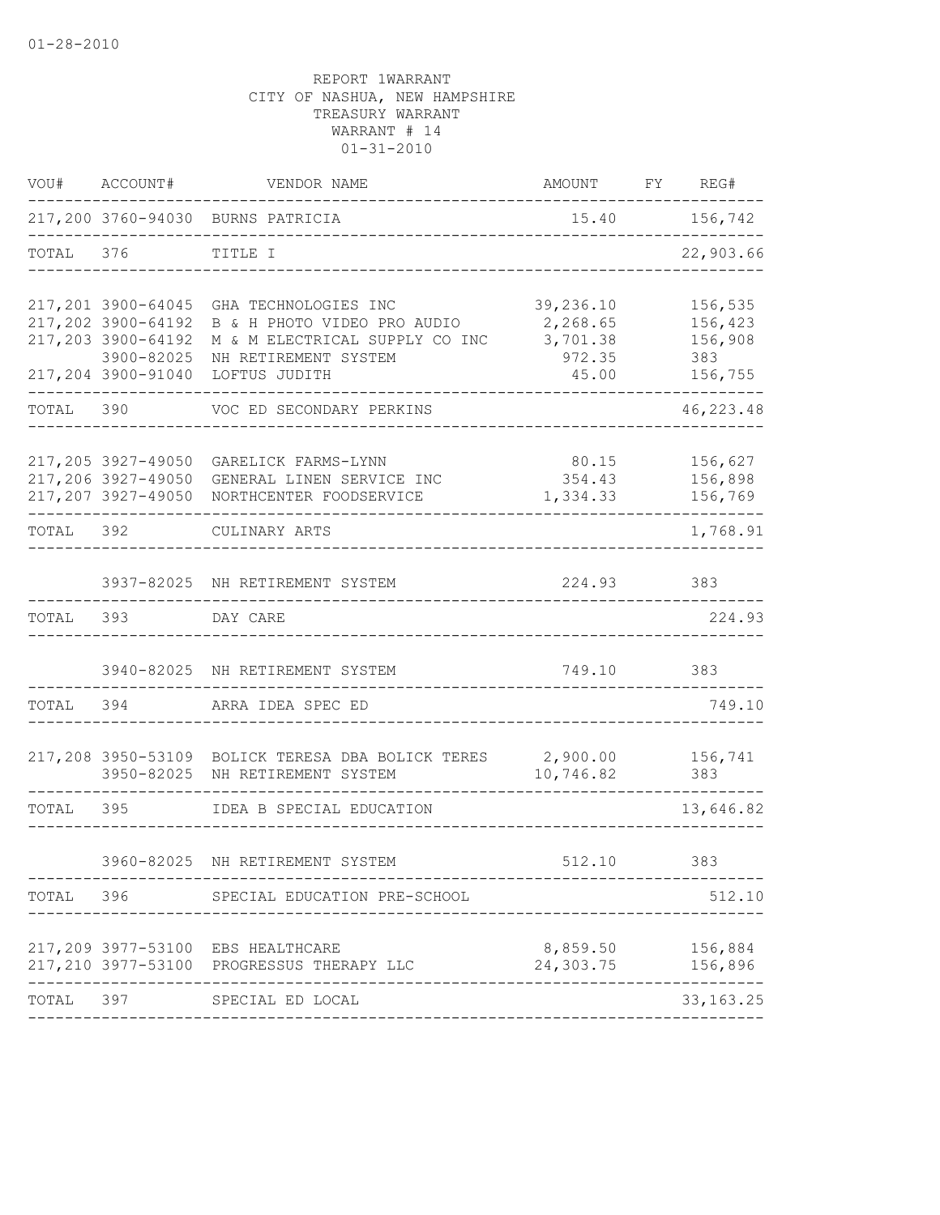01-28-2010

REPORT 1WARRANT
CITY OF NASHUA, NEW HAMPSHIRE
TREASURY WARRANT
WARRANT # 14
01-31-2010

| VOU# | ACCOUNT# | VENDOR NAME | AMOUNT | FY | REG# |
|---|---|---|---|---|---|
| 217,200 | 3760-94030 | BURNS PATRICIA | 15.40 | | 156,742 |
| TOTAL | 376 | TITLE I | | | 22,903.66 |
| 217,201 | 3900-64045 | GHA TECHNOLOGIES INC | 39,236.10 | | 156,535 |
| 217,202 | 3900-64192 | B & H PHOTO VIDEO PRO AUDIO | 2,268.65 | | 156,423 |
| 217,203 | 3900-64192 | M & M ELECTRICAL SUPPLY CO INC | 3,701.38 | | 156,908 |
| | 3900-82025 | NH RETIREMENT SYSTEM | 972.35 | | 383 |
| 217,204 | 3900-91040 | LOFTUS JUDITH | 45.00 | | 156,755 |
| TOTAL | 390 | VOC ED SECONDARY PERKINS | | | 46,223.48 |
| 217,205 | 3927-49050 | GARELICK FARMS-LYNN | 80.15 | | 156,627 |
| 217,206 | 3927-49050 | GENERAL LINEN SERVICE INC | 354.43 | | 156,898 |
| 217,207 | 3927-49050 | NORTHCENTER FOODSERVICE | 1,334.33 | | 156,769 |
| TOTAL | 392 | CULINARY ARTS | | | 1,768.91 |
| | 3937-82025 | NH RETIREMENT SYSTEM | 224.93 | | 383 |
| TOTAL | 393 | DAY CARE | | | 224.93 |
| | 3940-82025 | NH RETIREMENT SYSTEM | 749.10 | | 383 |
| TOTAL | 394 | ARRA IDEA SPEC ED | | | 749.10 |
| 217,208 | 3950-53109 | BOLICK TERESA DBA BOLICK TERES | 2,900.00 | | 156,741 |
| | 3950-82025 | NH RETIREMENT SYSTEM | 10,746.82 | | 383 |
| TOTAL | 395 | IDEA B SPECIAL EDUCATION | | | 13,646.82 |
| | 3960-82025 | NH RETIREMENT SYSTEM | 512.10 | | 383 |
| TOTAL | 396 | SPECIAL EDUCATION PRE-SCHOOL | | | 512.10 |
| 217,209 | 3977-53100 | EBS HEALTHCARE | 8,859.50 | | 156,884 |
| 217,210 | 3977-53100 | PROGRESSUS THERAPY LLC | 24,303.75 | | 156,896 |
| TOTAL | 397 | SPECIAL ED LOCAL | | | 33,163.25 |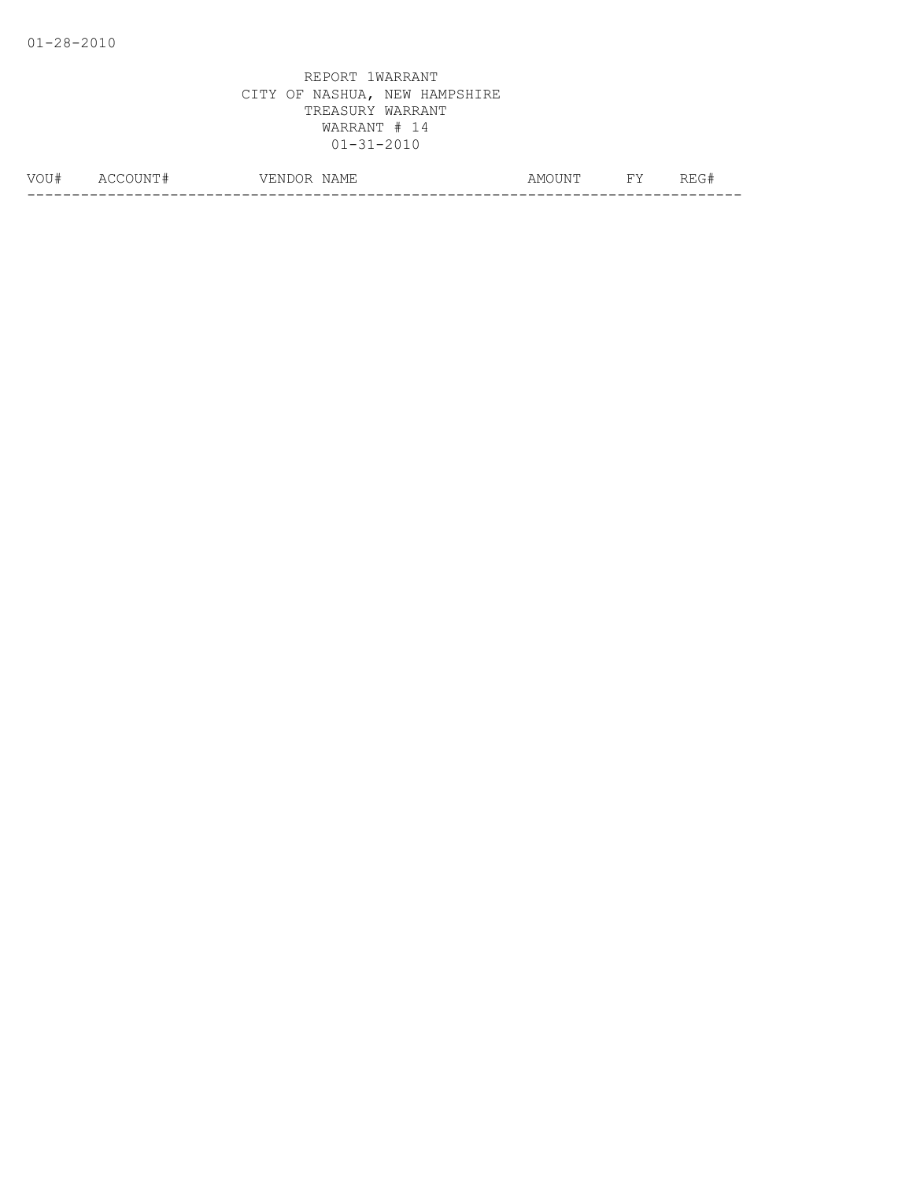01-28-2010

REPORT 1WARRANT
CITY OF NASHUA, NEW HAMPSHIRE
TREASURY WARRANT
WARRANT # 14
01-31-2010

| VOU# | ACCOUNT# | VENDOR NAME | AMOUNT | FY | REG# |
|---|---|---|---|---|---|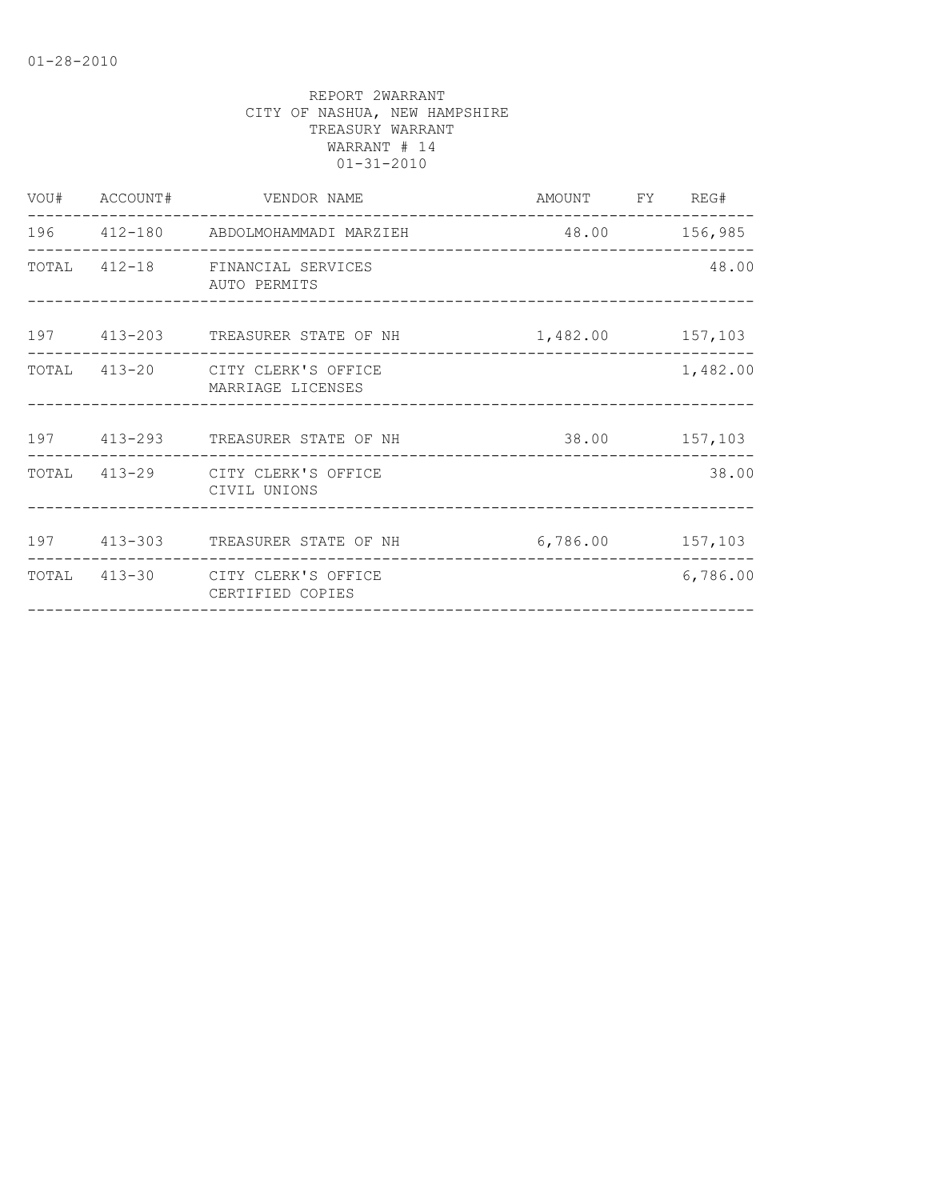01-28-2010

REPORT 2WARRANT
CITY OF NASHUA, NEW HAMPSHIRE
TREASURY WARRANT
WARRANT # 14
01-31-2010

| VOU# | ACCOUNT# | VENDOR NAME | AMOUNT | FY | REG# |
|---|---|---|---|---|---|
| 196 | 412-180 | ABDOLMOHAMMADI MARZIEH | 48.00 | | 156,985 |
| TOTAL | 412-18 | FINANCIAL SERVICES AUTO PERMITS | | | 48.00 |
| 197 | 413-203 | TREASURER STATE OF NH | 1,482.00 | | 157,103 |
| TOTAL | 413-20 | CITY CLERK'S OFFICE MARRIAGE LICENSES | | | 1,482.00 |
| 197 | 413-293 | TREASURER STATE OF NH | 38.00 | | 157,103 |
| TOTAL | 413-29 | CITY CLERK'S OFFICE CIVIL UNIONS | | | 38.00 |
| 197 | 413-303 | TREASURER STATE OF NH | 6,786.00 | | 157,103 |
| TOTAL | 413-30 | CITY CLERK'S OFFICE CERTIFIED COPIES | | | 6,786.00 |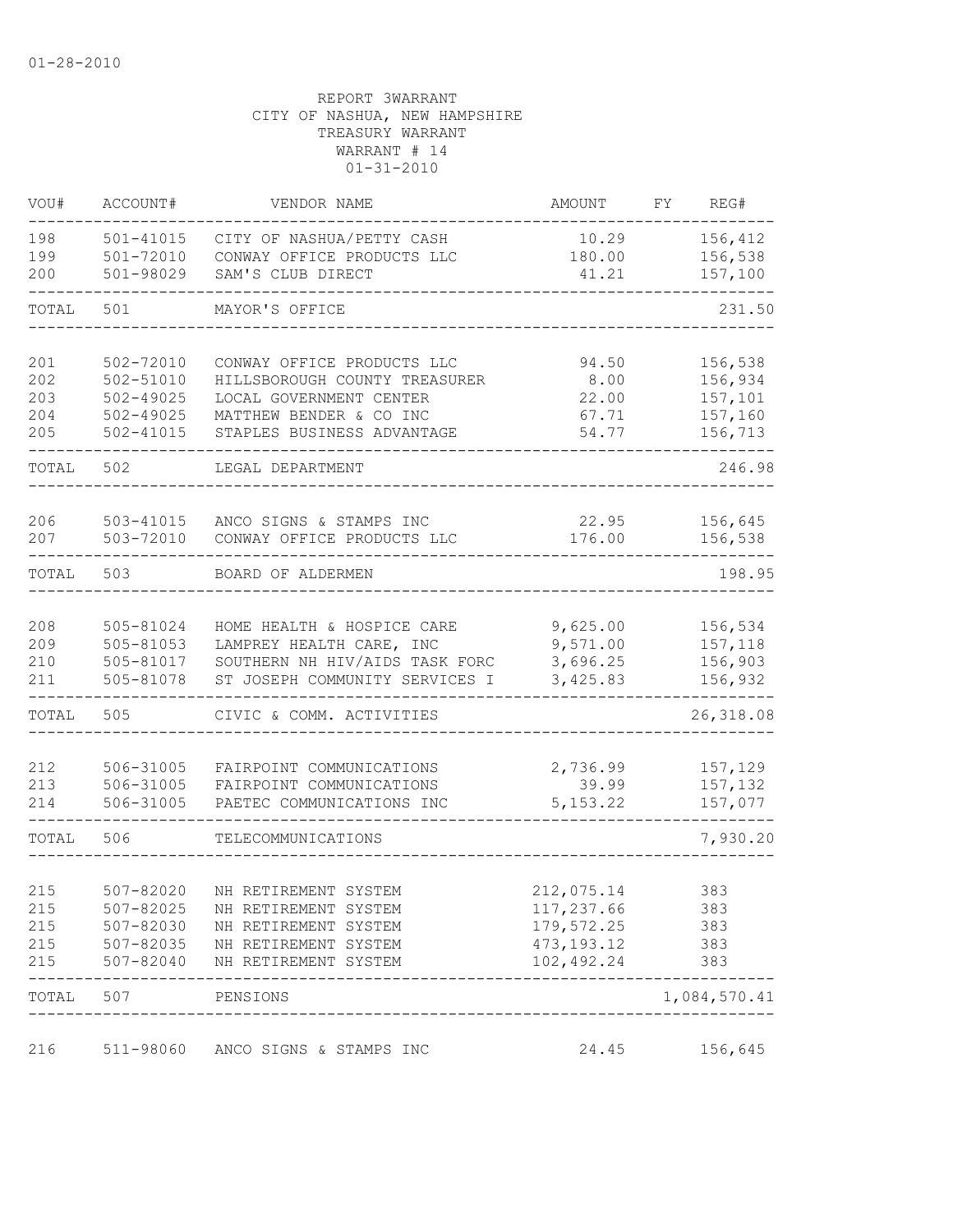01-28-2010

REPORT 3WARRANT
CITY OF NASHUA, NEW HAMPSHIRE
TREASURY WARRANT
WARRANT # 14
01-31-2010

| VOU# | ACCOUNT# | VENDOR NAME | AMOUNT | FY | REG# |
|---|---|---|---|---|---|
| 198 | 501-41015 | CITY OF NASHUA/PETTY CASH | 10.29 | | 156,412 |
| 199 | 501-72010 | CONWAY OFFICE PRODUCTS LLC | 180.00 | | 156,538 |
| 200 | 501-98029 | SAM'S CLUB DIRECT | 41.21 | | 157,100 |
| TOTAL | 501 | MAYOR'S OFFICE | | | 231.50 |
| 201 | 502-72010 | CONWAY OFFICE PRODUCTS LLC | 94.50 | | 156,538 |
| 202 | 502-51010 | HILLSBOROUGH COUNTY TREASURER | 8.00 | | 156,934 |
| 203 | 502-49025 | LOCAL GOVERNMENT CENTER | 22.00 | | 157,101 |
| 204 | 502-49025 | MATTHEW BENDER & CO INC | 67.71 | | 157,160 |
| 205 | 502-41015 | STAPLES BUSINESS ADVANTAGE | 54.77 | | 156,713 |
| TOTAL | 502 | LEGAL DEPARTMENT | | | 246.98 |
| 206 | 503-41015 | ANCO SIGNS & STAMPS INC | 22.95 | | 156,645 |
| 207 | 503-72010 | CONWAY OFFICE PRODUCTS LLC | 176.00 | | 156,538 |
| TOTAL | 503 | BOARD OF ALDERMEN | | | 198.95 |
| 208 | 505-81024 | HOME HEALTH & HOSPICE CARE | 9,625.00 | | 156,534 |
| 209 | 505-81053 | LAMPREY HEALTH CARE, INC | 9,571.00 | | 157,118 |
| 210 | 505-81017 | SOUTHERN NH HIV/AIDS TASK FORC | 3,696.25 | | 156,903 |
| 211 | 505-81078 | ST JOSEPH COMMUNITY SERVICES I | 3,425.83 | | 156,932 |
| TOTAL | 505 | CIVIC & COMM. ACTIVITIES | | | 26,318.08 |
| 212 | 506-31005 | FAIRPOINT COMMUNICATIONS | 2,736.99 | | 157,129 |
| 213 | 506-31005 | FAIRPOINT COMMUNICATIONS | 39.99 | | 157,132 |
| 214 | 506-31005 | PAETEC COMMUNICATIONS INC | 5,153.22 | | 157,077 |
| TOTAL | 506 | TELECOMMUNICATIONS | | | 7,930.20 |
| 215 | 507-82020 | NH RETIREMENT SYSTEM | 212,075.14 | | 383 |
| 215 | 507-82025 | NH RETIREMENT SYSTEM | 117,237.66 | | 383 |
| 215 | 507-82030 | NH RETIREMENT SYSTEM | 179,572.25 | | 383 |
| 215 | 507-82035 | NH RETIREMENT SYSTEM | 473,193.12 | | 383 |
| 215 | 507-82040 | NH RETIREMENT SYSTEM | 102,492.24 | | 383 |
| TOTAL | 507 | PENSIONS | | | 1,084,570.41 |
| 216 | 511-98060 | ANCO SIGNS & STAMPS INC | 24.45 | | 156,645 |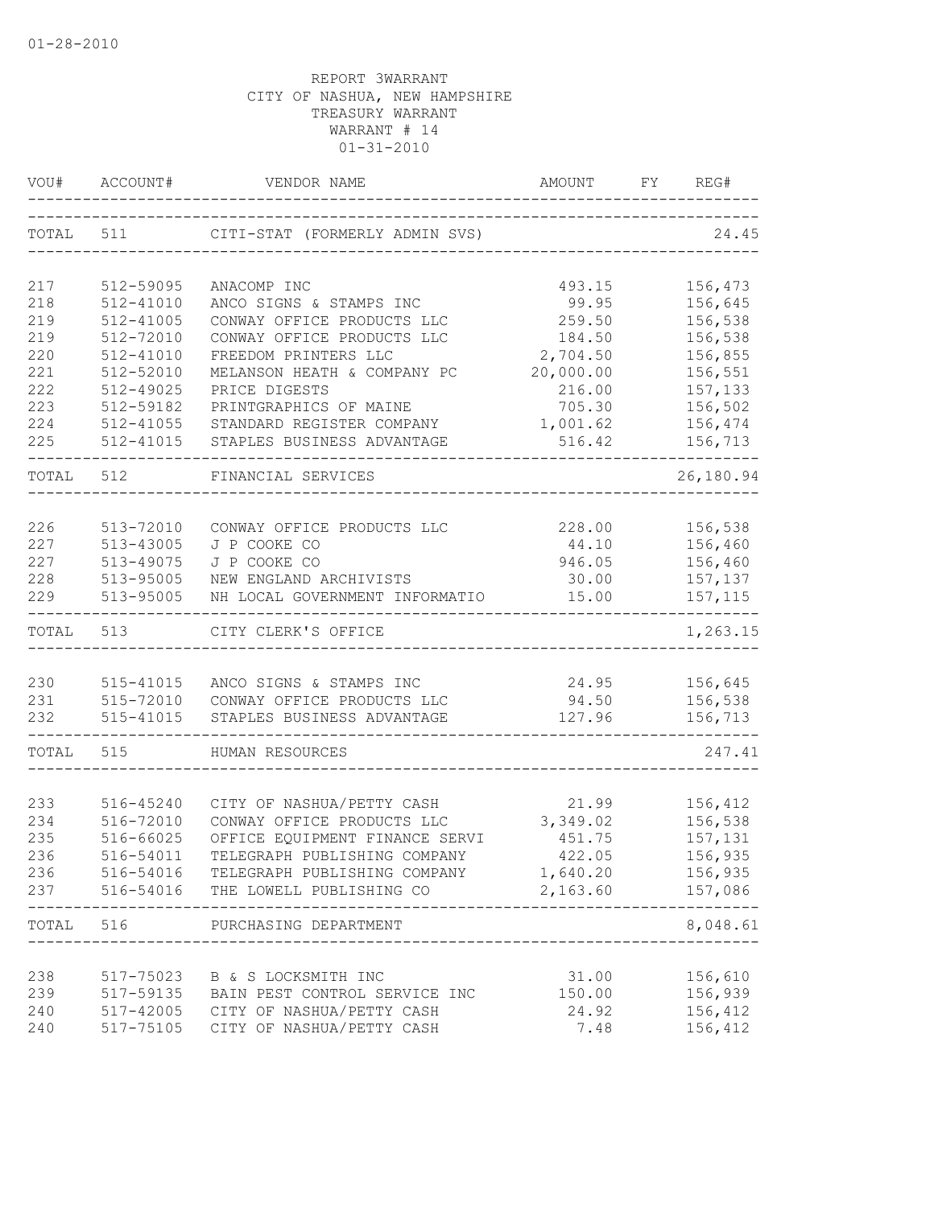01-28-2010

REPORT 3WARRANT
CITY OF NASHUA, NEW HAMPSHIRE
TREASURY WARRANT
WARRANT # 14
01-31-2010

| VOU# | ACCOUNT# | VENDOR NAME | AMOUNT | FY | REG# |
|---|---|---|---|---|---|
| TOTAL | 511 | CITI-STAT (FORMERLY ADMIN SVS) | | | 24.45 |
| 217 | 512-59095 | ANACOMP INC | 493.15 | | 156,473 |
| 218 | 512-41010 | ANCO SIGNS & STAMPS INC | 99.95 | | 156,645 |
| 219 | 512-41005 | CONWAY OFFICE PRODUCTS LLC | 259.50 | | 156,538 |
| 219 | 512-72010 | CONWAY OFFICE PRODUCTS LLC | 184.50 | | 156,538 |
| 220 | 512-41010 | FREEDOM PRINTERS LLC | 2,704.50 | | 156,855 |
| 221 | 512-52010 | MELANSON HEATH & COMPANY PC | 20,000.00 | | 156,551 |
| 222 | 512-49025 | PRICE DIGESTS | 216.00 | | 157,133 |
| 223 | 512-59182 | PRINTGRAPHICS OF MAINE | 705.30 | | 156,502 |
| 224 | 512-41055 | STANDARD REGISTER COMPANY | 1,001.62 | | 156,474 |
| 225 | 512-41015 | STAPLES BUSINESS ADVANTAGE | 516.42 | | 156,713 |
| TOTAL | 512 | FINANCIAL SERVICES | | | 26,180.94 |
| 226 | 513-72010 | CONWAY OFFICE PRODUCTS LLC | 228.00 | | 156,538 |
| 227 | 513-43005 | J P COOKE CO | 44.10 | | 156,460 |
| 227 | 513-49075 | J P COOKE CO | 946.05 | | 156,460 |
| 228 | 513-95005 | NEW ENGLAND ARCHIVISTS | 30.00 | | 157,137 |
| 229 | 513-95005 | NH LOCAL GOVERNMENT INFORMATIO | 15.00 | | 157,115 |
| TOTAL | 513 | CITY CLERK'S OFFICE | | | 1,263.15 |
| 230 | 515-41015 | ANCO SIGNS & STAMPS INC | 24.95 | | 156,645 |
| 231 | 515-72010 | CONWAY OFFICE PRODUCTS LLC | 94.50 | | 156,538 |
| 232 | 515-41015 | STAPLES BUSINESS ADVANTAGE | 127.96 | | 156,713 |
| TOTAL | 515 | HUMAN RESOURCES | | | 247.41 |
| 233 | 516-45240 | CITY OF NASHUA/PETTY CASH | 21.99 | | 156,412 |
| 234 | 516-72010 | CONWAY OFFICE PRODUCTS LLC | 3,349.02 | | 156,538 |
| 235 | 516-66025 | OFFICE EQUIPMENT FINANCE SERVI | 451.75 | | 157,131 |
| 236 | 516-54011 | TELEGRAPH PUBLISHING COMPANY | 422.05 | | 156,935 |
| 236 | 516-54016 | TELEGRAPH PUBLISHING COMPANY | 1,640.20 | | 156,935 |
| 237 | 516-54016 | THE LOWELL PUBLISHING CO | 2,163.60 | | 157,086 |
| TOTAL | 516 | PURCHASING DEPARTMENT | | | 8,048.61 |
| 238 | 517-75023 | B & S LOCKSMITH INC | 31.00 | | 156,610 |
| 239 | 517-59135 | BAIN PEST CONTROL SERVICE INC | 150.00 | | 156,939 |
| 240 | 517-42005 | CITY OF NASHUA/PETTY CASH | 24.92 | | 156,412 |
| 240 | 517-75105 | CITY OF NASHUA/PETTY CASH | 7.48 | | 156,412 |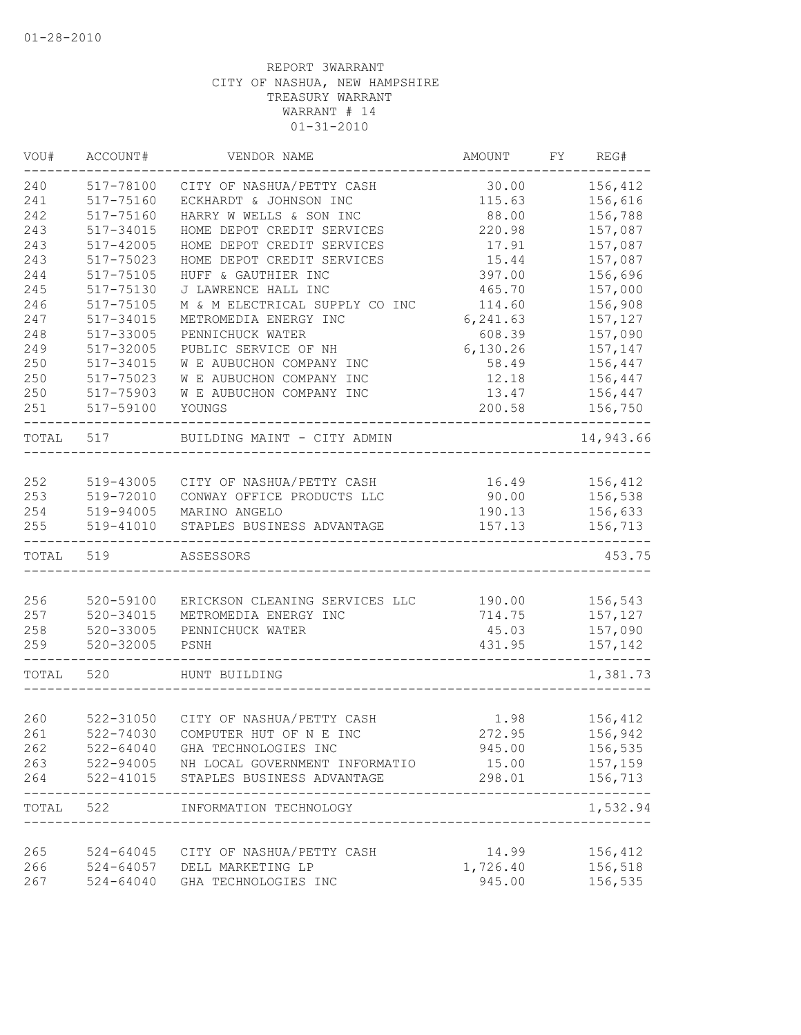01-28-2010

REPORT 3WARRANT
CITY OF NASHUA, NEW HAMPSHIRE
TREASURY WARRANT
WARRANT # 14
01-31-2010

| VOU# | ACCOUNT# | VENDOR NAME | AMOUNT | FY | REG# |
|---|---|---|---|---|---|
| 240 | 517-78100 | CITY OF NASHUA/PETTY CASH | 30.00 | | 156,412 |
| 241 | 517-75160 | ECKHARDT & JOHNSON INC | 115.63 | | 156,616 |
| 242 | 517-75160 | HARRY W WELLS & SON INC | 88.00 | | 156,788 |
| 243 | 517-34015 | HOME DEPOT CREDIT SERVICES | 220.98 | | 157,087 |
| 243 | 517-42005 | HOME DEPOT CREDIT SERVICES | 17.91 | | 157,087 |
| 243 | 517-75023 | HOME DEPOT CREDIT SERVICES | 15.44 | | 157,087 |
| 244 | 517-75105 | HUFF & GAUTHIER INC | 397.00 | | 156,696 |
| 245 | 517-75130 | J LAWRENCE HALL INC | 465.70 | | 157,000 |
| 246 | 517-75105 | M & M ELECTRICAL SUPPLY CO INC | 114.60 | | 156,908 |
| 247 | 517-34015 | METROMEDIA ENERGY INC | 6,241.63 | | 157,127 |
| 248 | 517-33005 | PENNICHUCK WATER | 608.39 | | 157,090 |
| 249 | 517-32005 | PUBLIC SERVICE OF NH | 6,130.26 | | 157,147 |
| 250 | 517-34015 | W E AUBUCHON COMPANY INC | 58.49 | | 156,447 |
| 250 | 517-75023 | W E AUBUCHON COMPANY INC | 12.18 | | 156,447 |
| 250 | 517-75903 | W E AUBUCHON COMPANY INC | 13.47 | | 156,447 |
| 251 | 517-59100 | YOUNGS | 200.58 | | 156,750 |
| TOTAL | 517 | BUILDING MAINT - CITY ADMIN | | | 14,943.66 |
| 252 | 519-43005 | CITY OF NASHUA/PETTY CASH | 16.49 | | 156,412 |
| 253 | 519-72010 | CONWAY OFFICE PRODUCTS LLC | 90.00 | | 156,538 |
| 254 | 519-94005 | MARINO ANGELO | 190.13 | | 156,633 |
| 255 | 519-41010 | STAPLES BUSINESS ADVANTAGE | 157.13 | | 156,713 |
| TOTAL | 519 | ASSESSORS | | | 453.75 |
| 256 | 520-59100 | ERICKSON CLEANING SERVICES LLC | 190.00 | | 156,543 |
| 257 | 520-34015 | METROMEDIA ENERGY INC | 714.75 | | 157,127 |
| 258 | 520-33005 | PENNICHUCK WATER | 45.03 | | 157,090 |
| 259 | 520-32005 | PSNH | 431.95 | | 157,142 |
| TOTAL | 520 | HUNT BUILDING | | | 1,381.73 |
| 260 | 522-31050 | CITY OF NASHUA/PETTY CASH | 1.98 | | 156,412 |
| 261 | 522-74030 | COMPUTER HUT OF N E INC | 272.95 | | 156,942 |
| 262 | 522-64040 | GHA TECHNOLOGIES INC | 945.00 | | 156,535 |
| 263 | 522-94005 | NH LOCAL GOVERNMENT INFORMATIO | 15.00 | | 157,159 |
| 264 | 522-41015 | STAPLES BUSINESS ADVANTAGE | 298.01 | | 156,713 |
| TOTAL | 522 | INFORMATION TECHNOLOGY | | | 1,532.94 |
| 265 | 524-64045 | CITY OF NASHUA/PETTY CASH | 14.99 | | 156,412 |
| 266 | 524-64057 | DELL MARKETING LP | 1,726.40 | | 156,518 |
| 267 | 524-64040 | GHA TECHNOLOGIES INC | 945.00 | | 156,535 |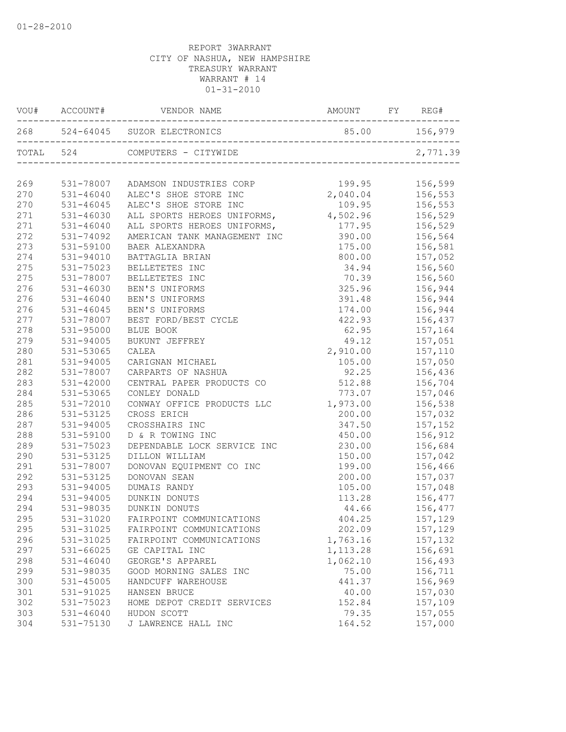01-28-2010

REPORT 3WARRANT
CITY OF NASHUA, NEW HAMPSHIRE
TREASURY WARRANT
WARRANT # 14
01-31-2010

| VOU# | ACCOUNT# | VENDOR NAME | AMOUNT | FY | REG# |
|---|---|---|---|---|---|
| 268 | 524-64045 | SUZOR ELECTRONICS | 85.00 | | 156,979 |
| TOTAL | 524 | COMPUTERS - CITYWIDE | | | 2,771.39 |
| 269 | 531-78007 | ADAMSON INDUSTRIES CORP | 199.95 | | 156,599 |
| 270 | 531-46040 | ALEC'S SHOE STORE INC | 2,040.04 | | 156,553 |
| 270 | 531-46045 | ALEC'S SHOE STORE INC | 109.95 | | 156,553 |
| 271 | 531-46030 | ALL SPORTS HEROES UNIFORMS, | 4,502.96 | | 156,529 |
| 271 | 531-46040 | ALL SPORTS HEROES UNIFORMS, | 177.95 | | 156,529 |
| 272 | 531-74092 | AMERICAN TANK MANAGEMENT INC | 390.00 | | 156,564 |
| 273 | 531-59100 | BAER ALEXANDRA | 175.00 | | 156,581 |
| 274 | 531-94010 | BATTAGLIA BRIAN | 800.00 | | 157,052 |
| 275 | 531-75023 | BELLETETES INC | 34.94 | | 156,560 |
| 275 | 531-78007 | BELLETETES INC | 70.39 | | 156,560 |
| 276 | 531-46030 | BEN'S UNIFORMS | 325.96 | | 156,944 |
| 276 | 531-46040 | BEN'S UNIFORMS | 391.48 | | 156,944 |
| 276 | 531-46045 | BEN'S UNIFORMS | 174.00 | | 156,944 |
| 277 | 531-78007 | BEST FORD/BEST CYCLE | 422.93 | | 156,437 |
| 278 | 531-95000 | BLUE BOOK | 62.95 | | 157,164 |
| 279 | 531-94005 | BUKUNT JEFFREY | 49.12 | | 157,051 |
| 280 | 531-53065 | CALEA | 2,910.00 | | 157,110 |
| 281 | 531-94005 | CARIGNAN MICHAEL | 105.00 | | 157,050 |
| 282 | 531-78007 | CARPARTS OF NASHUA | 92.25 | | 156,436 |
| 283 | 531-42000 | CENTRAL PAPER PRODUCTS CO | 512.88 | | 156,704 |
| 284 | 531-53065 | CONLEY DONALD | 773.07 | | 157,046 |
| 285 | 531-72010 | CONWAY OFFICE PRODUCTS LLC | 1,973.00 | | 156,538 |
| 286 | 531-53125 | CROSS ERICH | 200.00 | | 157,032 |
| 287 | 531-94005 | CROSSHAIRS INC | 347.50 | | 157,152 |
| 288 | 531-59100 | D & R TOWING INC | 450.00 | | 156,912 |
| 289 | 531-75023 | DEPENDABLE LOCK SERVICE INC | 230.00 | | 156,684 |
| 290 | 531-53125 | DILLON WILLIAM | 150.00 | | 157,042 |
| 291 | 531-78007 | DONOVAN EQUIPMENT CO INC | 199.00 | | 156,466 |
| 292 | 531-53125 | DONOVAN SEAN | 200.00 | | 157,037 |
| 293 | 531-94005 | DUMAIS RANDY | 105.00 | | 157,048 |
| 294 | 531-94005 | DUNKIN DONUTS | 113.28 | | 156,477 |
| 294 | 531-98035 | DUNKIN DONUTS | 44.66 | | 156,477 |
| 295 | 531-31020 | FAIRPOINT COMMUNICATIONS | 404.25 | | 157,129 |
| 295 | 531-31025 | FAIRPOINT COMMUNICATIONS | 202.09 | | 157,129 |
| 296 | 531-31025 | FAIRPOINT COMMUNICATIONS | 1,763.16 | | 157,132 |
| 297 | 531-66025 | GE CAPITAL INC | 1,113.28 | | 156,691 |
| 298 | 531-46040 | GEORGE'S APPAREL | 1,062.10 | | 156,493 |
| 299 | 531-98035 | GOOD MORNING SALES INC | 75.00 | | 156,711 |
| 300 | 531-45005 | HANDCUFF WAREHOUSE | 441.37 | | 156,969 |
| 301 | 531-91025 | HANSEN BRUCE | 40.00 | | 157,030 |
| 302 | 531-75023 | HOME DEPOT CREDIT SERVICES | 152.84 | | 157,109 |
| 303 | 531-46040 | HUDON SCOTT | 79.35 | | 157,055 |
| 304 | 531-75130 | J LAWRENCE HALL INC | 164.52 | | 157,000 |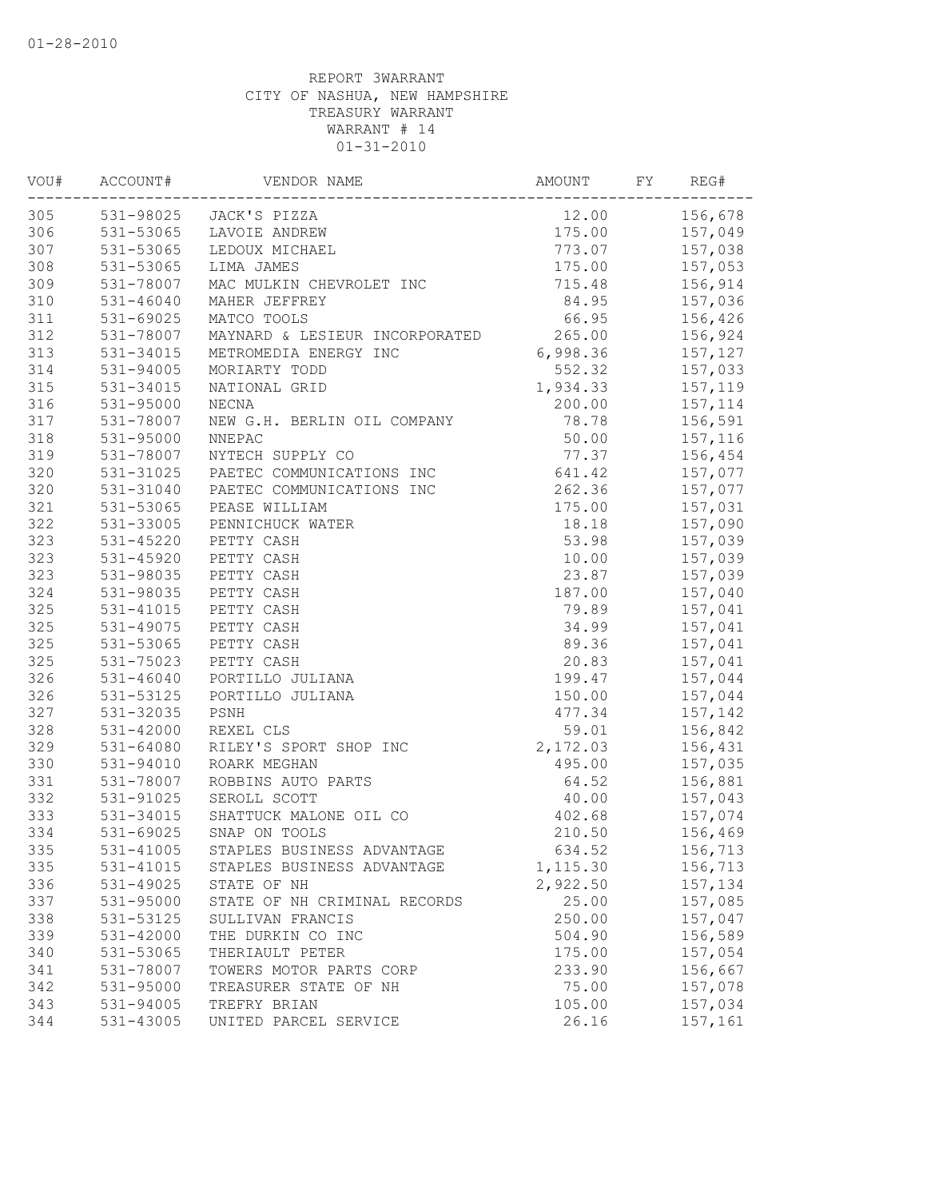01-28-2010

REPORT 3WARRANT
CITY OF NASHUA, NEW HAMPSHIRE
TREASURY WARRANT
WARRANT # 14
01-31-2010

| VOU# | ACCOUNT# | VENDOR NAME | AMOUNT | FY | REG# |
|---|---|---|---|---|---|
| 305 | 531-98025 | JACK'S PIZZA | 12.00 | | 156,678 |
| 306 | 531-53065 | LAVOIE ANDREW | 175.00 | | 157,049 |
| 307 | 531-53065 | LEDOUX MICHAEL | 773.07 | | 157,038 |
| 308 | 531-53065 | LIMA JAMES | 175.00 | | 157,053 |
| 309 | 531-78007 | MAC MULKIN CHEVROLET INC | 715.48 | | 156,914 |
| 310 | 531-46040 | MAHER JEFFREY | 84.95 | | 157,036 |
| 311 | 531-69025 | MATCO TOOLS | 66.95 | | 156,426 |
| 312 | 531-78007 | MAYNARD & LESIEUR INCORPORATED | 265.00 | | 156,924 |
| 313 | 531-34015 | METROMEDIA ENERGY INC | 6,998.36 | | 157,127 |
| 314 | 531-94005 | MORIARTY TODD | 552.32 | | 157,033 |
| 315 | 531-34015 | NATIONAL GRID | 1,934.33 | | 157,119 |
| 316 | 531-95000 | NECNA | 200.00 | | 157,114 |
| 317 | 531-78007 | NEW G.H. BERLIN OIL COMPANY | 78.78 | | 156,591 |
| 318 | 531-95000 | NNEPAC | 50.00 | | 157,116 |
| 319 | 531-78007 | NYTECH SUPPLY CO | 77.37 | | 156,454 |
| 320 | 531-31025 | PAETEC COMMUNICATIONS INC | 641.42 | | 157,077 |
| 320 | 531-31040 | PAETEC COMMUNICATIONS INC | 262.36 | | 157,077 |
| 321 | 531-53065 | PEASE WILLIAM | 175.00 | | 157,031 |
| 322 | 531-33005 | PENNICHUCK WATER | 18.18 | | 157,090 |
| 323 | 531-45220 | PETTY CASH | 53.98 | | 157,039 |
| 323 | 531-45920 | PETTY CASH | 10.00 | | 157,039 |
| 323 | 531-98035 | PETTY CASH | 23.87 | | 157,039 |
| 324 | 531-98035 | PETTY CASH | 187.00 | | 157,040 |
| 325 | 531-41015 | PETTY CASH | 79.89 | | 157,041 |
| 325 | 531-49075 | PETTY CASH | 34.99 | | 157,041 |
| 325 | 531-53065 | PETTY CASH | 89.36 | | 157,041 |
| 325 | 531-75023 | PETTY CASH | 20.83 | | 157,041 |
| 326 | 531-46040 | PORTILLO JULIANA | 199.47 | | 157,044 |
| 326 | 531-53125 | PORTILLO JULIANA | 150.00 | | 157,044 |
| 327 | 531-32035 | PSNH | 477.34 | | 157,142 |
| 328 | 531-42000 | REXEL CLS | 59.01 | | 156,842 |
| 329 | 531-64080 | RILEY'S SPORT SHOP INC | 2,172.03 | | 156,431 |
| 330 | 531-94010 | ROARK MEGHAN | 495.00 | | 157,035 |
| 331 | 531-78007 | ROBBINS AUTO PARTS | 64.52 | | 156,881 |
| 332 | 531-91025 | SEROLL SCOTT | 40.00 | | 157,043 |
| 333 | 531-34015 | SHATTUCK MALONE OIL CO | 402.68 | | 157,074 |
| 334 | 531-69025 | SNAP ON TOOLS | 210.50 | | 156,469 |
| 335 | 531-41005 | STAPLES BUSINESS ADVANTAGE | 634.52 | | 156,713 |
| 335 | 531-41015 | STAPLES BUSINESS ADVANTAGE | 1,115.30 | | 156,713 |
| 336 | 531-49025 | STATE OF NH | 2,922.50 | | 157,134 |
| 337 | 531-95000 | STATE OF NH CRIMINAL RECORDS | 25.00 | | 157,085 |
| 338 | 531-53125 | SULLIVAN FRANCIS | 250.00 | | 157,047 |
| 339 | 531-42000 | THE DURKIN CO INC | 504.90 | | 156,589 |
| 340 | 531-53065 | THERIAULT PETER | 175.00 | | 157,054 |
| 341 | 531-78007 | TOWERS MOTOR PARTS CORP | 233.90 | | 156,667 |
| 342 | 531-95000 | TREASURER STATE OF NH | 75.00 | | 157,078 |
| 343 | 531-94005 | TREFRY BRIAN | 105.00 | | 157,034 |
| 344 | 531-43005 | UNITED PARCEL SERVICE | 26.16 | | 157,161 |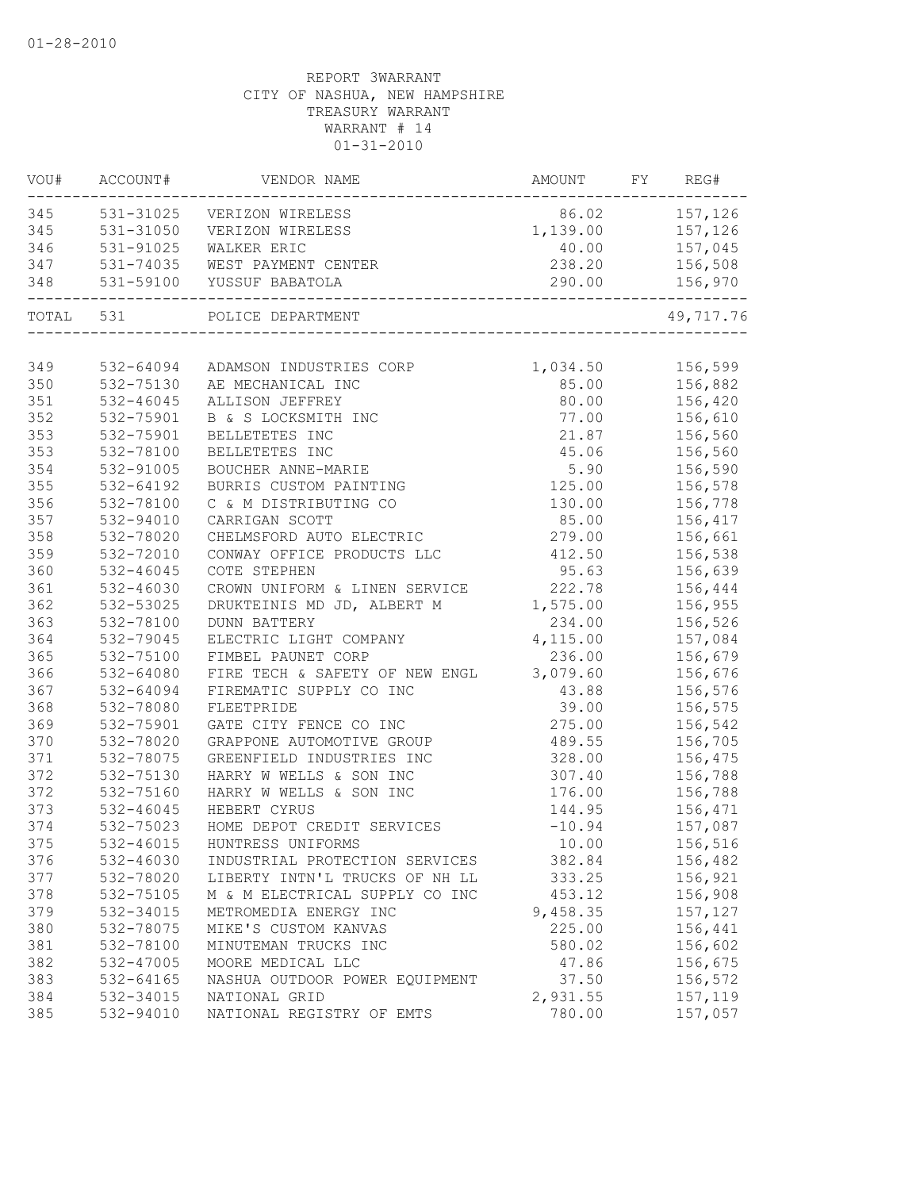01-28-2010

REPORT 3WARRANT
CITY OF NASHUA, NEW HAMPSHIRE
TREASURY WARRANT
WARRANT # 14
01-31-2010

| VOU# | ACCOUNT# | VENDOR NAME | AMOUNT | FY | REG# |
|---|---|---|---|---|---|
| 345 | 531-31025 | VERIZON WIRELESS | 86.02 | | 157,126 |
| 345 | 531-31050 | VERIZON WIRELESS | 1,139.00 | | 157,126 |
| 346 | 531-91025 | WALKER ERIC | 40.00 | | 157,045 |
| 347 | 531-74035 | WEST PAYMENT CENTER | 238.20 | | 156,508 |
| 348 | 531-59100 | YUSSUF BABATOLA | 290.00 | | 156,970 |
| TOTAL | 531 | POLICE DEPARTMENT | | | 49,717.76 |
| 349 | 532-64094 | ADAMSON INDUSTRIES CORP | 1,034.50 | | 156,599 |
| 350 | 532-75130 | AE MECHANICAL INC | 85.00 | | 156,882 |
| 351 | 532-46045 | ALLISON JEFFREY | 80.00 | | 156,420 |
| 352 | 532-75901 | B & S LOCKSMITH INC | 77.00 | | 156,610 |
| 353 | 532-75901 | BELLETETES INC | 21.87 | | 156,560 |
| 353 | 532-78100 | BELLETETES INC | 45.06 | | 156,560 |
| 354 | 532-91005 | BOUCHER ANNE-MARIE | 5.90 | | 156,590 |
| 355 | 532-64192 | BURRIS CUSTOM PAINTING | 125.00 | | 156,578 |
| 356 | 532-78100 | C & M DISTRIBUTING CO | 130.00 | | 156,778 |
| 357 | 532-94010 | CARRIGAN SCOTT | 85.00 | | 156,417 |
| 358 | 532-78020 | CHELMSFORD AUTO ELECTRIC | 279.00 | | 156,661 |
| 359 | 532-72010 | CONWAY OFFICE PRODUCTS LLC | 412.50 | | 156,538 |
| 360 | 532-46045 | COTE STEPHEN | 95.63 | | 156,639 |
| 361 | 532-46030 | CROWN UNIFORM & LINEN SERVICE | 222.78 | | 156,444 |
| 362 | 532-53025 | DRUKTEINIS MD JD, ALBERT M | 1,575.00 | | 156,955 |
| 363 | 532-78100 | DUNN BATTERY | 234.00 | | 156,526 |
| 364 | 532-79045 | ELECTRIC LIGHT COMPANY | 4,115.00 | | 157,084 |
| 365 | 532-75100 | FIMBEL PAUNET CORP | 236.00 | | 156,679 |
| 366 | 532-64080 | FIRE TECH & SAFETY OF NEW ENGL | 3,079.60 | | 156,676 |
| 367 | 532-64094 | FIREMATIC SUPPLY CO INC | 43.88 | | 156,576 |
| 368 | 532-78080 | FLEETPRIDE | 39.00 | | 156,575 |
| 369 | 532-75901 | GATE CITY FENCE CO INC | 275.00 | | 156,542 |
| 370 | 532-78020 | GRAPPONE AUTOMOTIVE GROUP | 489.55 | | 156,705 |
| 371 | 532-78075 | GREENFIELD INDUSTRIES INC | 328.00 | | 156,475 |
| 372 | 532-75130 | HARRY W WELLS & SON INC | 307.40 | | 156,788 |
| 372 | 532-75160 | HARRY W WELLS & SON INC | 176.00 | | 156,788 |
| 373 | 532-46045 | HEBERT CYRUS | 144.95 | | 156,471 |
| 374 | 532-75023 | HOME DEPOT CREDIT SERVICES | -10.94 | | 157,087 |
| 375 | 532-46015 | HUNTRESS UNIFORMS | 10.00 | | 156,516 |
| 376 | 532-46030 | INDUSTRIAL PROTECTION SERVICES | 382.84 | | 156,482 |
| 377 | 532-78020 | LIBERTY INTN'L TRUCKS OF NH LL | 333.25 | | 156,921 |
| 378 | 532-75105 | M & M ELECTRICAL SUPPLY CO INC | 453.12 | | 156,908 |
| 379 | 532-34015 | METROMEDIA ENERGY INC | 9,458.35 | | 157,127 |
| 380 | 532-78075 | MIKE'S CUSTOM KANVAS | 225.00 | | 156,441 |
| 381 | 532-78100 | MINUTEMAN TRUCKS INC | 580.02 | | 156,602 |
| 382 | 532-47005 | MOORE MEDICAL LLC | 47.86 | | 156,675 |
| 383 | 532-64165 | NASHUA OUTDOOR POWER EQUIPMENT | 37.50 | | 156,572 |
| 384 | 532-34015 | NATIONAL GRID | 2,931.55 | | 157,119 |
| 385 | 532-94010 | NATIONAL REGISTRY OF EMTS | 780.00 | | 157,057 |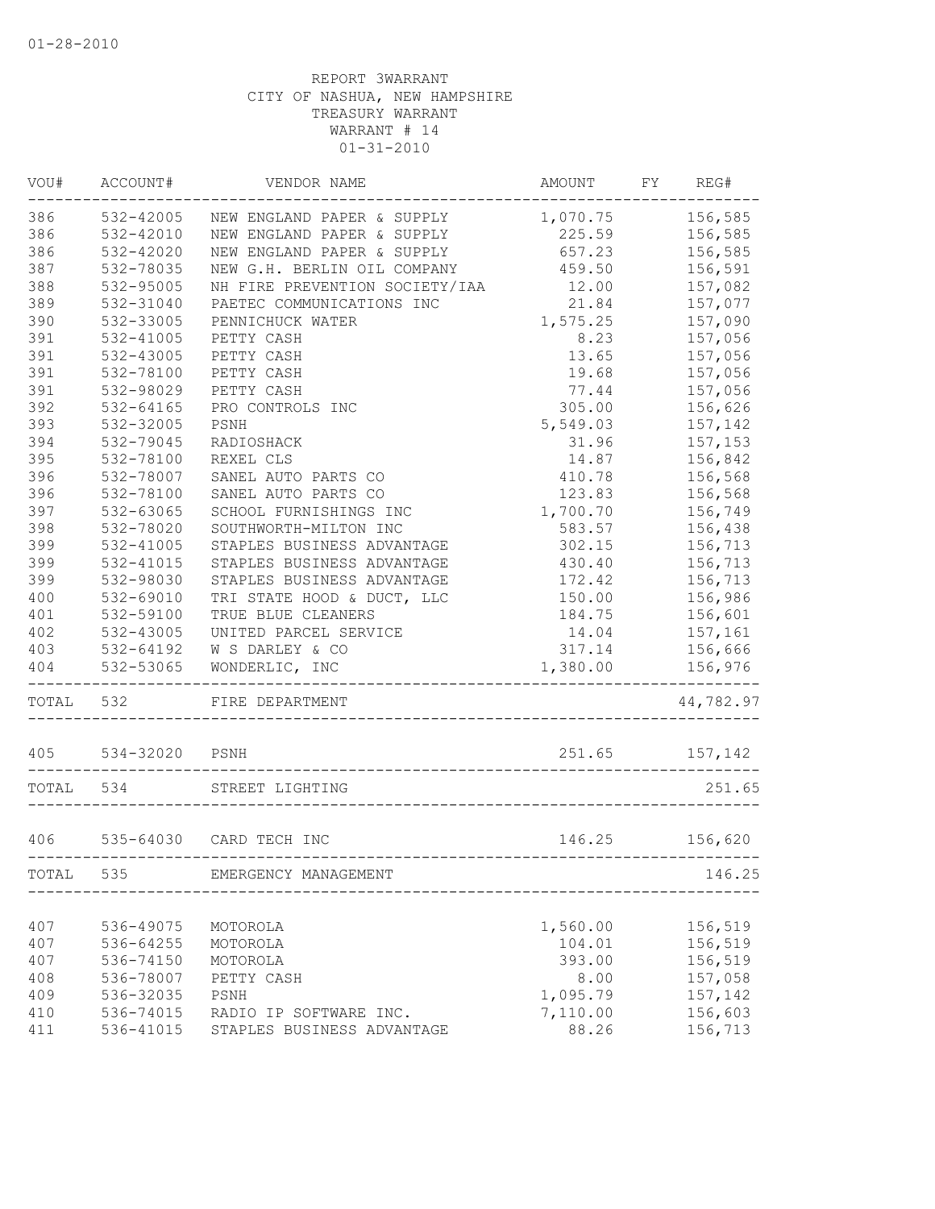01-28-2010

REPORT 3WARRANT
CITY OF NASHUA, NEW HAMPSHIRE
TREASURY WARRANT
WARRANT # 14
01-31-2010

| VOU# | ACCOUNT# | VENDOR NAME | AMOUNT | FY | REG# |
|---|---|---|---|---|---|
| 386 | 532-42005 | NEW ENGLAND PAPER & SUPPLY | 1,070.75 | | 156,585 |
| 386 | 532-42010 | NEW ENGLAND PAPER & SUPPLY | 225.59 | | 156,585 |
| 386 | 532-42020 | NEW ENGLAND PAPER & SUPPLY | 657.23 | | 156,585 |
| 387 | 532-78035 | NEW G.H. BERLIN OIL COMPANY | 459.50 | | 156,591 |
| 388 | 532-95005 | NH FIRE PREVENTION SOCIETY/IAA | 12.00 | | 157,082 |
| 389 | 532-31040 | PAETEC COMMUNICATIONS INC | 21.84 | | 157,077 |
| 390 | 532-33005 | PENNICHUCK WATER | 1,575.25 | | 157,090 |
| 391 | 532-41005 | PETTY CASH | 8.23 | | 157,056 |
| 391 | 532-43005 | PETTY CASH | 13.65 | | 157,056 |
| 391 | 532-78100 | PETTY CASH | 19.68 | | 157,056 |
| 391 | 532-98029 | PETTY CASH | 77.44 | | 157,056 |
| 392 | 532-64165 | PRO CONTROLS INC | 305.00 | | 156,626 |
| 393 | 532-32005 | PSNH | 5,549.03 | | 157,142 |
| 394 | 532-79045 | RADIOSHACK | 31.96 | | 157,153 |
| 395 | 532-78100 | REXEL CLS | 14.87 | | 156,842 |
| 396 | 532-78007 | SANEL AUTO PARTS CO | 410.78 | | 156,568 |
| 396 | 532-78100 | SANEL AUTO PARTS CO | 123.83 | | 156,568 |
| 397 | 532-63065 | SCHOOL FURNISHINGS INC | 1,700.70 | | 156,749 |
| 398 | 532-78020 | SOUTHWORTH-MILTON INC | 583.57 | | 156,438 |
| 399 | 532-41005 | STAPLES BUSINESS ADVANTAGE | 302.15 | | 156,713 |
| 399 | 532-41015 | STAPLES BUSINESS ADVANTAGE | 430.40 | | 156,713 |
| 399 | 532-98030 | STAPLES BUSINESS ADVANTAGE | 172.42 | | 156,713 |
| 400 | 532-69010 | TRI STATE HOOD & DUCT, LLC | 150.00 | | 156,986 |
| 401 | 532-59100 | TRUE BLUE CLEANERS | 184.75 | | 156,601 |
| 402 | 532-43005 | UNITED PARCEL SERVICE | 14.04 | | 157,161 |
| 403 | 532-64192 | W S DARLEY & CO | 317.14 | | 156,666 |
| 404 | 532-53065 | WONDERLIC, INC | 1,380.00 | | 156,976 |
| TOTAL | 532 | FIRE DEPARTMENT | | | 44,782.97 |
| 405 | 534-32020 | PSNH | 251.65 | | 157,142 |
| TOTAL | 534 | STREET LIGHTING | | | 251.65 |
| 406 | 535-64030 | CARD TECH INC | 146.25 | | 156,620 |
| TOTAL | 535 | EMERGENCY MANAGEMENT | | | 146.25 |
| 407 | 536-49075 | MOTOROLA | 1,560.00 | | 156,519 |
| 407 | 536-64255 | MOTOROLA | 104.01 | | 156,519 |
| 407 | 536-74150 | MOTOROLA | 393.00 | | 156,519 |
| 408 | 536-78007 | PETTY CASH | 8.00 | | 157,058 |
| 409 | 536-32035 | PSNH | 1,095.79 | | 157,142 |
| 410 | 536-74015 | RADIO IP SOFTWARE INC. | 7,110.00 | | 156,603 |
| 411 | 536-41015 | STAPLES BUSINESS ADVANTAGE | 88.26 | | 156,713 |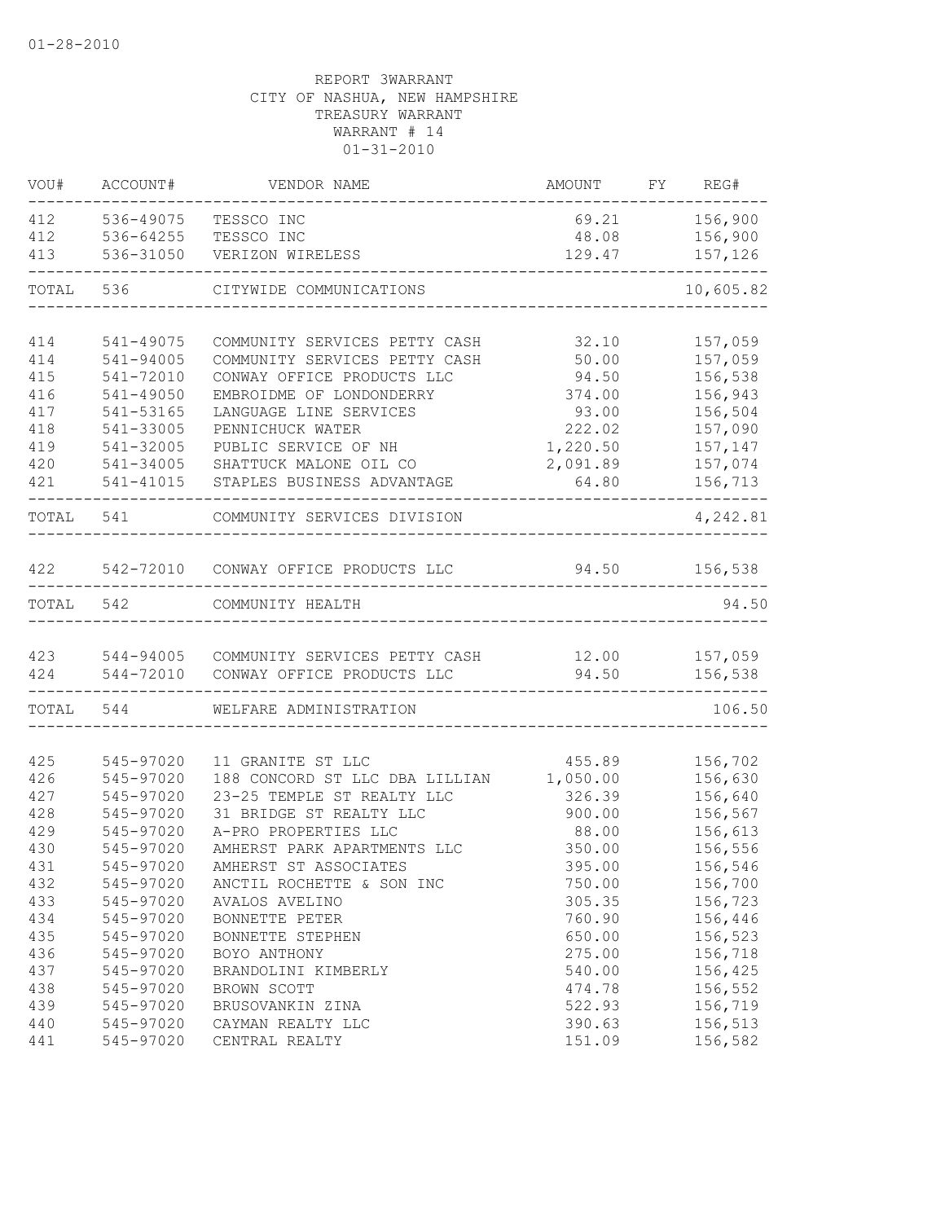01-28-2010

REPORT 3WARRANT
CITY OF NASHUA, NEW HAMPSHIRE
TREASURY WARRANT
WARRANT # 14
01-31-2010

| VOU# | ACCOUNT# | VENDOR NAME | AMOUNT | FY | REG# |
|---|---|---|---|---|---|
| 412 | 536-49075 | TESSCO INC | 69.21 | | 156,900 |
| 412 | 536-64255 | TESSCO INC | 48.08 | | 156,900 |
| 413 | 536-31050 | VERIZON WIRELESS | 129.47 | | 157,126 |
| TOTAL | 536 | CITYWIDE COMMUNICATIONS | | | 10,605.82 |
| 414 | 541-49075 | COMMUNITY SERVICES PETTY CASH | 32.10 | | 157,059 |
| 414 | 541-94005 | COMMUNITY SERVICES PETTY CASH | 50.00 | | 157,059 |
| 415 | 541-72010 | CONWAY OFFICE PRODUCTS LLC | 94.50 | | 156,538 |
| 416 | 541-49050 | EMBROIDME OF LONDONDERRY | 374.00 | | 156,943 |
| 417 | 541-53165 | LANGUAGE LINE SERVICES | 93.00 | | 156,504 |
| 418 | 541-33005 | PENNICHUCK WATER | 222.02 | | 157,090 |
| 419 | 541-32005 | PUBLIC SERVICE OF NH | 1,220.50 | | 157,147 |
| 420 | 541-34005 | SHATTUCK MALONE OIL CO | 2,091.89 | | 157,074 |
| 421 | 541-41015 | STAPLES BUSINESS ADVANTAGE | 64.80 | | 156,713 |
| TOTAL | 541 | COMMUNITY SERVICES DIVISION | | | 4,242.81 |
| 422 | 542-72010 | CONWAY OFFICE PRODUCTS LLC | 94.50 | | 156,538 |
| TOTAL | 542 | COMMUNITY HEALTH | | | 94.50 |
| 423 | 544-94005 | COMMUNITY SERVICES PETTY CASH | 12.00 | | 157,059 |
| 424 | 544-72010 | CONWAY OFFICE PRODUCTS LLC | 94.50 | | 156,538 |
| TOTAL | 544 | WELFARE ADMINISTRATION | | | 106.50 |
| 425 | 545-97020 | 11 GRANITE ST LLC | 455.89 | | 156,702 |
| 426 | 545-97020 | 188 CONCORD ST LLC DBA LILLIAN | 1,050.00 | | 156,630 |
| 427 | 545-97020 | 23-25 TEMPLE ST REALTY LLC | 326.39 | | 156,640 |
| 428 | 545-97020 | 31 BRIDGE ST REALTY LLC | 900.00 | | 156,567 |
| 429 | 545-97020 | A-PRO PROPERTIES LLC | 88.00 | | 156,613 |
| 430 | 545-97020 | AMHERST PARK APARTMENTS LLC | 350.00 | | 156,556 |
| 431 | 545-97020 | AMHERST ST ASSOCIATES | 395.00 | | 156,546 |
| 432 | 545-97020 | ANCTIL ROCHETTE & SON INC | 750.00 | | 156,700 |
| 433 | 545-97020 | AVALOS AVELINO | 305.35 | | 156,723 |
| 434 | 545-97020 | BONNETTE PETER | 760.90 | | 156,446 |
| 435 | 545-97020 | BONNETTE STEPHEN | 650.00 | | 156,523 |
| 436 | 545-97020 | BOYO ANTHONY | 275.00 | | 156,718 |
| 437 | 545-97020 | BRANDOLINI KIMBERLY | 540.00 | | 156,425 |
| 438 | 545-97020 | BROWN SCOTT | 474.78 | | 156,552 |
| 439 | 545-97020 | BRUSOVANKIN ZINA | 522.93 | | 156,719 |
| 440 | 545-97020 | CAYMAN REALTY LLC | 390.63 | | 156,513 |
| 441 | 545-97020 | CENTRAL REALTY | 151.09 | | 156,582 |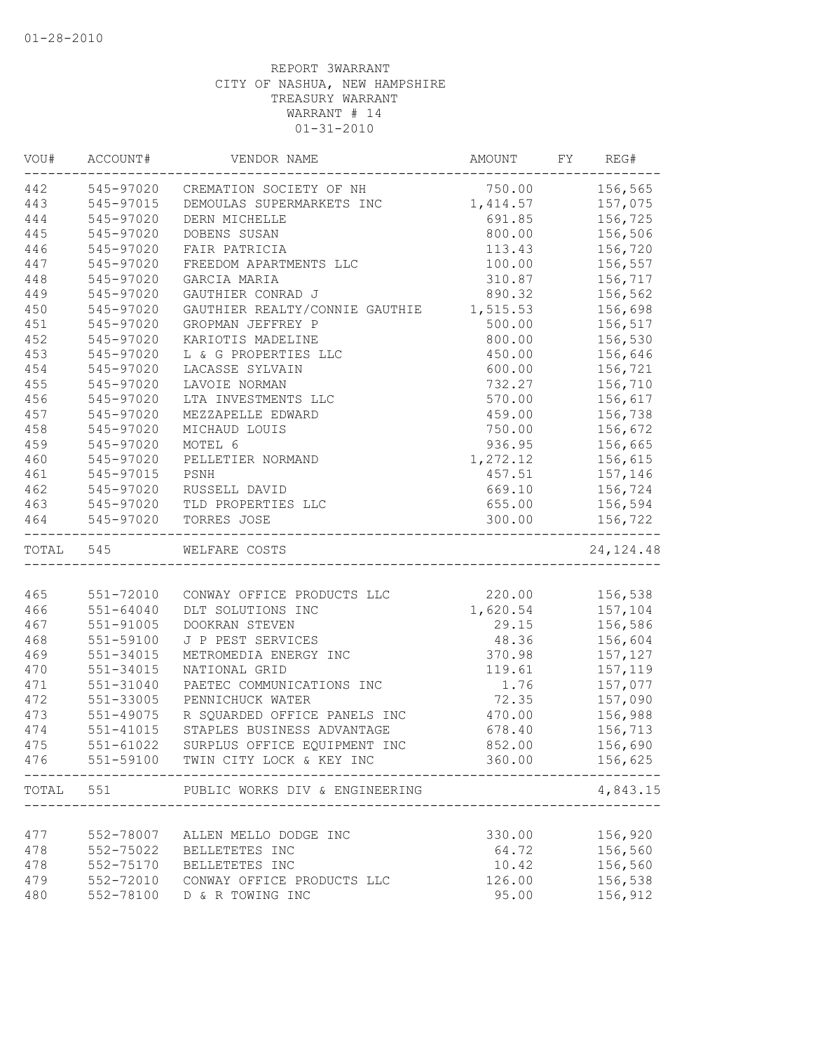01-28-2010

REPORT 3WARRANT
CITY OF NASHUA, NEW HAMPSHIRE
TREASURY WARRANT
WARRANT # 14
01-31-2010

| VOU# | ACCOUNT# | VENDOR NAME | AMOUNT | FY | REG# |
|---|---|---|---|---|---|
| 442 | 545-97020 | CREMATION SOCIETY OF NH | 750.00 | | 156,565 |
| 443 | 545-97015 | DEMOULAS SUPERMARKETS INC | 1,414.57 | | 157,075 |
| 444 | 545-97020 | DERN MICHELLE | 691.85 | | 156,725 |
| 445 | 545-97020 | DOBENS SUSAN | 800.00 | | 156,506 |
| 446 | 545-97020 | FAIR PATRICIA | 113.43 | | 156,720 |
| 447 | 545-97020 | FREEDOM APARTMENTS LLC | 100.00 | | 156,557 |
| 448 | 545-97020 | GARCIA MARIA | 310.87 | | 156,717 |
| 449 | 545-97020 | GAUTHIER CONRAD J | 890.32 | | 156,562 |
| 450 | 545-97020 | GAUTHIER REALTY/CONNIE GAUTHIE | 1,515.53 | | 156,698 |
| 451 | 545-97020 | GROPMAN JEFFREY P | 500.00 | | 156,517 |
| 452 | 545-97020 | KARIOTIS MADELINE | 800.00 | | 156,530 |
| 453 | 545-97020 | L & G PROPERTIES LLC | 450.00 | | 156,646 |
| 454 | 545-97020 | LACASSE SYLVAIN | 600.00 | | 156,721 |
| 455 | 545-97020 | LAVOIE NORMAN | 732.27 | | 156,710 |
| 456 | 545-97020 | LTA INVESTMENTS LLC | 570.00 | | 156,617 |
| 457 | 545-97020 | MEZZAPELLE EDWARD | 459.00 | | 156,738 |
| 458 | 545-97020 | MICHAUD LOUIS | 750.00 | | 156,672 |
| 459 | 545-97020 | MOTEL 6 | 936.95 | | 156,665 |
| 460 | 545-97020 | PELLETIER NORMAND | 1,272.12 | | 156,615 |
| 461 | 545-97015 | PSNH | 457.51 | | 157,146 |
| 462 | 545-97020 | RUSSELL DAVID | 669.10 | | 156,724 |
| 463 | 545-97020 | TLD PROPERTIES LLC | 655.00 | | 156,594 |
| 464 | 545-97020 | TORRES JOSE | 300.00 | | 156,722 |
| TOTAL | 545 | WELFARE COSTS | | | 24,124.48 |
| 465 | 551-72010 | CONWAY OFFICE PRODUCTS LLC | 220.00 | | 156,538 |
| 466 | 551-64040 | DLT SOLUTIONS INC | 1,620.54 | | 157,104 |
| 467 | 551-91005 | DOOKRAN STEVEN | 29.15 | | 156,586 |
| 468 | 551-59100 | J P PEST SERVICES | 48.36 | | 156,604 |
| 469 | 551-34015 | METROMEDIA ENERGY INC | 370.98 | | 157,127 |
| 470 | 551-34015 | NATIONAL GRID | 119.61 | | 157,119 |
| 471 | 551-31040 | PAETEC COMMUNICATIONS INC | 1.76 | | 157,077 |
| 472 | 551-33005 | PENNICHUCK WATER | 72.35 | | 157,090 |
| 473 | 551-49075 | R SQUARDED OFFICE PANELS INC | 470.00 | | 156,988 |
| 474 | 551-41015 | STAPLES BUSINESS ADVANTAGE | 678.40 | | 156,713 |
| 475 | 551-61022 | SURPLUS OFFICE EQUIPMENT INC | 852.00 | | 156,690 |
| 476 | 551-59100 | TWIN CITY LOCK & KEY INC | 360.00 | | 156,625 |
| TOTAL | 551 | PUBLIC WORKS DIV & ENGINEERING | | | 4,843.15 |
| 477 | 552-78007 | ALLEN MELLO DODGE INC | 330.00 | | 156,920 |
| 478 | 552-75022 | BELLETETES INC | 64.72 | | 156,560 |
| 478 | 552-75170 | BELLETETES INC | 10.42 | | 156,560 |
| 479 | 552-72010 | CONWAY OFFICE PRODUCTS LLC | 126.00 | | 156,538 |
| 480 | 552-78100 | D & R TOWING INC | 95.00 | | 156,912 |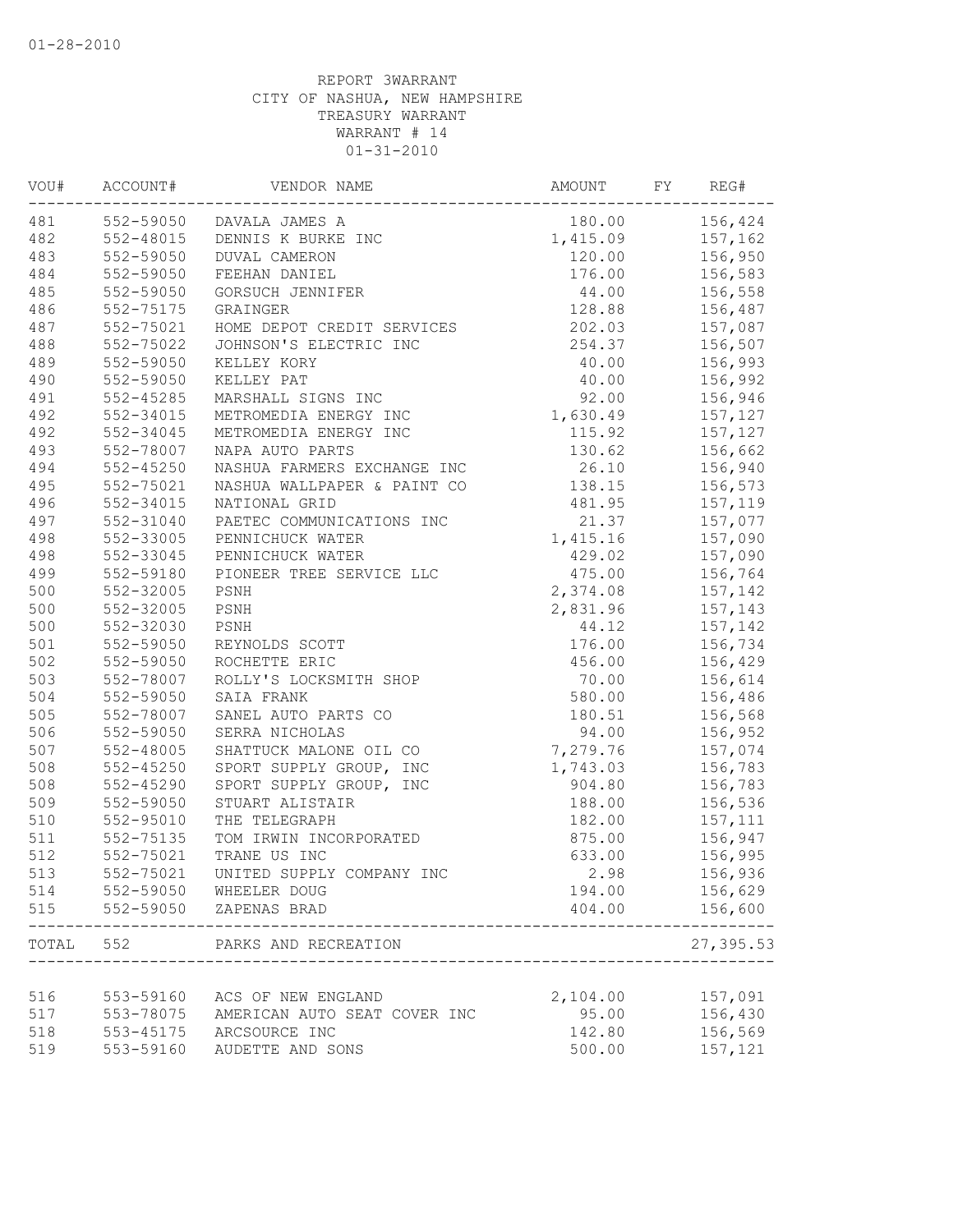01-28-2010

REPORT 3WARRANT
CITY OF NASHUA, NEW HAMPSHIRE
TREASURY WARRANT
WARRANT # 14
01-31-2010

| VOU# | ACCOUNT# | VENDOR NAME | AMOUNT | FY | REG# |
|---|---|---|---|---|---|
| 481 | 552-59050 | DAVALA JAMES A | 180.00 | | 156,424 |
| 482 | 552-48015 | DENNIS K BURKE INC | 1,415.09 | | 157,162 |
| 483 | 552-59050 | DUVAL CAMERON | 120.00 | | 156,950 |
| 484 | 552-59050 | FEEHAN DANIEL | 176.00 | | 156,583 |
| 485 | 552-59050 | GORSUCH JENNIFER | 44.00 | | 156,558 |
| 486 | 552-75175 | GRAINGER | 128.88 | | 156,487 |
| 487 | 552-75021 | HOME DEPOT CREDIT SERVICES | 202.03 | | 157,087 |
| 488 | 552-75022 | JOHNSON'S ELECTRIC INC | 254.37 | | 156,507 |
| 489 | 552-59050 | KELLEY KORY | 40.00 | | 156,993 |
| 490 | 552-59050 | KELLEY PAT | 40.00 | | 156,992 |
| 491 | 552-45285 | MARSHALL SIGNS INC | 92.00 | | 156,946 |
| 492 | 552-34015 | METROMEDIA ENERGY INC | 1,630.49 | | 157,127 |
| 492 | 552-34045 | METROMEDIA ENERGY INC | 115.92 | | 157,127 |
| 493 | 552-78007 | NAPA AUTO PARTS | 130.62 | | 156,662 |
| 494 | 552-45250 | NASHUA FARMERS EXCHANGE INC | 26.10 | | 156,940 |
| 495 | 552-75021 | NASHUA WALLPAPER & PAINT CO | 138.15 | | 156,573 |
| 496 | 552-34015 | NATIONAL GRID | 481.95 | | 157,119 |
| 497 | 552-31040 | PAETEC COMMUNICATIONS INC | 21.37 | | 157,077 |
| 498 | 552-33005 | PENNICHUCK WATER | 1,415.16 | | 157,090 |
| 498 | 552-33045 | PENNICHUCK WATER | 429.02 | | 157,090 |
| 499 | 552-59180 | PIONEER TREE SERVICE LLC | 475.00 | | 156,764 |
| 500 | 552-32005 | PSNH | 2,374.08 | | 157,142 |
| 500 | 552-32005 | PSNH | 2,831.96 | | 157,143 |
| 500 | 552-32030 | PSNH | 44.12 | | 157,142 |
| 501 | 552-59050 | REYNOLDS SCOTT | 176.00 | | 156,734 |
| 502 | 552-59050 | ROCHETTE ERIC | 456.00 | | 156,429 |
| 503 | 552-78007 | ROLLY'S LOCKSMITH SHOP | 70.00 | | 156,614 |
| 504 | 552-59050 | SAIA FRANK | 580.00 | | 156,486 |
| 505 | 552-78007 | SANEL AUTO PARTS CO | 180.51 | | 156,568 |
| 506 | 552-59050 | SERRA NICHOLAS | 94.00 | | 156,952 |
| 507 | 552-48005 | SHATTUCK MALONE OIL CO | 7,279.76 | | 157,074 |
| 508 | 552-45250 | SPORT SUPPLY GROUP, INC | 1,743.03 | | 156,783 |
| 508 | 552-45290 | SPORT SUPPLY GROUP, INC | 904.80 | | 156,783 |
| 509 | 552-59050 | STUART ALISTAIR | 188.00 | | 156,536 |
| 510 | 552-95010 | THE TELEGRAPH | 182.00 | | 157,111 |
| 511 | 552-75135 | TOM IRWIN INCORPORATED | 875.00 | | 156,947 |
| 512 | 552-75021 | TRANE US INC | 633.00 | | 156,995 |
| 513 | 552-75021 | UNITED SUPPLY COMPANY INC | 2.98 | | 156,936 |
| 514 | 552-59050 | WHEELER DOUG | 194.00 | | 156,629 |
| 515 | 552-59050 | ZAPENAS BRAD | 404.00 | | 156,600 |
| TOTAL | 552 | PARKS AND RECREATION | | | 27,395.53 |
| 516 | 553-59160 | ACS OF NEW ENGLAND | 2,104.00 | | 157,091 |
| 517 | 553-78075 | AMERICAN AUTO SEAT COVER INC | 95.00 | | 156,430 |
| 518 | 553-45175 | ARCSOURCE INC | 142.80 | | 156,569 |
| 519 | 553-59160 | AUDETTE AND SONS | 500.00 | | 157,121 |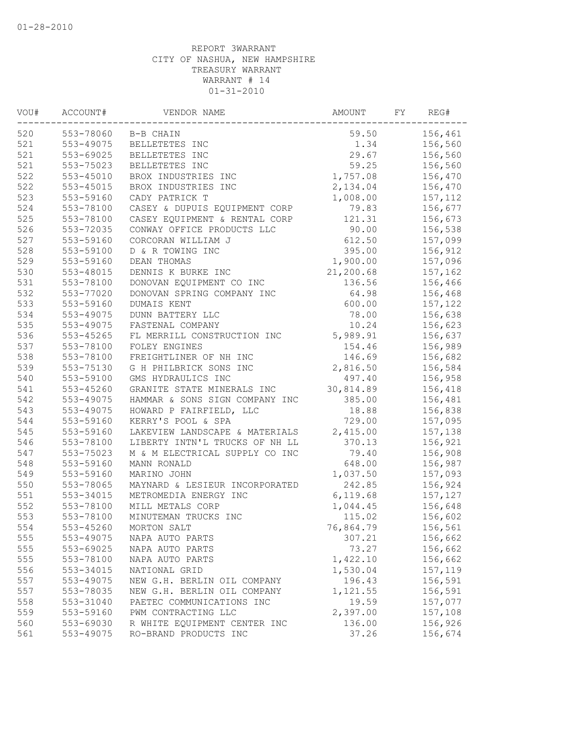01-28-2010

REPORT 3WARRANT
CITY OF NASHUA, NEW HAMPSHIRE
TREASURY WARRANT
WARRANT # 14
01-31-2010

| VOU# | ACCOUNT# | VENDOR NAME | AMOUNT | FY | REG# |
|---|---|---|---|---|---|
| 520 | 553-78060 | B-B CHAIN | 59.50 | | 156,461 |
| 521 | 553-49075 | BELLETETES INC | 1.34 | | 156,560 |
| 521 | 553-69025 | BELLETETES INC | 29.67 | | 156,560 |
| 521 | 553-75023 | BELLETETES INC | 59.25 | | 156,560 |
| 522 | 553-45010 | BROX INDUSTRIES INC | 1,757.08 | | 156,470 |
| 522 | 553-45015 | BROX INDUSTRIES INC | 2,134.04 | | 156,470 |
| 523 | 553-59160 | CADY PATRICK T | 1,008.00 | | 157,112 |
| 524 | 553-78100 | CASEY & DUPUIS EQUIPMENT CORP | 79.83 | | 156,677 |
| 525 | 553-78100 | CASEY EQUIPMENT & RENTAL CORP | 121.31 | | 156,673 |
| 526 | 553-72035 | CONWAY OFFICE PRODUCTS LLC | 90.00 | | 156,538 |
| 527 | 553-59160 | CORCORAN WILLIAM J | 612.50 | | 157,099 |
| 528 | 553-59100 | D & R TOWING INC | 395.00 | | 156,912 |
| 529 | 553-59160 | DEAN THOMAS | 1,900.00 | | 157,096 |
| 530 | 553-48015 | DENNIS K BURKE INC | 21,200.68 | | 157,162 |
| 531 | 553-78100 | DONOVAN EQUIPMENT CO INC | 136.56 | | 156,466 |
| 532 | 553-77020 | DONOVAN SPRING COMPANY INC | 64.98 | | 156,468 |
| 533 | 553-59160 | DUMAIS KENT | 600.00 | | 157,122 |
| 534 | 553-49075 | DUNN BATTERY LLC | 78.00 | | 156,638 |
| 535 | 553-49075 | FASTENAL COMPANY | 10.24 | | 156,623 |
| 536 | 553-45265 | FL MERRILL CONSTRUCTION INC | 5,989.91 | | 156,637 |
| 537 | 553-78100 | FOLEY ENGINES | 154.46 | | 156,989 |
| 538 | 553-78100 | FREIGHTLINER OF NH INC | 146.69 | | 156,682 |
| 539 | 553-75130 | G H PHILBRICK SONS INC | 2,816.50 | | 156,584 |
| 540 | 553-59100 | GMS HYDRAULICS INC | 497.40 | | 156,958 |
| 541 | 553-45260 | GRANITE STATE MINERALS INC | 30,814.89 | | 156,418 |
| 542 | 553-49075 | HAMMAR & SONS SIGN COMPANY INC | 385.00 | | 156,481 |
| 543 | 553-49075 | HOWARD P FAIRFIELD, LLC | 18.88 | | 156,838 |
| 544 | 553-59160 | KERRY'S POOL & SPA | 729.00 | | 157,095 |
| 545 | 553-59160 | LAKEVIEW LANDSCAPE & MATERIALS | 2,415.00 | | 157,138 |
| 546 | 553-78100 | LIBERTY INTN'L TRUCKS OF NH LL | 370.13 | | 156,921 |
| 547 | 553-75023 | M & M ELECTRICAL SUPPLY CO INC | 79.40 | | 156,908 |
| 548 | 553-59160 | MANN RONALD | 648.00 | | 156,987 |
| 549 | 553-59160 | MARINO JOHN | 1,037.50 | | 157,093 |
| 550 | 553-78065 | MAYNARD & LESIEUR INCORPORATED | 242.85 | | 156,924 |
| 551 | 553-34015 | METROMEDIA ENERGY INC | 6,119.68 | | 157,127 |
| 552 | 553-78100 | MILL METALS CORP | 1,044.45 | | 156,648 |
| 553 | 553-78100 | MINUTEMAN TRUCKS INC | 115.02 | | 156,602 |
| 554 | 553-45260 | MORTON SALT | 76,864.79 | | 156,561 |
| 555 | 553-49075 | NAPA AUTO PARTS | 307.21 | | 156,662 |
| 555 | 553-69025 | NAPA AUTO PARTS | 73.27 | | 156,662 |
| 555 | 553-78100 | NAPA AUTO PARTS | 1,422.10 | | 156,662 |
| 556 | 553-34015 | NATIONAL GRID | 1,530.04 | | 157,119 |
| 557 | 553-49075 | NEW G.H. BERLIN OIL COMPANY | 196.43 | | 156,591 |
| 557 | 553-78035 | NEW G.H. BERLIN OIL COMPANY | 1,121.55 | | 156,591 |
| 558 | 553-31040 | PAETEC COMMUNICATIONS INC | 19.59 | | 157,077 |
| 559 | 553-59160 | PWM CONTRACTING LLC | 2,397.00 | | 157,108 |
| 560 | 553-69030 | R WHITE EQUIPMENT CENTER INC | 136.00 | | 156,926 |
| 561 | 553-49075 | RO-BRAND PRODUCTS INC | 37.26 | | 156,674 |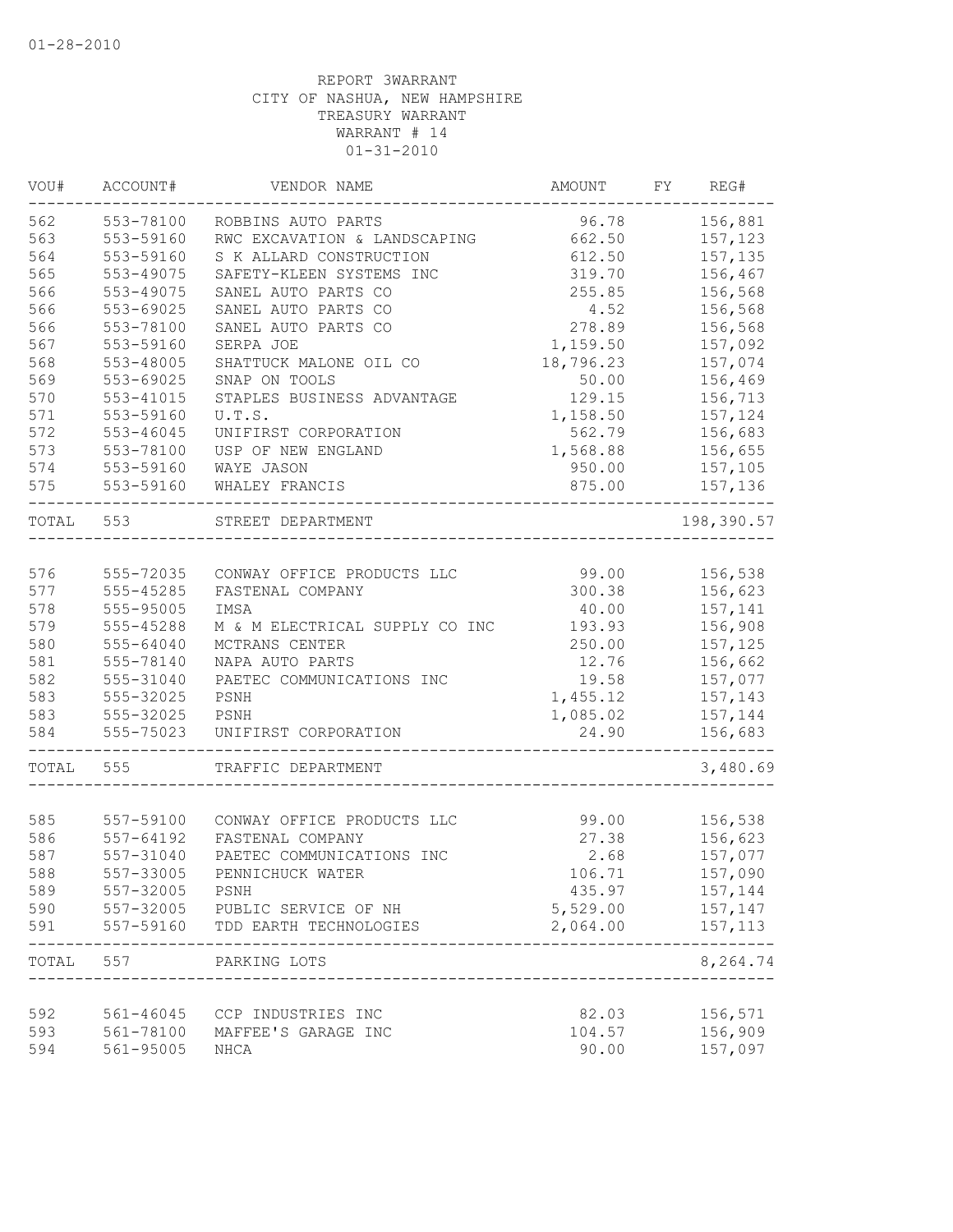01-28-2010

REPORT 3WARRANT
CITY OF NASHUA, NEW HAMPSHIRE
TREASURY WARRANT
WARRANT # 14
01-31-2010

| VOU# | ACCOUNT# | VENDOR NAME | AMOUNT | FY | REG# |
|---|---|---|---|---|---|
| 562 | 553-78100 | ROBBINS AUTO PARTS | 96.78 | | 156,881 |
| 563 | 553-59160 | RWC EXCAVATION & LANDSCAPING | 662.50 | | 157,123 |
| 564 | 553-59160 | S K ALLARD CONSTRUCTION | 612.50 | | 157,135 |
| 565 | 553-49075 | SAFETY-KLEEN SYSTEMS INC | 319.70 | | 156,467 |
| 566 | 553-49075 | SANEL AUTO PARTS CO | 255.85 | | 156,568 |
| 566 | 553-69025 | SANEL AUTO PARTS CO | 4.52 | | 156,568 |
| 566 | 553-78100 | SANEL AUTO PARTS CO | 278.89 | | 156,568 |
| 567 | 553-59160 | SERPA JOE | 1,159.50 | | 157,092 |
| 568 | 553-48005 | SHATTUCK MALONE OIL CO | 18,796.23 | | 157,074 |
| 569 | 553-69025 | SNAP ON TOOLS | 50.00 | | 156,469 |
| 570 | 553-41015 | STAPLES BUSINESS ADVANTAGE | 129.15 | | 156,713 |
| 571 | 553-59160 | U.T.S. | 1,158.50 | | 157,124 |
| 572 | 553-46045 | UNIFIRST CORPORATION | 562.79 | | 156,683 |
| 573 | 553-78100 | USP OF NEW ENGLAND | 1,568.88 | | 156,655 |
| 574 | 553-59160 | WAYE JASON | 950.00 | | 157,105 |
| 575 | 553-59160 | WHALEY FRANCIS | 875.00 | | 157,136 |
| TOTAL | 553 | STREET DEPARTMENT | | | 198,390.57 |
| 576 | 555-72035 | CONWAY OFFICE PRODUCTS LLC | 99.00 | | 156,538 |
| 577 | 555-45285 | FASTENAL COMPANY | 300.38 | | 156,623 |
| 578 | 555-95005 | IMSA | 40.00 | | 157,141 |
| 579 | 555-45288 | M & M ELECTRICAL SUPPLY CO INC | 193.93 | | 156,908 |
| 580 | 555-64040 | MCTRANS CENTER | 250.00 | | 157,125 |
| 581 | 555-78140 | NAPA AUTO PARTS | 12.76 | | 156,662 |
| 582 | 555-31040 | PAETEC COMMUNICATIONS INC | 19.58 | | 157,077 |
| 583 | 555-32025 | PSNH | 1,455.12 | | 157,143 |
| 583 | 555-32025 | PSNH | 1,085.02 | | 157,144 |
| 584 | 555-75023 | UNIFIRST CORPORATION | 24.90 | | 156,683 |
| TOTAL | 555 | TRAFFIC DEPARTMENT | | | 3,480.69 |
| 585 | 557-59100 | CONWAY OFFICE PRODUCTS LLC | 99.00 | | 156,538 |
| 586 | 557-64192 | FASTENAL COMPANY | 27.38 | | 156,623 |
| 587 | 557-31040 | PAETEC COMMUNICATIONS INC | 2.68 | | 157,077 |
| 588 | 557-33005 | PENNICHUCK WATER | 106.71 | | 157,090 |
| 589 | 557-32005 | PSNH | 435.97 | | 157,144 |
| 590 | 557-32005 | PUBLIC SERVICE OF NH | 5,529.00 | | 157,147 |
| 591 | 557-59160 | TDD EARTH TECHNOLOGIES | 2,064.00 | | 157,113 |
| TOTAL | 557 | PARKING LOTS | | | 8,264.74 |
| 592 | 561-46045 | CCP INDUSTRIES INC | 82.03 | | 156,571 |
| 593 | 561-78100 | MAFFEE'S GARAGE INC | 104.57 | | 156,909 |
| 594 | 561-95005 | NHCA | 90.00 | | 157,097 |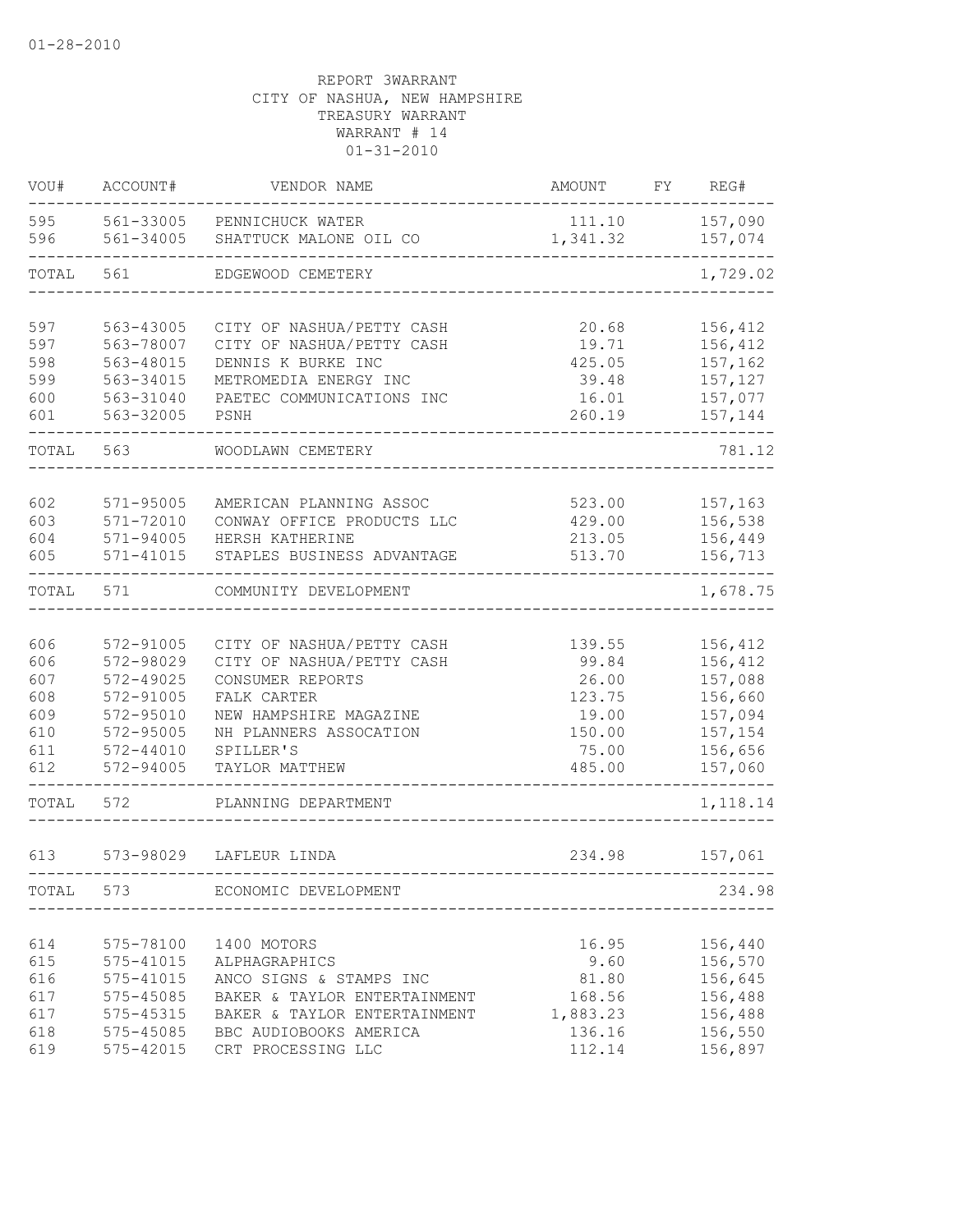01-28-2010

REPORT 3WARRANT
CITY OF NASHUA, NEW HAMPSHIRE
TREASURY WARRANT
WARRANT # 14
01-31-2010

| VOU# | ACCOUNT# | VENDOR NAME | AMOUNT | FY | REG# |
|---|---|---|---|---|---|
| 595 | 561-33005 | PENNICHUCK WATER | 111.10 | | 157,090 |
| 596 | 561-34005 | SHATTUCK MALONE OIL CO | 1,341.32 | | 157,074 |
| TOTAL | 561 | EDGEWOOD CEMETERY | | | 1,729.02 |
| 597 | 563-43005 | CITY OF NASHUA/PETTY CASH | 20.68 | | 156,412 |
| 597 | 563-78007 | CITY OF NASHUA/PETTY CASH | 19.71 | | 156,412 |
| 598 | 563-48015 | DENNIS K BURKE INC | 425.05 | | 157,162 |
| 599 | 563-34015 | METROMEDIA ENERGY INC | 39.48 | | 157,127 |
| 600 | 563-31040 | PAETEC COMMUNICATIONS INC | 16.01 | | 157,077 |
| 601 | 563-32005 | PSNH | 260.19 | | 157,144 |
| TOTAL | 563 | WOODLAWN CEMETERY | | | 781.12 |
| 602 | 571-95005 | AMERICAN PLANNING ASSOC | 523.00 | | 157,163 |
| 603 | 571-72010 | CONWAY OFFICE PRODUCTS LLC | 429.00 | | 156,538 |
| 604 | 571-94005 | HERSH KATHERINE | 213.05 | | 156,449 |
| 605 | 571-41015 | STAPLES BUSINESS ADVANTAGE | 513.70 | | 156,713 |
| TOTAL | 571 | COMMUNITY DEVELOPMENT | | | 1,678.75 |
| 606 | 572-91005 | CITY OF NASHUA/PETTY CASH | 139.55 | | 156,412 |
| 606 | 572-98029 | CITY OF NASHUA/PETTY CASH | 99.84 | | 156,412 |
| 607 | 572-49025 | CONSUMER REPORTS | 26.00 | | 157,088 |
| 608 | 572-91005 | FALK CARTER | 123.75 | | 156,660 |
| 609 | 572-95010 | NEW HAMPSHIRE MAGAZINE | 19.00 | | 157,094 |
| 610 | 572-95005 | NH PLANNERS ASSOCATION | 150.00 | | 157,154 |
| 611 | 572-44010 | SPILLER'S | 75.00 | | 156,656 |
| 612 | 572-94005 | TAYLOR MATTHEW | 485.00 | | 157,060 |
| TOTAL | 572 | PLANNING DEPARTMENT | | | 1,118.14 |
| 613 | 573-98029 | LAFLEUR LINDA | 234.98 | | 157,061 |
| TOTAL | 573 | ECONOMIC DEVELOPMENT | | | 234.98 |
| 614 | 575-78100 | 1400 MOTORS | 16.95 | | 156,440 |
| 615 | 575-41015 | ALPHAGRAPHICS | 9.60 | | 156,570 |
| 616 | 575-41015 | ANCO SIGNS & STAMPS INC | 81.80 | | 156,645 |
| 617 | 575-45085 | BAKER & TAYLOR ENTERTAINMENT | 168.56 | | 156,488 |
| 617 | 575-45315 | BAKER & TAYLOR ENTERTAINMENT | 1,883.23 | | 156,488 |
| 618 | 575-45085 | BBC AUDIOBOOKS AMERICA | 136.16 | | 156,550 |
| 619 | 575-42015 | CRT PROCESSING LLC | 112.14 | | 156,897 |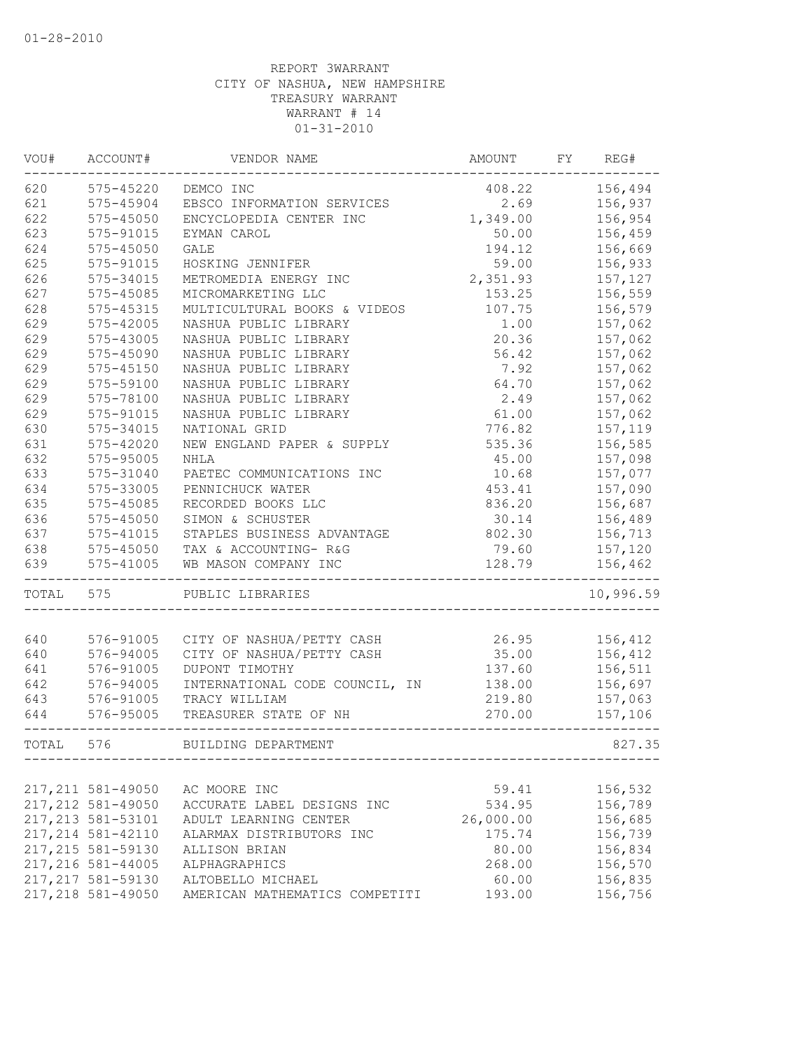01-28-2010

REPORT 3WARRANT
CITY OF NASHUA, NEW HAMPSHIRE
TREASURY WARRANT
WARRANT # 14
01-31-2010

| VOU# | ACCOUNT# | VENDOR NAME | AMOUNT | FY | REG# |
|---|---|---|---|---|---|
| 620 | 575-45220 | DEMCO INC | 408.22 | | 156,494 |
| 621 | 575-45904 | EBSCO INFORMATION SERVICES | 2.69 | | 156,937 |
| 622 | 575-45050 | ENCYCLOPEDIA CENTER INC | 1,349.00 | | 156,954 |
| 623 | 575-91015 | EYMAN CAROL | 50.00 | | 156,459 |
| 624 | 575-45050 | GALE | 194.12 | | 156,669 |
| 625 | 575-91015 | HOSKING JENNIFER | 59.00 | | 156,933 |
| 626 | 575-34015 | METROMEDIA ENERGY INC | 2,351.93 | | 157,127 |
| 627 | 575-45085 | MICROMARKETING LLC | 153.25 | | 156,559 |
| 628 | 575-45315 | MULTICULTURAL BOOKS & VIDEOS | 107.75 | | 156,579 |
| 629 | 575-42005 | NASHUA PUBLIC LIBRARY | 1.00 | | 157,062 |
| 629 | 575-43005 | NASHUA PUBLIC LIBRARY | 20.36 | | 157,062 |
| 629 | 575-45090 | NASHUA PUBLIC LIBRARY | 56.42 | | 157,062 |
| 629 | 575-45150 | NASHUA PUBLIC LIBRARY | 7.92 | | 157,062 |
| 629 | 575-59100 | NASHUA PUBLIC LIBRARY | 64.70 | | 157,062 |
| 629 | 575-78100 | NASHUA PUBLIC LIBRARY | 2.49 | | 157,062 |
| 629 | 575-91015 | NASHUA PUBLIC LIBRARY | 61.00 | | 157,062 |
| 630 | 575-34015 | NATIONAL GRID | 776.82 | | 157,119 |
| 631 | 575-42020 | NEW ENGLAND PAPER & SUPPLY | 535.36 | | 156,585 |
| 632 | 575-95005 | NHLA | 45.00 | | 157,098 |
| 633 | 575-31040 | PAETEC COMMUNICATIONS INC | 10.68 | | 157,077 |
| 634 | 575-33005 | PENNICHUCK WATER | 453.41 | | 157,090 |
| 635 | 575-45085 | RECORDED BOOKS LLC | 836.20 | | 156,687 |
| 636 | 575-45050 | SIMON & SCHUSTER | 30.14 | | 156,489 |
| 637 | 575-41015 | STAPLES BUSINESS ADVANTAGE | 802.30 | | 156,713 |
| 638 | 575-45050 | TAX & ACCOUNTING- R&G | 79.60 | | 157,120 |
| 639 | 575-41005 | WB MASON COMPANY INC | 128.79 | | 156,462 |
| TOTAL | 575 | PUBLIC LIBRARIES | | | 10,996.59 |
| 640 | 576-91005 | CITY OF NASHUA/PETTY CASH | 26.95 | | 156,412 |
| 640 | 576-94005 | CITY OF NASHUA/PETTY CASH | 35.00 | | 156,412 |
| 641 | 576-91005 | DUPONT TIMOTHY | 137.60 | | 156,511 |
| 642 | 576-94005 | INTERNATIONAL CODE COUNCIL, IN | 138.00 | | 156,697 |
| 643 | 576-91005 | TRACY WILLIAM | 219.80 | | 157,063 |
| 644 | 576-95005 | TREASURER STATE OF NH | 270.00 | | 157,106 |
| TOTAL | 576 | BUILDING DEPARTMENT | | | 827.35 |
| 217,211 | 581-49050 | AC MOORE INC | 59.41 | | 156,532 |
| 217,212 | 581-49050 | ACCURATE LABEL DESIGNS INC | 534.95 | | 156,789 |
| 217,213 | 581-53101 | ADULT LEARNING CENTER | 26,000.00 | | 156,685 |
| 217,214 | 581-42110 | ALARMAX DISTRIBUTORS INC | 175.74 | | 156,739 |
| 217,215 | 581-59130 | ALLISON BRIAN | 80.00 | | 156,834 |
| 217,216 | 581-44005 | ALPHAGRAPHICS | 268.00 | | 156,570 |
| 217,217 | 581-59130 | ALTOBELLO MICHAEL | 60.00 | | 156,835 |
| 217,218 | 581-49050 | AMERICAN MATHEMATICS COMPETITI | 193.00 | | 156,756 |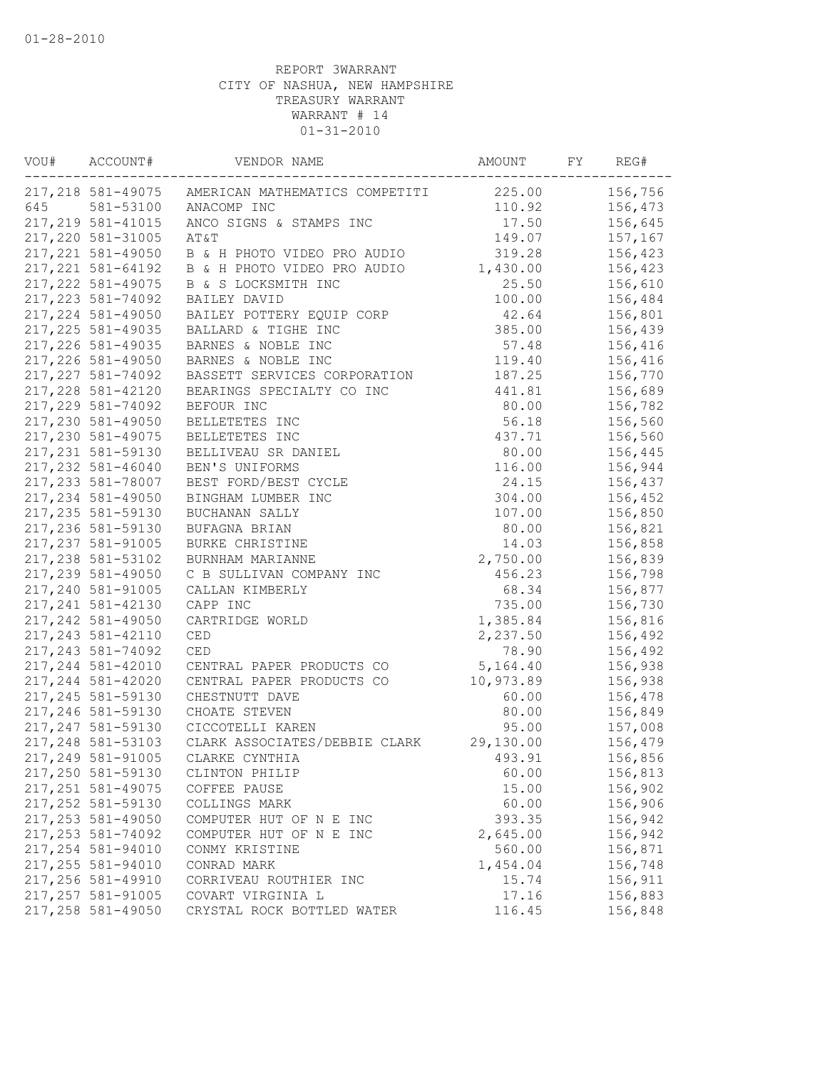01-28-2010

REPORT 3WARRANT
CITY OF NASHUA, NEW HAMPSHIRE
TREASURY WARRANT
WARRANT # 14
01-31-2010

| VOU# | ACCOUNT# | VENDOR NAME | AMOUNT | FY | REG# |
|---|---|---|---|---|---|
| 217,218 | 581-49075 | AMERICAN MATHEMATICS COMPETITI | 225.00 | | 156,756 |
| 645 | 581-53100 | ANACOMP INC | 110.92 | | 156,473 |
| 217,219 | 581-41015 | ANCO SIGNS & STAMPS INC | 17.50 | | 156,645 |
| 217,220 | 581-31005 | AT&T | 149.07 | | 157,167 |
| 217,221 | 581-49050 | B & H PHOTO VIDEO PRO AUDIO | 319.28 | | 156,423 |
| 217,221 | 581-64192 | B & H PHOTO VIDEO PRO AUDIO | 1,430.00 | | 156,423 |
| 217,222 | 581-49075 | B & S LOCKSMITH INC | 25.50 | | 156,610 |
| 217,223 | 581-74092 | BAILEY DAVID | 100.00 | | 156,484 |
| 217,224 | 581-49050 | BAILEY POTTERY EQUIP CORP | 42.64 | | 156,801 |
| 217,225 | 581-49035 | BALLARD & TIGHE INC | 385.00 | | 156,439 |
| 217,226 | 581-49035 | BARNES & NOBLE INC | 57.48 | | 156,416 |
| 217,226 | 581-49050 | BARNES & NOBLE INC | 119.40 | | 156,416 |
| 217,227 | 581-74092 | BASSETT SERVICES CORPORATION | 187.25 | | 156,770 |
| 217,228 | 581-42120 | BEARINGS SPECIALTY CO INC | 441.81 | | 156,689 |
| 217,229 | 581-74092 | BEFOUR INC | 80.00 | | 156,782 |
| 217,230 | 581-49050 | BELLETETES INC | 56.18 | | 156,560 |
| 217,230 | 581-49075 | BELLETETES INC | 437.71 | | 156,560 |
| 217,231 | 581-59130 | BELLIVEAU SR DANIEL | 80.00 | | 156,445 |
| 217,232 | 581-46040 | BEN'S UNIFORMS | 116.00 | | 156,944 |
| 217,233 | 581-78007 | BEST FORD/BEST CYCLE | 24.15 | | 156,437 |
| 217,234 | 581-49050 | BINGHAM LUMBER INC | 304.00 | | 156,452 |
| 217,235 | 581-59130 | BUCHANAN SALLY | 107.00 | | 156,850 |
| 217,236 | 581-59130 | BUFAGNA BRIAN | 80.00 | | 156,821 |
| 217,237 | 581-91005 | BURKE CHRISTINE | 14.03 | | 156,858 |
| 217,238 | 581-53102 | BURNHAM MARIANNE | 2,750.00 | | 156,839 |
| 217,239 | 581-49050 | C B SULLIVAN COMPANY INC | 456.23 | | 156,798 |
| 217,240 | 581-91005 | CALLAN KIMBERLY | 68.34 | | 156,877 |
| 217,241 | 581-42130 | CAPP INC | 735.00 | | 156,730 |
| 217,242 | 581-49050 | CARTRIDGE WORLD | 1,385.84 | | 156,816 |
| 217,243 | 581-42110 | CED | 2,237.50 | | 156,492 |
| 217,243 | 581-74092 | CED | 78.90 | | 156,492 |
| 217,244 | 581-42010 | CENTRAL PAPER PRODUCTS CO | 5,164.40 | | 156,938 |
| 217,244 | 581-42020 | CENTRAL PAPER PRODUCTS CO | 10,973.89 | | 156,938 |
| 217,245 | 581-59130 | CHESTNUTT DAVE | 60.00 | | 156,478 |
| 217,246 | 581-59130 | CHOATE STEVEN | 80.00 | | 156,849 |
| 217,247 | 581-59130 | CICCOTELLI KAREN | 95.00 | | 157,008 |
| 217,248 | 581-53103 | CLARK ASSOCIATES/DEBBIE CLARK | 29,130.00 | | 156,479 |
| 217,249 | 581-91005 | CLARKE CYNTHIA | 493.91 | | 156,856 |
| 217,250 | 581-59130 | CLINTON PHILIP | 60.00 | | 156,813 |
| 217,251 | 581-49075 | COFFEE PAUSE | 15.00 | | 156,902 |
| 217,252 | 581-59130 | COLLINGS MARK | 60.00 | | 156,906 |
| 217,253 | 581-49050 | COMPUTER HUT OF N E INC | 393.35 | | 156,942 |
| 217,253 | 581-74092 | COMPUTER HUT OF N E INC | 2,645.00 | | 156,942 |
| 217,254 | 581-94010 | CONMY KRISTINE | 560.00 | | 156,871 |
| 217,255 | 581-94010 | CONRAD MARK | 1,454.04 | | 156,748 |
| 217,256 | 581-49910 | CORRIVEAU ROUTHIER INC | 15.74 | | 156,911 |
| 217,257 | 581-91005 | COVART VIRGINIA L | 17.16 | | 156,883 |
| 217,258 | 581-49050 | CRYSTAL ROCK BOTTLED WATER | 116.45 | | 156,848 |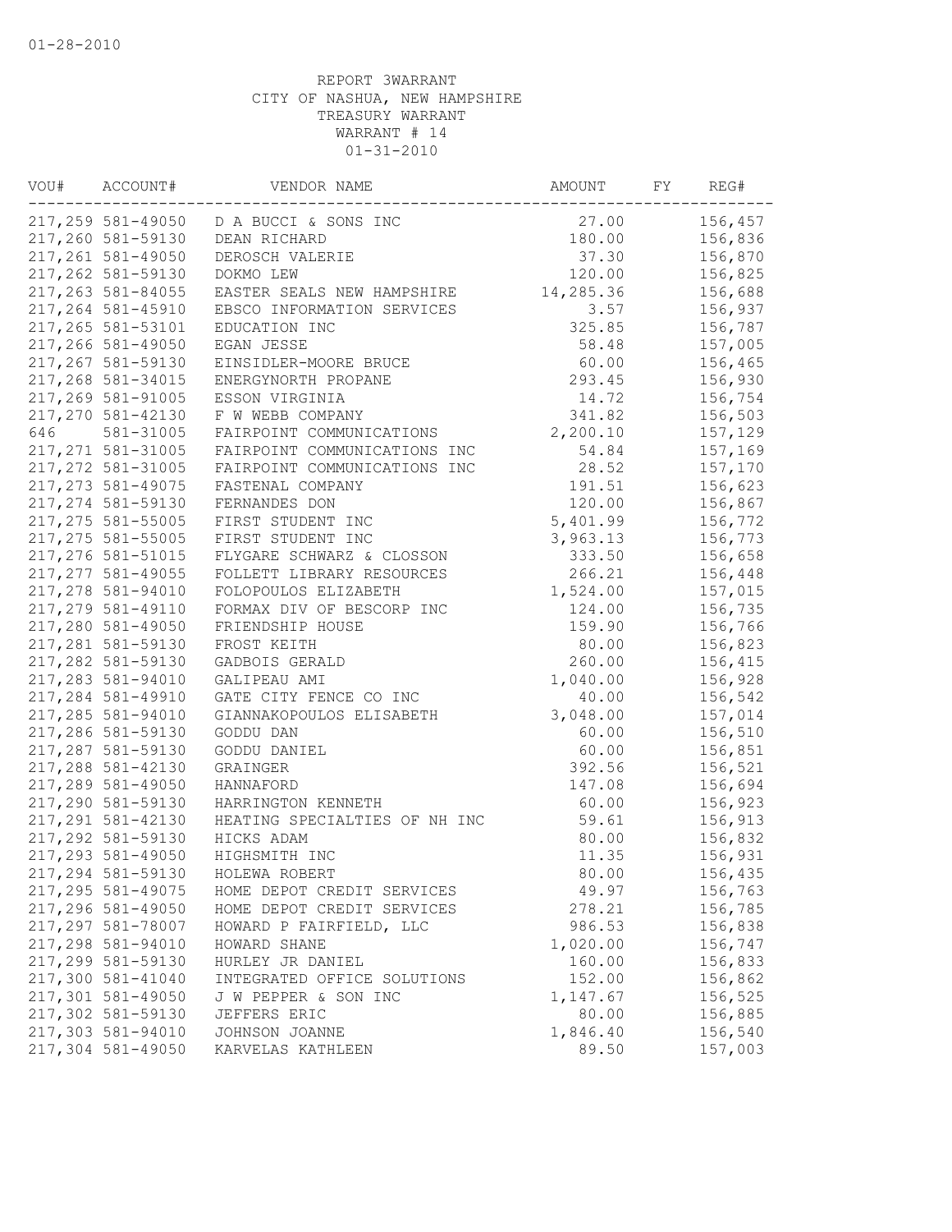01-28-2010

REPORT 3WARRANT
CITY OF NASHUA, NEW HAMPSHIRE
TREASURY WARRANT
WARRANT # 14
01-31-2010

| VOU# | ACCOUNT# | VENDOR NAME | AMOUNT | FY | REG# |
|---|---|---|---|---|---|
| 217,259 | 581-49050 | D A BUCCI & SONS INC | 27.00 | | 156,457 |
| 217,260 | 581-59130 | DEAN RICHARD | 180.00 | | 156,836 |
| 217,261 | 581-49050 | DEROSCH VALERIE | 37.30 | | 156,870 |
| 217,262 | 581-59130 | DOKMO LEW | 120.00 | | 156,825 |
| 217,263 | 581-84055 | EASTER SEALS NEW HAMPSHIRE | 14,285.36 | | 156,688 |
| 217,264 | 581-45910 | EBSCO INFORMATION SERVICES | 3.57 | | 156,937 |
| 217,265 | 581-53101 | EDUCATION INC | 325.85 | | 156,787 |
| 217,266 | 581-49050 | EGAN JESSE | 58.48 | | 157,005 |
| 217,267 | 581-59130 | EINSIDLER-MOORE BRUCE | 60.00 | | 156,465 |
| 217,268 | 581-34015 | ENERGYNORTH PROPANE | 293.45 | | 156,930 |
| 217,269 | 581-91005 | ESSON VIRGINIA | 14.72 | | 156,754 |
| 217,270 | 581-42130 | F W WEBB COMPANY | 341.82 | | 156,503 |
| 646 | 581-31005 | FAIRPOINT COMMUNICATIONS | 2,200.10 | | 157,129 |
| 217,271 | 581-31005 | FAIRPOINT COMMUNICATIONS INC | 54.84 | | 157,169 |
| 217,272 | 581-31005 | FAIRPOINT COMMUNICATIONS INC | 28.52 | | 157,170 |
| 217,273 | 581-49075 | FASTENAL COMPANY | 191.51 | | 156,623 |
| 217,274 | 581-59130 | FERNANDES DON | 120.00 | | 156,867 |
| 217,275 | 581-55005 | FIRST STUDENT INC | 5,401.99 | | 156,772 |
| 217,275 | 581-55005 | FIRST STUDENT INC | 3,963.13 | | 156,773 |
| 217,276 | 581-51015 | FLYGARE SCHWARZ & CLOSSON | 333.50 | | 156,658 |
| 217,277 | 581-49055 | FOLLETT LIBRARY RESOURCES | 266.21 | | 156,448 |
| 217,278 | 581-94010 | FOLOPOULOS ELIZABETH | 1,524.00 | | 157,015 |
| 217,279 | 581-49110 | FORMAX DIV OF BESCORP INC | 124.00 | | 156,735 |
| 217,280 | 581-49050 | FRIENDSHIP HOUSE | 159.90 | | 156,766 |
| 217,281 | 581-59130 | FROST KEITH | 80.00 | | 156,823 |
| 217,282 | 581-59130 | GADBOIS GERALD | 260.00 | | 156,415 |
| 217,283 | 581-94010 | GALIPEAU AMI | 1,040.00 | | 156,928 |
| 217,284 | 581-49910 | GATE CITY FENCE CO INC | 40.00 | | 156,542 |
| 217,285 | 581-94010 | GIANNAKOPOULOS ELISABETH | 3,048.00 | | 157,014 |
| 217,286 | 581-59130 | GODDU DAN | 60.00 | | 156,510 |
| 217,287 | 581-59130 | GODDU DANIEL | 60.00 | | 156,851 |
| 217,288 | 581-42130 | GRAINGER | 392.56 | | 156,521 |
| 217,289 | 581-49050 | HANNAFORD | 147.08 | | 156,694 |
| 217,290 | 581-59130 | HARRINGTON KENNETH | 60.00 | | 156,923 |
| 217,291 | 581-42130 | HEATING SPECIALTIES OF NH INC | 59.61 | | 156,913 |
| 217,292 | 581-59130 | HICKS ADAM | 80.00 | | 156,832 |
| 217,293 | 581-49050 | HIGHSMITH INC | 11.35 | | 156,931 |
| 217,294 | 581-59130 | HOLEWA ROBERT | 80.00 | | 156,435 |
| 217,295 | 581-49075 | HOME DEPOT CREDIT SERVICES | 49.97 | | 156,763 |
| 217,296 | 581-49050 | HOME DEPOT CREDIT SERVICES | 278.21 | | 156,785 |
| 217,297 | 581-78007 | HOWARD P FAIRFIELD, LLC | 986.53 | | 156,838 |
| 217,298 | 581-94010 | HOWARD SHANE | 1,020.00 | | 156,747 |
| 217,299 | 581-59130 | HURLEY JR DANIEL | 160.00 | | 156,833 |
| 217,300 | 581-41040 | INTEGRATED OFFICE SOLUTIONS | 152.00 | | 156,862 |
| 217,301 | 581-49050 | J W PEPPER & SON INC | 1,147.67 | | 156,525 |
| 217,302 | 581-59130 | JEFFERS ERIC | 80.00 | | 156,885 |
| 217,303 | 581-94010 | JOHNSON JOANNE | 1,846.40 | | 156,540 |
| 217,304 | 581-49050 | KARVELAS KATHLEEN | 89.50 | | 157,003 |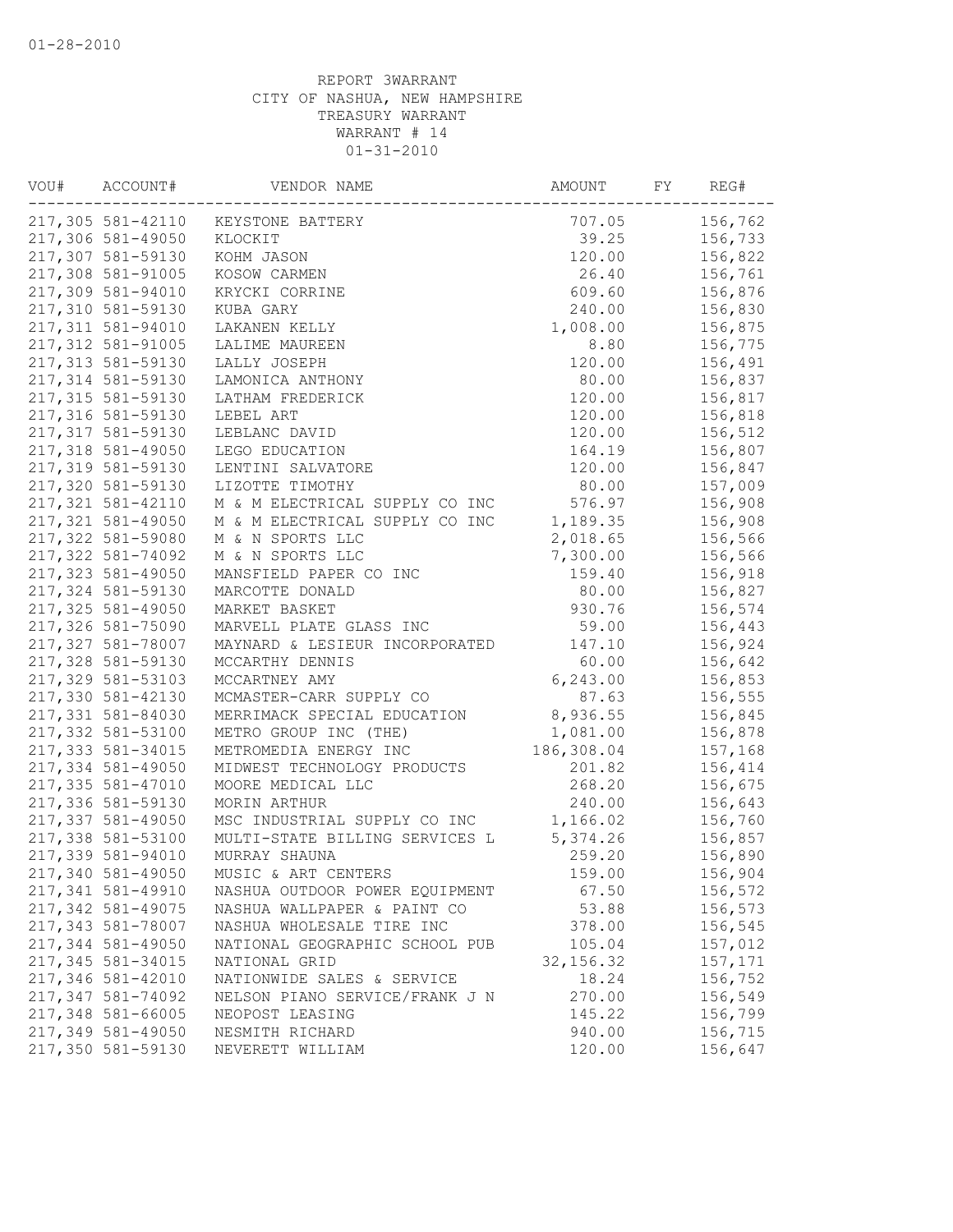01-28-2010

REPORT 3WARRANT
CITY OF NASHUA, NEW HAMPSHIRE
TREASURY WARRANT
WARRANT # 14
01-31-2010

| VOU# | ACCOUNT# | VENDOR NAME | AMOUNT | FY | REG# |
|---|---|---|---|---|---|
| 217,305 | 581-42110 | KEYSTONE BATTERY | 707.05 | | 156,762 |
| 217,306 | 581-49050 | KLOCKIT | 39.25 | | 156,733 |
| 217,307 | 581-59130 | KOHM JASON | 120.00 | | 156,822 |
| 217,308 | 581-91005 | KOSOW CARMEN | 26.40 | | 156,761 |
| 217,309 | 581-94010 | KRYCKI CORRINE | 609.60 | | 156,876 |
| 217,310 | 581-59130 | KUBA GARY | 240.00 | | 156,830 |
| 217,311 | 581-94010 | LAKANEN KELLY | 1,008.00 | | 156,875 |
| 217,312 | 581-91005 | LALIME MAUREEN | 8.80 | | 156,775 |
| 217,313 | 581-59130 | LALLY JOSEPH | 120.00 | | 156,491 |
| 217,314 | 581-59130 | LAMONICA ANTHONY | 80.00 | | 156,837 |
| 217,315 | 581-59130 | LATHAM FREDERICK | 120.00 | | 156,817 |
| 217,316 | 581-59130 | LEBEL ART | 120.00 | | 156,818 |
| 217,317 | 581-59130 | LEBLANC DAVID | 120.00 | | 156,512 |
| 217,318 | 581-49050 | LEGO EDUCATION | 164.19 | | 156,807 |
| 217,319 | 581-59130 | LENTINI SALVATORE | 120.00 | | 156,847 |
| 217,320 | 581-59130 | LIZOTTE TIMOTHY | 80.00 | | 157,009 |
| 217,321 | 581-42110 | M & M ELECTRICAL SUPPLY CO INC | 576.97 | | 156,908 |
| 217,321 | 581-49050 | M & M ELECTRICAL SUPPLY CO INC | 1,189.35 | | 156,908 |
| 217,322 | 581-59080 | M & N SPORTS LLC | 2,018.65 | | 156,566 |
| 217,322 | 581-74092 | M & N SPORTS LLC | 7,300.00 | | 156,566 |
| 217,323 | 581-49050 | MANSFIELD PAPER CO INC | 159.40 | | 156,918 |
| 217,324 | 581-59130 | MARCOTTE DONALD | 80.00 | | 156,827 |
| 217,325 | 581-49050 | MARKET BASKET | 930.76 | | 156,574 |
| 217,326 | 581-75090 | MARVELL PLATE GLASS INC | 59.00 | | 156,443 |
| 217,327 | 581-78007 | MAYNARD & LESIEUR INCORPORATED | 147.10 | | 156,924 |
| 217,328 | 581-59130 | MCCARTHY DENNIS | 60.00 | | 156,642 |
| 217,329 | 581-53103 | MCCARTNEY AMY | 6,243.00 | | 156,853 |
| 217,330 | 581-42130 | MCMASTER-CARR SUPPLY CO | 87.63 | | 156,555 |
| 217,331 | 581-84030 | MERRIMACK SPECIAL EDUCATION | 8,936.55 | | 156,845 |
| 217,332 | 581-53100 | METRO GROUP INC (THE) | 1,081.00 | | 156,878 |
| 217,333 | 581-34015 | METROMEDIA ENERGY INC | 186,308.04 | | 157,168 |
| 217,334 | 581-49050 | MIDWEST TECHNOLOGY PRODUCTS | 201.82 | | 156,414 |
| 217,335 | 581-47010 | MOORE MEDICAL LLC | 268.20 | | 156,675 |
| 217,336 | 581-59130 | MORIN ARTHUR | 240.00 | | 156,643 |
| 217,337 | 581-49050 | MSC INDUSTRIAL SUPPLY CO INC | 1,166.02 | | 156,760 |
| 217,338 | 581-53100 | MULTI-STATE BILLING SERVICES L | 5,374.26 | | 156,857 |
| 217,339 | 581-94010 | MURRAY SHAUNA | 259.20 | | 156,890 |
| 217,340 | 581-49050 | MUSIC & ART CENTERS | 159.00 | | 156,904 |
| 217,341 | 581-49910 | NASHUA OUTDOOR POWER EQUIPMENT | 67.50 | | 156,572 |
| 217,342 | 581-49075 | NASHUA WALLPAPER & PAINT CO | 53.88 | | 156,573 |
| 217,343 | 581-78007 | NASHUA WHOLESALE TIRE INC | 378.00 | | 156,545 |
| 217,344 | 581-49050 | NATIONAL GEOGRAPHIC SCHOOL PUB | 105.04 | | 157,012 |
| 217,345 | 581-34015 | NATIONAL GRID | 32,156.32 | | 157,171 |
| 217,346 | 581-42010 | NATIONWIDE SALES & SERVICE | 18.24 | | 156,752 |
| 217,347 | 581-74092 | NELSON PIANO SERVICE/FRANK J N | 270.00 | | 156,549 |
| 217,348 | 581-66005 | NEOPOST LEASING | 145.22 | | 156,799 |
| 217,349 | 581-49050 | NESMITH RICHARD | 940.00 | | 156,715 |
| 217,350 | 581-59130 | NEVERETT WILLIAM | 120.00 | | 156,647 |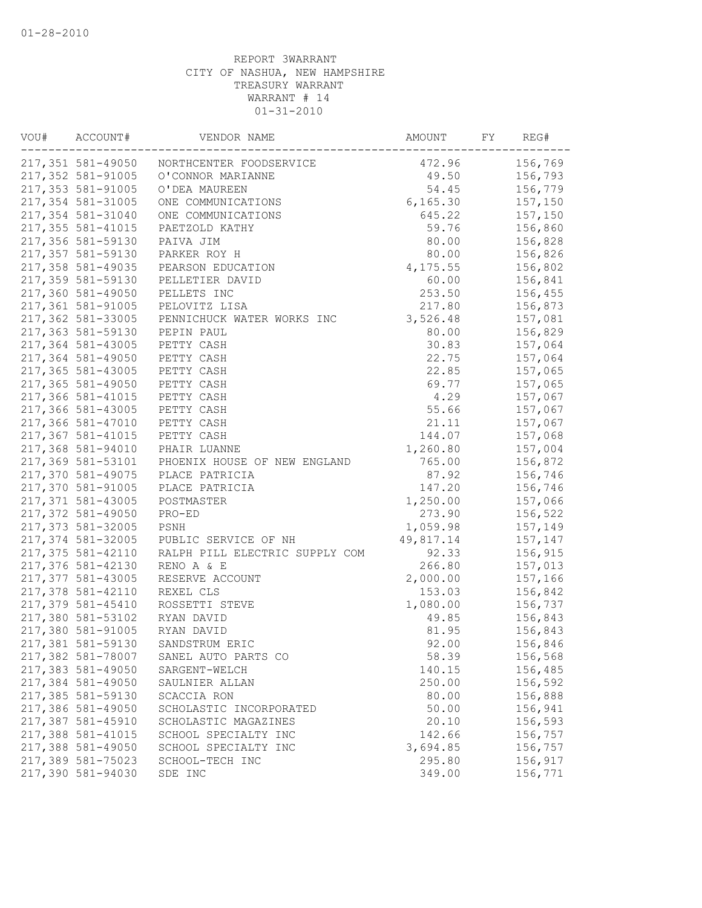01-28-2010

REPORT 3WARRANT
CITY OF NASHUA, NEW HAMPSHIRE
TREASURY WARRANT
WARRANT # 14
01-31-2010

| VOU# | ACCOUNT# | VENDOR NAME | AMOUNT | FY | REG# |
|---|---|---|---|---|---|
| 217,351 | 581-49050 | NORTHCENTER FOODSERVICE | 472.96 | | 156,769 |
| 217,352 | 581-91005 | O'CONNOR MARIANNE | 49.50 | | 156,793 |
| 217,353 | 581-91005 | O'DEA MAUREEN | 54.45 | | 156,779 |
| 217,354 | 581-31005 | ONE COMMUNICATIONS | 6,165.30 | | 157,150 |
| 217,354 | 581-31040 | ONE COMMUNICATIONS | 645.22 | | 157,150 |
| 217,355 | 581-41015 | PAETZOLD KATHY | 59.76 | | 156,860 |
| 217,356 | 581-59130 | PAIVA JIM | 80.00 | | 156,828 |
| 217,357 | 581-59130 | PARKER ROY H | 80.00 | | 156,826 |
| 217,358 | 581-49035 | PEARSON EDUCATION | 4,175.55 | | 156,802 |
| 217,359 | 581-59130 | PELLETIER DAVID | 60.00 | | 156,841 |
| 217,360 | 581-49050 | PELLETS INC | 253.50 | | 156,455 |
| 217,361 | 581-91005 | PELOVITZ LISA | 217.80 | | 156,873 |
| 217,362 | 581-33005 | PENNICHUCK WATER WORKS INC | 3,526.48 | | 157,081 |
| 217,363 | 581-59130 | PEPIN PAUL | 80.00 | | 156,829 |
| 217,364 | 581-43005 | PETTY CASH | 30.83 | | 157,064 |
| 217,364 | 581-49050 | PETTY CASH | 22.75 | | 157,064 |
| 217,365 | 581-43005 | PETTY CASH | 22.85 | | 157,065 |
| 217,365 | 581-49050 | PETTY CASH | 69.77 | | 157,065 |
| 217,366 | 581-41015 | PETTY CASH | 4.29 | | 157,067 |
| 217,366 | 581-43005 | PETTY CASH | 55.66 | | 157,067 |
| 217,366 | 581-47010 | PETTY CASH | 21.11 | | 157,067 |
| 217,367 | 581-41015 | PETTY CASH | 144.07 | | 157,068 |
| 217,368 | 581-94010 | PHAIR LUANNE | 1,260.80 | | 157,004 |
| 217,369 | 581-53101 | PHOENIX HOUSE OF NEW ENGLAND | 765.00 | | 156,872 |
| 217,370 | 581-49075 | PLACE PATRICIA | 87.92 | | 156,746 |
| 217,370 | 581-91005 | PLACE PATRICIA | 147.20 | | 156,746 |
| 217,371 | 581-43005 | POSTMASTER | 1,250.00 | | 157,066 |
| 217,372 | 581-49050 | PRO-ED | 273.90 | | 156,522 |
| 217,373 | 581-32005 | PSNH | 1,059.98 | | 157,149 |
| 217,374 | 581-32005 | PUBLIC SERVICE OF NH | 49,817.14 | | 157,147 |
| 217,375 | 581-42110 | RALPH PILL ELECTRIC SUPPLY COM | 92.33 | | 156,915 |
| 217,376 | 581-42130 | RENO A & E | 266.80 | | 157,013 |
| 217,377 | 581-43005 | RESERVE ACCOUNT | 2,000.00 | | 157,166 |
| 217,378 | 581-42110 | REXEL CLS | 153.03 | | 156,842 |
| 217,379 | 581-45410 | ROSSETTI STEVE | 1,080.00 | | 156,737 |
| 217,380 | 581-53102 | RYAN DAVID | 49.85 | | 156,843 |
| 217,380 | 581-91005 | RYAN DAVID | 81.95 | | 156,843 |
| 217,381 | 581-59130 | SANDSTRUM ERIC | 92.00 | | 156,846 |
| 217,382 | 581-78007 | SANEL AUTO PARTS CO | 58.39 | | 156,568 |
| 217,383 | 581-49050 | SARGENT-WELCH | 140.15 | | 156,485 |
| 217,384 | 581-49050 | SAULNIER ALLAN | 250.00 | | 156,592 |
| 217,385 | 581-59130 | SCACCIA RON | 80.00 | | 156,888 |
| 217,386 | 581-49050 | SCHOLASTIC INCORPORATED | 50.00 | | 156,941 |
| 217,387 | 581-45910 | SCHOLASTIC MAGAZINES | 20.10 | | 156,593 |
| 217,388 | 581-41015 | SCHOOL SPECIALTY INC | 142.66 | | 156,757 |
| 217,388 | 581-49050 | SCHOOL SPECIALTY INC | 3,694.85 | | 156,757 |
| 217,389 | 581-75023 | SCHOOL-TECH INC | 295.80 | | 156,917 |
| 217,390 | 581-94030 | SDE INC | 349.00 | | 156,771 |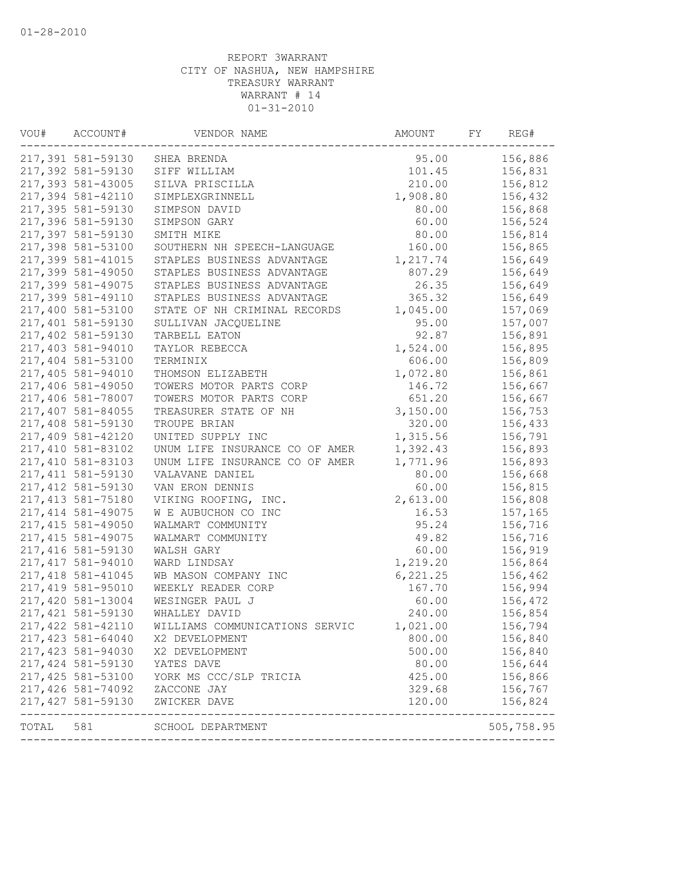01-28-2010

REPORT 3WARRANT
CITY OF NASHUA, NEW HAMPSHIRE
TREASURY WARRANT
WARRANT # 14
01-31-2010

| VOU# | ACCOUNT# | VENDOR NAME | AMOUNT | FY | REG# |
|---|---|---|---|---|---|
| 217,391 | 581-59130 | SHEA BRENDA | 95.00 | | 156,886 |
| 217,392 | 581-59130 | SIFF WILLIAM | 101.45 | | 156,831 |
| 217,393 | 581-43005 | SILVA PRISCILLA | 210.00 | | 156,812 |
| 217,394 | 581-42110 | SIMPLEXGRINNELL | 1,908.80 | | 156,432 |
| 217,395 | 581-59130 | SIMPSON DAVID | 80.00 | | 156,868 |
| 217,396 | 581-59130 | SIMPSON GARY | 60.00 | | 156,524 |
| 217,397 | 581-59130 | SMITH MIKE | 80.00 | | 156,814 |
| 217,398 | 581-53100 | SOUTHERN NH SPEECH-LANGUAGE | 160.00 | | 156,865 |
| 217,399 | 581-41015 | STAPLES BUSINESS ADVANTAGE | 1,217.74 | | 156,649 |
| 217,399 | 581-49050 | STAPLES BUSINESS ADVANTAGE | 807.29 | | 156,649 |
| 217,399 | 581-49075 | STAPLES BUSINESS ADVANTAGE | 26.35 | | 156,649 |
| 217,399 | 581-49110 | STAPLES BUSINESS ADVANTAGE | 365.32 | | 156,649 |
| 217,400 | 581-53100 | STATE OF NH CRIMINAL RECORDS | 1,045.00 | | 157,069 |
| 217,401 | 581-59130 | SULLIVAN JACQUELINE | 95.00 | | 157,007 |
| 217,402 | 581-59130 | TARBELL EATON | 92.87 | | 156,891 |
| 217,403 | 581-94010 | TAYLOR REBECCA | 1,524.00 | | 156,895 |
| 217,404 | 581-53100 | TERMINIX | 606.00 | | 156,809 |
| 217,405 | 581-94010 | THOMSON ELIZABETH | 1,072.80 | | 156,861 |
| 217,406 | 581-49050 | TOWERS MOTOR PARTS CORP | 146.72 | | 156,667 |
| 217,406 | 581-78007 | TOWERS MOTOR PARTS CORP | 651.20 | | 156,667 |
| 217,407 | 581-84055 | TREASURER STATE OF NH | 3,150.00 | | 156,753 |
| 217,408 | 581-59130 | TROUPE BRIAN | 320.00 | | 156,433 |
| 217,409 | 581-42120 | UNITED SUPPLY INC | 1,315.56 | | 156,791 |
| 217,410 | 581-83102 | UNUM LIFE INSURANCE CO OF AMER | 1,392.43 | | 156,893 |
| 217,410 | 581-83103 | UNUM LIFE INSURANCE CO OF AMER | 1,771.96 | | 156,893 |
| 217,411 | 581-59130 | VALAVANE DANIEL | 80.00 | | 156,668 |
| 217,412 | 581-59130 | VAN ERON DENNIS | 60.00 | | 156,815 |
| 217,413 | 581-75180 | VIKING ROOFING, INC. | 2,613.00 | | 156,808 |
| 217,414 | 581-49075 | W E AUBUCHON CO INC | 16.53 | | 157,165 |
| 217,415 | 581-49050 | WALMART COMMUNITY | 95.24 | | 156,716 |
| 217,415 | 581-49075 | WALMART COMMUNITY | 49.82 | | 156,716 |
| 217,416 | 581-59130 | WALSH GARY | 60.00 | | 156,919 |
| 217,417 | 581-94010 | WARD LINDSAY | 1,219.20 | | 156,864 |
| 217,418 | 581-41045 | WB MASON COMPANY INC | 6,221.25 | | 156,462 |
| 217,419 | 581-95010 | WEEKLY READER CORP | 167.70 | | 156,994 |
| 217,420 | 581-13004 | WESINGER PAUL J | 60.00 | | 156,472 |
| 217,421 | 581-59130 | WHALLEY DAVID | 240.00 | | 156,854 |
| 217,422 | 581-42110 | WILLIAMS COMMUNICATIONS SERVIC | 1,021.00 | | 156,794 |
| 217,423 | 581-64040 | X2 DEVELOPMENT | 800.00 | | 156,840 |
| 217,423 | 581-94030 | X2 DEVELOPMENT | 500.00 | | 156,840 |
| 217,424 | 581-59130 | YATES DAVE | 80.00 | | 156,644 |
| 217,425 | 581-53100 | YORK MS CCC/SLP TRICIA | 425.00 | | 156,866 |
| 217,426 | 581-74092 | ZACCONE JAY | 329.68 | | 156,767 |
| 217,427 | 581-59130 | ZWICKER DAVE | 120.00 | | 156,824 |
| TOTAL | 581 | SCHOOL DEPARTMENT | | | 505,758.95 |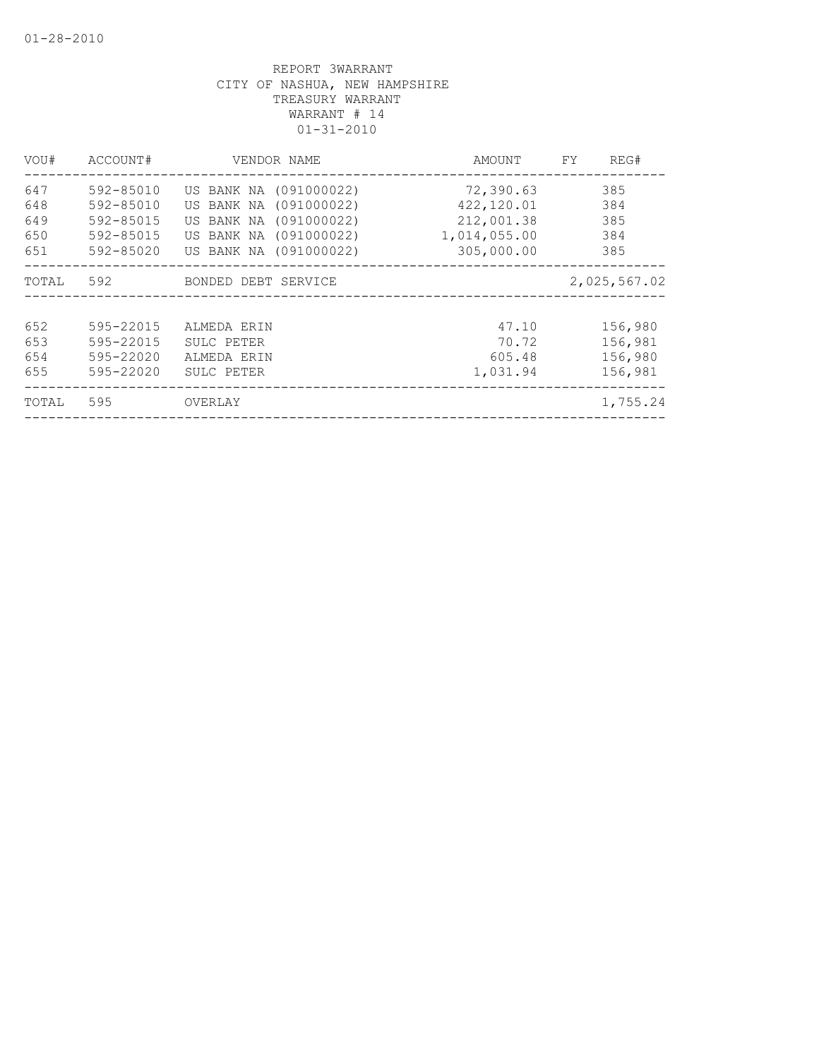01-28-2010

REPORT 3WARRANT
CITY OF NASHUA, NEW HAMPSHIRE
TREASURY WARRANT
WARRANT # 14
01-31-2010

| VOU# | ACCOUNT# | VENDOR NAME | AMOUNT | FY | REG# |
|---|---|---|---|---|---|
| 647 | 592-85010 | US BANK NA (091000022) | 72,390.63 | | 385 |
| 648 | 592-85010 | US BANK NA (091000022) | 422,120.01 | | 384 |
| 649 | 592-85015 | US BANK NA (091000022) | 212,001.38 | | 385 |
| 650 | 592-85015 | US BANK NA (091000022) | 1,014,055.00 | | 384 |
| 651 | 592-85020 | US BANK NA (091000022) | 305,000.00 | | 385 |
| TOTAL | 592 | BONDED DEBT SERVICE | | | 2,025,567.02 |
| 652 | 595-22015 | ALMEDA ERIN | 47.10 | | 156,980 |
| 653 | 595-22015 | SULC PETER | 70.72 | | 156,981 |
| 654 | 595-22020 | ALMEDA ERIN | 605.48 | | 156,980 |
| 655 | 595-22020 | SULC PETER | 1,031.94 | | 156,981 |
| TOTAL | 595 | OVERLAY | | | 1,755.24 |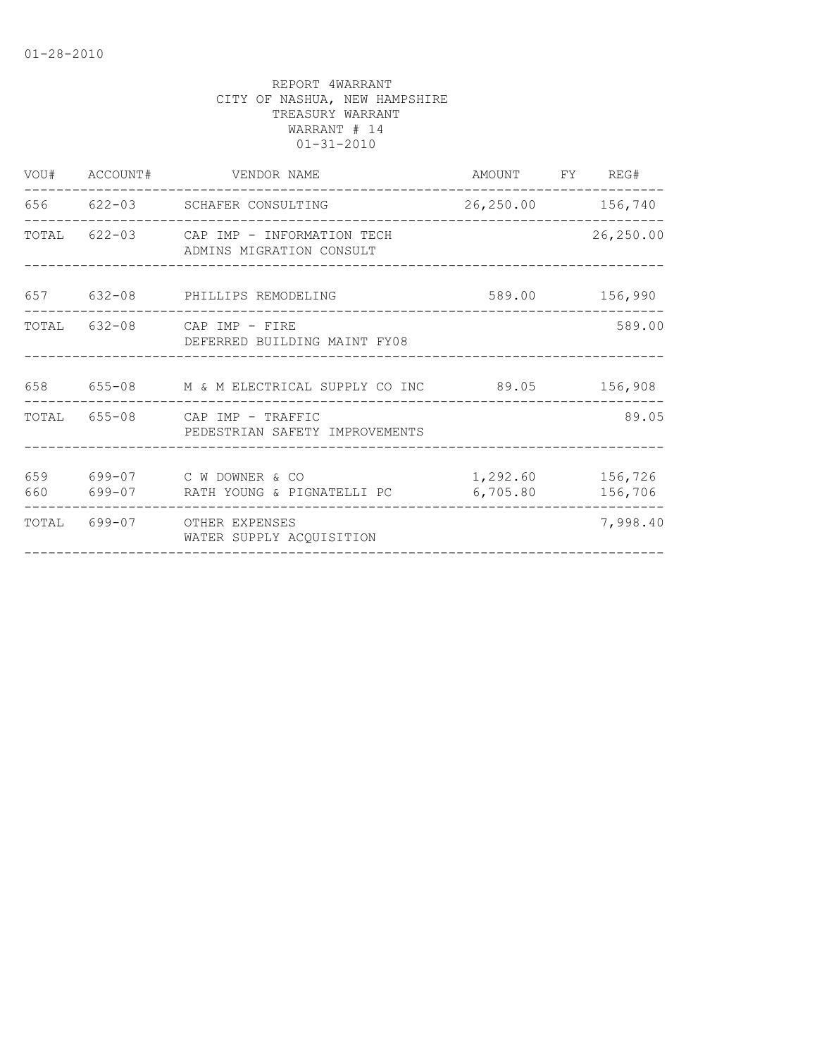01-28-2010

REPORT 4WARRANT
CITY OF NASHUA, NEW HAMPSHIRE
TREASURY WARRANT
WARRANT # 14
01-31-2010

| VOU# | ACCOUNT# | VENDOR NAME | AMOUNT | FY | REG# |
|---|---|---|---|---|---|
| 656 | 622-03 | SCHAFER CONSULTING | 26,250.00 | | 156,740 |
| TOTAL | 622-03 | CAP IMP - INFORMATION TECH<br>ADMINS MIGRATION CONSULT | | | 26,250.00 |
| 657 | 632-08 | PHILLIPS REMODELING | 589.00 | | 156,990 |
| TOTAL | 632-08 | CAP IMP - FIRE<br>DEFERRED BUILDING MAINT FY08 | | | 589.00 |
| 658 | 655-08 | M & M ELECTRICAL SUPPLY CO INC | 89.05 | | 156,908 |
| TOTAL | 655-08 | CAP IMP - TRAFFIC<br>PEDESTRIAN SAFETY IMPROVEMENTS | | | 89.05 |
| 659 | 699-07 | C W DOWNER & CO | 1,292.60 | | 156,726 |
| 660 | 699-07 | RATH YOUNG & PIGNATELLI PC | 6,705.80 | | 156,706 |
| TOTAL | 699-07 | OTHER EXPENSES<br>WATER SUPPLY ACQUISITION | | | 7,998.40 |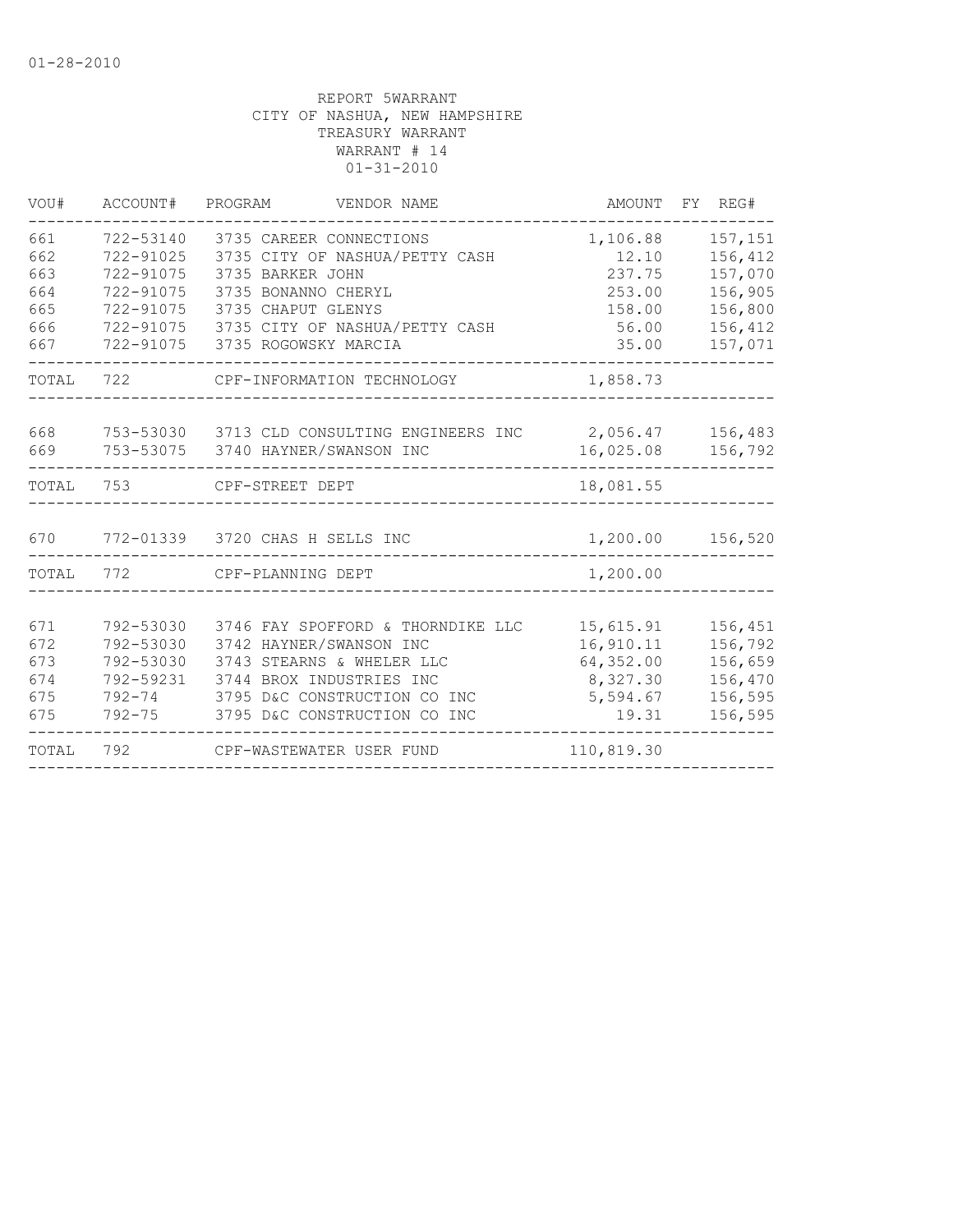01-28-2010

REPORT 5WARRANT
CITY OF NASHUA, NEW HAMPSHIRE
TREASURY WARRANT
WARRANT # 14
01-31-2010

| VOU# | ACCOUNT# | PROGRAM | VENDOR NAME | AMOUNT | FY | REG# |
|---|---|---|---|---|---|---|
| 661 | 722-53140 | 3735 | CAREER CONNECTIONS | 1,106.88 | | 157,151 |
| 662 | 722-91025 | 3735 | CITY OF NASHUA/PETTY CASH | 12.10 | | 156,412 |
| 663 | 722-91075 | 3735 | BARKER JOHN | 237.75 | | 157,070 |
| 664 | 722-91075 | 3735 | BONANNO CHERYL | 253.00 | | 156,905 |
| 665 | 722-91075 | 3735 | CHAPUT GLENYS | 158.00 | | 156,800 |
| 666 | 722-91075 | 3735 | CITY OF NASHUA/PETTY CASH | 56.00 | | 156,412 |
| 667 | 722-91075 | 3735 | ROGOWSKY MARCIA | 35.00 | | 157,071 |
| TOTAL | 722 | | CPF-INFORMATION TECHNOLOGY | 1,858.73 | | |
| 668 | 753-53030 | 3713 | CLD CONSULTING ENGINEERS INC | 2,056.47 | | 156,483 |
| 669 | 753-53075 | 3740 | HAYNER/SWANSON INC | 16,025.08 | | 156,792 |
| TOTAL | 753 | | CPF-STREET DEPT | 18,081.55 | | |
| 670 | 772-01339 | 3720 | CHAS H SELLS INC | 1,200.00 | | 156,520 |
| TOTAL | 772 | | CPF-PLANNING DEPT | 1,200.00 | | |
| 671 | 792-53030 | 3746 | FAY SPOFFORD & THORNDIKE LLC | 15,615.91 | | 156,451 |
| 672 | 792-53030 | 3742 | HAYNER/SWANSON INC | 16,910.11 | | 156,792 |
| 673 | 792-53030 | 3743 | STEARNS & WHELER LLC | 64,352.00 | | 156,659 |
| 674 | 792-59231 | 3744 | BROX INDUSTRIES INC | 8,327.30 | | 156,470 |
| 675 | 792-74 | 3795 | D&C CONSTRUCTION CO INC | 5,594.67 | | 156,595 |
| 675 | 792-75 | 3795 | D&C CONSTRUCTION CO INC | 19.31 | | 156,595 |
| TOTAL | 792 | | CPF-WASTEWATER USER FUND | 110,819.30 | | |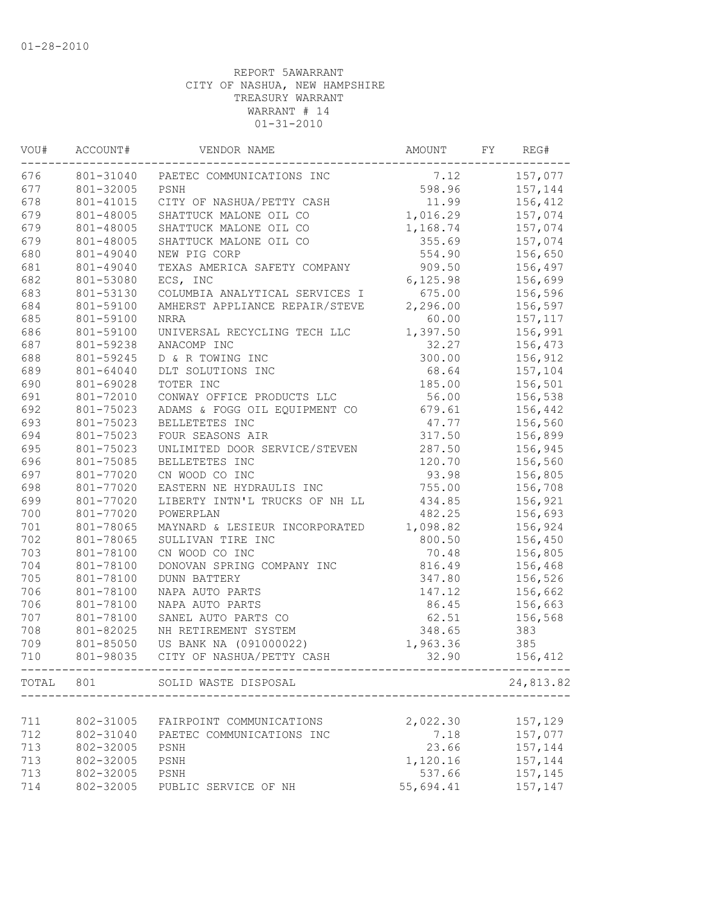01-28-2010

REPORT 5AWARRANT
CITY OF NASHUA, NEW HAMPSHIRE
TREASURY WARRANT
WARRANT # 14
01-31-2010

| VOU# | ACCOUNT# | VENDOR NAME | AMOUNT | FY | REG# |
|---|---|---|---|---|---|
| 676 | 801-31040 | PAETEC COMMUNICATIONS INC | 7.12 | | 157,077 |
| 677 | 801-32005 | PSNH | 598.96 | | 157,144 |
| 678 | 801-41015 | CITY OF NASHUA/PETTY CASH | 11.99 | | 156,412 |
| 679 | 801-48005 | SHATTUCK MALONE OIL CO | 1,016.29 | | 157,074 |
| 679 | 801-48005 | SHATTUCK MALONE OIL CO | 1,168.74 | | 157,074 |
| 679 | 801-48005 | SHATTUCK MALONE OIL CO | 355.69 | | 157,074 |
| 680 | 801-49040 | NEW PIG CORP | 554.90 | | 156,650 |
| 681 | 801-49040 | TEXAS AMERICA SAFETY COMPANY | 909.50 | | 156,497 |
| 682 | 801-53080 | ECS, INC | 6,125.98 | | 156,699 |
| 683 | 801-53130 | COLUMBIA ANALYTICAL SERVICES I | 675.00 | | 156,596 |
| 684 | 801-59100 | AMHERST APPLIANCE REPAIR/STEVE | 2,296.00 | | 156,597 |
| 685 | 801-59100 | NRRA | 60.00 | | 157,117 |
| 686 | 801-59100 | UNIVERSAL RECYCLING TECH LLC | 1,397.50 | | 156,991 |
| 687 | 801-59238 | ANACOMP INC | 32.27 | | 156,473 |
| 688 | 801-59245 | D & R TOWING INC | 300.00 | | 156,912 |
| 689 | 801-64040 | DLT SOLUTIONS INC | 68.64 | | 157,104 |
| 690 | 801-69028 | TOTER INC | 185.00 | | 156,501 |
| 691 | 801-72010 | CONWAY OFFICE PRODUCTS LLC | 56.00 | | 156,538 |
| 692 | 801-75023 | ADAMS & FOGG OIL EQUIPMENT CO | 679.61 | | 156,442 |
| 693 | 801-75023 | BELLETETES INC | 47.77 | | 156,560 |
| 694 | 801-75023 | FOUR SEASONS AIR | 317.50 | | 156,899 |
| 695 | 801-75023 | UNLIMITED DOOR SERVICE/STEVEN | 287.50 | | 156,945 |
| 696 | 801-75085 | BELLETETES INC | 120.70 | | 156,560 |
| 697 | 801-77020 | CN WOOD CO INC | 93.98 | | 156,805 |
| 698 | 801-77020 | EASTERN NE HYDRAULIS INC | 755.00 | | 156,708 |
| 699 | 801-77020 | LIBERTY INTN'L TRUCKS OF NH LL | 434.85 | | 156,921 |
| 700 | 801-77020 | POWERPLAN | 482.25 | | 156,693 |
| 701 | 801-78065 | MAYNARD & LESIEUR INCORPORATED | 1,098.82 | | 156,924 |
| 702 | 801-78065 | SULLIVAN TIRE INC | 800.50 | | 156,450 |
| 703 | 801-78100 | CN WOOD CO INC | 70.48 | | 156,805 |
| 704 | 801-78100 | DONOVAN SPRING COMPANY INC | 816.49 | | 156,468 |
| 705 | 801-78100 | DUNN BATTERY | 347.80 | | 156,526 |
| 706 | 801-78100 | NAPA AUTO PARTS | 147.12 | | 156,662 |
| 706 | 801-78100 | NAPA AUTO PARTS | 86.45 | | 156,663 |
| 707 | 801-78100 | SANEL AUTO PARTS CO | 62.51 | | 156,568 |
| 708 | 801-82025 | NH RETIREMENT SYSTEM | 348.65 | | 383 |
| 709 | 801-85050 | US BANK NA (091000022) | 1,963.36 | | 385 |
| 710 | 801-98035 | CITY OF NASHUA/PETTY CASH | 32.90 | | 156,412 |
| TOTAL | 801 | SOLID WASTE DISPOSAL | | | 24,813.82 |
| 711 | 802-31005 | FAIRPOINT COMMUNICATIONS | 2,022.30 | | 157,129 |
| 712 | 802-31040 | PAETEC COMMUNICATIONS INC | 7.18 | | 157,077 |
| 713 | 802-32005 | PSNH | 23.66 | | 157,144 |
| 713 | 802-32005 | PSNH | 1,120.16 | | 157,144 |
| 713 | 802-32005 | PSNH | 537.66 | | 157,145 |
| 714 | 802-32005 | PUBLIC SERVICE OF NH | 55,694.41 | | 157,147 |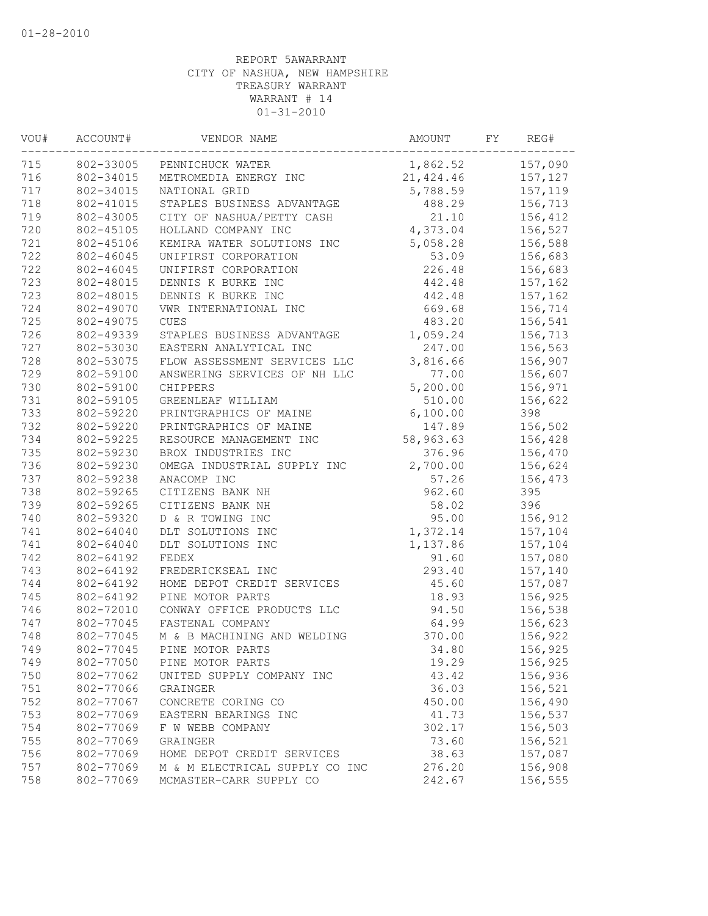01-28-2010

REPORT 5AWARRANT
CITY OF NASHUA, NEW HAMPSHIRE
TREASURY WARRANT
WARRANT # 14
01-31-2010

| VOU# | ACCOUNT# | VENDOR NAME | AMOUNT | FY | REG# |
|---|---|---|---|---|---|
| 715 | 802-33005 | PENNICHUCK WATER | 1,862.52 | | 157,090 |
| 716 | 802-34015 | METROMEDIA ENERGY INC | 21,424.46 | | 157,127 |
| 717 | 802-34015 | NATIONAL GRID | 5,788.59 | | 157,119 |
| 718 | 802-41015 | STAPLES BUSINESS ADVANTAGE | 488.29 | | 156,713 |
| 719 | 802-43005 | CITY OF NASHUA/PETTY CASH | 21.10 | | 156,412 |
| 720 | 802-45105 | HOLLAND COMPANY INC | 4,373.04 | | 156,527 |
| 721 | 802-45106 | KEMIRA WATER SOLUTIONS INC | 5,058.28 | | 156,588 |
| 722 | 802-46045 | UNIFIRST CORPORATION | 53.09 | | 156,683 |
| 722 | 802-46045 | UNIFIRST CORPORATION | 226.48 | | 156,683 |
| 723 | 802-48015 | DENNIS K BURKE INC | 442.48 | | 157,162 |
| 723 | 802-48015 | DENNIS K BURKE INC | 442.48 | | 157,162 |
| 724 | 802-49070 | VWR INTERNATIONAL INC | 669.68 | | 156,714 |
| 725 | 802-49075 | CUES | 483.20 | | 156,541 |
| 726 | 802-49339 | STAPLES BUSINESS ADVANTAGE | 1,059.24 | | 156,713 |
| 727 | 802-53030 | EASTERN ANALYTICAL INC | 247.00 | | 156,563 |
| 728 | 802-53075 | FLOW ASSESSMENT SERVICES LLC | 3,816.66 | | 156,907 |
| 729 | 802-59100 | ANSWERING SERVICES OF NH LLC | 77.00 | | 156,607 |
| 730 | 802-59100 | CHIPPERS | 5,200.00 | | 156,971 |
| 731 | 802-59105 | GREENLEAF WILLIAM | 510.00 | | 156,622 |
| 733 | 802-59220 | PRINTGRAPHICS OF MAINE | 6,100.00 | | 398 |
| 732 | 802-59220 | PRINTGRAPHICS OF MAINE | 147.89 | | 156,502 |
| 734 | 802-59225 | RESOURCE MANAGEMENT INC | 58,963.63 | | 156,428 |
| 735 | 802-59230 | BROX INDUSTRIES INC | 376.96 | | 156,470 |
| 736 | 802-59230 | OMEGA INDUSTRIAL SUPPLY INC | 2,700.00 | | 156,624 |
| 737 | 802-59238 | ANACOMP INC | 57.26 | | 156,473 |
| 738 | 802-59265 | CITIZENS BANK NH | 962.60 | | 395 |
| 739 | 802-59265 | CITIZENS BANK NH | 58.02 | | 396 |
| 740 | 802-59320 | D & R TOWING INC | 95.00 | | 156,912 |
| 741 | 802-64040 | DLT SOLUTIONS INC | 1,372.14 | | 157,104 |
| 741 | 802-64040 | DLT SOLUTIONS INC | 1,137.86 | | 157,104 |
| 742 | 802-64192 | FEDEX | 91.60 | | 157,080 |
| 743 | 802-64192 | FREDERICKSEAL INC | 293.40 | | 157,140 |
| 744 | 802-64192 | HOME DEPOT CREDIT SERVICES | 45.60 | | 157,087 |
| 745 | 802-64192 | PINE MOTOR PARTS | 18.93 | | 156,925 |
| 746 | 802-72010 | CONWAY OFFICE PRODUCTS LLC | 94.50 | | 156,538 |
| 747 | 802-77045 | FASTENAL COMPANY | 64.99 | | 156,623 |
| 748 | 802-77045 | M & B MACHINING AND WELDING | 370.00 | | 156,922 |
| 749 | 802-77045 | PINE MOTOR PARTS | 34.80 | | 156,925 |
| 749 | 802-77050 | PINE MOTOR PARTS | 19.29 | | 156,925 |
| 750 | 802-77062 | UNITED SUPPLY COMPANY INC | 43.42 | | 156,936 |
| 751 | 802-77066 | GRAINGER | 36.03 | | 156,521 |
| 752 | 802-77067 | CONCRETE CORING CO | 450.00 | | 156,490 |
| 753 | 802-77069 | EASTERN BEARINGS INC | 41.73 | | 156,537 |
| 754 | 802-77069 | F W WEBB COMPANY | 302.17 | | 156,503 |
| 755 | 802-77069 | GRAINGER | 73.60 | | 156,521 |
| 756 | 802-77069 | HOME DEPOT CREDIT SERVICES | 38.63 | | 157,087 |
| 757 | 802-77069 | M & M ELECTRICAL SUPPLY CO INC | 276.20 | | 156,908 |
| 758 | 802-77069 | MCMASTER-CARR SUPPLY CO | 242.67 | | 156,555 |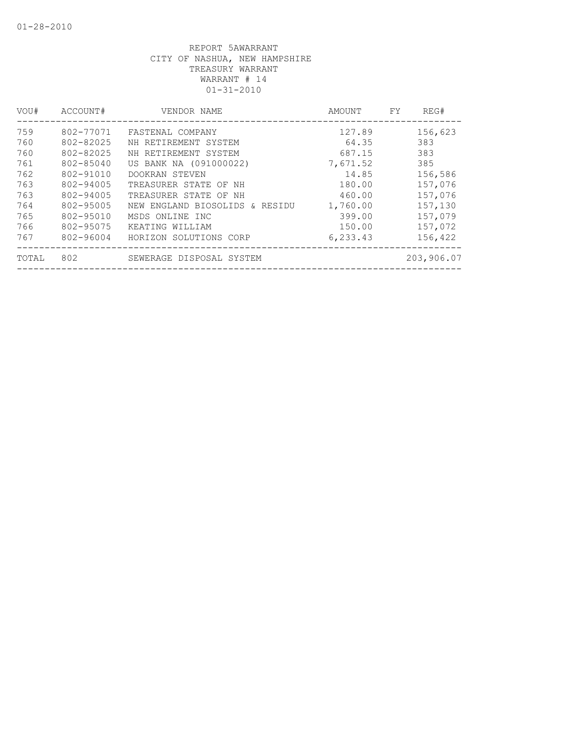01-28-2010

REPORT 5AWARRANT
CITY OF NASHUA, NEW HAMPSHIRE
TREASURY WARRANT
WARRANT # 14
01-31-2010

| VOU# | ACCOUNT# | VENDOR NAME | AMOUNT | FY | REG# |
|---|---|---|---|---|---|
| 759 | 802-77071 | FASTENAL COMPANY | 127.89 | | 156,623 |
| 760 | 802-82025 | NH RETIREMENT SYSTEM | 64.35 | | 383 |
| 760 | 802-82025 | NH RETIREMENT SYSTEM | 687.15 | | 383 |
| 761 | 802-85040 | US BANK NA (091000022) | 7,671.52 | | 385 |
| 762 | 802-91010 | DOOKRAN STEVEN | 14.85 | | 156,586 |
| 763 | 802-94005 | TREASURER STATE OF NH | 180.00 | | 157,076 |
| 763 | 802-94005 | TREASURER STATE OF NH | 460.00 | | 157,076 |
| 764 | 802-95005 | NEW ENGLAND BIOSOLIDS & RESIDU | 1,760.00 | | 157,130 |
| 765 | 802-95010 | MSDS ONLINE INC | 399.00 | | 157,079 |
| 766 | 802-95075 | KEATING WILLIAM | 150.00 | | 157,072 |
| 767 | 802-96004 | HORIZON SOLUTIONS CORP | 6,233.43 | | 156,422 |
| TOTAL | 802 | SEWERAGE DISPOSAL SYSTEM | | | 203,906.07 |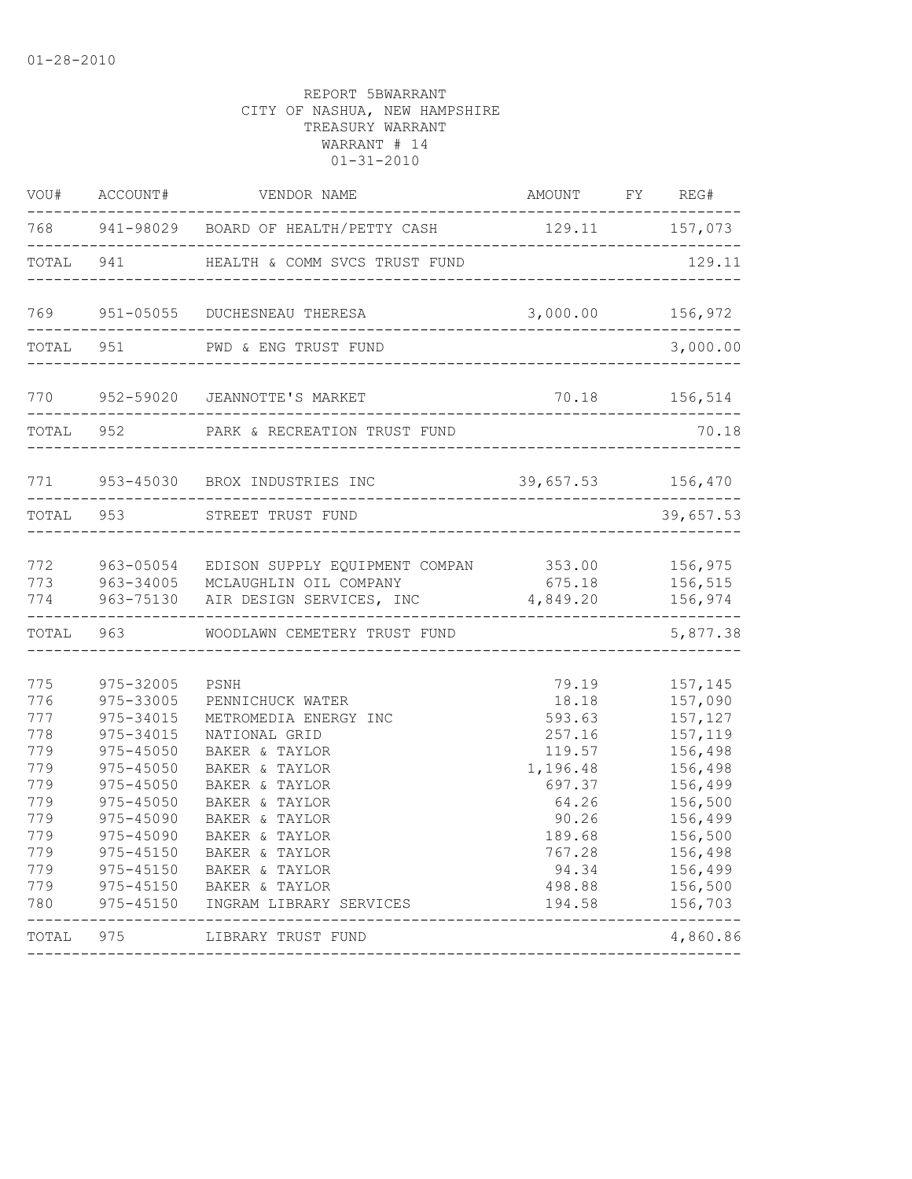01-28-2010

REPORT 5BWARRANT
CITY OF NASHUA, NEW HAMPSHIRE
TREASURY WARRANT
WARRANT # 14
01-31-2010

| VOU# | ACCOUNT# | VENDOR NAME | AMOUNT | FY | REG# |
|---|---|---|---|---|---|
| 768 | 941-98029 | BOARD OF HEALTH/PETTY CASH | 129.11 | | 157,073 |
| TOTAL | 941 | HEALTH & COMM SVCS TRUST FUND | | | 129.11 |
| 769 | 951-05055 | DUCHESNEAU THERESA | 3,000.00 | | 156,972 |
| TOTAL | 951 | PWD & ENG TRUST FUND | | | 3,000.00 |
| 770 | 952-59020 | JEANNOTTE'S MARKET | 70.18 | | 156,514 |
| TOTAL | 952 | PARK & RECREATION TRUST FUND | | | 70.18 |
| 771 | 953-45030 | BROX INDUSTRIES INC | 39,657.53 | | 156,470 |
| TOTAL | 953 | STREET TRUST FUND | | | 39,657.53 |
| 772 | 963-05054 | EDISON SUPPLY EQUIPMENT COMPAN | 353.00 | | 156,975 |
| 773 | 963-34005 | MCLAUGHLIN OIL COMPANY | 675.18 | | 156,515 |
| 774 | 963-75130 | AIR DESIGN SERVICES, INC | 4,849.20 | | 156,974 |
| TOTAL | 963 | WOODLAWN CEMETERY TRUST FUND | | | 5,877.38 |
| 775 | 975-32005 | PSNH | 79.19 | | 157,145 |
| 776 | 975-33005 | PENNICHUCK WATER | 18.18 | | 157,090 |
| 777 | 975-34015 | METROMEDIA ENERGY INC | 593.63 | | 157,127 |
| 778 | 975-34015 | NATIONAL GRID | 257.16 | | 157,119 |
| 779 | 975-45050 | BAKER & TAYLOR | 119.57 | | 156,498 |
| 779 | 975-45050 | BAKER & TAYLOR | 1,196.48 | | 156,498 |
| 779 | 975-45050 | BAKER & TAYLOR | 697.37 | | 156,499 |
| 779 | 975-45050 | BAKER & TAYLOR | 64.26 | | 156,500 |
| 779 | 975-45090 | BAKER & TAYLOR | 90.26 | | 156,499 |
| 779 | 975-45090 | BAKER & TAYLOR | 189.68 | | 156,500 |
| 779 | 975-45150 | BAKER & TAYLOR | 767.28 | | 156,498 |
| 779 | 975-45150 | BAKER & TAYLOR | 94.34 | | 156,499 |
| 779 | 975-45150 | BAKER & TAYLOR | 498.88 | | 156,500 |
| 780 | 975-45150 | INGRAM LIBRARY SERVICES | 194.58 | | 156,703 |
| TOTAL | 975 | LIBRARY TRUST FUND | | | 4,860.86 |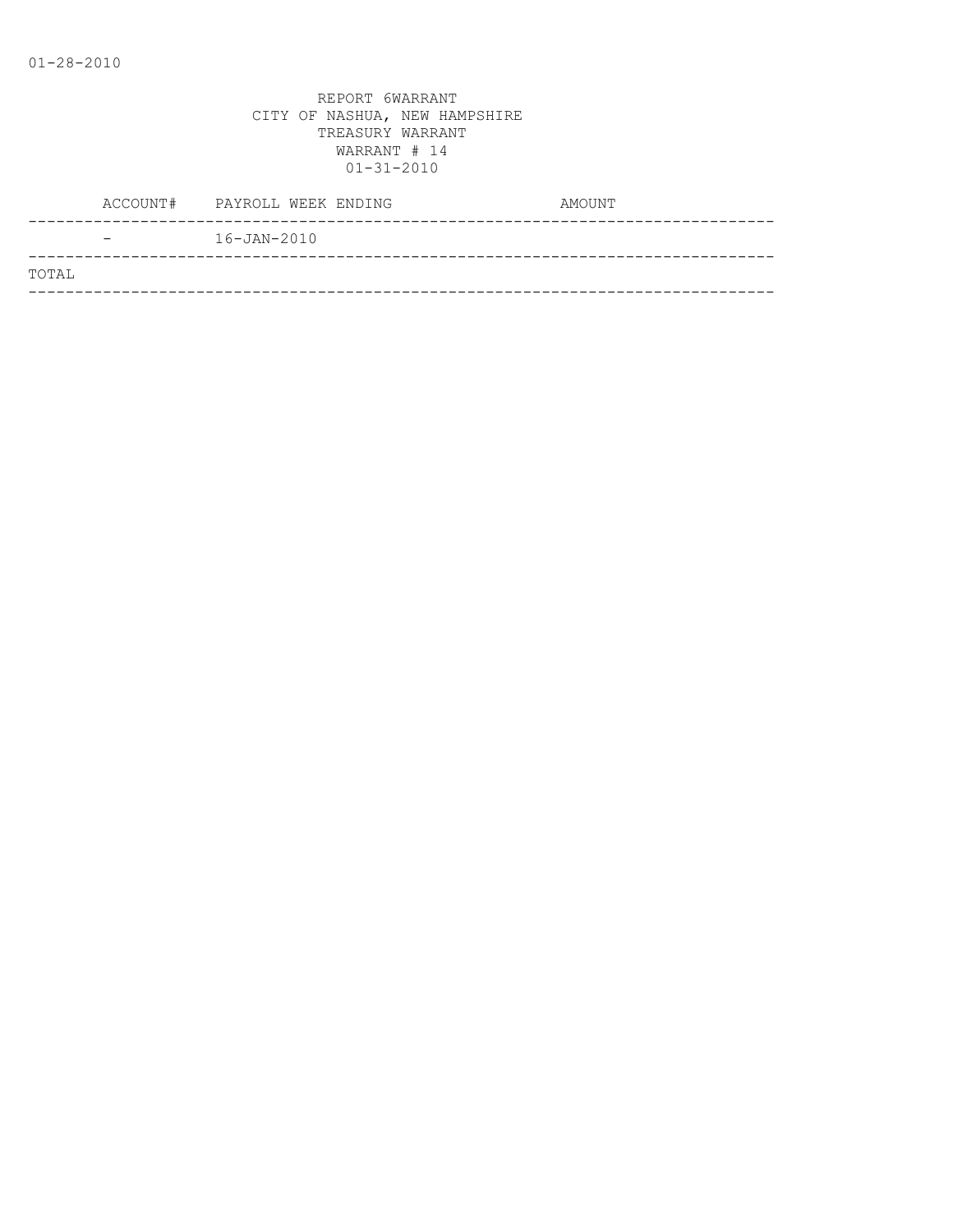01-28-2010

REPORT 6WARRANT
CITY OF NASHUA, NEW HAMPSHIRE
TREASURY WARRANT
WARRANT # 14
01-31-2010

| ACCOUNT# | PAYROLL WEEK ENDING | AMOUNT |
|---|---|---|
| - | 16-JAN-2010 | |
| TOTAL | | |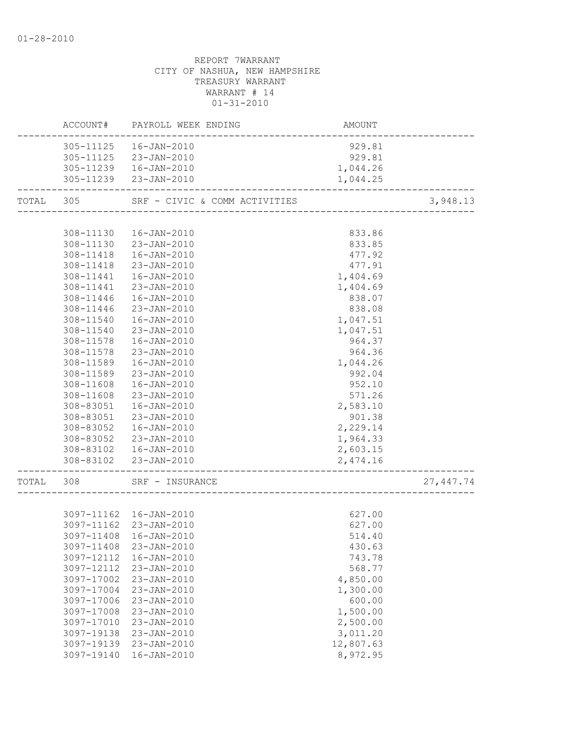01-28-2010

REPORT 7WARRANT
CITY OF NASHUA, NEW HAMPSHIRE
TREASURY WARRANT
WARRANT # 14
01-31-2010

| | ACCOUNT# | PAYROLL WEEK ENDING | AMOUNT | |
|---|---|---|---|---|
| | 305-11125 | 16-JAN-2010 | 929.81 | |
| | 305-11125 | 23-JAN-2010 | 929.81 | |
| | 305-11239 | 16-JAN-2010 | 1,044.26 | |
| | 305-11239 | 23-JAN-2010 | 1,044.25 | |
| TOTAL | 305 | SRF - CIVIC & COMM ACTIVITIES | | 3,948.13 |
| | 308-11130 | 16-JAN-2010 | 833.86 | |
| | 308-11130 | 23-JAN-2010 | 833.85 | |
| | 308-11418 | 16-JAN-2010 | 477.92 | |
| | 308-11418 | 23-JAN-2010 | 477.91 | |
| | 308-11441 | 16-JAN-2010 | 1,404.69 | |
| | 308-11441 | 23-JAN-2010 | 1,404.69 | |
| | 308-11446 | 16-JAN-2010 | 838.07 | |
| | 308-11446 | 23-JAN-2010 | 838.08 | |
| | 308-11540 | 16-JAN-2010 | 1,047.51 | |
| | 308-11540 | 23-JAN-2010 | 1,047.51 | |
| | 308-11578 | 16-JAN-2010 | 964.37 | |
| | 308-11578 | 23-JAN-2010 | 964.36 | |
| | 308-11589 | 16-JAN-2010 | 1,044.26 | |
| | 308-11589 | 23-JAN-2010 | 992.04 | |
| | 308-11608 | 16-JAN-2010 | 952.10 | |
| | 308-11608 | 23-JAN-2010 | 571.26 | |
| | 308-83051 | 16-JAN-2010 | 2,583.10 | |
| | 308-83051 | 23-JAN-2010 | 901.38 | |
| | 308-83052 | 16-JAN-2010 | 2,229.14 | |
| | 308-83052 | 23-JAN-2010 | 1,964.33 | |
| | 308-83102 | 16-JAN-2010 | 2,603.15 | |
| | 308-83102 | 23-JAN-2010 | 2,474.16 | |
| TOTAL | 308 | SRF - INSURANCE | | 27,447.74 |
| | 3097-11162 | 16-JAN-2010 | 627.00 | |
| | 3097-11162 | 23-JAN-2010 | 627.00 | |
| | 3097-11408 | 16-JAN-2010 | 514.40 | |
| | 3097-11408 | 23-JAN-2010 | 430.63 | |
| | 3097-12112 | 16-JAN-2010 | 743.78 | |
| | 3097-12112 | 23-JAN-2010 | 568.77 | |
| | 3097-17002 | 23-JAN-2010 | 4,850.00 | |
| | 3097-17004 | 23-JAN-2010 | 1,300.00 | |
| | 3097-17006 | 23-JAN-2010 | 600.00 | |
| | 3097-17008 | 23-JAN-2010 | 1,500.00 | |
| | 3097-17010 | 23-JAN-2010 | 2,500.00 | |
| | 3097-19138 | 23-JAN-2010 | 3,011.20 | |
| | 3097-19139 | 23-JAN-2010 | 12,807.63 | |
| | 3097-19140 | 16-JAN-2010 | 8,972.95 | |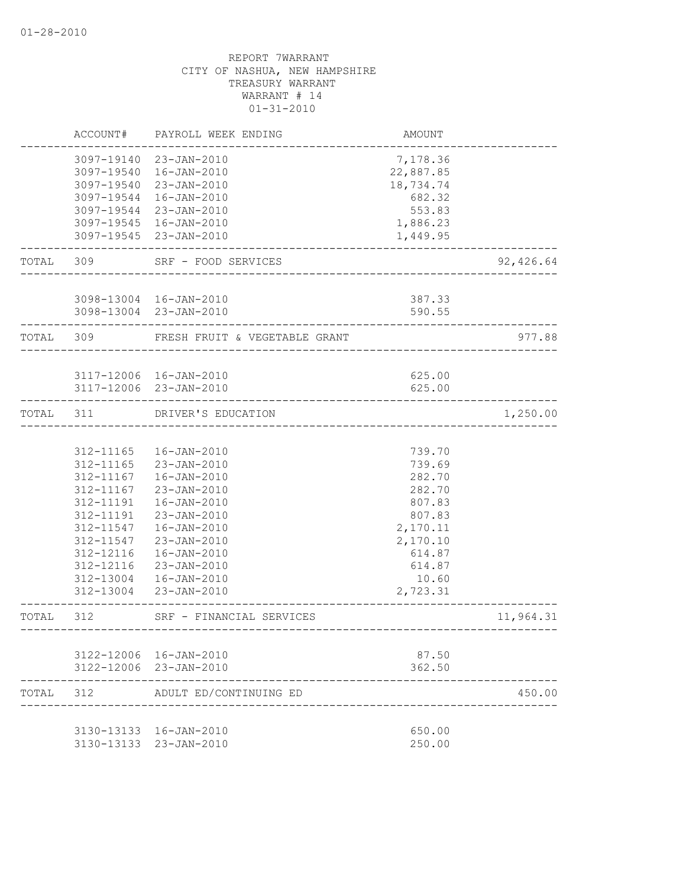01-28-2010

REPORT 7WARRANT
CITY OF NASHUA, NEW HAMPSHIRE
TREASURY WARRANT
WARRANT # 14
01-31-2010

| | ACCOUNT# | PAYROLL WEEK ENDING | AMOUNT | |
|---|---|---|---|---|
| | 3097-19140 | 23-JAN-2010 | 7,178.36 | |
| | 3097-19540 | 16-JAN-2010 | 22,887.85 | |
| | 3097-19540 | 23-JAN-2010 | 18,734.74 | |
| | 3097-19544 | 16-JAN-2010 | 682.32 | |
| | 3097-19544 | 23-JAN-2010 | 553.83 | |
| | 3097-19545 | 16-JAN-2010 | 1,886.23 | |
| | 3097-19545 | 23-JAN-2010 | 1,449.95 | |
| TOTAL | 309 | SRF - FOOD SERVICES | | 92,426.64 |
| | 3098-13004 | 16-JAN-2010 | 387.33 | |
| | 3098-13004 | 23-JAN-2010 | 590.55 | |
| TOTAL | 309 | FRESH FRUIT & VEGETABLE GRANT | | 977.88 |
| | 3117-12006 | 16-JAN-2010 | 625.00 | |
| | 3117-12006 | 23-JAN-2010 | 625.00 | |
| TOTAL | 311 | DRIVER'S EDUCATION | | 1,250.00 |
| | 312-11165 | 16-JAN-2010 | 739.70 | |
| | 312-11165 | 23-JAN-2010 | 739.69 | |
| | 312-11167 | 16-JAN-2010 | 282.70 | |
| | 312-11167 | 23-JAN-2010 | 282.70 | |
| | 312-11191 | 16-JAN-2010 | 807.83 | |
| | 312-11191 | 23-JAN-2010 | 807.83 | |
| | 312-11547 | 16-JAN-2010 | 2,170.11 | |
| | 312-11547 | 23-JAN-2010 | 2,170.10 | |
| | 312-12116 | 16-JAN-2010 | 614.87 | |
| | 312-12116 | 23-JAN-2010 | 614.87 | |
| | 312-13004 | 16-JAN-2010 | 10.60 | |
| | 312-13004 | 23-JAN-2010 | 2,723.31 | |
| TOTAL | 312 | SRF - FINANCIAL SERVICES | | 11,964.31 |
| | 3122-12006 | 16-JAN-2010 | 87.50 | |
| | 3122-12006 | 23-JAN-2010 | 362.50 | |
| TOTAL | 312 | ADULT ED/CONTINUING ED | | 450.00 |
| | 3130-13133 | 16-JAN-2010 | 650.00 | |
| | 3130-13133 | 23-JAN-2010 | 250.00 | |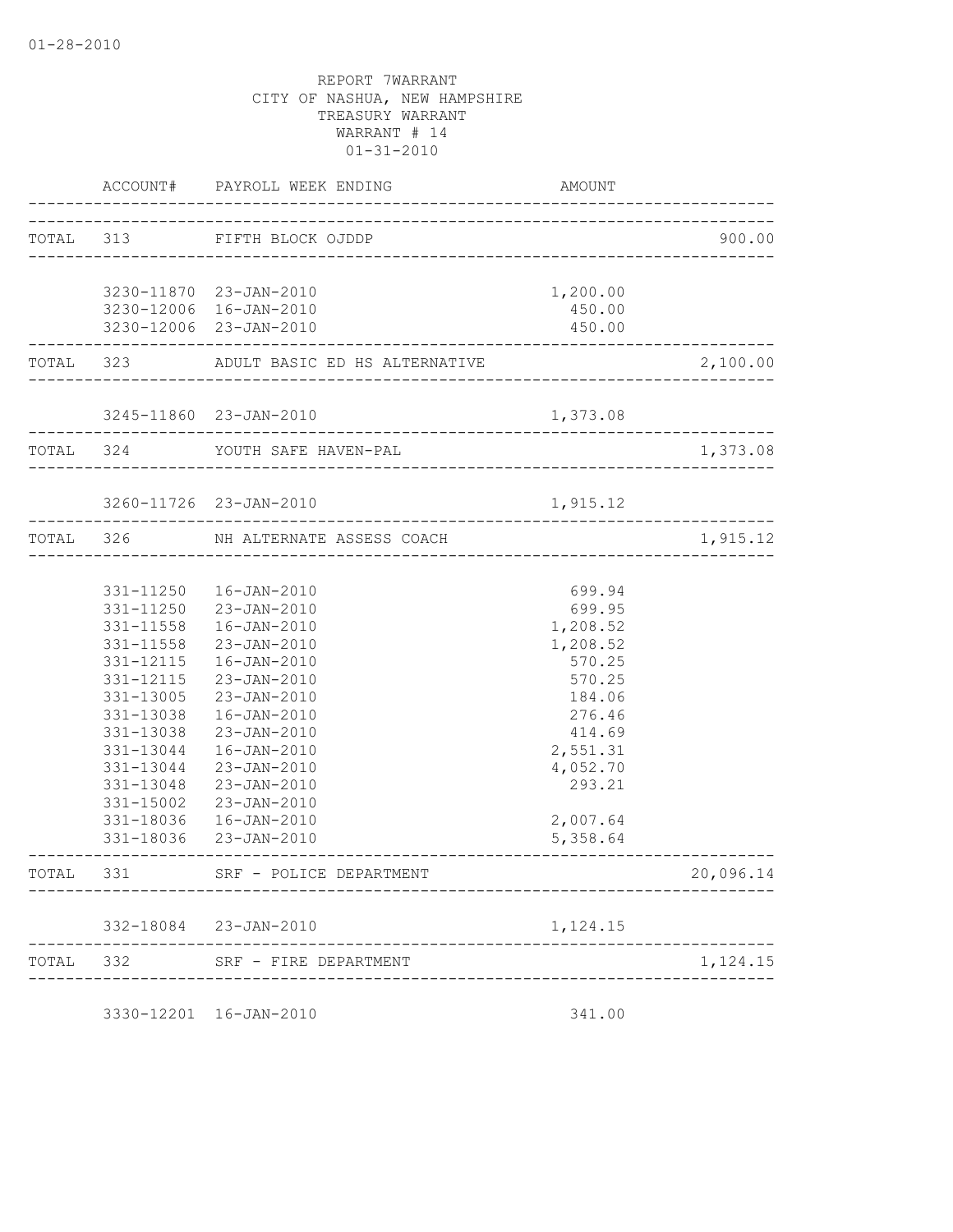01-28-2010

REPORT 7WARRANT
CITY OF NASHUA, NEW HAMPSHIRE
TREASURY WARRANT
WARRANT # 14
01-31-2010

| | ACCOUNT# | PAYROLL WEEK ENDING | AMOUNT | |
|---|---|---|---|---|
| TOTAL | 313 | FIFTH BLOCK OJDDP | | 900.00 |
| | 3230-11870 | 23-JAN-2010 | 1,200.00 | |
| | 3230-12006 | 16-JAN-2010 | 450.00 | |
| | 3230-12006 | 23-JAN-2010 | 450.00 | |
| TOTAL | 323 | ADULT BASIC ED HS ALTERNATIVE | | 2,100.00 |
| | 3245-11860 | 23-JAN-2010 | 1,373.08 | |
| TOTAL | 324 | YOUTH SAFE HAVEN-PAL | | 1,373.08 |
| | 3260-11726 | 23-JAN-2010 | 1,915.12 | |
| TOTAL | 326 | NH ALTERNATE ASSESS COACH | | 1,915.12 |
| | 331-11250 | 16-JAN-2010 | 699.94 | |
| | 331-11250 | 23-JAN-2010 | 699.95 | |
| | 331-11558 | 16-JAN-2010 | 1,208.52 | |
| | 331-11558 | 23-JAN-2010 | 1,208.52 | |
| | 331-12115 | 16-JAN-2010 | 570.25 | |
| | 331-12115 | 23-JAN-2010 | 570.25 | |
| | 331-13005 | 23-JAN-2010 | 184.06 | |
| | 331-13038 | 16-JAN-2010 | 276.46 | |
| | 331-13038 | 23-JAN-2010 | 414.69 | |
| | 331-13044 | 16-JAN-2010 | 2,551.31 | |
| | 331-13044 | 23-JAN-2010 | 4,052.70 | |
| | 331-13048 | 23-JAN-2010 | 293.21 | |
| | 331-15002 | 23-JAN-2010 | | |
| | 331-18036 | 16-JAN-2010 | 2,007.64 | |
| | 331-18036 | 23-JAN-2010 | 5,358.64 | |
| TOTAL | 331 | SRF - POLICE DEPARTMENT | | 20,096.14 |
| | 332-18084 | 23-JAN-2010 | 1,124.15 | |
| TOTAL | 332 | SRF - FIRE DEPARTMENT | | 1,124.15 |
| | 3330-12201 | 16-JAN-2010 | 341.00 | |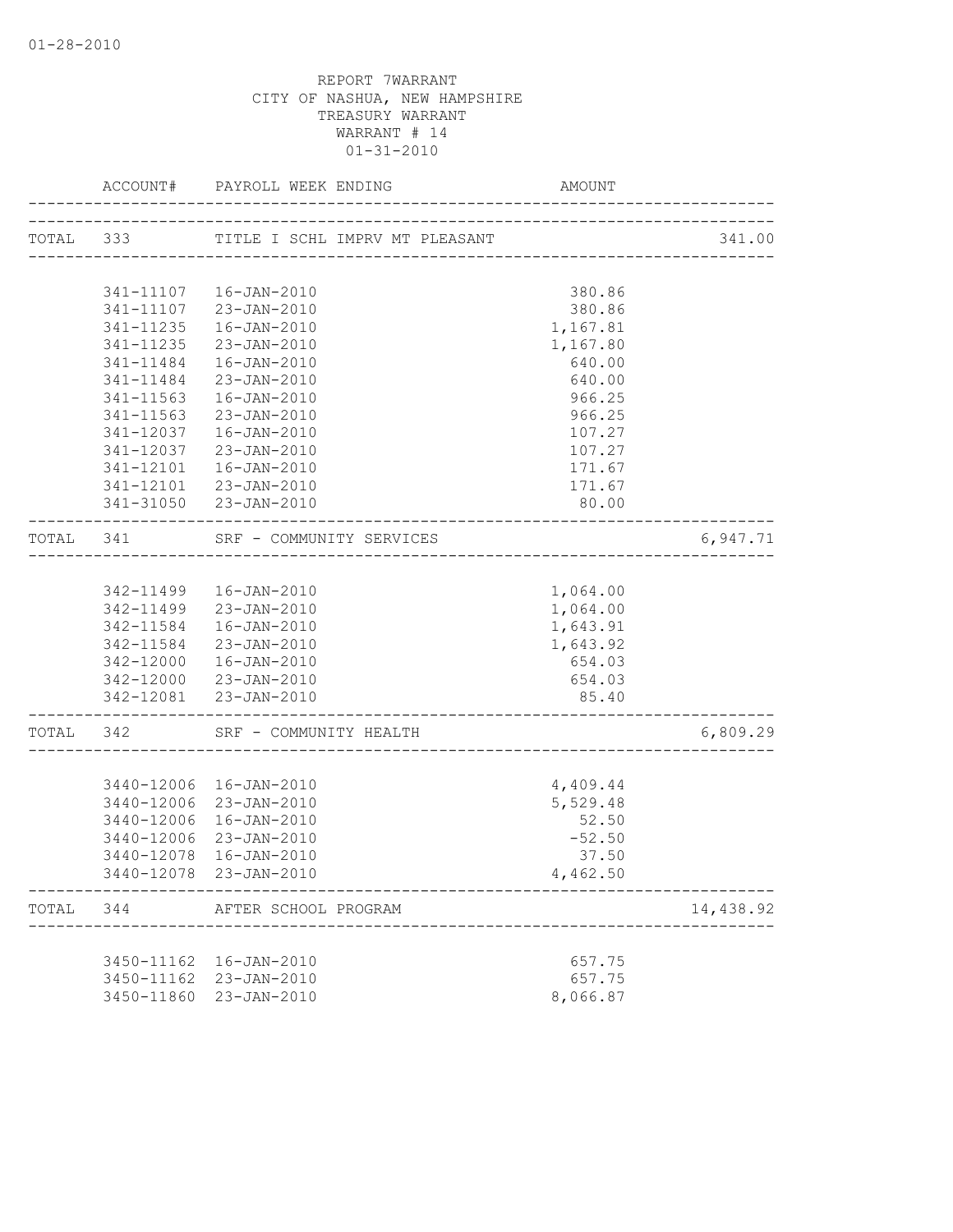REPORT 7WARRANT
CITY OF NASHUA, NEW HAMPSHIRE
TREASURY WARRANT
WARRANT # 14
01-31-2010

| | ACCOUNT# | PAYROLL WEEK ENDING | AMOUNT | |
|---|---|---|---|---|
| TOTAL | 333 | TITLE I SCHL IMPRV MT PLEASANT | | 341.00 |
| | 341-11107 | 16-JAN-2010 | 380.86 | |
| | 341-11107 | 23-JAN-2010 | 380.86 | |
| | 341-11235 | 16-JAN-2010 | 1,167.81 | |
| | 341-11235 | 23-JAN-2010 | 1,167.80 | |
| | 341-11484 | 16-JAN-2010 | 640.00 | |
| | 341-11484 | 23-JAN-2010 | 640.00 | |
| | 341-11563 | 16-JAN-2010 | 966.25 | |
| | 341-11563 | 23-JAN-2010 | 966.25 | |
| | 341-12037 | 16-JAN-2010 | 107.27 | |
| | 341-12037 | 23-JAN-2010 | 107.27 | |
| | 341-12101 | 16-JAN-2010 | 171.67 | |
| | 341-12101 | 23-JAN-2010 | 171.67 | |
| | 341-31050 | 23-JAN-2010 | 80.00 | |
| TOTAL | 341 | SRF - COMMUNITY SERVICES | | 6,947.71 |
| | 342-11499 | 16-JAN-2010 | 1,064.00 | |
| | 342-11499 | 23-JAN-2010 | 1,064.00 | |
| | 342-11584 | 16-JAN-2010 | 1,643.91 | |
| | 342-11584 | 23-JAN-2010 | 1,643.92 | |
| | 342-12000 | 16-JAN-2010 | 654.03 | |
| | 342-12000 | 23-JAN-2010 | 654.03 | |
| | 342-12081 | 23-JAN-2010 | 85.40 | |
| TOTAL | 342 | SRF - COMMUNITY HEALTH | | 6,809.29 |
| | 3440-12006 | 16-JAN-2010 | 4,409.44 | |
| | 3440-12006 | 23-JAN-2010 | 5,529.48 | |
| | 3440-12006 | 16-JAN-2010 | 52.50 | |
| | 3440-12006 | 23-JAN-2010 | -52.50 | |
| | 3440-12078 | 16-JAN-2010 | 37.50 | |
| | 3440-12078 | 23-JAN-2010 | 4,462.50 | |
| TOTAL | 344 | AFTER SCHOOL PROGRAM | | 14,438.92 |
| | 3450-11162 | 16-JAN-2010 | 657.75 | |
| | 3450-11162 | 23-JAN-2010 | 657.75 | |
| | 3450-11860 | 23-JAN-2010 | 8,066.87 | |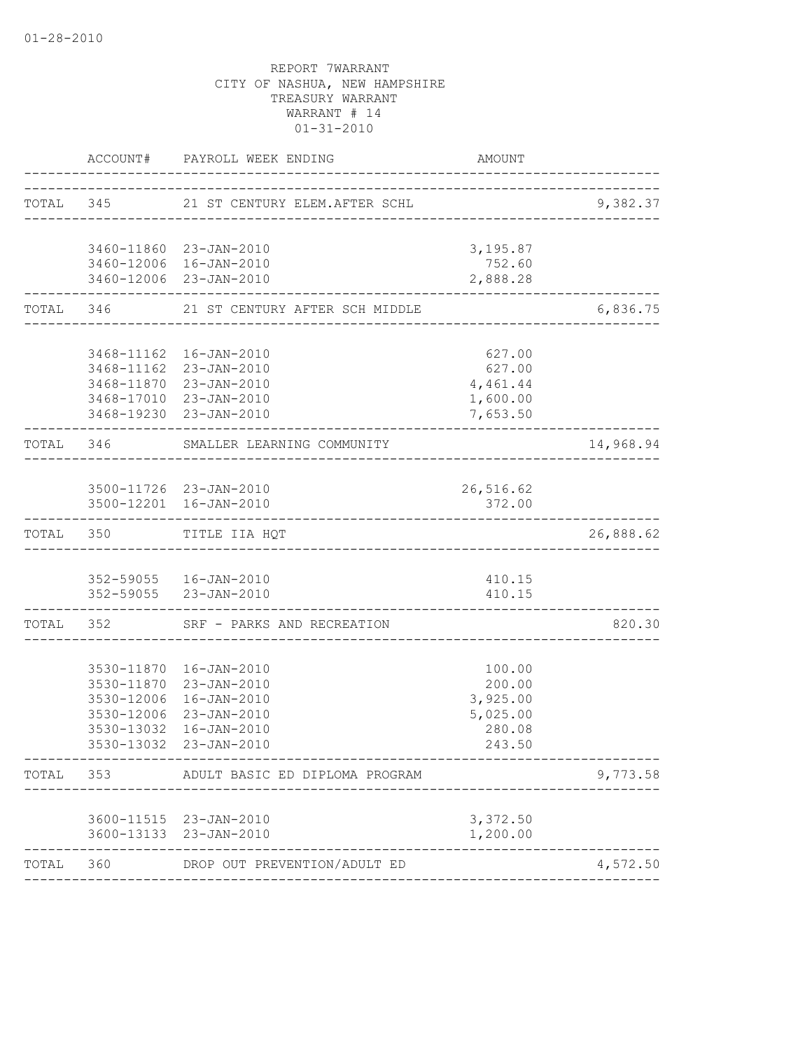01-28-2010

REPORT 7WARRANT
CITY OF NASHUA, NEW HAMPSHIRE
TREASURY WARRANT
WARRANT # 14
01-31-2010

| | ACCOUNT# | PAYROLL WEEK ENDING | AMOUNT | |
|---|---|---|---|---|
| TOTAL | 345 | 21 ST CENTURY ELEM.AFTER SCHL | | 9,382.37 |
| | 3460-11860 | 23-JAN-2010 | 3,195.87 | |
| | 3460-12006 | 16-JAN-2010 | 752.60 | |
| | 3460-12006 | 23-JAN-2010 | 2,888.28 | |
| TOTAL | 346 | 21 ST CENTURY AFTER SCH MIDDLE | | 6,836.75 |
| | 3468-11162 | 16-JAN-2010 | 627.00 | |
| | 3468-11162 | 23-JAN-2010 | 627.00 | |
| | 3468-11870 | 23-JAN-2010 | 4,461.44 | |
| | 3468-17010 | 23-JAN-2010 | 1,600.00 | |
| | 3468-19230 | 23-JAN-2010 | 7,653.50 | |
| TOTAL | 346 | SMALLER LEARNING COMMUNITY | | 14,968.94 |
| | 3500-11726 | 23-JAN-2010 | 26,516.62 | |
| | 3500-12201 | 16-JAN-2010 | 372.00 | |
| TOTAL | 350 | TITLE IIA HQT | | 26,888.62 |
| | 352-59055 | 16-JAN-2010 | 410.15 | |
| | 352-59055 | 23-JAN-2010 | 410.15 | |
| TOTAL | 352 | SRF - PARKS AND RECREATION | | 820.30 |
| | 3530-11870 | 16-JAN-2010 | 100.00 | |
| | 3530-11870 | 23-JAN-2010 | 200.00 | |
| | 3530-12006 | 16-JAN-2010 | 3,925.00 | |
| | 3530-12006 | 23-JAN-2010 | 5,025.00 | |
| | 3530-13032 | 16-JAN-2010 | 280.08 | |
| | 3530-13032 | 23-JAN-2010 | 243.50 | |
| TOTAL | 353 | ADULT BASIC ED DIPLOMA PROGRAM | | 9,773.58 |
| | 3600-11515 | 23-JAN-2010 | 3,372.50 | |
| | 3600-13133 | 23-JAN-2010 | 1,200.00 | |
| TOTAL | 360 | DROP OUT PREVENTION/ADULT ED | | 4,572.50 |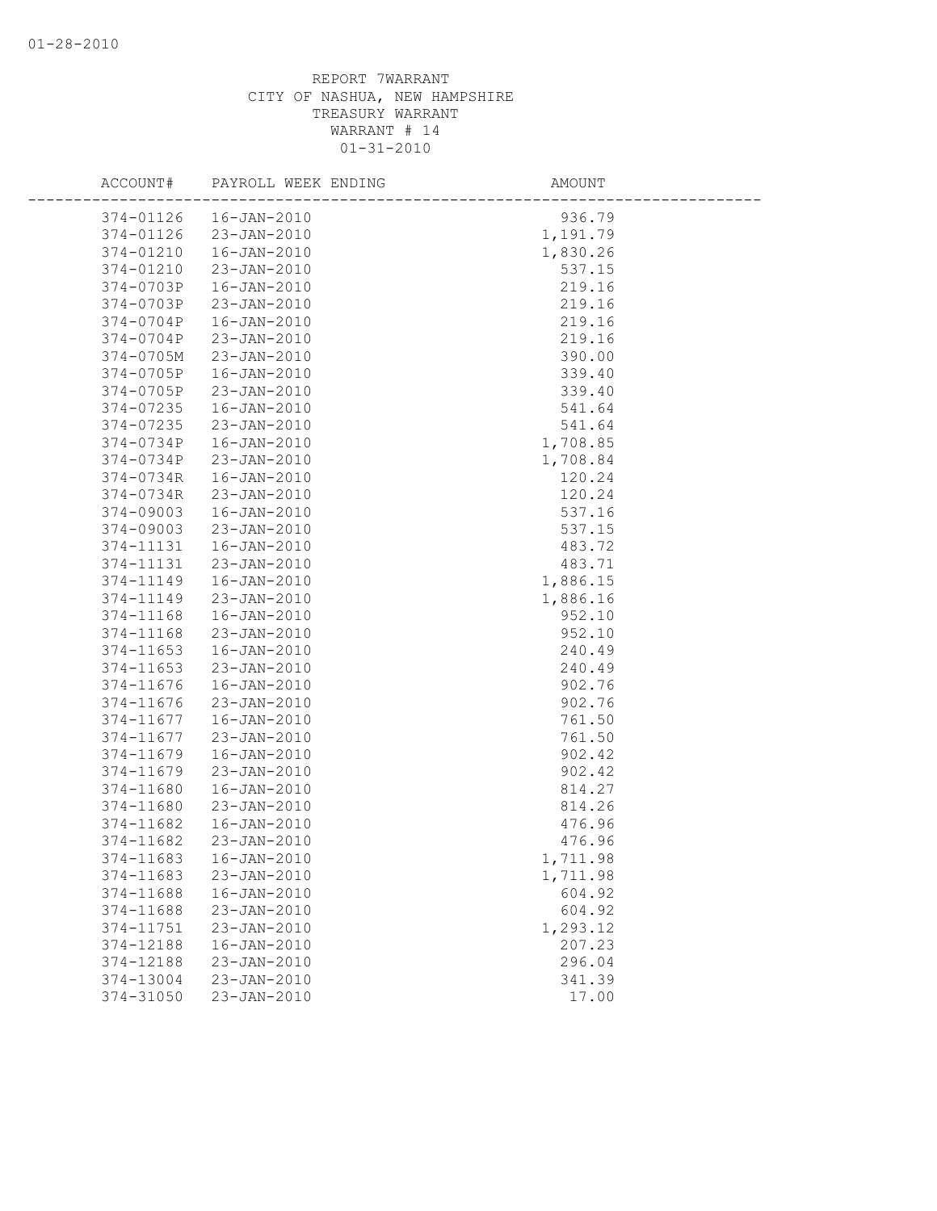REPORT 7WARRANT
CITY OF NASHUA, NEW HAMPSHIRE
TREASURY WARRANT
WARRANT # 14
01-31-2010

| ACCOUNT# | PAYROLL WEEK ENDING | AMOUNT |
|---|---|---|
| 374-01126 | 16-JAN-2010 | 936.79 |
| 374-01126 | 23-JAN-2010 | 1,191.79 |
| 374-01210 | 16-JAN-2010 | 1,830.26 |
| 374-01210 | 23-JAN-2010 | 537.15 |
| 374-0703P | 16-JAN-2010 | 219.16 |
| 374-0703P | 23-JAN-2010 | 219.16 |
| 374-0704P | 16-JAN-2010 | 219.16 |
| 374-0704P | 23-JAN-2010 | 219.16 |
| 374-0705M | 23-JAN-2010 | 390.00 |
| 374-0705P | 16-JAN-2010 | 339.40 |
| 374-0705P | 23-JAN-2010 | 339.40 |
| 374-07235 | 16-JAN-2010 | 541.64 |
| 374-07235 | 23-JAN-2010 | 541.64 |
| 374-0734P | 16-JAN-2010 | 1,708.85 |
| 374-0734P | 23-JAN-2010 | 1,708.84 |
| 374-0734R | 16-JAN-2010 | 120.24 |
| 374-0734R | 23-JAN-2010 | 120.24 |
| 374-09003 | 16-JAN-2010 | 537.16 |
| 374-09003 | 23-JAN-2010 | 537.15 |
| 374-11131 | 16-JAN-2010 | 483.72 |
| 374-11131 | 23-JAN-2010 | 483.71 |
| 374-11149 | 16-JAN-2010 | 1,886.15 |
| 374-11149 | 23-JAN-2010 | 1,886.16 |
| 374-11168 | 16-JAN-2010 | 952.10 |
| 374-11168 | 23-JAN-2010 | 952.10 |
| 374-11653 | 16-JAN-2010 | 240.49 |
| 374-11653 | 23-JAN-2010 | 240.49 |
| 374-11676 | 16-JAN-2010 | 902.76 |
| 374-11676 | 23-JAN-2010 | 902.76 |
| 374-11677 | 16-JAN-2010 | 761.50 |
| 374-11677 | 23-JAN-2010 | 761.50 |
| 374-11679 | 16-JAN-2010 | 902.42 |
| 374-11679 | 23-JAN-2010 | 902.42 |
| 374-11680 | 16-JAN-2010 | 814.27 |
| 374-11680 | 23-JAN-2010 | 814.26 |
| 374-11682 | 16-JAN-2010 | 476.96 |
| 374-11682 | 23-JAN-2010 | 476.96 |
| 374-11683 | 16-JAN-2010 | 1,711.98 |
| 374-11683 | 23-JAN-2010 | 1,711.98 |
| 374-11688 | 16-JAN-2010 | 604.92 |
| 374-11688 | 23-JAN-2010 | 604.92 |
| 374-11751 | 23-JAN-2010 | 1,293.12 |
| 374-12188 | 16-JAN-2010 | 207.23 |
| 374-12188 | 23-JAN-2010 | 296.04 |
| 374-13004 | 23-JAN-2010 | 341.39 |
| 374-31050 | 23-JAN-2010 | 17.00 |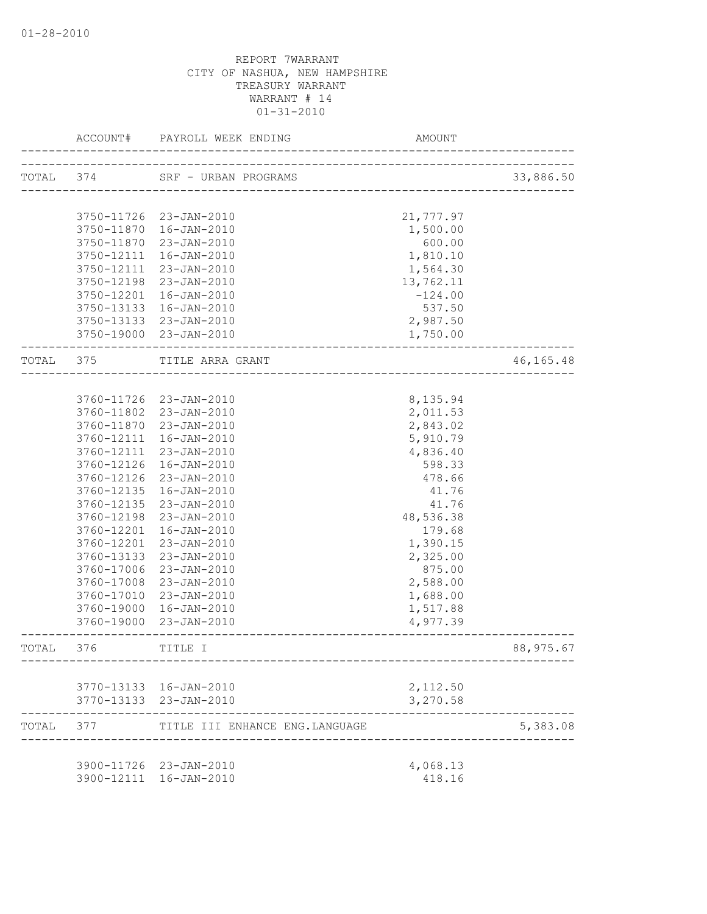01-28-2010

REPORT 7WARRANT
CITY OF NASHUA, NEW HAMPSHIRE
TREASURY WARRANT
WARRANT # 14
01-31-2010

| | ACCOUNT# | PAYROLL WEEK ENDING | AMOUNT | |
|---|---|---|---|---|
| TOTAL | 374 | SRF - URBAN PROGRAMS | | 33,886.50 |
| | 3750-11726 | 23-JAN-2010 | 21,777.97 | |
| | 3750-11870 | 16-JAN-2010 | 1,500.00 | |
| | 3750-11870 | 23-JAN-2010 | 600.00 | |
| | 3750-12111 | 16-JAN-2010 | 1,810.10 | |
| | 3750-12111 | 23-JAN-2010 | 1,564.30 | |
| | 3750-12198 | 23-JAN-2010 | 13,762.11 | |
| | 3750-12201 | 16-JAN-2010 | -124.00 | |
| | 3750-13133 | 16-JAN-2010 | 537.50 | |
| | 3750-13133 | 23-JAN-2010 | 2,987.50 | |
| | 3750-19000 | 23-JAN-2010 | 1,750.00 | |
| TOTAL | 375 | TITLE ARRA GRANT | | 46,165.48 |
| | 3760-11726 | 23-JAN-2010 | 8,135.94 | |
| | 3760-11802 | 23-JAN-2010 | 2,011.53 | |
| | 3760-11870 | 23-JAN-2010 | 2,843.02 | |
| | 3760-12111 | 16-JAN-2010 | 5,910.79 | |
| | 3760-12111 | 23-JAN-2010 | 4,836.40 | |
| | 3760-12126 | 16-JAN-2010 | 598.33 | |
| | 3760-12126 | 23-JAN-2010 | 478.66 | |
| | 3760-12135 | 16-JAN-2010 | 41.76 | |
| | 3760-12135 | 23-JAN-2010 | 41.76 | |
| | 3760-12198 | 23-JAN-2010 | 48,536.38 | |
| | 3760-12201 | 16-JAN-2010 | 179.68 | |
| | 3760-12201 | 23-JAN-2010 | 1,390.15 | |
| | 3760-13133 | 23-JAN-2010 | 2,325.00 | |
| | 3760-17006 | 23-JAN-2010 | 875.00 | |
| | 3760-17008 | 23-JAN-2010 | 2,588.00 | |
| | 3760-17010 | 23-JAN-2010 | 1,688.00 | |
| | 3760-19000 | 16-JAN-2010 | 1,517.88 | |
| | 3760-19000 | 23-JAN-2010 | 4,977.39 | |
| TOTAL | 376 | TITLE I | | 88,975.67 |
| | 3770-13133 | 16-JAN-2010 | 2,112.50 | |
| | 3770-13133 | 23-JAN-2010 | 3,270.58 | |
| TOTAL | 377 | TITLE III ENHANCE ENG.LANGUAGE | | 5,383.08 |
| | 3900-11726 | 23-JAN-2010 | 4,068.13 | |
| | 3900-12111 | 16-JAN-2010 | 418.16 | |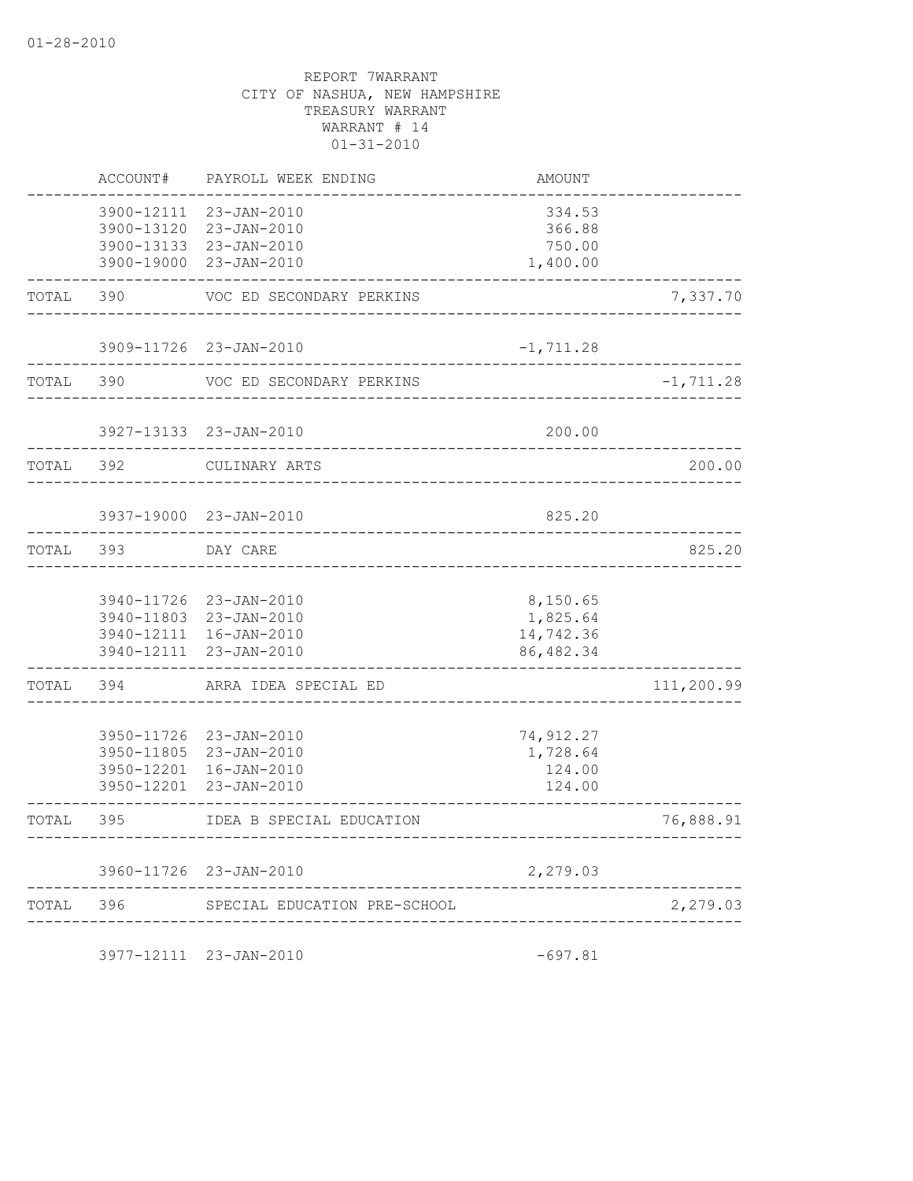01-28-2010

REPORT 7WARRANT
CITY OF NASHUA, NEW HAMPSHIRE
TREASURY WARRANT
WARRANT # 14
01-31-2010

| | ACCOUNT# | PAYROLL WEEK ENDING | AMOUNT | |
|---|---|---|---|---|
| | 3900-12111 | 23-JAN-2010 | 334.53 | |
| | 3900-13120 | 23-JAN-2010 | 366.88 | |
| | 3900-13133 | 23-JAN-2010 | 750.00 | |
| | 3900-19000 | 23-JAN-2010 | 1,400.00 | |
| TOTAL | 390 | VOC ED SECONDARY PERKINS | | 7,337.70 |
| | 3909-11726 | 23-JAN-2010 | -1,711.28 | |
| TOTAL | 390 | VOC ED SECONDARY PERKINS | | -1,711.28 |
| | 3927-13133 | 23-JAN-2010 | 200.00 | |
| TOTAL | 392 | CULINARY ARTS | | 200.00 |
| | 3937-19000 | 23-JAN-2010 | 825.20 | |
| TOTAL | 393 | DAY CARE | | 825.20 |
| | 3940-11726 | 23-JAN-2010 | 8,150.65 | |
| | 3940-11803 | 23-JAN-2010 | 1,825.64 | |
| | 3940-12111 | 16-JAN-2010 | 14,742.36 | |
| | 3940-12111 | 23-JAN-2010 | 86,482.34 | |
| TOTAL | 394 | ARRA IDEA SPECIAL ED | | 111,200.99 |
| | 3950-11726 | 23-JAN-2010 | 74,912.27 | |
| | 3950-11805 | 23-JAN-2010 | 1,728.64 | |
| | 3950-12201 | 16-JAN-2010 | 124.00 | |
| | 3950-12201 | 23-JAN-2010 | 124.00 | |
| TOTAL | 395 | IDEA B SPECIAL EDUCATION | | 76,888.91 |
| | 3960-11726 | 23-JAN-2010 | 2,279.03 | |
| TOTAL | 396 | SPECIAL EDUCATION PRE-SCHOOL | | 2,279.03 |
| | 3977-12111 | 23-JAN-2010 | -697.81 | |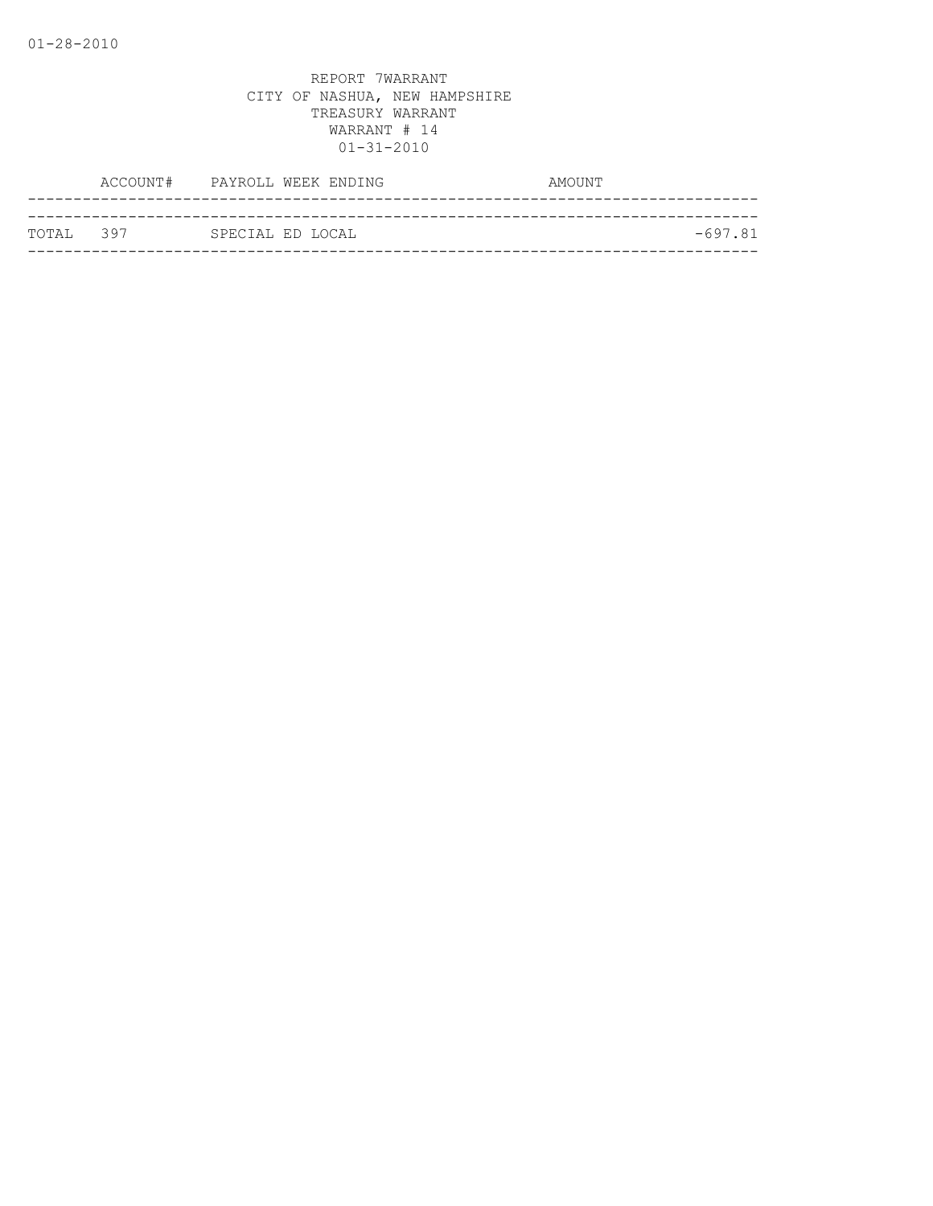01-28-2010

REPORT 7WARRANT
CITY OF NASHUA, NEW HAMPSHIRE
TREASURY WARRANT
WARRANT # 14
01-31-2010

| | ACCOUNT# | PAYROLL WEEK ENDING | AMOUNT |
|---|---|---|---|
| TOTAL | 397 | SPECIAL ED LOCAL | -697.81 |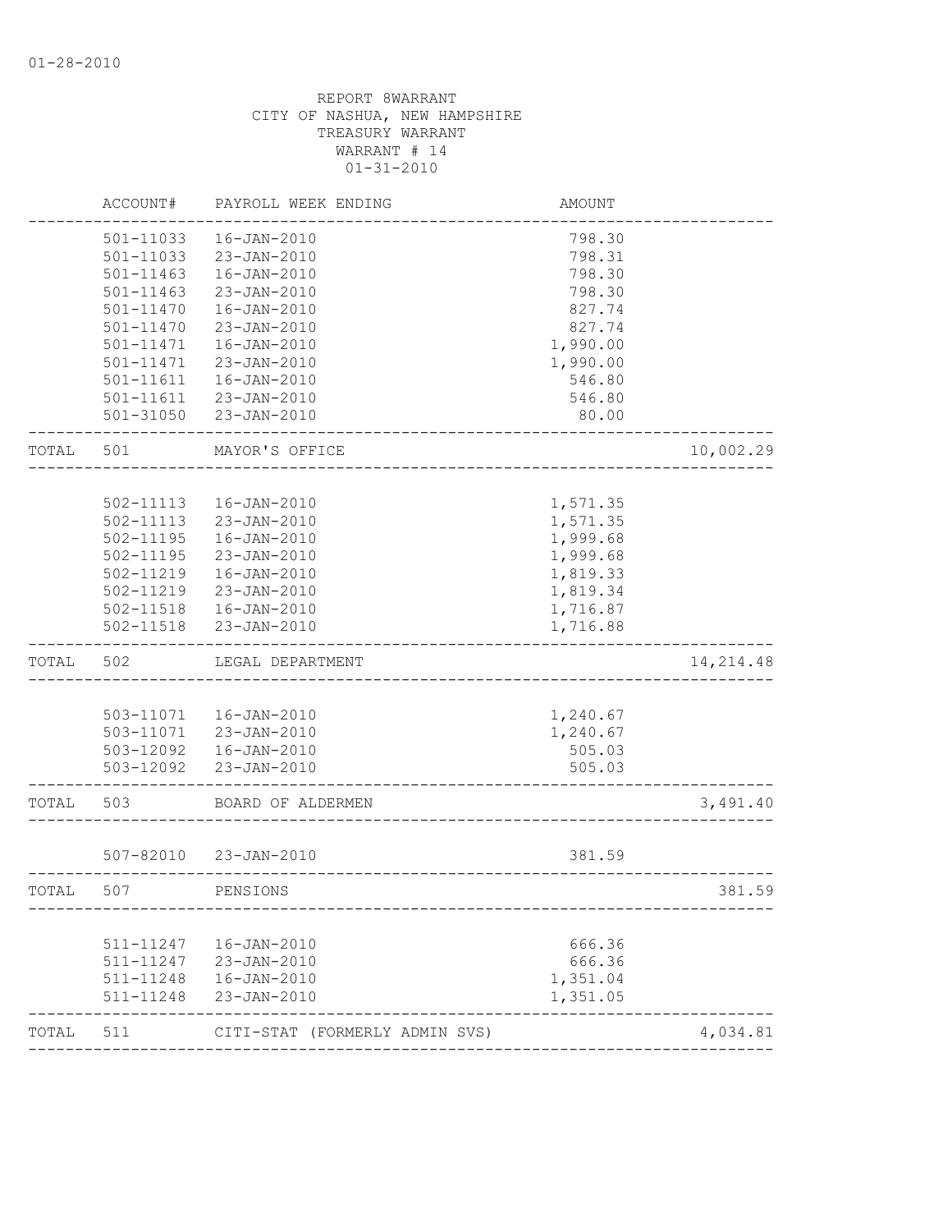01-28-2010

REPORT 8WARRANT
CITY OF NASHUA, NEW HAMPSHIRE
TREASURY WARRANT
WARRANT # 14
01-31-2010

| | ACCOUNT# | PAYROLL WEEK ENDING | AMOUNT | |
|---|---|---|---|---|
| | 501-11033 | 16-JAN-2010 | 798.30 | |
| | 501-11033 | 23-JAN-2010 | 798.31 | |
| | 501-11463 | 16-JAN-2010 | 798.30 | |
| | 501-11463 | 23-JAN-2010 | 798.30 | |
| | 501-11470 | 16-JAN-2010 | 827.74 | |
| | 501-11470 | 23-JAN-2010 | 827.74 | |
| | 501-11471 | 16-JAN-2010 | 1,990.00 | |
| | 501-11471 | 23-JAN-2010 | 1,990.00 | |
| | 501-11611 | 16-JAN-2010 | 546.80 | |
| | 501-11611 | 23-JAN-2010 | 546.80 | |
| | 501-31050 | 23-JAN-2010 | 80.00 | |
| TOTAL | 501 | MAYOR'S OFFICE | | 10,002.29 |
| | 502-11113 | 16-JAN-2010 | 1,571.35 | |
| | 502-11113 | 23-JAN-2010 | 1,571.35 | |
| | 502-11195 | 16-JAN-2010 | 1,999.68 | |
| | 502-11195 | 23-JAN-2010 | 1,999.68 | |
| | 502-11219 | 16-JAN-2010 | 1,819.33 | |
| | 502-11219 | 23-JAN-2010 | 1,819.34 | |
| | 502-11518 | 16-JAN-2010 | 1,716.87 | |
| | 502-11518 | 23-JAN-2010 | 1,716.88 | |
| TOTAL | 502 | LEGAL DEPARTMENT | | 14,214.48 |
| | 503-11071 | 16-JAN-2010 | 1,240.67 | |
| | 503-11071 | 23-JAN-2010 | 1,240.67 | |
| | 503-12092 | 16-JAN-2010 | 505.03 | |
| | 503-12092 | 23-JAN-2010 | 505.03 | |
| TOTAL | 503 | BOARD OF ALDERMEN | | 3,491.40 |
| | 507-82010 | 23-JAN-2010 | 381.59 | |
| TOTAL | 507 | PENSIONS | | 381.59 |
| | 511-11247 | 16-JAN-2010 | 666.36 | |
| | 511-11247 | 23-JAN-2010 | 666.36 | |
| | 511-11248 | 16-JAN-2010 | 1,351.04 | |
| | 511-11248 | 23-JAN-2010 | 1,351.05 | |
| TOTAL | 511 | CITI-STAT (FORMERLY ADMIN SVS) | | 4,034.81 |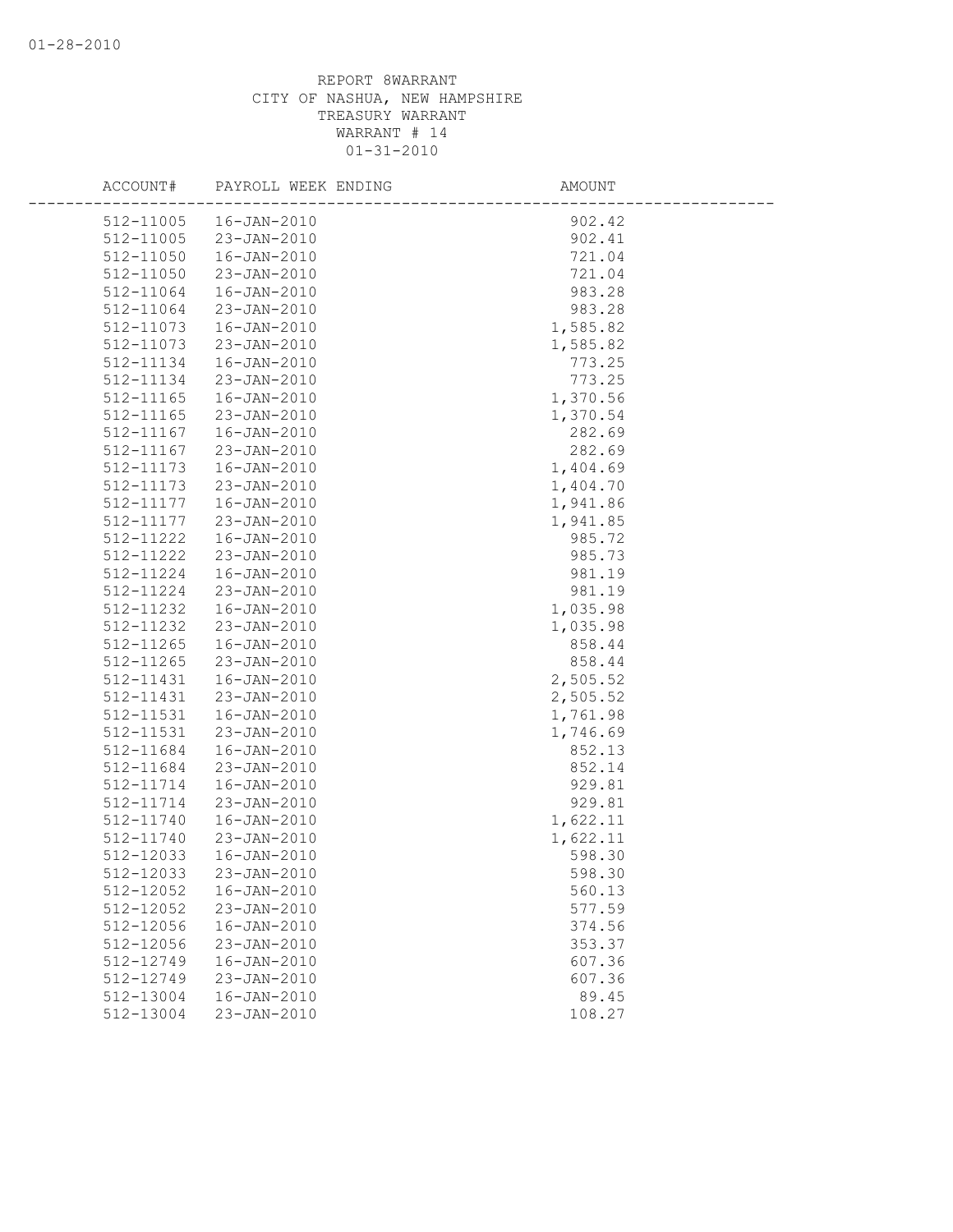01-28-2010

REPORT 8WARRANT
CITY OF NASHUA, NEW HAMPSHIRE
TREASURY WARRANT
WARRANT # 14
01-31-2010

| ACCOUNT# | PAYROLL WEEK ENDING | AMOUNT |
|---|---|---|
| 512-11005 | 16-JAN-2010 | 902.42 |
| 512-11005 | 23-JAN-2010 | 902.41 |
| 512-11050 | 16-JAN-2010 | 721.04 |
| 512-11050 | 23-JAN-2010 | 721.04 |
| 512-11064 | 16-JAN-2010 | 983.28 |
| 512-11064 | 23-JAN-2010 | 983.28 |
| 512-11073 | 16-JAN-2010 | 1,585.82 |
| 512-11073 | 23-JAN-2010 | 1,585.82 |
| 512-11134 | 16-JAN-2010 | 773.25 |
| 512-11134 | 23-JAN-2010 | 773.25 |
| 512-11165 | 16-JAN-2010 | 1,370.56 |
| 512-11165 | 23-JAN-2010 | 1,370.54 |
| 512-11167 | 16-JAN-2010 | 282.69 |
| 512-11167 | 23-JAN-2010 | 282.69 |
| 512-11173 | 16-JAN-2010 | 1,404.69 |
| 512-11173 | 23-JAN-2010 | 1,404.70 |
| 512-11177 | 16-JAN-2010 | 1,941.86 |
| 512-11177 | 23-JAN-2010 | 1,941.85 |
| 512-11222 | 16-JAN-2010 | 985.72 |
| 512-11222 | 23-JAN-2010 | 985.73 |
| 512-11224 | 16-JAN-2010 | 981.19 |
| 512-11224 | 23-JAN-2010 | 981.19 |
| 512-11232 | 16-JAN-2010 | 1,035.98 |
| 512-11232 | 23-JAN-2010 | 1,035.98 |
| 512-11265 | 16-JAN-2010 | 858.44 |
| 512-11265 | 23-JAN-2010 | 858.44 |
| 512-11431 | 16-JAN-2010 | 2,505.52 |
| 512-11431 | 23-JAN-2010 | 2,505.52 |
| 512-11531 | 16-JAN-2010 | 1,761.98 |
| 512-11531 | 23-JAN-2010 | 1,746.69 |
| 512-11684 | 16-JAN-2010 | 852.13 |
| 512-11684 | 23-JAN-2010 | 852.14 |
| 512-11714 | 16-JAN-2010 | 929.81 |
| 512-11714 | 23-JAN-2010 | 929.81 |
| 512-11740 | 16-JAN-2010 | 1,622.11 |
| 512-11740 | 23-JAN-2010 | 1,622.11 |
| 512-12033 | 16-JAN-2010 | 598.30 |
| 512-12033 | 23-JAN-2010 | 598.30 |
| 512-12052 | 16-JAN-2010 | 560.13 |
| 512-12052 | 23-JAN-2010 | 577.59 |
| 512-12056 | 16-JAN-2010 | 374.56 |
| 512-12056 | 23-JAN-2010 | 353.37 |
| 512-12749 | 16-JAN-2010 | 607.36 |
| 512-12749 | 23-JAN-2010 | 607.36 |
| 512-13004 | 16-JAN-2010 | 89.45 |
| 512-13004 | 23-JAN-2010 | 108.27 |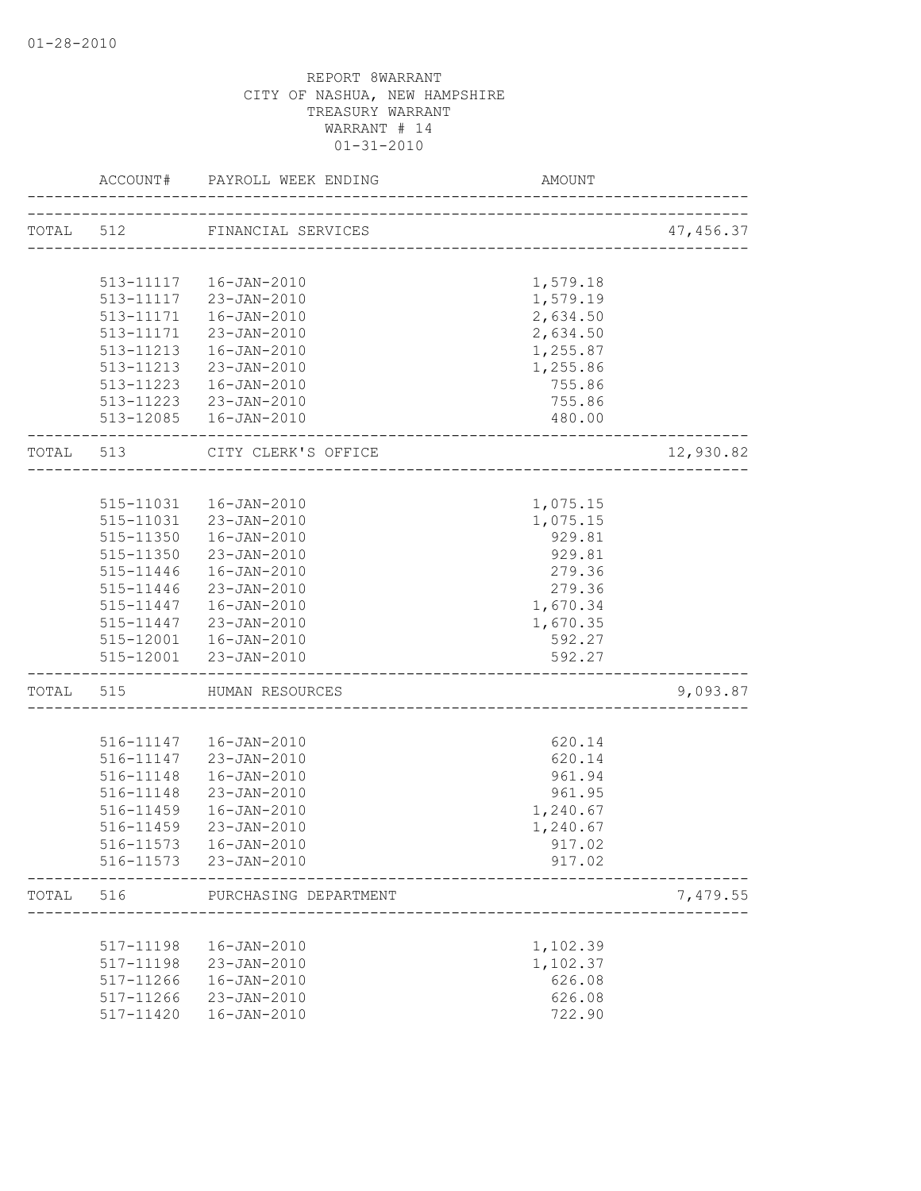01-28-2010

REPORT 8WARRANT
CITY OF NASHUA, NEW HAMPSHIRE
TREASURY WARRANT
WARRANT # 14
01-31-2010

| | ACCOUNT# | PAYROLL WEEK ENDING | AMOUNT | |
|---|---|---|---|---|
| TOTAL | 512 | FINANCIAL SERVICES | | 47,456.37 |
| | 513-11117 | 16-JAN-2010 | 1,579.18 | |
| | 513-11117 | 23-JAN-2010 | 1,579.19 | |
| | 513-11171 | 16-JAN-2010 | 2,634.50 | |
| | 513-11171 | 23-JAN-2010 | 2,634.50 | |
| | 513-11213 | 16-JAN-2010 | 1,255.87 | |
| | 513-11213 | 23-JAN-2010 | 1,255.86 | |
| | 513-11223 | 16-JAN-2010 | 755.86 | |
| | 513-11223 | 23-JAN-2010 | 755.86 | |
| | 513-12085 | 16-JAN-2010 | 480.00 | |
| TOTAL | 513 | CITY CLERK'S OFFICE | | 12,930.82 |
| | 515-11031 | 16-JAN-2010 | 1,075.15 | |
| | 515-11031 | 23-JAN-2010 | 1,075.15 | |
| | 515-11350 | 16-JAN-2010 | 929.81 | |
| | 515-11350 | 23-JAN-2010 | 929.81 | |
| | 515-11446 | 16-JAN-2010 | 279.36 | |
| | 515-11446 | 23-JAN-2010 | 279.36 | |
| | 515-11447 | 16-JAN-2010 | 1,670.34 | |
| | 515-11447 | 23-JAN-2010 | 1,670.35 | |
| | 515-12001 | 16-JAN-2010 | 592.27 | |
| | 515-12001 | 23-JAN-2010 | 592.27 | |
| TOTAL | 515 | HUMAN RESOURCES | | 9,093.87 |
| | 516-11147 | 16-JAN-2010 | 620.14 | |
| | 516-11147 | 23-JAN-2010 | 620.14 | |
| | 516-11148 | 16-JAN-2010 | 961.94 | |
| | 516-11148 | 23-JAN-2010 | 961.95 | |
| | 516-11459 | 16-JAN-2010 | 1,240.67 | |
| | 516-11459 | 23-JAN-2010 | 1,240.67 | |
| | 516-11573 | 16-JAN-2010 | 917.02 | |
| | 516-11573 | 23-JAN-2010 | 917.02 | |
| TOTAL | 516 | PURCHASING DEPARTMENT | | 7,479.55 |
| | 517-11198 | 16-JAN-2010 | 1,102.39 | |
| | 517-11198 | 23-JAN-2010 | 1,102.37 | |
| | 517-11266 | 16-JAN-2010 | 626.08 | |
| | 517-11266 | 23-JAN-2010 | 626.08 | |
| | 517-11420 | 16-JAN-2010 | 722.90 | |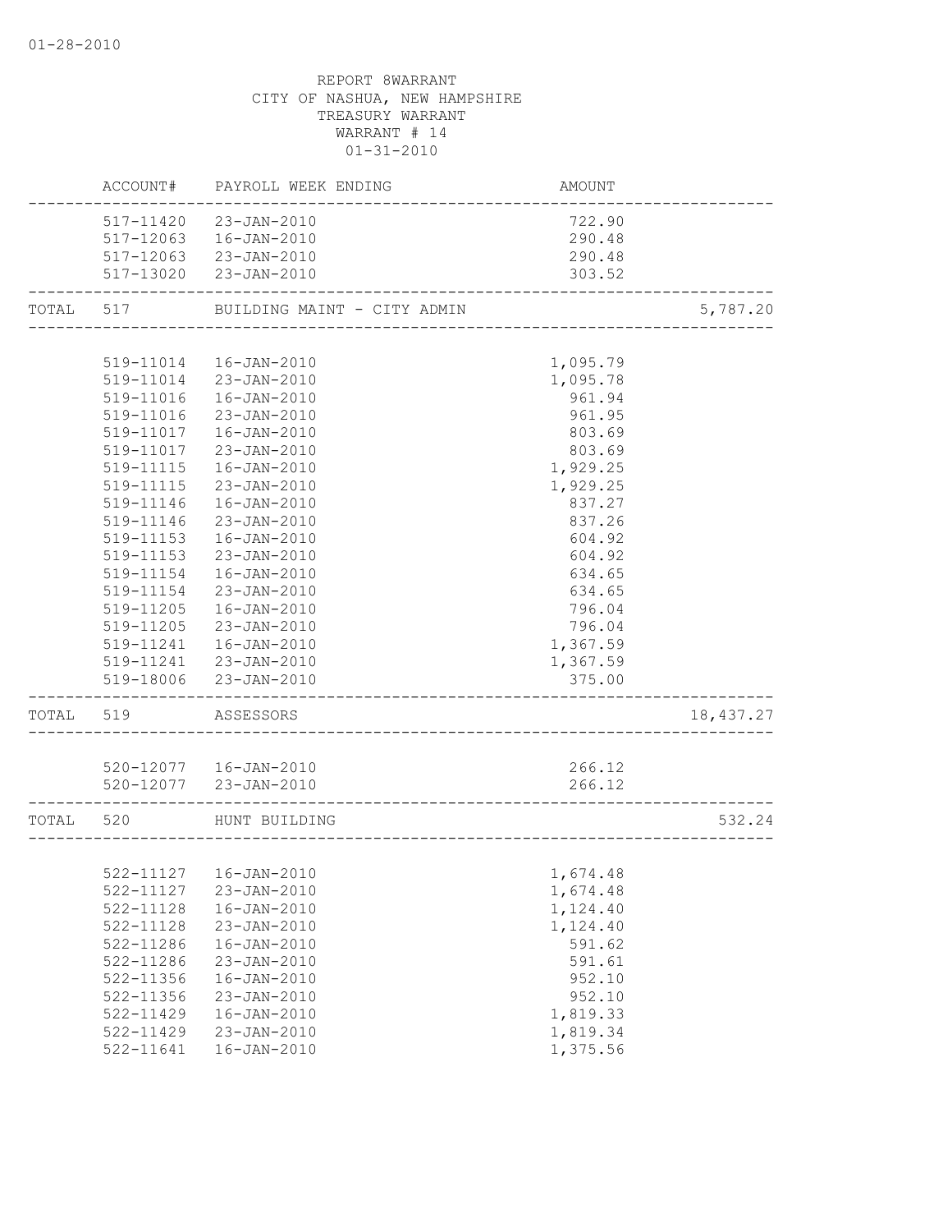REPORT 8WARRANT
CITY OF NASHUA, NEW HAMPSHIRE
TREASURY WARRANT
WARRANT # 14
01-31-2010

| | ACCOUNT# | PAYROLL WEEK ENDING | AMOUNT | |
|---|---|---|---|---|
| | 517-11420 | 23-JAN-2010 | 722.90 | |
| | 517-12063 | 16-JAN-2010 | 290.48 | |
| | 517-12063 | 23-JAN-2010 | 290.48 | |
| | 517-13020 | 23-JAN-2010 | 303.52 | |
| TOTAL | 517 | BUILDING MAINT - CITY ADMIN | | 5,787.20 |
| | 519-11014 | 16-JAN-2010 | 1,095.79 | |
| | 519-11014 | 23-JAN-2010 | 1,095.78 | |
| | 519-11016 | 16-JAN-2010 | 961.94 | |
| | 519-11016 | 23-JAN-2010 | 961.95 | |
| | 519-11017 | 16-JAN-2010 | 803.69 | |
| | 519-11017 | 23-JAN-2010 | 803.69 | |
| | 519-11115 | 16-JAN-2010 | 1,929.25 | |
| | 519-11115 | 23-JAN-2010 | 1,929.25 | |
| | 519-11146 | 16-JAN-2010 | 837.27 | |
| | 519-11146 | 23-JAN-2010 | 837.26 | |
| | 519-11153 | 16-JAN-2010 | 604.92 | |
| | 519-11153 | 23-JAN-2010 | 604.92 | |
| | 519-11154 | 16-JAN-2010 | 634.65 | |
| | 519-11154 | 23-JAN-2010 | 634.65 | |
| | 519-11205 | 16-JAN-2010 | 796.04 | |
| | 519-11205 | 23-JAN-2010 | 796.04 | |
| | 519-11241 | 16-JAN-2010 | 1,367.59 | |
| | 519-11241 | 23-JAN-2010 | 1,367.59 | |
| | 519-18006 | 23-JAN-2010 | 375.00 | |
| TOTAL | 519 | ASSESSORS | | 18,437.27 |
| | 520-12077 | 16-JAN-2010 | 266.12 | |
| | 520-12077 | 23-JAN-2010 | 266.12 | |
| TOTAL | 520 | HUNT BUILDING | | 532.24 |
| | 522-11127 | 16-JAN-2010 | 1,674.48 | |
| | 522-11127 | 23-JAN-2010 | 1,674.48 | |
| | 522-11128 | 16-JAN-2010 | 1,124.40 | |
| | 522-11128 | 23-JAN-2010 | 1,124.40 | |
| | 522-11286 | 16-JAN-2010 | 591.62 | |
| | 522-11286 | 23-JAN-2010 | 591.61 | |
| | 522-11356 | 16-JAN-2010 | 952.10 | |
| | 522-11356 | 23-JAN-2010 | 952.10 | |
| | 522-11429 | 16-JAN-2010 | 1,819.33 | |
| | 522-11429 | 23-JAN-2010 | 1,819.34 | |
| | 522-11641 | 16-JAN-2010 | 1,375.56 | |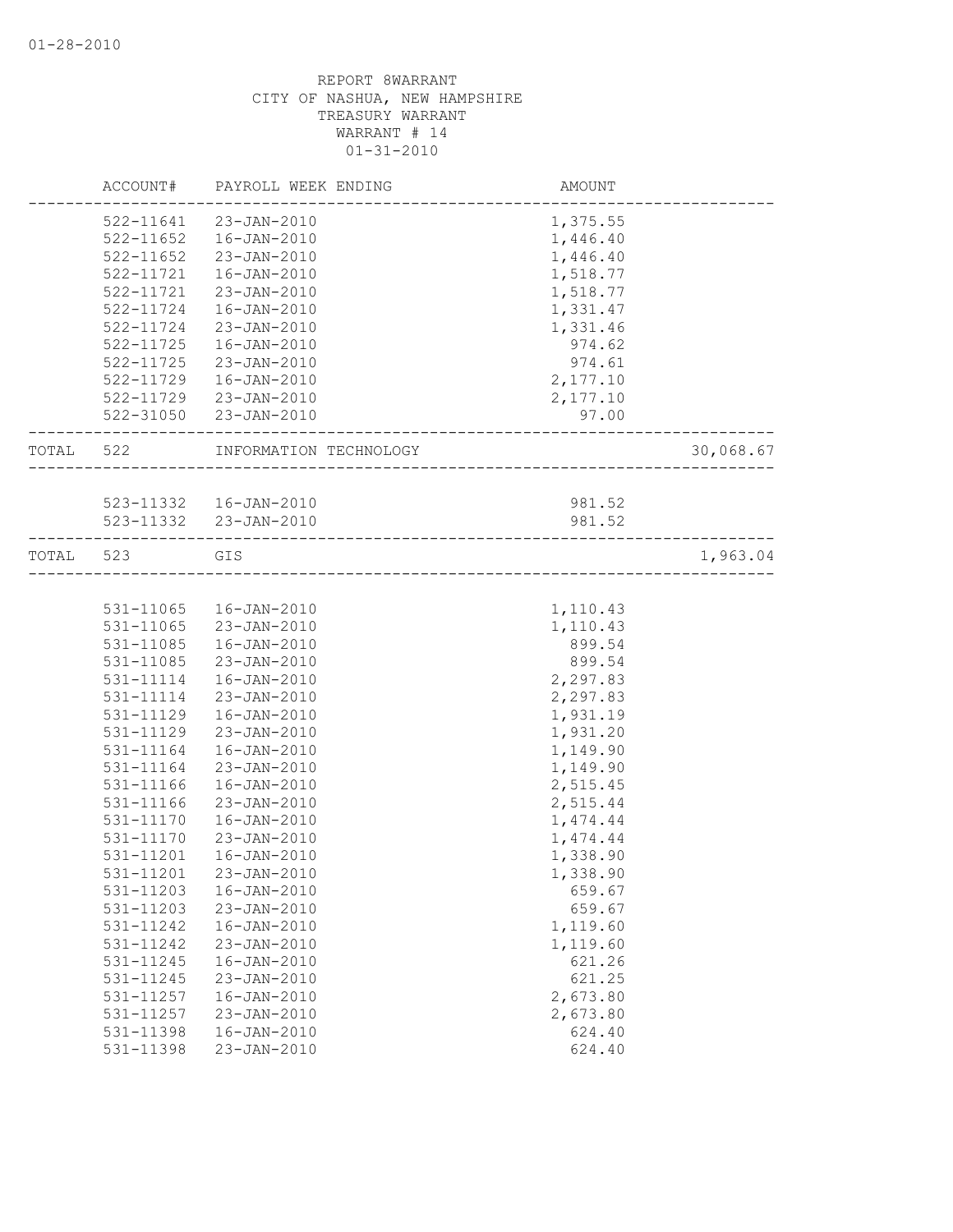01-28-2010

REPORT 8WARRANT
CITY OF NASHUA, NEW HAMPSHIRE
TREASURY WARRANT
WARRANT # 14
01-31-2010

| | ACCOUNT# | PAYROLL WEEK ENDING | AMOUNT | |
|---|---|---|---|---|
| | 522-11641 | 23-JAN-2010 | 1,375.55 | |
| | 522-11652 | 16-JAN-2010 | 1,446.40 | |
| | 522-11652 | 23-JAN-2010 | 1,446.40 | |
| | 522-11721 | 16-JAN-2010 | 1,518.77 | |
| | 522-11721 | 23-JAN-2010 | 1,518.77 | |
| | 522-11724 | 16-JAN-2010 | 1,331.47 | |
| | 522-11724 | 23-JAN-2010 | 1,331.46 | |
| | 522-11725 | 16-JAN-2010 | 974.62 | |
| | 522-11725 | 23-JAN-2010 | 974.61 | |
| | 522-11729 | 16-JAN-2010 | 2,177.10 | |
| | 522-11729 | 23-JAN-2010 | 2,177.10 | |
| | 522-31050 | 23-JAN-2010 | 97.00 | |
| TOTAL | 522 | INFORMATION TECHNOLOGY | | 30,068.67 |
| | 523-11332 | 16-JAN-2010 | 981.52 | |
| | 523-11332 | 23-JAN-2010 | 981.52 | |
| TOTAL | 523 | GIS | | 1,963.04 |
| | 531-11065 | 16-JAN-2010 | 1,110.43 | |
| | 531-11065 | 23-JAN-2010 | 1,110.43 | |
| | 531-11085 | 16-JAN-2010 | 899.54 | |
| | 531-11085 | 23-JAN-2010 | 899.54 | |
| | 531-11114 | 16-JAN-2010 | 2,297.83 | |
| | 531-11114 | 23-JAN-2010 | 2,297.83 | |
| | 531-11129 | 16-JAN-2010 | 1,931.19 | |
| | 531-11129 | 23-JAN-2010 | 1,931.20 | |
| | 531-11164 | 16-JAN-2010 | 1,149.90 | |
| | 531-11164 | 23-JAN-2010 | 1,149.90 | |
| | 531-11166 | 16-JAN-2010 | 2,515.45 | |
| | 531-11166 | 23-JAN-2010 | 2,515.44 | |
| | 531-11170 | 16-JAN-2010 | 1,474.44 | |
| | 531-11170 | 23-JAN-2010 | 1,474.44 | |
| | 531-11201 | 16-JAN-2010 | 1,338.90 | |
| | 531-11201 | 23-JAN-2010 | 1,338.90 | |
| | 531-11203 | 16-JAN-2010 | 659.67 | |
| | 531-11203 | 23-JAN-2010 | 659.67 | |
| | 531-11242 | 16-JAN-2010 | 1,119.60 | |
| | 531-11242 | 23-JAN-2010 | 1,119.60 | |
| | 531-11245 | 16-JAN-2010 | 621.26 | |
| | 531-11245 | 23-JAN-2010 | 621.25 | |
| | 531-11257 | 16-JAN-2010 | 2,673.80 | |
| | 531-11257 | 23-JAN-2010 | 2,673.80 | |
| | 531-11398 | 16-JAN-2010 | 624.40 | |
| | 531-11398 | 23-JAN-2010 | 624.40 | |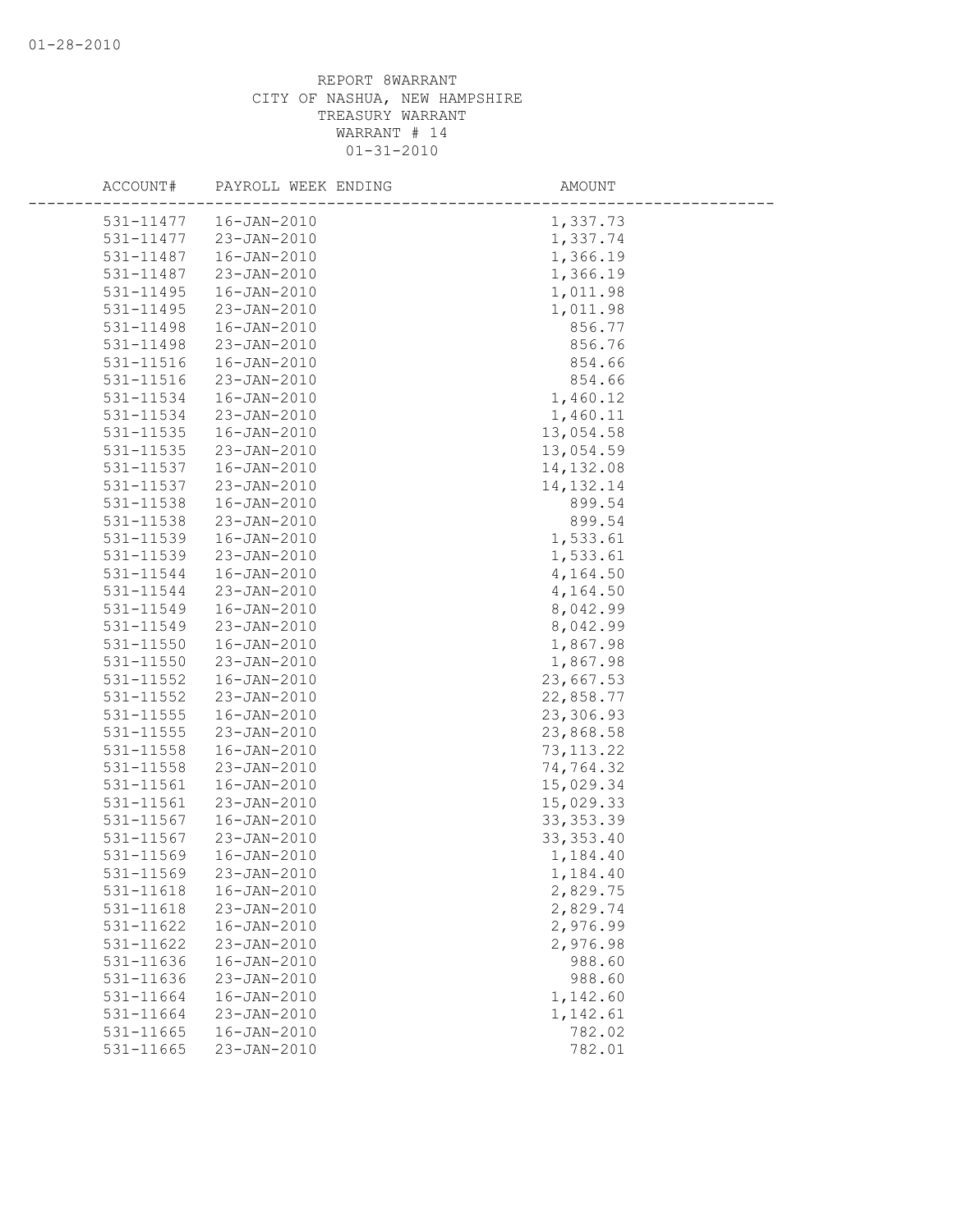REPORT 8WARRANT
CITY OF NASHUA, NEW HAMPSHIRE
TREASURY WARRANT
WARRANT # 14
01-31-2010

| ACCOUNT# | PAYROLL WEEK ENDING | AMOUNT |
|---|---|---|
| 531-11477 | 16-JAN-2010 | 1,337.73 |
| 531-11477 | 23-JAN-2010 | 1,337.74 |
| 531-11487 | 16-JAN-2010 | 1,366.19 |
| 531-11487 | 23-JAN-2010 | 1,366.19 |
| 531-11495 | 16-JAN-2010 | 1,011.98 |
| 531-11495 | 23-JAN-2010 | 1,011.98 |
| 531-11498 | 16-JAN-2010 | 856.77 |
| 531-11498 | 23-JAN-2010 | 856.76 |
| 531-11516 | 16-JAN-2010 | 854.66 |
| 531-11516 | 23-JAN-2010 | 854.66 |
| 531-11534 | 16-JAN-2010 | 1,460.12 |
| 531-11534 | 23-JAN-2010 | 1,460.11 |
| 531-11535 | 16-JAN-2010 | 13,054.58 |
| 531-11535 | 23-JAN-2010 | 13,054.59 |
| 531-11537 | 16-JAN-2010 | 14,132.08 |
| 531-11537 | 23-JAN-2010 | 14,132.14 |
| 531-11538 | 16-JAN-2010 | 899.54 |
| 531-11538 | 23-JAN-2010 | 899.54 |
| 531-11539 | 16-JAN-2010 | 1,533.61 |
| 531-11539 | 23-JAN-2010 | 1,533.61 |
| 531-11544 | 16-JAN-2010 | 4,164.50 |
| 531-11544 | 23-JAN-2010 | 4,164.50 |
| 531-11549 | 16-JAN-2010 | 8,042.99 |
| 531-11549 | 23-JAN-2010 | 8,042.99 |
| 531-11550 | 16-JAN-2010 | 1,867.98 |
| 531-11550 | 23-JAN-2010 | 1,867.98 |
| 531-11552 | 16-JAN-2010 | 23,667.53 |
| 531-11552 | 23-JAN-2010 | 22,858.77 |
| 531-11555 | 16-JAN-2010 | 23,306.93 |
| 531-11555 | 23-JAN-2010 | 23,868.58 |
| 531-11558 | 16-JAN-2010 | 73,113.22 |
| 531-11558 | 23-JAN-2010 | 74,764.32 |
| 531-11561 | 16-JAN-2010 | 15,029.34 |
| 531-11561 | 23-JAN-2010 | 15,029.33 |
| 531-11567 | 16-JAN-2010 | 33,353.39 |
| 531-11567 | 23-JAN-2010 | 33,353.40 |
| 531-11569 | 16-JAN-2010 | 1,184.40 |
| 531-11569 | 23-JAN-2010 | 1,184.40 |
| 531-11618 | 16-JAN-2010 | 2,829.75 |
| 531-11618 | 23-JAN-2010 | 2,829.74 |
| 531-11622 | 16-JAN-2010 | 2,976.99 |
| 531-11622 | 23-JAN-2010 | 2,976.98 |
| 531-11636 | 16-JAN-2010 | 988.60 |
| 531-11636 | 23-JAN-2010 | 988.60 |
| 531-11664 | 16-JAN-2010 | 1,142.60 |
| 531-11664 | 23-JAN-2010 | 1,142.61 |
| 531-11665 | 16-JAN-2010 | 782.02 |
| 531-11665 | 23-JAN-2010 | 782.01 |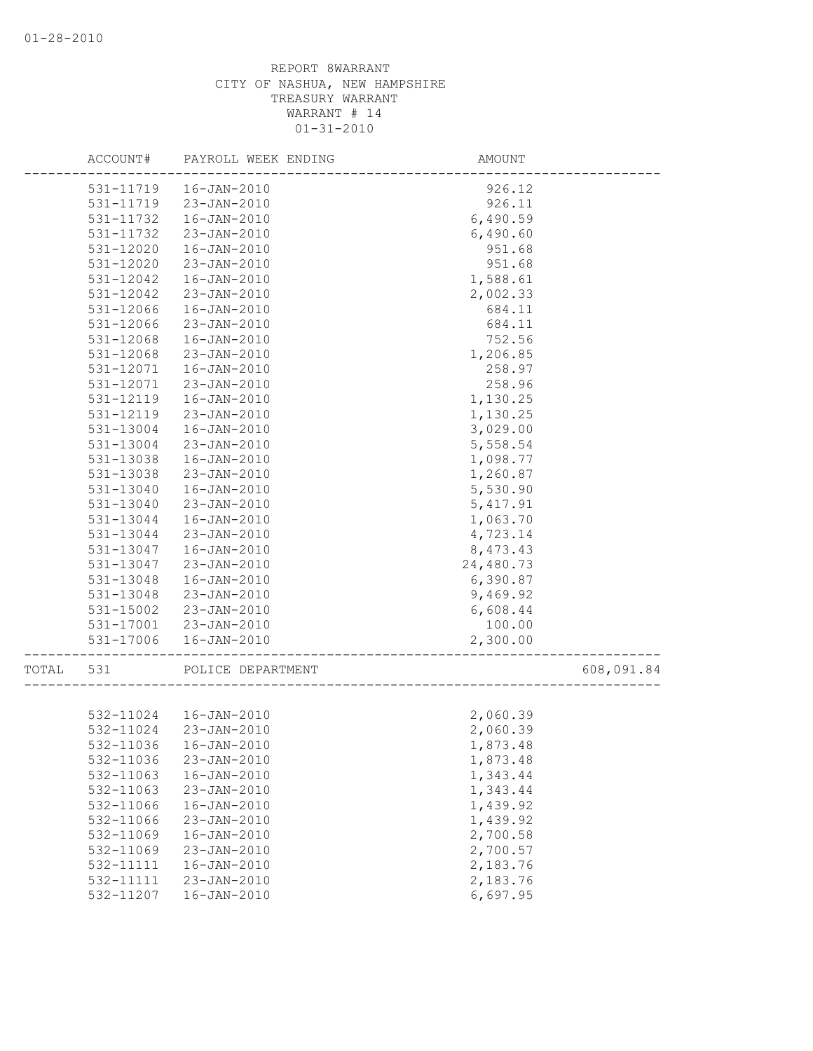REPORT 8WARRANT
CITY OF NASHUA, NEW HAMPSHIRE
TREASURY WARRANT
WARRANT # 14
01-31-2010

| ACCOUNT# | PAYROLL WEEK ENDING | AMOUNT | |
|---|---|---|---|
| 531-11719 | 16-JAN-2010 | 926.12 | |
| 531-11719 | 23-JAN-2010 | 926.11 | |
| 531-11732 | 16-JAN-2010 | 6,490.59 | |
| 531-11732 | 23-JAN-2010 | 6,490.60 | |
| 531-12020 | 16-JAN-2010 | 951.68 | |
| 531-12020 | 23-JAN-2010 | 951.68 | |
| 531-12042 | 16-JAN-2010 | 1,588.61 | |
| 531-12042 | 23-JAN-2010 | 2,002.33 | |
| 531-12066 | 16-JAN-2010 | 684.11 | |
| 531-12066 | 23-JAN-2010 | 684.11 | |
| 531-12068 | 16-JAN-2010 | 752.56 | |
| 531-12068 | 23-JAN-2010 | 1,206.85 | |
| 531-12071 | 16-JAN-2010 | 258.97 | |
| 531-12071 | 23-JAN-2010 | 258.96 | |
| 531-12119 | 16-JAN-2010 | 1,130.25 | |
| 531-12119 | 23-JAN-2010 | 1,130.25 | |
| 531-13004 | 16-JAN-2010 | 3,029.00 | |
| 531-13004 | 23-JAN-2010 | 5,558.54 | |
| 531-13038 | 16-JAN-2010 | 1,098.77 | |
| 531-13038 | 23-JAN-2010 | 1,260.87 | |
| 531-13040 | 16-JAN-2010 | 5,530.90 | |
| 531-13040 | 23-JAN-2010 | 5,417.91 | |
| 531-13044 | 16-JAN-2010 | 1,063.70 | |
| 531-13044 | 23-JAN-2010 | 4,723.14 | |
| 531-13047 | 16-JAN-2010 | 8,473.43 | |
| 531-13047 | 23-JAN-2010 | 24,480.73 | |
| 531-13048 | 16-JAN-2010 | 6,390.87 | |
| 531-13048 | 23-JAN-2010 | 9,469.92 | |
| 531-15002 | 23-JAN-2010 | 6,608.44 | |
| 531-17001 | 23-JAN-2010 | 100.00 | |
| 531-17006 | 16-JAN-2010 | 2,300.00 | |
| TOTAL 531 | POLICE DEPARTMENT | | 608,091.84 |
| 532-11024 | 16-JAN-2010 | 2,060.39 | |
| 532-11024 | 23-JAN-2010 | 2,060.39 | |
| 532-11036 | 16-JAN-2010 | 1,873.48 | |
| 532-11036 | 23-JAN-2010 | 1,873.48 | |
| 532-11063 | 16-JAN-2010 | 1,343.44 | |
| 532-11063 | 23-JAN-2010 | 1,343.44 | |
| 532-11066 | 16-JAN-2010 | 1,439.92 | |
| 532-11066 | 23-JAN-2010 | 1,439.92 | |
| 532-11069 | 16-JAN-2010 | 2,700.58 | |
| 532-11069 | 23-JAN-2010 | 2,700.57 | |
| 532-11111 | 16-JAN-2010 | 2,183.76 | |
| 532-11111 | 23-JAN-2010 | 2,183.76 | |
| 532-11207 | 16-JAN-2010 | 6,697.95 | |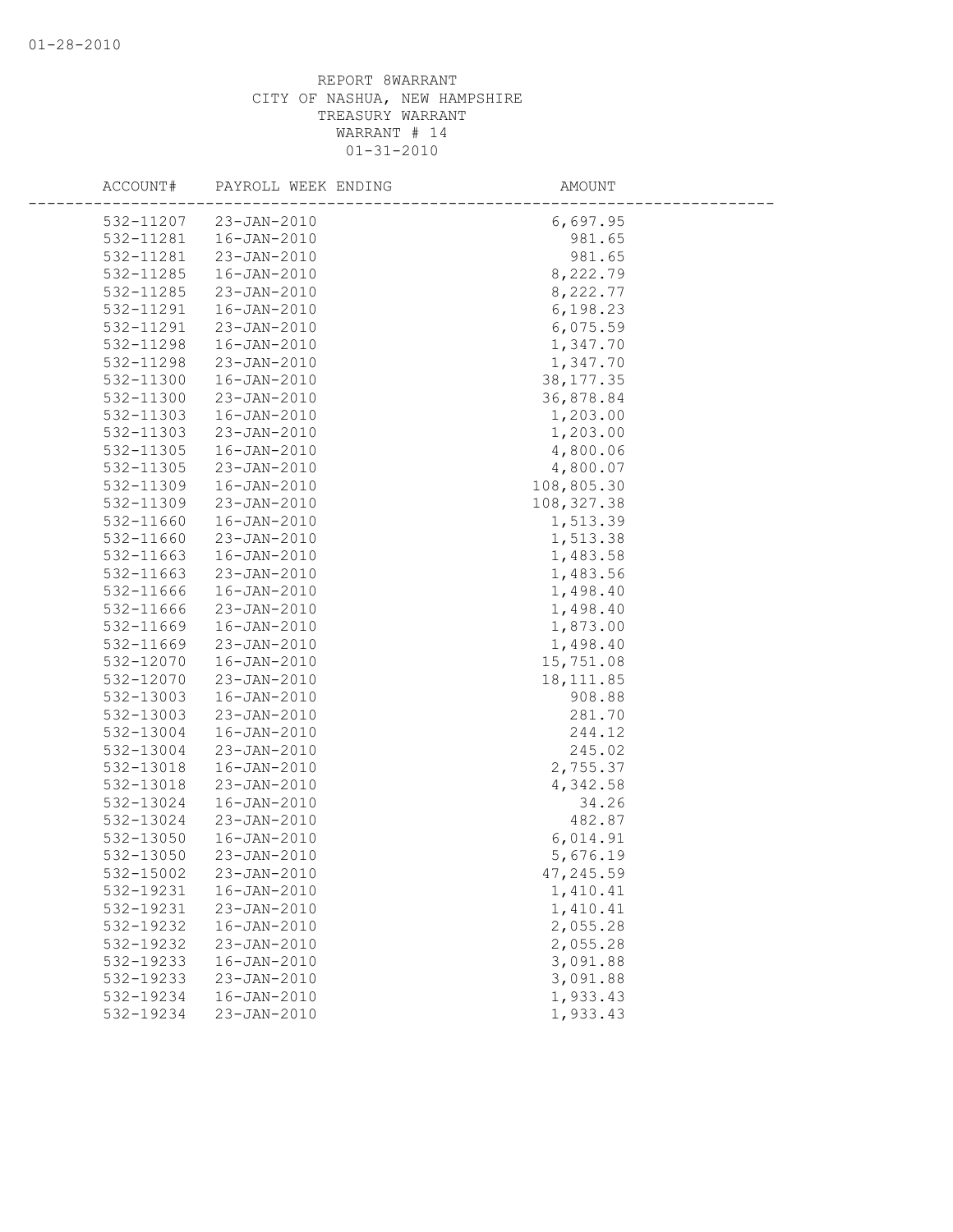REPORT 8WARRANT
CITY OF NASHUA, NEW HAMPSHIRE
TREASURY WARRANT
WARRANT # 14
01-31-2010

| ACCOUNT# | PAYROLL WEEK ENDING | AMOUNT |
|---|---|---|
| 532-11207 | 23-JAN-2010 | 6,697.95 |
| 532-11281 | 16-JAN-2010 | 981.65 |
| 532-11281 | 23-JAN-2010 | 981.65 |
| 532-11285 | 16-JAN-2010 | 8,222.79 |
| 532-11285 | 23-JAN-2010 | 8,222.77 |
| 532-11291 | 16-JAN-2010 | 6,198.23 |
| 532-11291 | 23-JAN-2010 | 6,075.59 |
| 532-11298 | 16-JAN-2010 | 1,347.70 |
| 532-11298 | 23-JAN-2010 | 1,347.70 |
| 532-11300 | 16-JAN-2010 | 38,177.35 |
| 532-11300 | 23-JAN-2010 | 36,878.84 |
| 532-11303 | 16-JAN-2010 | 1,203.00 |
| 532-11303 | 23-JAN-2010 | 1,203.00 |
| 532-11305 | 16-JAN-2010 | 4,800.06 |
| 532-11305 | 23-JAN-2010 | 4,800.07 |
| 532-11309 | 16-JAN-2010 | 108,805.30 |
| 532-11309 | 23-JAN-2010 | 108,327.38 |
| 532-11660 | 16-JAN-2010 | 1,513.39 |
| 532-11660 | 23-JAN-2010 | 1,513.38 |
| 532-11663 | 16-JAN-2010 | 1,483.58 |
| 532-11663 | 23-JAN-2010 | 1,483.56 |
| 532-11666 | 16-JAN-2010 | 1,498.40 |
| 532-11666 | 23-JAN-2010 | 1,498.40 |
| 532-11669 | 16-JAN-2010 | 1,873.00 |
| 532-11669 | 23-JAN-2010 | 1,498.40 |
| 532-12070 | 16-JAN-2010 | 15,751.08 |
| 532-12070 | 23-JAN-2010 | 18,111.85 |
| 532-13003 | 16-JAN-2010 | 908.88 |
| 532-13003 | 23-JAN-2010 | 281.70 |
| 532-13004 | 16-JAN-2010 | 244.12 |
| 532-13004 | 23-JAN-2010 | 245.02 |
| 532-13018 | 16-JAN-2010 | 2,755.37 |
| 532-13018 | 23-JAN-2010 | 4,342.58 |
| 532-13024 | 16-JAN-2010 | 34.26 |
| 532-13024 | 23-JAN-2010 | 482.87 |
| 532-13050 | 16-JAN-2010 | 6,014.91 |
| 532-13050 | 23-JAN-2010 | 5,676.19 |
| 532-15002 | 23-JAN-2010 | 47,245.59 |
| 532-19231 | 16-JAN-2010 | 1,410.41 |
| 532-19231 | 23-JAN-2010 | 1,410.41 |
| 532-19232 | 16-JAN-2010 | 2,055.28 |
| 532-19232 | 23-JAN-2010 | 2,055.28 |
| 532-19233 | 16-JAN-2010 | 3,091.88 |
| 532-19233 | 23-JAN-2010 | 3,091.88 |
| 532-19234 | 16-JAN-2010 | 1,933.43 |
| 532-19234 | 23-JAN-2010 | 1,933.43 |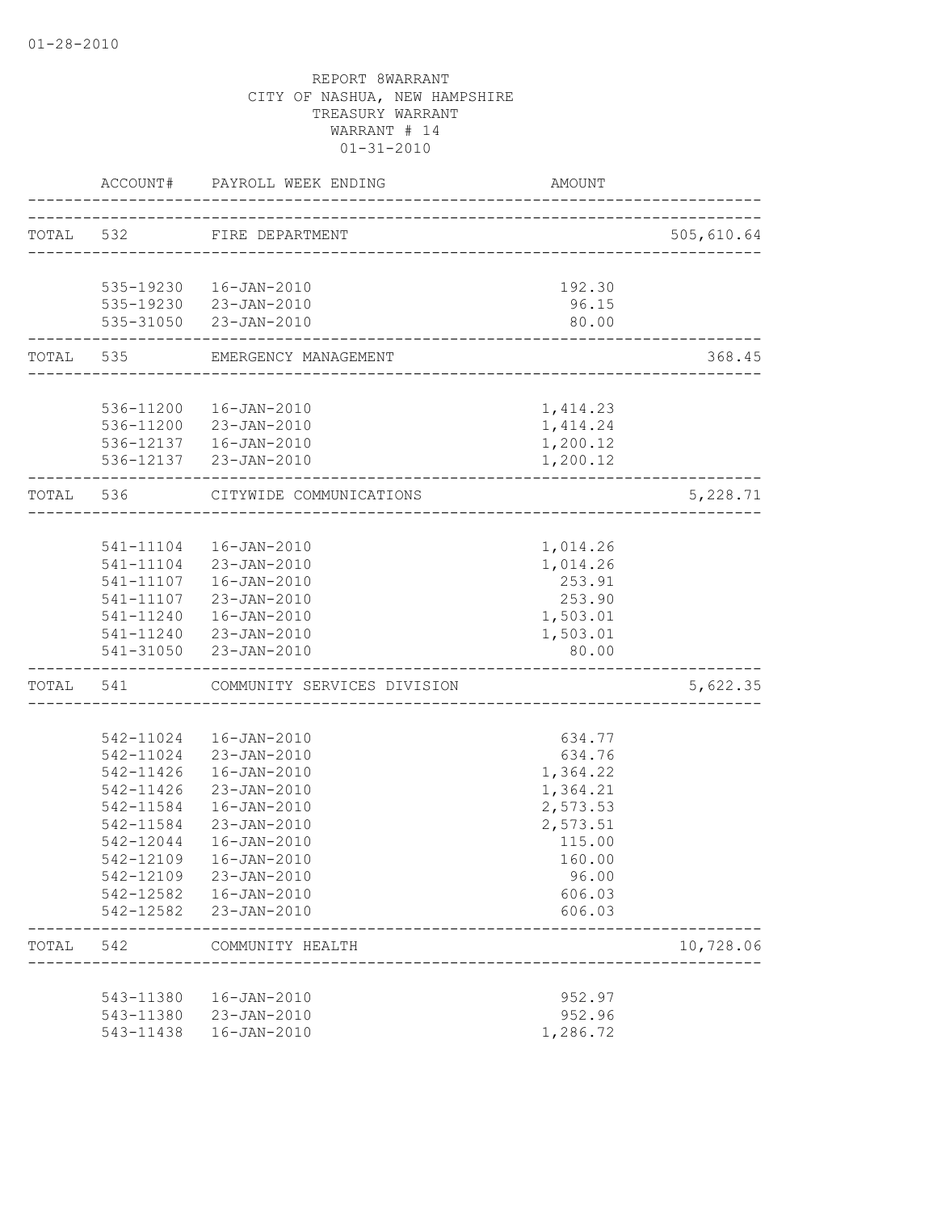01-28-2010

REPORT 8WARRANT
CITY OF NASHUA, NEW HAMPSHIRE
TREASURY WARRANT
WARRANT # 14
01-31-2010

| | ACCOUNT# | PAYROLL WEEK ENDING | AMOUNT | |
|---|---|---|---|---|
| TOTAL | 532 | FIRE DEPARTMENT | | 505,610.64 |
| | 535-19230 | 16-JAN-2010 | 192.30 | |
| | 535-19230 | 23-JAN-2010 | 96.15 | |
| | 535-31050 | 23-JAN-2010 | 80.00 | |
| TOTAL | 535 | EMERGENCY MANAGEMENT | | 368.45 |
| | 536-11200 | 16-JAN-2010 | 1,414.23 | |
| | 536-11200 | 23-JAN-2010 | 1,414.24 | |
| | 536-12137 | 16-JAN-2010 | 1,200.12 | |
| | 536-12137 | 23-JAN-2010 | 1,200.12 | |
| TOTAL | 536 | CITYWIDE COMMUNICATIONS | | 5,228.71 |
| | 541-11104 | 16-JAN-2010 | 1,014.26 | |
| | 541-11104 | 23-JAN-2010 | 1,014.26 | |
| | 541-11107 | 16-JAN-2010 | 253.91 | |
| | 541-11107 | 23-JAN-2010 | 253.90 | |
| | 541-11240 | 16-JAN-2010 | 1,503.01 | |
| | 541-11240 | 23-JAN-2010 | 1,503.01 | |
| | 541-31050 | 23-JAN-2010 | 80.00 | |
| TOTAL | 541 | COMMUNITY SERVICES DIVISION | | 5,622.35 |
| | 542-11024 | 16-JAN-2010 | 634.77 | |
| | 542-11024 | 23-JAN-2010 | 634.76 | |
| | 542-11426 | 16-JAN-2010 | 1,364.22 | |
| | 542-11426 | 23-JAN-2010 | 1,364.21 | |
| | 542-11584 | 16-JAN-2010 | 2,573.53 | |
| | 542-11584 | 23-JAN-2010 | 2,573.51 | |
| | 542-12044 | 16-JAN-2010 | 115.00 | |
| | 542-12109 | 16-JAN-2010 | 160.00 | |
| | 542-12109 | 23-JAN-2010 | 96.00 | |
| | 542-12582 | 16-JAN-2010 | 606.03 | |
| | 542-12582 | 23-JAN-2010 | 606.03 | |
| TOTAL | 542 | COMMUNITY HEALTH | | 10,728.06 |
| | 543-11380 | 16-JAN-2010 | 952.97 | |
| | 543-11380 | 23-JAN-2010 | 952.96 | |
| | 543-11438 | 16-JAN-2010 | 1,286.72 | |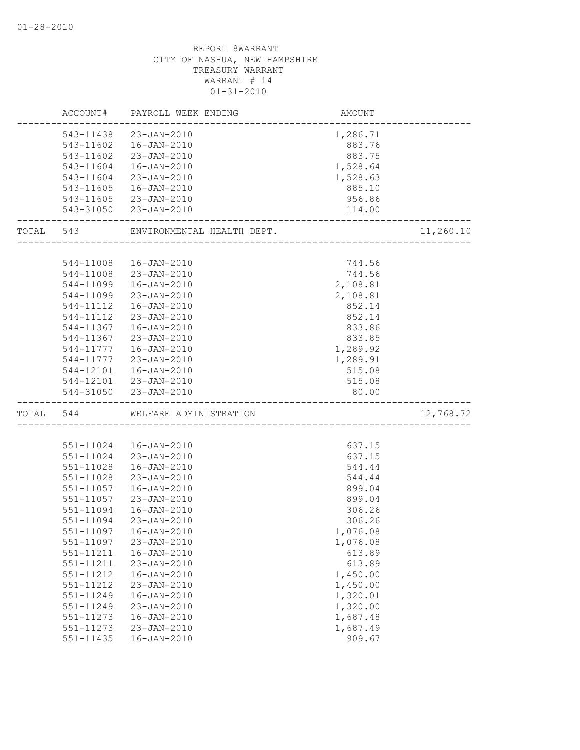REPORT 8WARRANT
CITY OF NASHUA, NEW HAMPSHIRE
TREASURY WARRANT
WARRANT # 14
01-31-2010

| ACCOUNT# | PAYROLL WEEK ENDING | AMOUNT | |
|---|---|---|---|
| 543-11438 | 23-JAN-2010 | 1,286.71 | |
| 543-11602 | 16-JAN-2010 | 883.76 | |
| 543-11602 | 23-JAN-2010 | 883.75 | |
| 543-11604 | 16-JAN-2010 | 1,528.64 | |
| 543-11604 | 23-JAN-2010 | 1,528.63 | |
| 543-11605 | 16-JAN-2010 | 885.10 | |
| 543-11605 | 23-JAN-2010 | 956.86 | |
| 543-31050 | 23-JAN-2010 | 114.00 | |
| TOTAL 543 | ENVIRONMENTAL HEALTH DEPT. | | 11,260.10 |
| 544-11008 | 16-JAN-2010 | 744.56 | |
| 544-11008 | 23-JAN-2010 | 744.56 | |
| 544-11099 | 16-JAN-2010 | 2,108.81 | |
| 544-11099 | 23-JAN-2010 | 2,108.81 | |
| 544-11112 | 16-JAN-2010 | 852.14 | |
| 544-11112 | 23-JAN-2010 | 852.14 | |
| 544-11367 | 16-JAN-2010 | 833.86 | |
| 544-11367 | 23-JAN-2010 | 833.85 | |
| 544-11777 | 16-JAN-2010 | 1,289.92 | |
| 544-11777 | 23-JAN-2010 | 1,289.91 | |
| 544-12101 | 16-JAN-2010 | 515.08 | |
| 544-12101 | 23-JAN-2010 | 515.08 | |
| 544-31050 | 23-JAN-2010 | 80.00 | |
| TOTAL 544 | WELFARE ADMINISTRATION | | 12,768.72 |
| 551-11024 | 16-JAN-2010 | 637.15 | |
| 551-11024 | 23-JAN-2010 | 637.15 | |
| 551-11028 | 16-JAN-2010 | 544.44 | |
| 551-11028 | 23-JAN-2010 | 544.44 | |
| 551-11057 | 16-JAN-2010 | 899.04 | |
| 551-11057 | 23-JAN-2010 | 899.04 | |
| 551-11094 | 16-JAN-2010 | 306.26 | |
| 551-11094 | 23-JAN-2010 | 306.26 | |
| 551-11097 | 16-JAN-2010 | 1,076.08 | |
| 551-11097 | 23-JAN-2010 | 1,076.08 | |
| 551-11211 | 16-JAN-2010 | 613.89 | |
| 551-11211 | 23-JAN-2010 | 613.89 | |
| 551-11212 | 16-JAN-2010 | 1,450.00 | |
| 551-11212 | 23-JAN-2010 | 1,450.00 | |
| 551-11249 | 16-JAN-2010 | 1,320.01 | |
| 551-11249 | 23-JAN-2010 | 1,320.00 | |
| 551-11273 | 16-JAN-2010 | 1,687.48 | |
| 551-11273 | 23-JAN-2010 | 1,687.49 | |
| 551-11435 | 16-JAN-2010 | 909.67 | |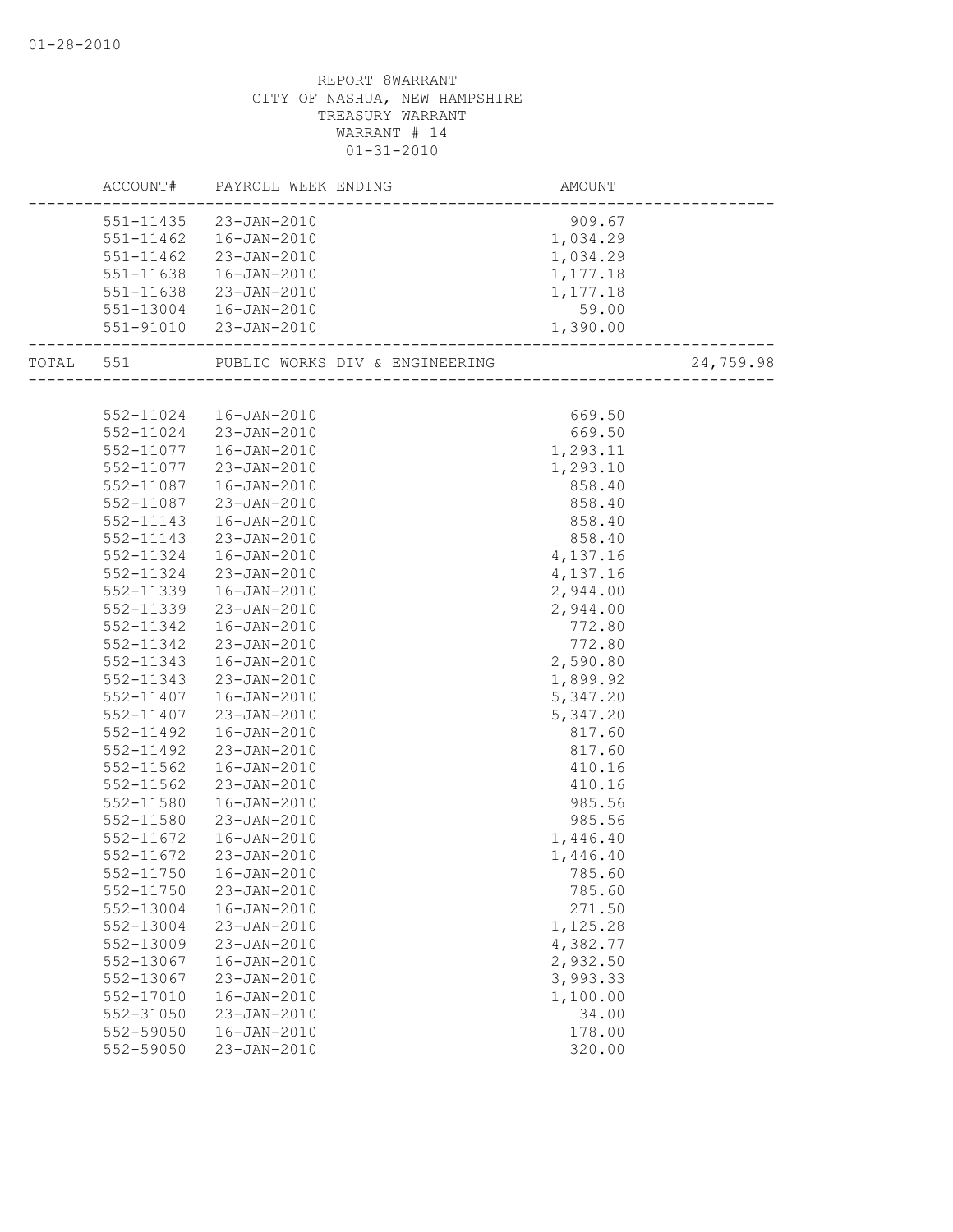REPORT 8WARRANT
CITY OF NASHUA, NEW HAMPSHIRE
TREASURY WARRANT
WARRANT # 14
01-31-2010

| | ACCOUNT# | PAYROLL WEEK ENDING | AMOUNT | |
|---|---|---|---|---|
| | 551-11435 | 23-JAN-2010 | 909.67 | |
| | 551-11462 | 16-JAN-2010 | 1,034.29 | |
| | 551-11462 | 23-JAN-2010 | 1,034.29 | |
| | 551-11638 | 16-JAN-2010 | 1,177.18 | |
| | 551-11638 | 23-JAN-2010 | 1,177.18 | |
| | 551-13004 | 16-JAN-2010 | 59.00 | |
| | 551-91010 | 23-JAN-2010 | 1,390.00 | |
| TOTAL | 551 | PUBLIC WORKS DIV & ENGINEERING | | 24,759.98 |
| | 552-11024 | 16-JAN-2010 | 669.50 | |
| | 552-11024 | 23-JAN-2010 | 669.50 | |
| | 552-11077 | 16-JAN-2010 | 1,293.11 | |
| | 552-11077 | 23-JAN-2010 | 1,293.10 | |
| | 552-11087 | 16-JAN-2010 | 858.40 | |
| | 552-11087 | 23-JAN-2010 | 858.40 | |
| | 552-11143 | 16-JAN-2010 | 858.40 | |
| | 552-11143 | 23-JAN-2010 | 858.40 | |
| | 552-11324 | 16-JAN-2010 | 4,137.16 | |
| | 552-11324 | 23-JAN-2010 | 4,137.16 | |
| | 552-11339 | 16-JAN-2010 | 2,944.00 | |
| | 552-11339 | 23-JAN-2010 | 2,944.00 | |
| | 552-11342 | 16-JAN-2010 | 772.80 | |
| | 552-11342 | 23-JAN-2010 | 772.80 | |
| | 552-11343 | 16-JAN-2010 | 2,590.80 | |
| | 552-11343 | 23-JAN-2010 | 1,899.92 | |
| | 552-11407 | 16-JAN-2010 | 5,347.20 | |
| | 552-11407 | 23-JAN-2010 | 5,347.20 | |
| | 552-11492 | 16-JAN-2010 | 817.60 | |
| | 552-11492 | 23-JAN-2010 | 817.60 | |
| | 552-11562 | 16-JAN-2010 | 410.16 | |
| | 552-11562 | 23-JAN-2010 | 410.16 | |
| | 552-11580 | 16-JAN-2010 | 985.56 | |
| | 552-11580 | 23-JAN-2010 | 985.56 | |
| | 552-11672 | 16-JAN-2010 | 1,446.40 | |
| | 552-11672 | 23-JAN-2010 | 1,446.40 | |
| | 552-11750 | 16-JAN-2010 | 785.60 | |
| | 552-11750 | 23-JAN-2010 | 785.60 | |
| | 552-13004 | 16-JAN-2010 | 271.50 | |
| | 552-13004 | 23-JAN-2010 | 1,125.28 | |
| | 552-13009 | 23-JAN-2010 | 4,382.77 | |
| | 552-13067 | 16-JAN-2010 | 2,932.50 | |
| | 552-13067 | 23-JAN-2010 | 3,993.33 | |
| | 552-17010 | 16-JAN-2010 | 1,100.00 | |
| | 552-31050 | 23-JAN-2010 | 34.00 | |
| | 552-59050 | 16-JAN-2010 | 178.00 | |
| | 552-59050 | 23-JAN-2010 | 320.00 | |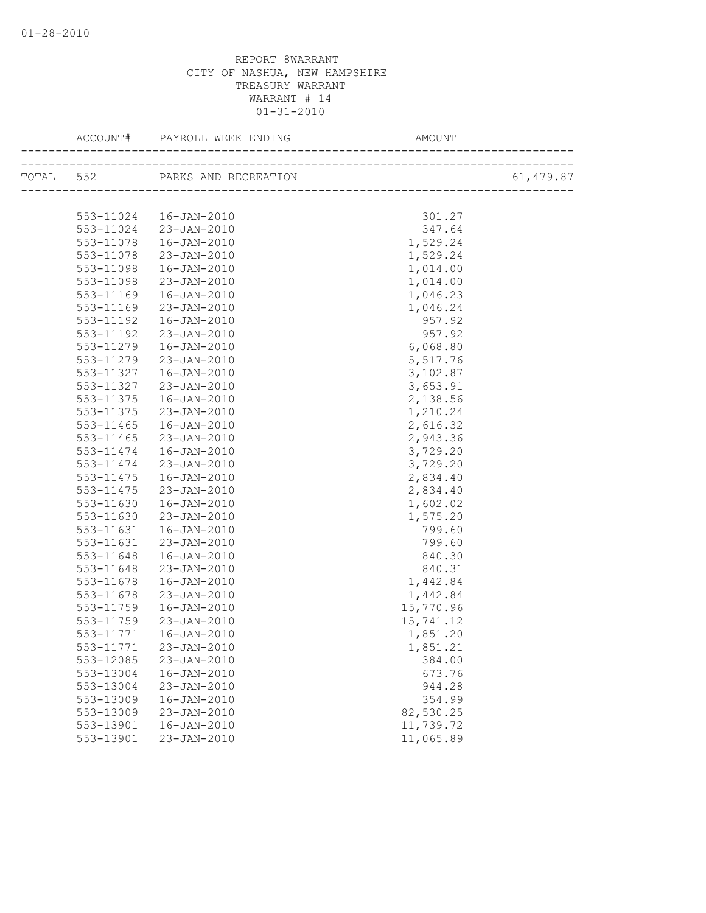REPORT 8WARRANT
CITY OF NASHUA, NEW HAMPSHIRE
TREASURY WARRANT
WARRANT # 14
01-31-2010

| ACCOUNT# | PAYROLL WEEK ENDING | AMOUNT | |
|---|---|---|---|
| TOTAL 552 | PARKS AND RECREATION | | 61,479.87 |
| 553-11024 | 16-JAN-2010 | 301.27 | |
| 553-11024 | 23-JAN-2010 | 347.64 | |
| 553-11078 | 16-JAN-2010 | 1,529.24 | |
| 553-11078 | 23-JAN-2010 | 1,529.24 | |
| 553-11098 | 16-JAN-2010 | 1,014.00 | |
| 553-11098 | 23-JAN-2010 | 1,014.00 | |
| 553-11169 | 16-JAN-2010 | 1,046.23 | |
| 553-11169 | 23-JAN-2010 | 1,046.24 | |
| 553-11192 | 16-JAN-2010 | 957.92 | |
| 553-11192 | 23-JAN-2010 | 957.92 | |
| 553-11279 | 16-JAN-2010 | 6,068.80 | |
| 553-11279 | 23-JAN-2010 | 5,517.76 | |
| 553-11327 | 16-JAN-2010 | 3,102.87 | |
| 553-11327 | 23-JAN-2010 | 3,653.91 | |
| 553-11375 | 16-JAN-2010 | 2,138.56 | |
| 553-11375 | 23-JAN-2010 | 1,210.24 | |
| 553-11465 | 16-JAN-2010 | 2,616.32 | |
| 553-11465 | 23-JAN-2010 | 2,943.36 | |
| 553-11474 | 16-JAN-2010 | 3,729.20 | |
| 553-11474 | 23-JAN-2010 | 3,729.20 | |
| 553-11475 | 16-JAN-2010 | 2,834.40 | |
| 553-11475 | 23-JAN-2010 | 2,834.40 | |
| 553-11630 | 16-JAN-2010 | 1,602.02 | |
| 553-11630 | 23-JAN-2010 | 1,575.20 | |
| 553-11631 | 16-JAN-2010 | 799.60 | |
| 553-11631 | 23-JAN-2010 | 799.60 | |
| 553-11648 | 16-JAN-2010 | 840.30 | |
| 553-11648 | 23-JAN-2010 | 840.31 | |
| 553-11678 | 16-JAN-2010 | 1,442.84 | |
| 553-11678 | 23-JAN-2010 | 1,442.84 | |
| 553-11759 | 16-JAN-2010 | 15,770.96 | |
| 553-11759 | 23-JAN-2010 | 15,741.12 | |
| 553-11771 | 16-JAN-2010 | 1,851.20 | |
| 553-11771 | 23-JAN-2010 | 1,851.21 | |
| 553-12085 | 23-JAN-2010 | 384.00 | |
| 553-13004 | 16-JAN-2010 | 673.76 | |
| 553-13004 | 23-JAN-2010 | 944.28 | |
| 553-13009 | 16-JAN-2010 | 354.99 | |
| 553-13009 | 23-JAN-2010 | 82,530.25 | |
| 553-13901 | 16-JAN-2010 | 11,739.72 | |
| 553-13901 | 23-JAN-2010 | 11,065.89 | |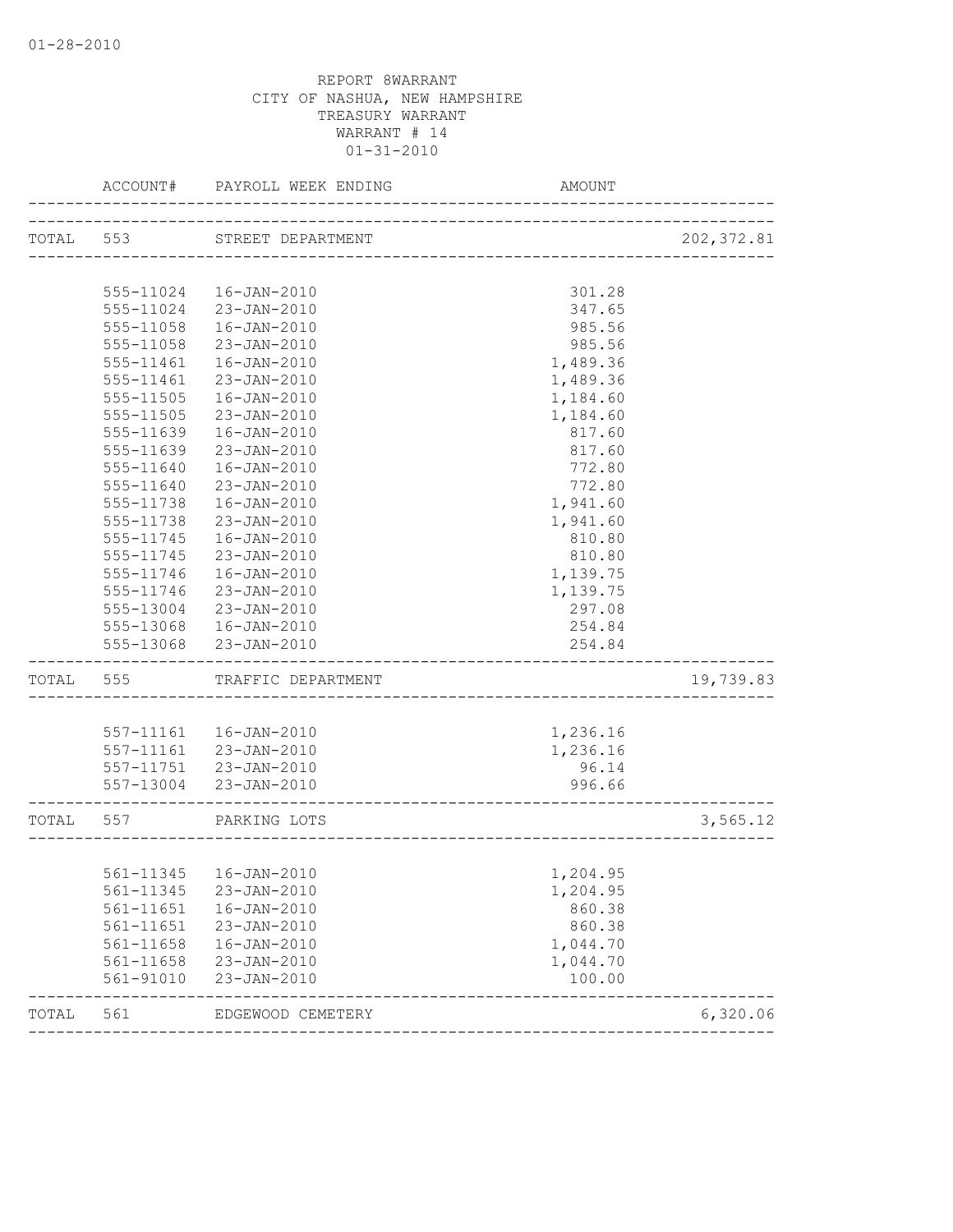01-28-2010

REPORT 8WARRANT
CITY OF NASHUA, NEW HAMPSHIRE
TREASURY WARRANT
WARRANT # 14
01-31-2010

| ACCOUNT# | PAYROLL WEEK ENDING | AMOUNT | |
|---|---|---|---|
| TOTAL 553 | STREET DEPARTMENT | | 202,372.81 |
| 555-11024 | 16-JAN-2010 | 301.28 | |
| 555-11024 | 23-JAN-2010 | 347.65 | |
| 555-11058 | 16-JAN-2010 | 985.56 | |
| 555-11058 | 23-JAN-2010 | 985.56 | |
| 555-11461 | 16-JAN-2010 | 1,489.36 | |
| 555-11461 | 23-JAN-2010 | 1,489.36 | |
| 555-11505 | 16-JAN-2010 | 1,184.60 | |
| 555-11505 | 23-JAN-2010 | 1,184.60 | |
| 555-11639 | 16-JAN-2010 | 817.60 | |
| 555-11639 | 23-JAN-2010 | 817.60 | |
| 555-11640 | 16-JAN-2010 | 772.80 | |
| 555-11640 | 23-JAN-2010 | 772.80 | |
| 555-11738 | 16-JAN-2010 | 1,941.60 | |
| 555-11738 | 23-JAN-2010 | 1,941.60 | |
| 555-11745 | 16-JAN-2010 | 810.80 | |
| 555-11745 | 23-JAN-2010 | 810.80 | |
| 555-11746 | 16-JAN-2010 | 1,139.75 | |
| 555-11746 | 23-JAN-2010 | 1,139.75 | |
| 555-13004 | 23-JAN-2010 | 297.08 | |
| 555-13068 | 16-JAN-2010 | 254.84 | |
| 555-13068 | 23-JAN-2010 | 254.84 | |
| TOTAL 555 | TRAFFIC DEPARTMENT | | 19,739.83 |
| 557-11161 | 16-JAN-2010 | 1,236.16 | |
| 557-11161 | 23-JAN-2010 | 1,236.16 | |
| 557-11751 | 23-JAN-2010 | 96.14 | |
| 557-13004 | 23-JAN-2010 | 996.66 | |
| TOTAL 557 | PARKING LOTS | | 3,565.12 |
| 561-11345 | 16-JAN-2010 | 1,204.95 | |
| 561-11345 | 23-JAN-2010 | 1,204.95 | |
| 561-11651 | 16-JAN-2010 | 860.38 | |
| 561-11651 | 23-JAN-2010 | 860.38 | |
| 561-11658 | 16-JAN-2010 | 1,044.70 | |
| 561-11658 | 23-JAN-2010 | 1,044.70 | |
| 561-91010 | 23-JAN-2010 | 100.00 | |
| TOTAL 561 | EDGEWOOD CEMETERY | | 6,320.06 |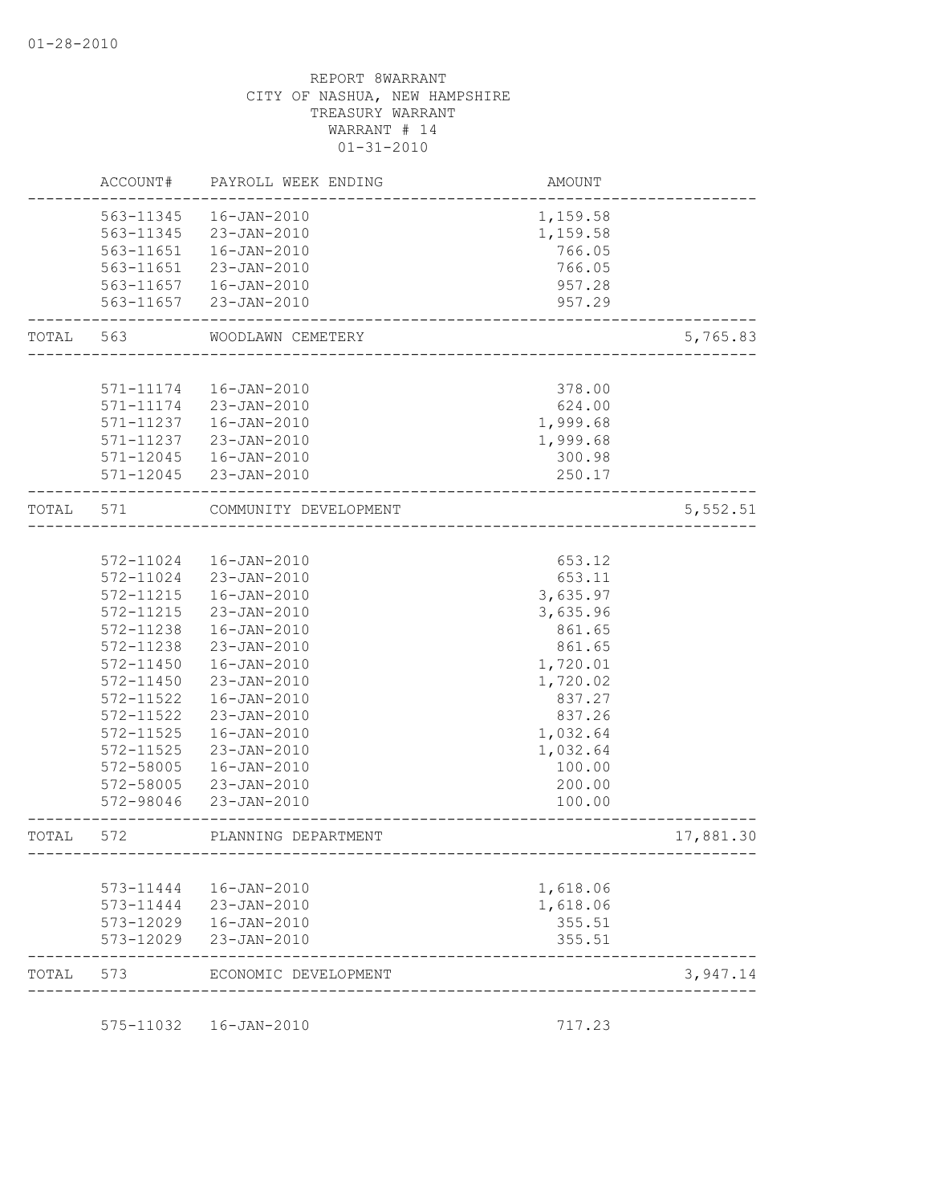01-28-2010

REPORT 8WARRANT
CITY OF NASHUA, NEW HAMPSHIRE
TREASURY WARRANT
WARRANT # 14
01-31-2010

| | ACCOUNT# | PAYROLL WEEK ENDING | AMOUNT | |
|---|---|---|---|---|
| | 563-11345 | 16-JAN-2010 | 1,159.58 | |
| | 563-11345 | 23-JAN-2010 | 1,159.58 | |
| | 563-11651 | 16-JAN-2010 | 766.05 | |
| | 563-11651 | 23-JAN-2010 | 766.05 | |
| | 563-11657 | 16-JAN-2010 | 957.28 | |
| | 563-11657 | 23-JAN-2010 | 957.29 | |
| TOTAL | 563 | WOODLAWN CEMETERY | | 5,765.83 |
| | 571-11174 | 16-JAN-2010 | 378.00 | |
| | 571-11174 | 23-JAN-2010 | 624.00 | |
| | 571-11237 | 16-JAN-2010 | 1,999.68 | |
| | 571-11237 | 23-JAN-2010 | 1,999.68 | |
| | 571-12045 | 16-JAN-2010 | 300.98 | |
| | 571-12045 | 23-JAN-2010 | 250.17 | |
| TOTAL | 571 | COMMUNITY DEVELOPMENT | | 5,552.51 |
| | 572-11024 | 16-JAN-2010 | 653.12 | |
| | 572-11024 | 23-JAN-2010 | 653.11 | |
| | 572-11215 | 16-JAN-2010 | 3,635.97 | |
| | 572-11215 | 23-JAN-2010 | 3,635.96 | |
| | 572-11238 | 16-JAN-2010 | 861.65 | |
| | 572-11238 | 23-JAN-2010 | 861.65 | |
| | 572-11450 | 16-JAN-2010 | 1,720.01 | |
| | 572-11450 | 23-JAN-2010 | 1,720.02 | |
| | 572-11522 | 16-JAN-2010 | 837.27 | |
| | 572-11522 | 23-JAN-2010 | 837.26 | |
| | 572-11525 | 16-JAN-2010 | 1,032.64 | |
| | 572-11525 | 23-JAN-2010 | 1,032.64 | |
| | 572-58005 | 16-JAN-2010 | 100.00 | |
| | 572-58005 | 23-JAN-2010 | 200.00 | |
| | 572-98046 | 23-JAN-2010 | 100.00 | |
| TOTAL | 572 | PLANNING DEPARTMENT | | 17,881.30 |
| | 573-11444 | 16-JAN-2010 | 1,618.06 | |
| | 573-11444 | 23-JAN-2010 | 1,618.06 | |
| | 573-12029 | 16-JAN-2010 | 355.51 | |
| | 573-12029 | 23-JAN-2010 | 355.51 | |
| TOTAL | 573 | ECONOMIC DEVELOPMENT | | 3,947.14 |
| | 575-11032 | 16-JAN-2010 | 717.23 | |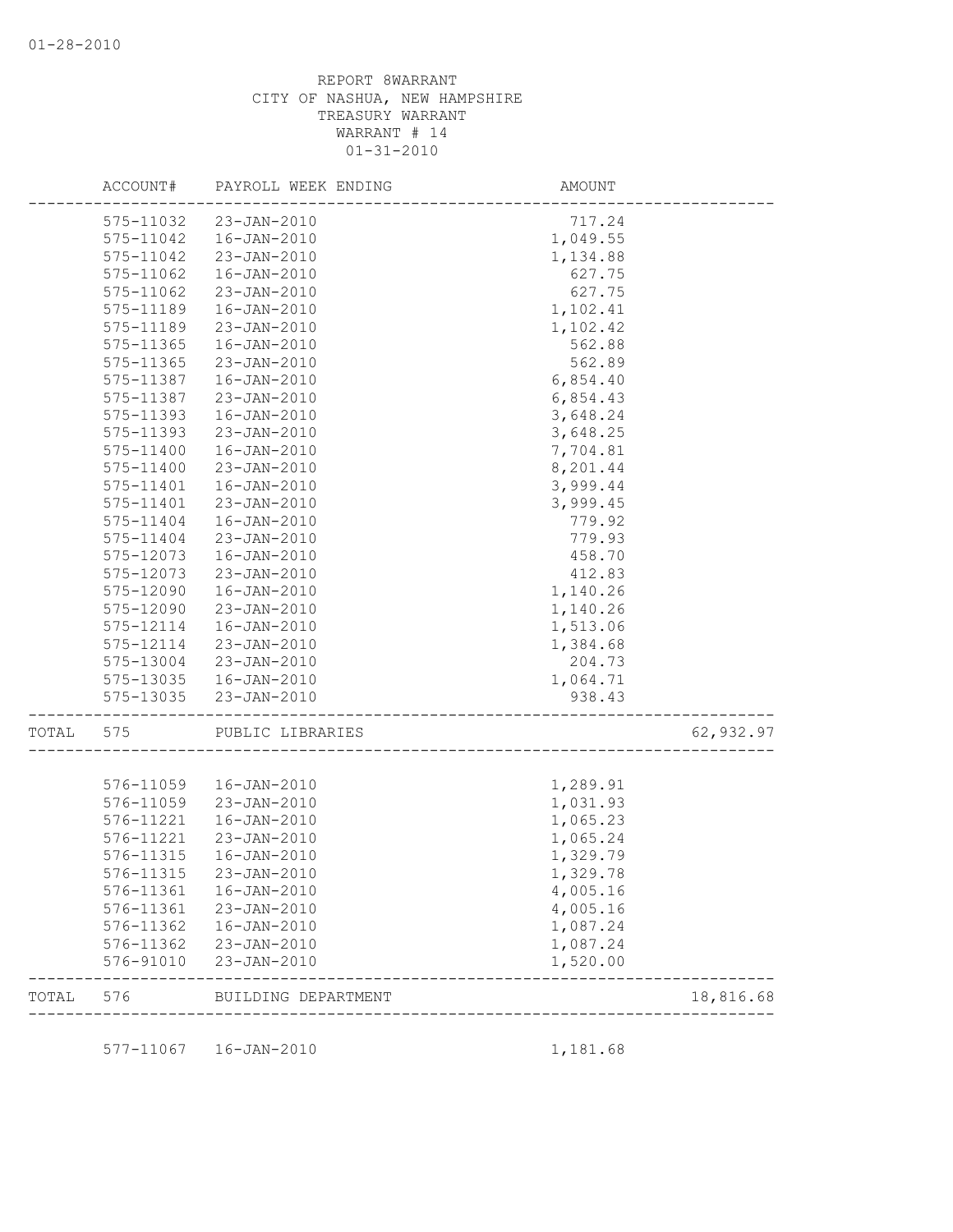REPORT 8WARRANT
CITY OF NASHUA, NEW HAMPSHIRE
TREASURY WARRANT
WARRANT # 14
01-31-2010

| | ACCOUNT# | PAYROLL WEEK ENDING | AMOUNT | |
|---|---|---|---|---|
| | 575-11032 | 23-JAN-2010 | 717.24 | |
| | 575-11042 | 16-JAN-2010 | 1,049.55 | |
| | 575-11042 | 23-JAN-2010 | 1,134.88 | |
| | 575-11062 | 16-JAN-2010 | 627.75 | |
| | 575-11062 | 23-JAN-2010 | 627.75 | |
| | 575-11189 | 16-JAN-2010 | 1,102.41 | |
| | 575-11189 | 23-JAN-2010 | 1,102.42 | |
| | 575-11365 | 16-JAN-2010 | 562.88 | |
| | 575-11365 | 23-JAN-2010 | 562.89 | |
| | 575-11387 | 16-JAN-2010 | 6,854.40 | |
| | 575-11387 | 23-JAN-2010 | 6,854.43 | |
| | 575-11393 | 16-JAN-2010 | 3,648.24 | |
| | 575-11393 | 23-JAN-2010 | 3,648.25 | |
| | 575-11400 | 16-JAN-2010 | 7,704.81 | |
| | 575-11400 | 23-JAN-2010 | 8,201.44 | |
| | 575-11401 | 16-JAN-2010 | 3,999.44 | |
| | 575-11401 | 23-JAN-2010 | 3,999.45 | |
| | 575-11404 | 16-JAN-2010 | 779.92 | |
| | 575-11404 | 23-JAN-2010 | 779.93 | |
| | 575-12073 | 16-JAN-2010 | 458.70 | |
| | 575-12073 | 23-JAN-2010 | 412.83 | |
| | 575-12090 | 16-JAN-2010 | 1,140.26 | |
| | 575-12090 | 23-JAN-2010 | 1,140.26 | |
| | 575-12114 | 16-JAN-2010 | 1,513.06 | |
| | 575-12114 | 23-JAN-2010 | 1,384.68 | |
| | 575-13004 | 23-JAN-2010 | 204.73 | |
| | 575-13035 | 16-JAN-2010 | 1,064.71 | |
| | 575-13035 | 23-JAN-2010 | 938.43 | |
| TOTAL | 575 | PUBLIC LIBRARIES | | 62,932.97 |
| | 576-11059 | 16-JAN-2010 | 1,289.91 | |
| | 576-11059 | 23-JAN-2010 | 1,031.93 | |
| | 576-11221 | 16-JAN-2010 | 1,065.23 | |
| | 576-11221 | 23-JAN-2010 | 1,065.24 | |
| | 576-11315 | 16-JAN-2010 | 1,329.79 | |
| | 576-11315 | 23-JAN-2010 | 1,329.78 | |
| | 576-11361 | 16-JAN-2010 | 4,005.16 | |
| | 576-11361 | 23-JAN-2010 | 4,005.16 | |
| | 576-11362 | 16-JAN-2010 | 1,087.24 | |
| | 576-11362 | 23-JAN-2010 | 1,087.24 | |
| | 576-91010 | 23-JAN-2010 | 1,520.00 | |
| TOTAL | 576 | BUILDING DEPARTMENT | | 18,816.68 |
| | 577-11067 | 16-JAN-2010 | 1,181.68 | |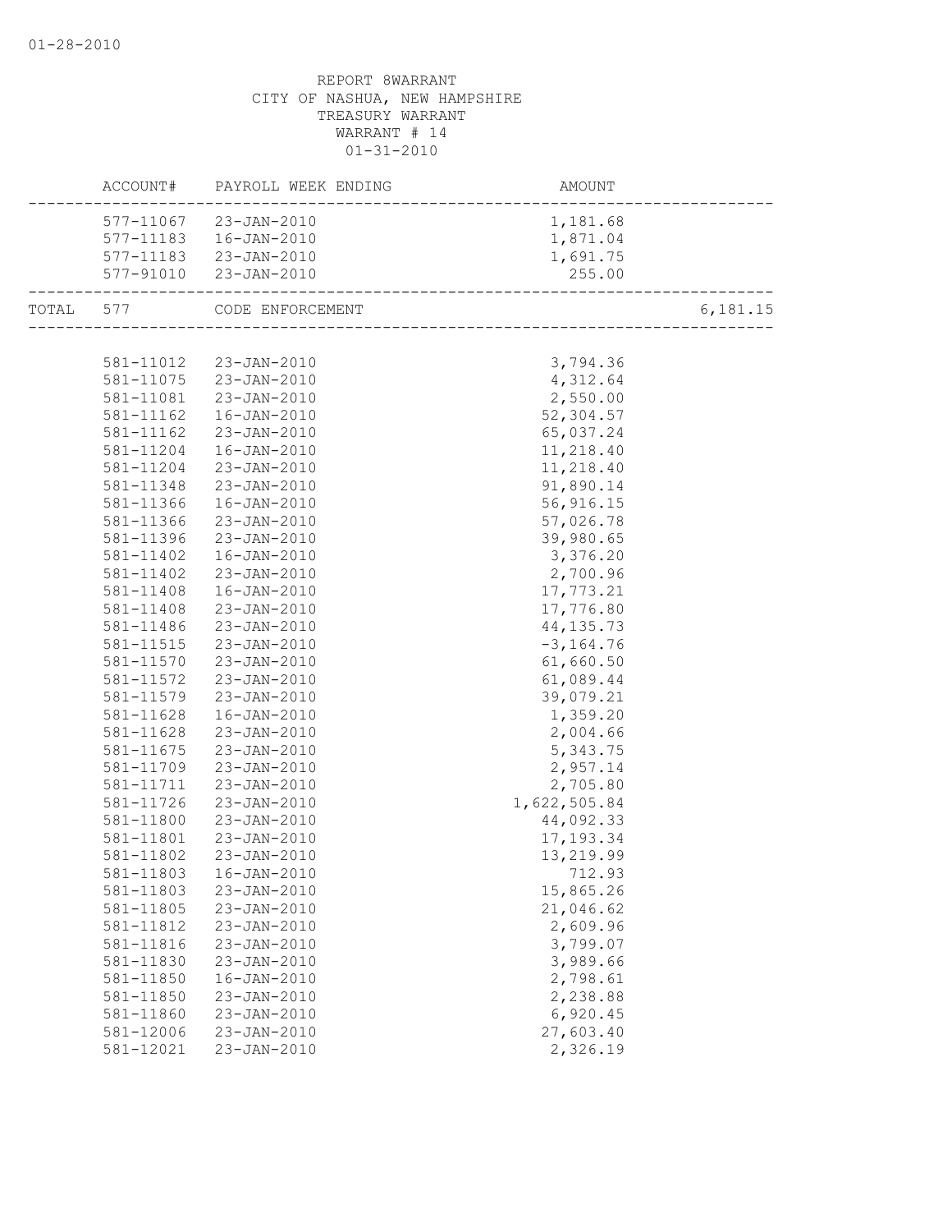01-28-2010

REPORT 8WARRANT
CITY OF NASHUA, NEW HAMPSHIRE
TREASURY WARRANT
WARRANT # 14
01-31-2010

| | ACCOUNT# | PAYROLL WEEK ENDING | AMOUNT | |
|---|---|---|---|---|
| | 577-11067 | 23-JAN-2010 | 1,181.68 | |
| | 577-11183 | 16-JAN-2010 | 1,871.04 | |
| | 577-11183 | 23-JAN-2010 | 1,691.75 | |
| | 577-91010 | 23-JAN-2010 | 255.00 | |
| TOTAL | 577 | CODE ENFORCEMENT | | 6,181.15 |
| | 581-11012 | 23-JAN-2010 | 3,794.36 | |
| | 581-11075 | 23-JAN-2010 | 4,312.64 | |
| | 581-11081 | 23-JAN-2010 | 2,550.00 | |
| | 581-11162 | 16-JAN-2010 | 52,304.57 | |
| | 581-11162 | 23-JAN-2010 | 65,037.24 | |
| | 581-11204 | 16-JAN-2010 | 11,218.40 | |
| | 581-11204 | 23-JAN-2010 | 11,218.40 | |
| | 581-11348 | 23-JAN-2010 | 91,890.14 | |
| | 581-11366 | 16-JAN-2010 | 56,916.15 | |
| | 581-11366 | 23-JAN-2010 | 57,026.78 | |
| | 581-11396 | 23-JAN-2010 | 39,980.65 | |
| | 581-11402 | 16-JAN-2010 | 3,376.20 | |
| | 581-11402 | 23-JAN-2010 | 2,700.96 | |
| | 581-11408 | 16-JAN-2010 | 17,773.21 | |
| | 581-11408 | 23-JAN-2010 | 17,776.80 | |
| | 581-11486 | 23-JAN-2010 | 44,135.73 | |
| | 581-11515 | 23-JAN-2010 | -3,164.76 | |
| | 581-11570 | 23-JAN-2010 | 61,660.50 | |
| | 581-11572 | 23-JAN-2010 | 61,089.44 | |
| | 581-11579 | 23-JAN-2010 | 39,079.21 | |
| | 581-11628 | 16-JAN-2010 | 1,359.20 | |
| | 581-11628 | 23-JAN-2010 | 2,004.66 | |
| | 581-11675 | 23-JAN-2010 | 5,343.75 | |
| | 581-11709 | 23-JAN-2010 | 2,957.14 | |
| | 581-11711 | 23-JAN-2010 | 2,705.80 | |
| | 581-11726 | 23-JAN-2010 | 1,622,505.84 | |
| | 581-11800 | 23-JAN-2010 | 44,092.33 | |
| | 581-11801 | 23-JAN-2010 | 17,193.34 | |
| | 581-11802 | 23-JAN-2010 | 13,219.99 | |
| | 581-11803 | 16-JAN-2010 | 712.93 | |
| | 581-11803 | 23-JAN-2010 | 15,865.26 | |
| | 581-11805 | 23-JAN-2010 | 21,046.62 | |
| | 581-11812 | 23-JAN-2010 | 2,609.96 | |
| | 581-11816 | 23-JAN-2010 | 3,799.07 | |
| | 581-11830 | 23-JAN-2010 | 3,989.66 | |
| | 581-11850 | 16-JAN-2010 | 2,798.61 | |
| | 581-11850 | 23-JAN-2010 | 2,238.88 | |
| | 581-11860 | 23-JAN-2010 | 6,920.45 | |
| | 581-12006 | 23-JAN-2010 | 27,603.40 | |
| | 581-12021 | 23-JAN-2010 | 2,326.19 | |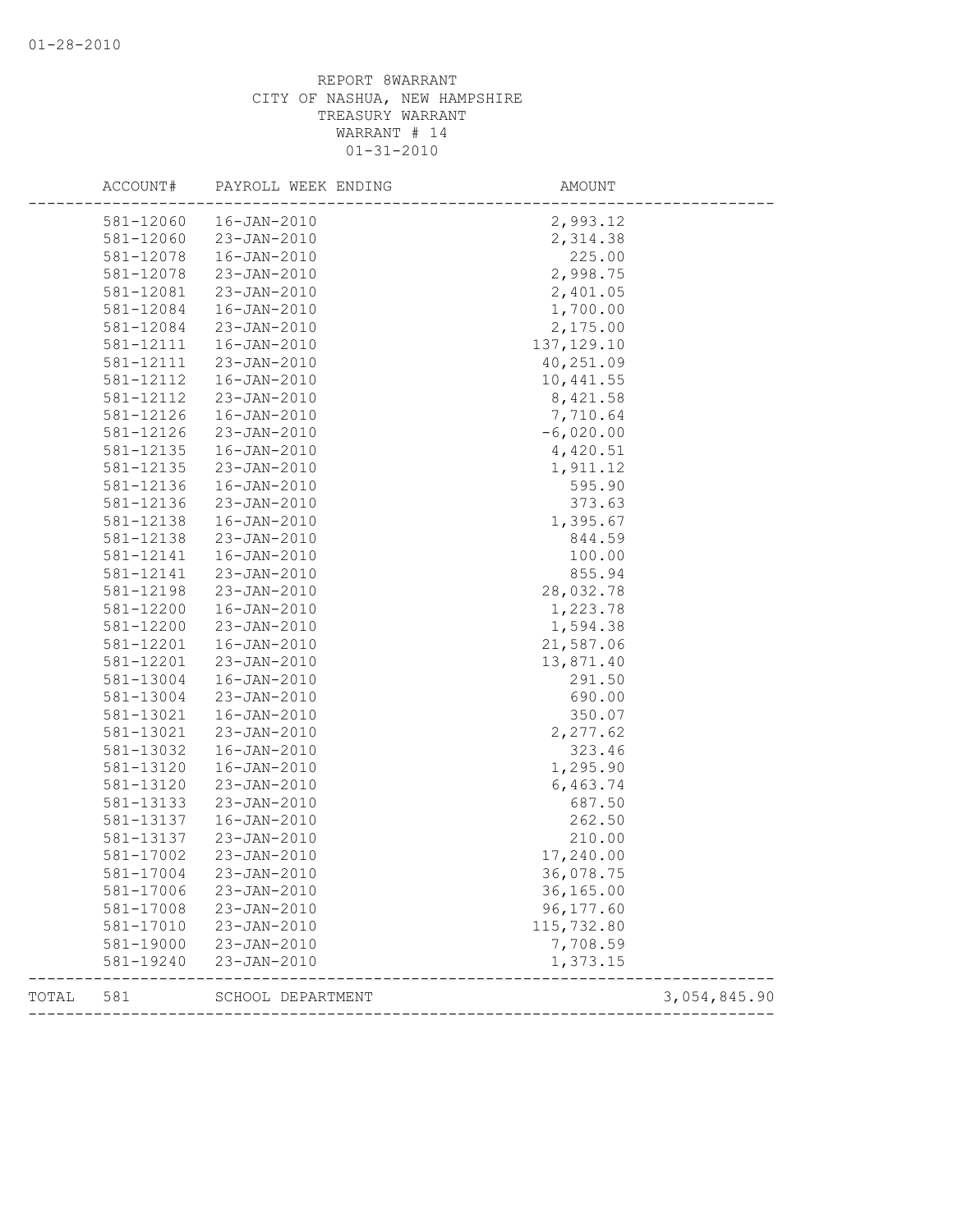REPORT 8WARRANT
CITY OF NASHUA, NEW HAMPSHIRE
TREASURY WARRANT
WARRANT # 14
01-31-2010

| ACCOUNT# | PAYROLL WEEK ENDING | AMOUNT | |
|---|---|---|---|
| 581-12060 | 16-JAN-2010 | 2,993.12 | |
| 581-12060 | 23-JAN-2010 | 2,314.38 | |
| 581-12078 | 16-JAN-2010 | 225.00 | |
| 581-12078 | 23-JAN-2010 | 2,998.75 | |
| 581-12081 | 23-JAN-2010 | 2,401.05 | |
| 581-12084 | 16-JAN-2010 | 1,700.00 | |
| 581-12084 | 23-JAN-2010 | 2,175.00 | |
| 581-12111 | 16-JAN-2010 | 137,129.10 | |
| 581-12111 | 23-JAN-2010 | 40,251.09 | |
| 581-12112 | 16-JAN-2010 | 10,441.55 | |
| 581-12112 | 23-JAN-2010 | 8,421.58 | |
| 581-12126 | 16-JAN-2010 | 7,710.64 | |
| 581-12126 | 23-JAN-2010 | -6,020.00 | |
| 581-12135 | 16-JAN-2010 | 4,420.51 | |
| 581-12135 | 23-JAN-2010 | 1,911.12 | |
| 581-12136 | 16-JAN-2010 | 595.90 | |
| 581-12136 | 23-JAN-2010 | 373.63 | |
| 581-12138 | 16-JAN-2010 | 1,395.67 | |
| 581-12138 | 23-JAN-2010 | 844.59 | |
| 581-12141 | 16-JAN-2010 | 100.00 | |
| 581-12141 | 23-JAN-2010 | 855.94 | |
| 581-12198 | 23-JAN-2010 | 28,032.78 | |
| 581-12200 | 16-JAN-2010 | 1,223.78 | |
| 581-12200 | 23-JAN-2010 | 1,594.38 | |
| 581-12201 | 16-JAN-2010 | 21,587.06 | |
| 581-12201 | 23-JAN-2010 | 13,871.40 | |
| 581-13004 | 16-JAN-2010 | 291.50 | |
| 581-13004 | 23-JAN-2010 | 690.00 | |
| 581-13021 | 16-JAN-2010 | 350.07 | |
| 581-13021 | 23-JAN-2010 | 2,277.62 | |
| 581-13032 | 16-JAN-2010 | 323.46 | |
| 581-13120 | 16-JAN-2010 | 1,295.90 | |
| 581-13120 | 23-JAN-2010 | 6,463.74 | |
| 581-13133 | 23-JAN-2010 | 687.50 | |
| 581-13137 | 16-JAN-2010 | 262.50 | |
| 581-13137 | 23-JAN-2010 | 210.00 | |
| 581-17002 | 23-JAN-2010 | 17,240.00 | |
| 581-17004 | 23-JAN-2010 | 36,078.75 | |
| 581-17006 | 23-JAN-2010 | 36,165.00 | |
| 581-17008 | 23-JAN-2010 | 96,177.60 | |
| 581-17010 | 23-JAN-2010 | 115,732.80 | |
| 581-19000 | 23-JAN-2010 | 7,708.59 | |
| 581-19240 | 23-JAN-2010 | 1,373.15 | |
| TOTAL 581 | SCHOOL DEPARTMENT | | 3,054,845.90 |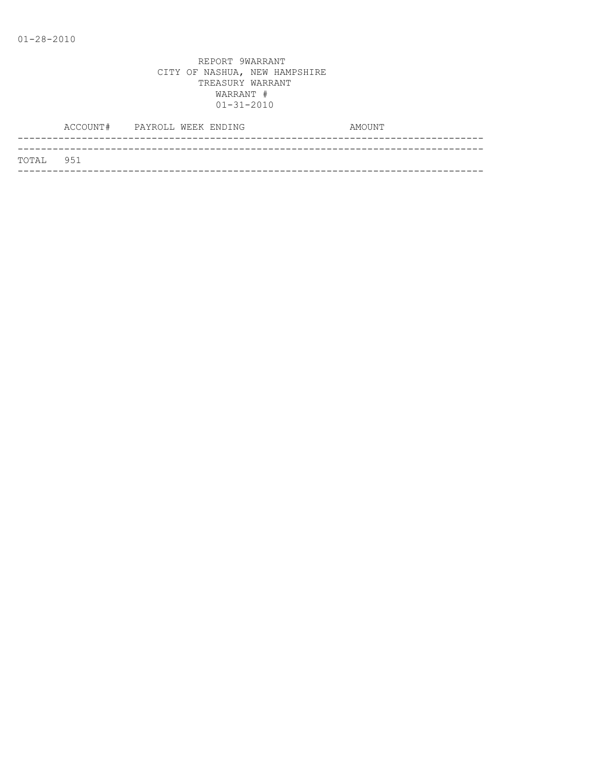01-28-2010

REPORT 9WARRANT
CITY OF NASHUA, NEW HAMPSHIRE
TREASURY WARRANT
WARRANT #
01-31-2010

| ACCOUNT# | PAYROLL WEEK ENDING | AMOUNT |
|---|---|---|
| TOTAL 951 | | |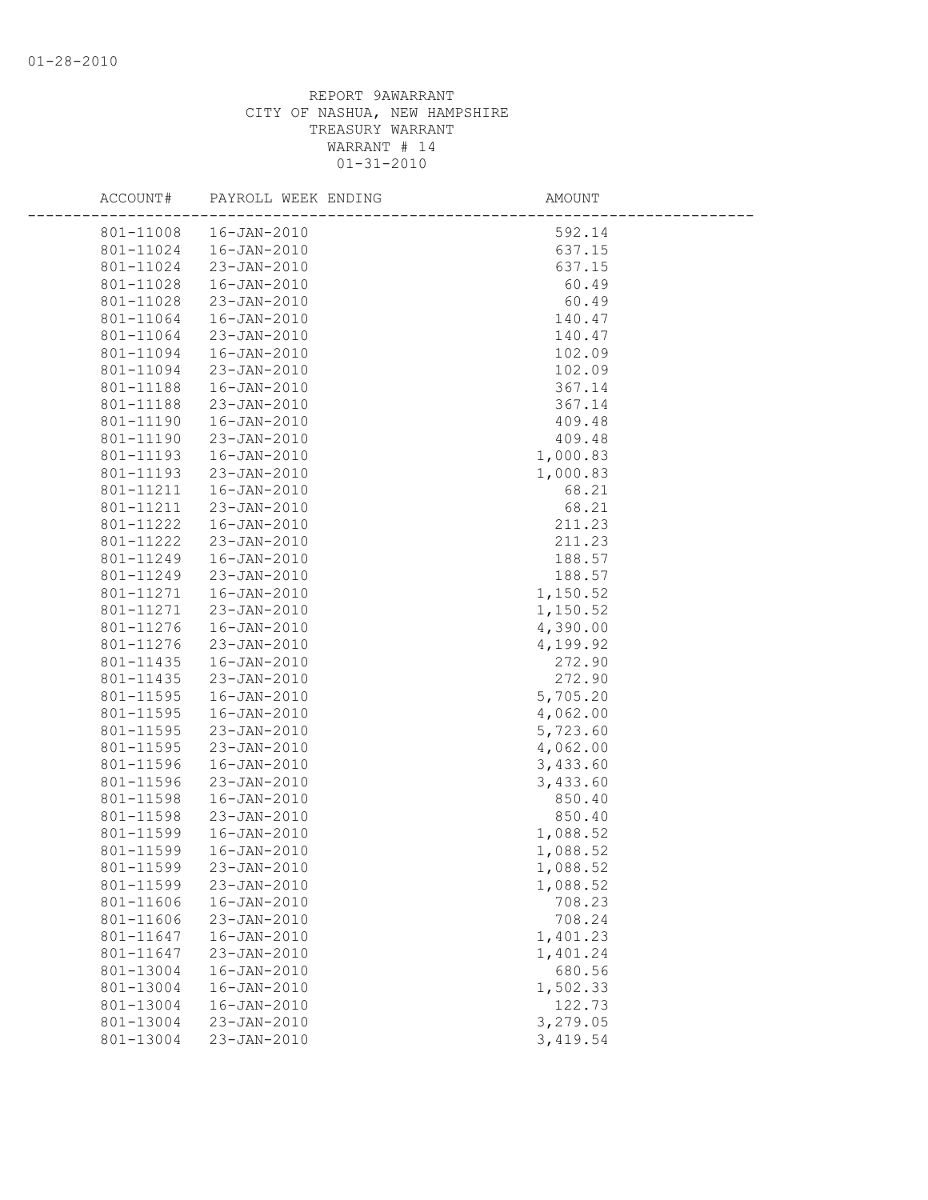REPORT 9AWARRANT
CITY OF NASHUA, NEW HAMPSHIRE
TREASURY WARRANT
WARRANT # 14
01-31-2010

| ACCOUNT# | PAYROLL WEEK ENDING | AMOUNT |
|---|---|---|
| 801-11008 | 16-JAN-2010 | 592.14 |
| 801-11024 | 16-JAN-2010 | 637.15 |
| 801-11024 | 23-JAN-2010 | 637.15 |
| 801-11028 | 16-JAN-2010 | 60.49 |
| 801-11028 | 23-JAN-2010 | 60.49 |
| 801-11064 | 16-JAN-2010 | 140.47 |
| 801-11064 | 23-JAN-2010 | 140.47 |
| 801-11094 | 16-JAN-2010 | 102.09 |
| 801-11094 | 23-JAN-2010 | 102.09 |
| 801-11188 | 16-JAN-2010 | 367.14 |
| 801-11188 | 23-JAN-2010 | 367.14 |
| 801-11190 | 16-JAN-2010 | 409.48 |
| 801-11190 | 23-JAN-2010 | 409.48 |
| 801-11193 | 16-JAN-2010 | 1,000.83 |
| 801-11193 | 23-JAN-2010 | 1,000.83 |
| 801-11211 | 16-JAN-2010 | 68.21 |
| 801-11211 | 23-JAN-2010 | 68.21 |
| 801-11222 | 16-JAN-2010 | 211.23 |
| 801-11222 | 23-JAN-2010 | 211.23 |
| 801-11249 | 16-JAN-2010 | 188.57 |
| 801-11249 | 23-JAN-2010 | 188.57 |
| 801-11271 | 16-JAN-2010 | 1,150.52 |
| 801-11271 | 23-JAN-2010 | 1,150.52 |
| 801-11276 | 16-JAN-2010 | 4,390.00 |
| 801-11276 | 23-JAN-2010 | 4,199.92 |
| 801-11435 | 16-JAN-2010 | 272.90 |
| 801-11435 | 23-JAN-2010 | 272.90 |
| 801-11595 | 16-JAN-2010 | 5,705.20 |
| 801-11595 | 16-JAN-2010 | 4,062.00 |
| 801-11595 | 23-JAN-2010 | 5,723.60 |
| 801-11595 | 23-JAN-2010 | 4,062.00 |
| 801-11596 | 16-JAN-2010 | 3,433.60 |
| 801-11596 | 23-JAN-2010 | 3,433.60 |
| 801-11598 | 16-JAN-2010 | 850.40 |
| 801-11598 | 23-JAN-2010 | 850.40 |
| 801-11599 | 16-JAN-2010 | 1,088.52 |
| 801-11599 | 16-JAN-2010 | 1,088.52 |
| 801-11599 | 23-JAN-2010 | 1,088.52 |
| 801-11599 | 23-JAN-2010 | 1,088.52 |
| 801-11606 | 16-JAN-2010 | 708.23 |
| 801-11606 | 23-JAN-2010 | 708.24 |
| 801-11647 | 16-JAN-2010 | 1,401.23 |
| 801-11647 | 23-JAN-2010 | 1,401.24 |
| 801-13004 | 16-JAN-2010 | 680.56 |
| 801-13004 | 16-JAN-2010 | 1,502.33 |
| 801-13004 | 16-JAN-2010 | 122.73 |
| 801-13004 | 23-JAN-2010 | 3,279.05 |
| 801-13004 | 23-JAN-2010 | 3,419.54 |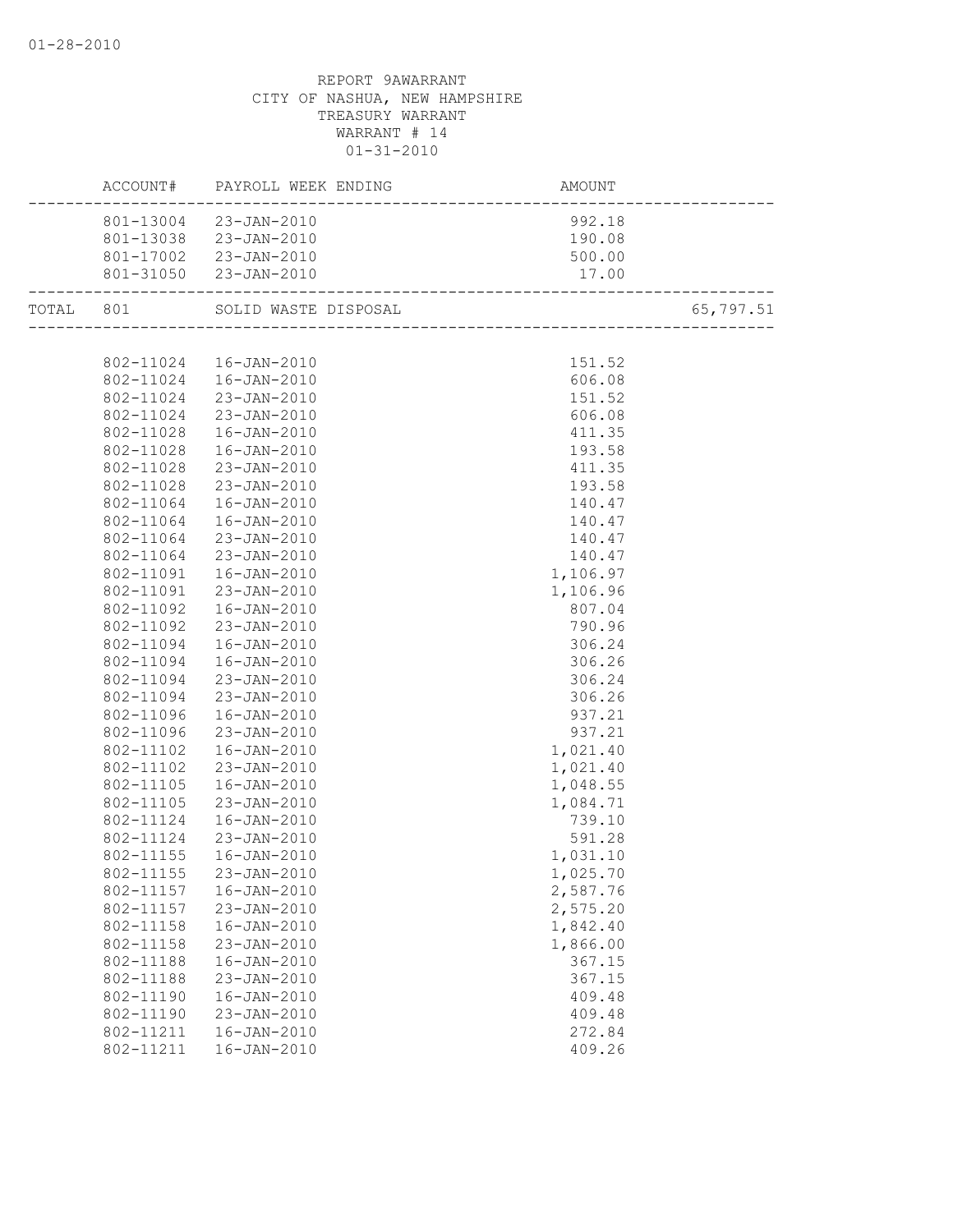REPORT 9AWARRANT
CITY OF NASHUA, NEW HAMPSHIRE
TREASURY WARRANT
WARRANT # 14
01-31-2010

| | ACCOUNT# | PAYROLL WEEK ENDING | AMOUNT | |
|---|---|---|---|---|
| | 801-13004 | 23-JAN-2010 | 992.18 | |
| | 801-13038 | 23-JAN-2010 | 190.08 | |
| | 801-17002 | 23-JAN-2010 | 500.00 | |
| | 801-31050 | 23-JAN-2010 | 17.00 | |
| TOTAL | 801 | SOLID WASTE DISPOSAL | | 65,797.51 |
| | 802-11024 | 16-JAN-2010 | 151.52 | |
| | 802-11024 | 16-JAN-2010 | 606.08 | |
| | 802-11024 | 23-JAN-2010 | 151.52 | |
| | 802-11024 | 23-JAN-2010 | 606.08 | |
| | 802-11028 | 16-JAN-2010 | 411.35 | |
| | 802-11028 | 16-JAN-2010 | 193.58 | |
| | 802-11028 | 23-JAN-2010 | 411.35 | |
| | 802-11028 | 23-JAN-2010 | 193.58 | |
| | 802-11064 | 16-JAN-2010 | 140.47 | |
| | 802-11064 | 16-JAN-2010 | 140.47 | |
| | 802-11064 | 23-JAN-2010 | 140.47 | |
| | 802-11064 | 23-JAN-2010 | 140.47 | |
| | 802-11091 | 16-JAN-2010 | 1,106.97 | |
| | 802-11091 | 23-JAN-2010 | 1,106.96 | |
| | 802-11092 | 16-JAN-2010 | 807.04 | |
| | 802-11092 | 23-JAN-2010 | 790.96 | |
| | 802-11094 | 16-JAN-2010 | 306.24 | |
| | 802-11094 | 16-JAN-2010 | 306.26 | |
| | 802-11094 | 23-JAN-2010 | 306.24 | |
| | 802-11094 | 23-JAN-2010 | 306.26 | |
| | 802-11096 | 16-JAN-2010 | 937.21 | |
| | 802-11096 | 23-JAN-2010 | 937.21 | |
| | 802-11102 | 16-JAN-2010 | 1,021.40 | |
| | 802-11102 | 23-JAN-2010 | 1,021.40 | |
| | 802-11105 | 16-JAN-2010 | 1,048.55 | |
| | 802-11105 | 23-JAN-2010 | 1,084.71 | |
| | 802-11124 | 16-JAN-2010 | 739.10 | |
| | 802-11124 | 23-JAN-2010 | 591.28 | |
| | 802-11155 | 16-JAN-2010 | 1,031.10 | |
| | 802-11155 | 23-JAN-2010 | 1,025.70 | |
| | 802-11157 | 16-JAN-2010 | 2,587.76 | |
| | 802-11157 | 23-JAN-2010 | 2,575.20 | |
| | 802-11158 | 16-JAN-2010 | 1,842.40 | |
| | 802-11158 | 23-JAN-2010 | 1,866.00 | |
| | 802-11188 | 16-JAN-2010 | 367.15 | |
| | 802-11188 | 23-JAN-2010 | 367.15 | |
| | 802-11190 | 16-JAN-2010 | 409.48 | |
| | 802-11190 | 23-JAN-2010 | 409.48 | |
| | 802-11211 | 16-JAN-2010 | 272.84 | |
| | 802-11211 | 16-JAN-2010 | 409.26 | |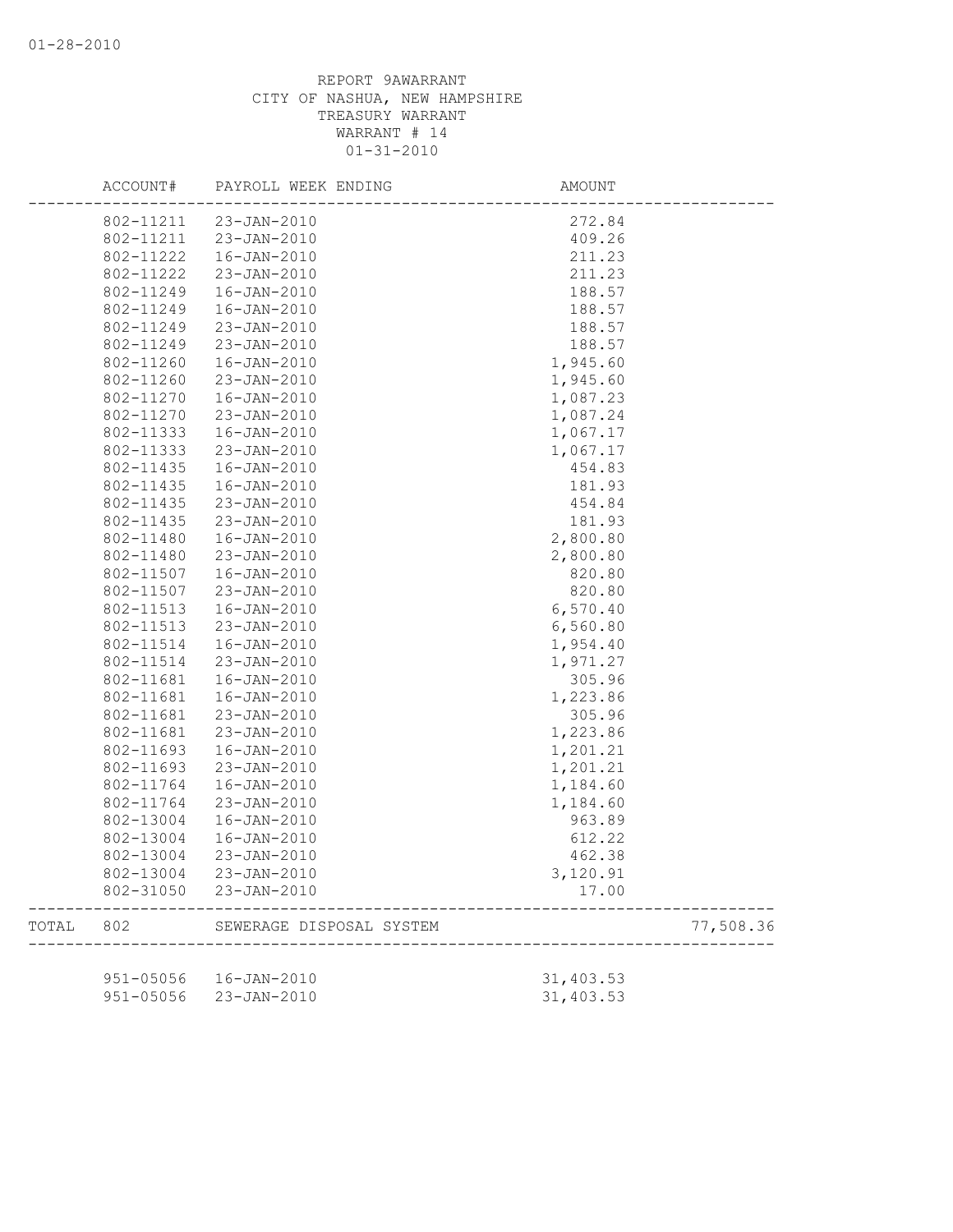REPORT 9AWARRANT
CITY OF NASHUA, NEW HAMPSHIRE
TREASURY WARRANT
WARRANT # 14
01-31-2010

| | ACCOUNT# | PAYROLL WEEK ENDING | AMOUNT | |
|---|---|---|---|---|
| | 802-11211 | 23-JAN-2010 | 272.84 | |
| | 802-11211 | 23-JAN-2010 | 409.26 | |
| | 802-11222 | 16-JAN-2010 | 211.23 | |
| | 802-11222 | 23-JAN-2010 | 211.23 | |
| | 802-11249 | 16-JAN-2010 | 188.57 | |
| | 802-11249 | 16-JAN-2010 | 188.57 | |
| | 802-11249 | 23-JAN-2010 | 188.57 | |
| | 802-11249 | 23-JAN-2010 | 188.57 | |
| | 802-11260 | 16-JAN-2010 | 1,945.60 | |
| | 802-11260 | 23-JAN-2010 | 1,945.60 | |
| | 802-11270 | 16-JAN-2010 | 1,087.23 | |
| | 802-11270 | 23-JAN-2010 | 1,087.24 | |
| | 802-11333 | 16-JAN-2010 | 1,067.17 | |
| | 802-11333 | 23-JAN-2010 | 1,067.17 | |
| | 802-11435 | 16-JAN-2010 | 454.83 | |
| | 802-11435 | 16-JAN-2010 | 181.93 | |
| | 802-11435 | 23-JAN-2010 | 454.84 | |
| | 802-11435 | 23-JAN-2010 | 181.93 | |
| | 802-11480 | 16-JAN-2010 | 2,800.80 | |
| | 802-11480 | 23-JAN-2010 | 2,800.80 | |
| | 802-11507 | 16-JAN-2010 | 820.80 | |
| | 802-11507 | 23-JAN-2010 | 820.80 | |
| | 802-11513 | 16-JAN-2010 | 6,570.40 | |
| | 802-11513 | 23-JAN-2010 | 6,560.80 | |
| | 802-11514 | 16-JAN-2010 | 1,954.40 | |
| | 802-11514 | 23-JAN-2010 | 1,971.27 | |
| | 802-11681 | 16-JAN-2010 | 305.96 | |
| | 802-11681 | 16-JAN-2010 | 1,223.86 | |
| | 802-11681 | 23-JAN-2010 | 305.96 | |
| | 802-11681 | 23-JAN-2010 | 1,223.86 | |
| | 802-11693 | 16-JAN-2010 | 1,201.21 | |
| | 802-11693 | 23-JAN-2010 | 1,201.21 | |
| | 802-11764 | 16-JAN-2010 | 1,184.60 | |
| | 802-11764 | 23-JAN-2010 | 1,184.60 | |
| | 802-13004 | 16-JAN-2010 | 963.89 | |
| | 802-13004 | 16-JAN-2010 | 612.22 | |
| | 802-13004 | 23-JAN-2010 | 462.38 | |
| | 802-13004 | 23-JAN-2010 | 3,120.91 | |
| | 802-31050 | 23-JAN-2010 | 17.00 | |
| TOTAL | 802 | SEWERAGE DISPOSAL SYSTEM | | 77,508.36 |
| | 951-05056 | 16-JAN-2010 | 31,403.53 | |
| | 951-05056 | 23-JAN-2010 | 31,403.53 | |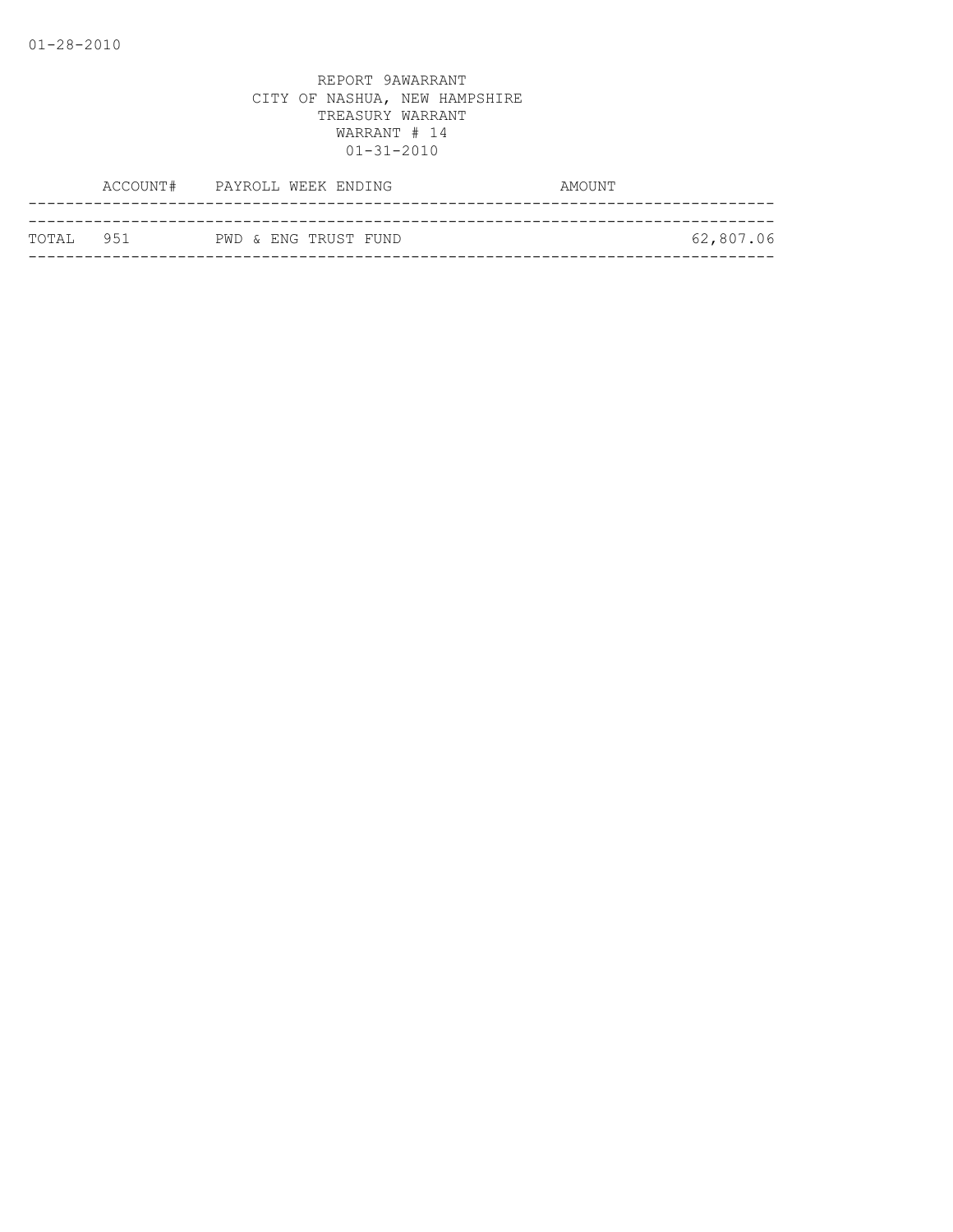01-28-2010

REPORT 9AWARRANT
CITY OF NASHUA, NEW HAMPSHIRE
TREASURY WARRANT
WARRANT # 14
01-31-2010

| | ACCOUNT# | PAYROLL WEEK ENDING | AMOUNT |
|---|---|---|---|
| TOTAL | 951 | PWD & ENG TRUST FUND | 62,807.06 |